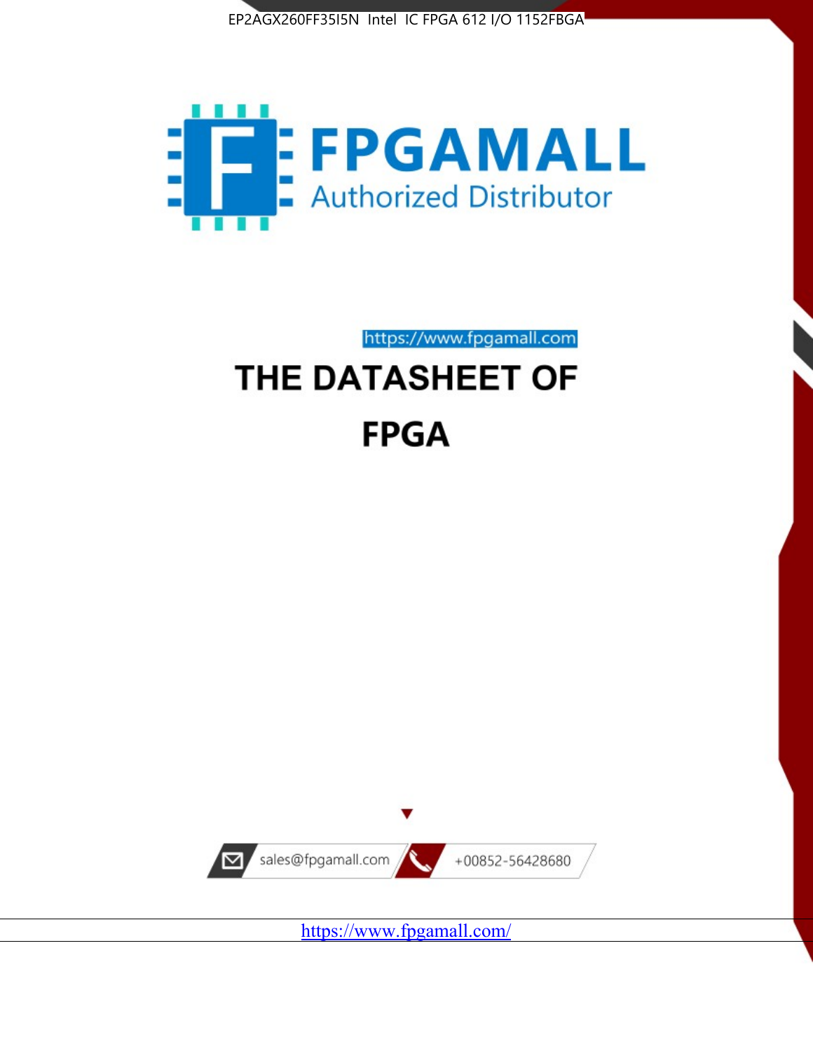EP2AGX260FF35I5N Intel IC FPGA 612 I/O 1152FBGA

FPGAMALL

Authorized Distributor

https://www.fpgamall.com

# THE DATASHEET OF

# FPGA

sales@fpgamall.com

+00852-56428680

https://www.fpgamall.com/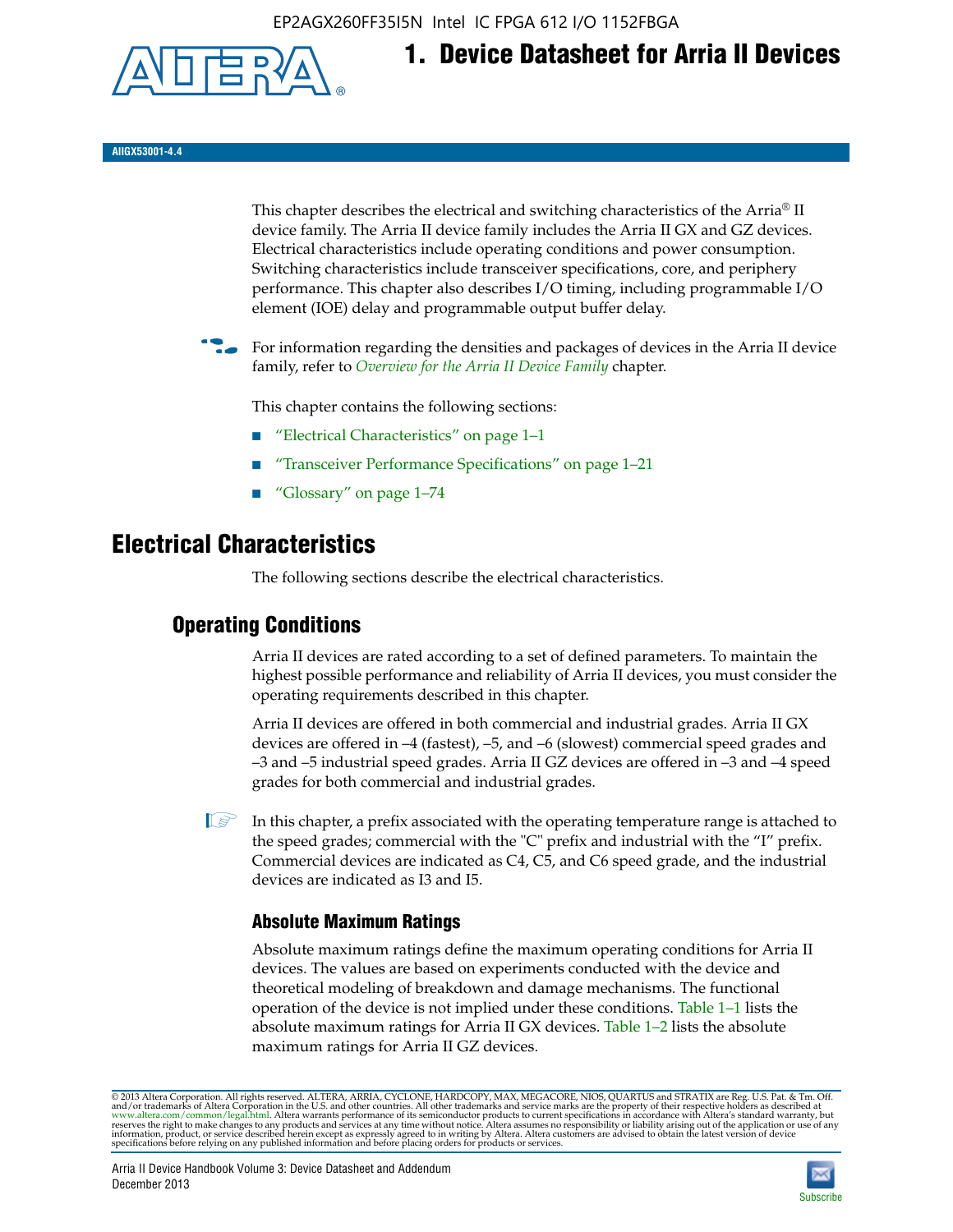# 1. Device Datasheet for Arria II Devices

AIIGX53001-4.4

This chapter describes the electrical and switching characteristics of the Arria® II device family. The Arria II device family includes the Arria II GX and GZ devices. Electrical characteristics include operating conditions and power consumption. Switching characteristics include transceiver specifications, core, and periphery performance. This chapter also describes I/O timing, including programmable I/O element (IOE) delay and programmable output buffer delay.

For information regarding the densities and packages of devices in the Arria II device family, refer to *Overview for the Arria II Device Family* chapter.

This chapter contains the following sections:

- "Electrical Characteristics" on page 1–1
- "Transceiver Performance Specifications" on page 1–21
- "Glossary" on page 1–74

## Electrical Characteristics

The following sections describe the electrical characteristics.

### Operating Conditions

Arria II devices are rated according to a set of defined parameters. To maintain the highest possible performance and reliability of Arria II devices, you must consider the operating requirements described in this chapter.

Arria II devices are offered in both commercial and industrial grades. Arria II GX devices are offered in –4 (fastest), –5, and –6 (slowest) commercial speed grades and –3 and –5 industrial speed grades. Arria II GZ devices are offered in –3 and –4 speed grades for both commercial and industrial grades.

In this chapter, a prefix associated with the operating temperature range is attached to the speed grades; commercial with the "C" prefix and industrial with the "I" prefix. Commercial devices are indicated as C4, C5, and C6 speed grade, and the industrial devices are indicated as I3 and I5.

#### Absolute Maximum Ratings

Absolute maximum ratings define the maximum operating conditions for Arria II devices. The values are based on experiments conducted with the device and theoretical modeling of breakdown and damage mechanisms. The functional operation of the device is not implied under these conditions. Table 1–1 lists the absolute maximum ratings for Arria II GX devices. Table 1–2 lists the absolute maximum ratings for Arria II GZ devices.

© 2013 Altera Corporation. All rights reserved. ALTERA, ARRIA, CYCLONE, HARDCOPY, MAX, MEGACORE, NIOS, QUARTUS and STRATIX are Reg. U.S. Pat. & Tm. Off. and/or trademarks of Altera Corporation in the U.S. and other countries. All other trademarks and service marks are the property of their respective holders as described at www.altera.com/common/legal.html. Altera warrants performance of its semiconductor products to current specifications in accordance with Altera's standard warranty, but reserves the right to make changes to any products and services at any time without notice. Altera assumes no responsibility or liability arising out of the application or use of any information, product, or service described herein except as expressly agreed to in writing by Altera. Altera customers are advised to obtain the latest version of device specifications before relying on any published information and before placing orders for products or services.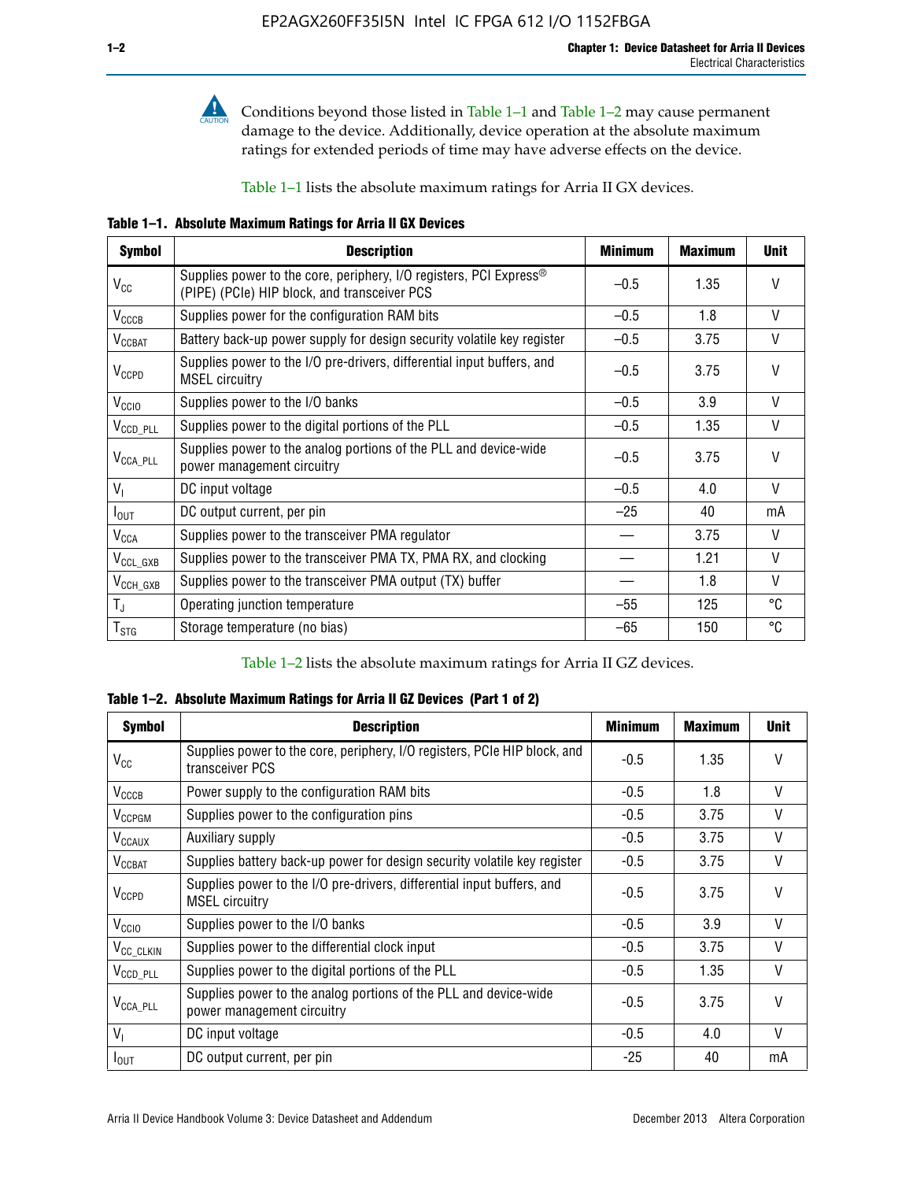Conditions beyond those listed in Table 1–1 and Table 1–2 may cause permanent damage to the device. Additionally, device operation at the absolute maximum ratings for extended periods of time may have adverse effects on the device.

Table 1–1 lists the absolute maximum ratings for Arria II GX devices.

**Table 1–1. Absolute Maximum Ratings for Arria II GX Devices**

| Symbol | Description | Minimum | Maximum | Unit |
|---|---|---|---|---|
| $V_{CC}$ | Supplies power to the core, periphery, I/O registers, PCI Express® (PIPE) (PCIe) HIP block, and transceiver PCS | –0.5 | 1.35 | V |
| $V_{CCCB}$ | Supplies power for the configuration RAM bits | –0.5 | 1.8 | V |
| $V_{CCBAT}$ | Battery back-up power supply for design security volatile key register | –0.5 | 3.75 | V |
| $V_{CCPD}$ | Supplies power to the I/O pre-drivers, differential input buffers, and MSEL circuitry | –0.5 | 3.75 | V |
| $V_{CCIO}$ | Supplies power to the I/O banks | –0.5 | 3.9 | V |
| $V_{CCD\_PLL}$ | Supplies power to the digital portions of the PLL | –0.5 | 1.35 | V |
| $V_{CCA\_PLL}$ | Supplies power to the analog portions of the PLL and device-wide power management circuitry | –0.5 | 3.75 | V |
| $V_I$ | DC input voltage | –0.5 | 4.0 | V |
| $I_{OUT}$ | DC output current, per pin | –25 | 40 | mA |
| $V_{CCA}$ | Supplies power to the transceiver PMA regulator | — | 3.75 | V |
| $V_{CCL\_GXB}$ | Supplies power to the transceiver PMA TX, PMA RX, and clocking | — | 1.21 | V |
| $V_{CCH\_GXB}$ | Supplies power to the transceiver PMA output (TX) buffer | — | 1.8 | V |
| $T_J$ | Operating junction temperature | –55 | 125 | °C |
| $T_{STG}$ | Storage temperature (no bias) | –65 | 150 | °C |

Table 1–2 lists the absolute maximum ratings for Arria II GZ devices.

**Table 1–2. Absolute Maximum Ratings for Arria II GZ Devices (Part 1 of 2)**

| Symbol | Description | Minimum | Maximum | Unit |
|---|---|---|---|---|
| $V_{CC}$ | Supplies power to the core, periphery, I/O registers, PCIe HIP block, and transceiver PCS | -0.5 | 1.35 | V |
| $V_{CCCB}$ | Power supply to the configuration RAM bits | -0.5 | 1.8 | V |
| $V_{CCPGM}$ | Supplies power to the configuration pins | -0.5 | 3.75 | V |
| $V_{CCAUX}$ | Auxiliary supply | -0.5 | 3.75 | V |
| $V_{CCBAT}$ | Supplies battery back-up power for design security volatile key register | -0.5 | 3.75 | V |
| $V_{CCPD}$ | Supplies power to the I/O pre-drivers, differential input buffers, and MSEL circuitry | -0.5 | 3.75 | V |
| $V_{CCIO}$ | Supplies power to the I/O banks | -0.5 | 3.9 | V |
| $V_{CC\_CLKIN}$ | Supplies power to the differential clock input | -0.5 | 3.75 | V |
| $V_{CCD\_PLL}$ | Supplies power to the digital portions of the PLL | -0.5 | 1.35 | V |
| $V_{CCA\_PLL}$ | Supplies power to the analog portions of the PLL and device-wide power management circuitry | -0.5 | 3.75 | V |
| $V_I$ | DC input voltage | -0.5 | 4.0 | V |
| $I_{OUT}$ | DC output current, per pin | -25 | 40 | mA |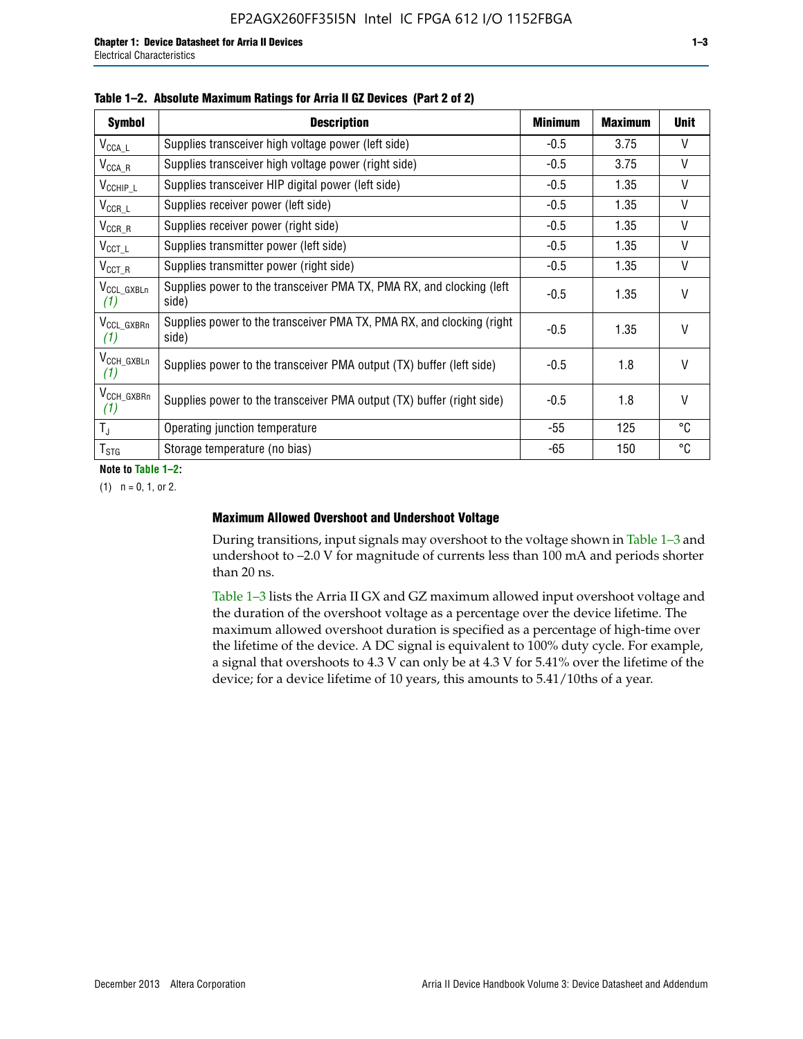**Table 1–2. Absolute Maximum Ratings for Arria II GZ Devices (Part 2 of 2)**

| Symbol | Description | Minimum | Maximum | Unit |
|---|---|---|---|---|
| $V_{CCA\_L}$ | Supplies transceiver high voltage power (left side) | -0.5 | 3.75 | V |
| $V_{CCA\_R}$ | Supplies transceiver high voltage power (right side) | -0.5 | 3.75 | V |
| $V_{CCHIP\_L}$ | Supplies transceiver HIP digital power (left side) | -0.5 | 1.35 | V |
| $V_{CCR\_L}$ | Supplies receiver power (left side) | -0.5 | 1.35 | V |
| $V_{CCR\_R}$ | Supplies receiver power (right side) | -0.5 | 1.35 | V |
| $V_{CCT\_L}$ | Supplies transmitter power (left side) | -0.5 | 1.35 | V |
| $V_{CCT\_R}$ | Supplies transmitter power (right side) | -0.5 | 1.35 | V |
| $V_{CCL\_GXBLn}$ *(1)* | Supplies power to the transceiver PMA TX, PMA RX, and clocking (left side) | -0.5 | 1.35 | V |
| $V_{CCL\_GXBRn}$ *(1)* | Supplies power to the transceiver PMA TX, PMA RX, and clocking (right side) | -0.5 | 1.35 | V |
| $V_{CCH\_GXBLn}$ *(1)* | Supplies power to the transceiver PMA output (TX) buffer (left side) | -0.5 | 1.8 | V |
| $V_{CCH\_GXBRn}$ *(1)* | Supplies power to the transceiver PMA output (TX) buffer (right side) | -0.5 | 1.8 | V |
| $T_J$ | Operating junction temperature | -55 | 125 | °C |
| $T_{STG}$ | Storage temperature (no bias) | -65 | 150 | °C |

**Note to Table 1–2:**

(1) n = 0, 1, or 2.

### Maximum Allowed Overshoot and Undershoot Voltage

During transitions, input signals may overshoot to the voltage shown in Table 1–3 and undershoot to –2.0 V for magnitude of currents less than 100 mA and periods shorter than 20 ns.

Table 1–3 lists the Arria II GX and GZ maximum allowed input overshoot voltage and the duration of the overshoot voltage as a percentage over the device lifetime. The maximum allowed overshoot duration is specified as a percentage of high-time over the lifetime of the device. A DC signal is equivalent to 100% duty cycle. For example, a signal that overshoots to 4.3 V can only be at 4.3 V for 5.41% over the lifetime of the device; for a device lifetime of 10 years, this amounts to 5.41/10ths of a year.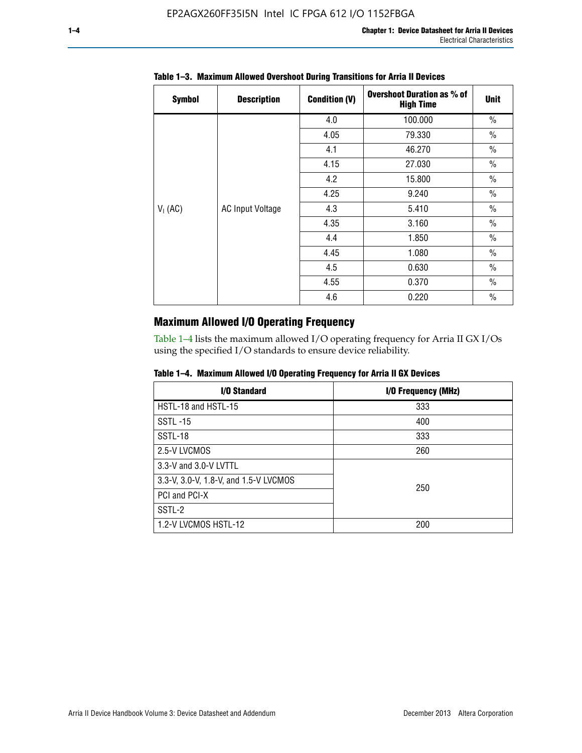**Table 1–3. Maximum Allowed Overshoot During Transitions for Arria II Devices**

| Symbol | Description | Condition (V) | Overshoot Duration as % of High Time | Unit |
|---|---|---|---|---|
| $V_I$ (AC) | AC Input Voltage | 4.0 | 100.000 | % |
| | | 4.05 | 79.330 | % |
| | | 4.1 | 46.270 | % |
| | | 4.15 | 27.030 | % |
| | | 4.2 | 15.800 | % |
| | | 4.25 | 9.240 | % |
| | | 4.3 | 5.410 | % |
| | | 4.35 | 3.160 | % |
| | | 4.4 | 1.850 | % |
| | | 4.45 | 1.080 | % |
| | | 4.5 | 0.630 | % |
| | | 4.55 | 0.370 | % |
| | | 4.6 | 0.220 | % |

## Maximum Allowed I/O Operating Frequency

Table 1–4 lists the maximum allowed I/O operating frequency for Arria II GX I/Os using the specified I/O standards to ensure device reliability.

**Table 1–4. Maximum Allowed I/O Operating Frequency for Arria II GX Devices**

| I/O Standard | I/O Frequency (MHz) |
|---|---|
| HSTL-18 and HSTL-15 | 333 |
| SSTL -15 | 400 |
| SSTL-18 | 333 |
| 2.5-V LVCMOS | 260 |
| 3.3-V and 3.0-V LVTTL | 250 |
| 3.3-V, 3.0-V, 1.8-V, and 1.5-V LVCMOS | |
| PCI and PCI-X | |
| SSTL-2 | |
| 1.2-V LVCMOS HSTL-12 | 200 |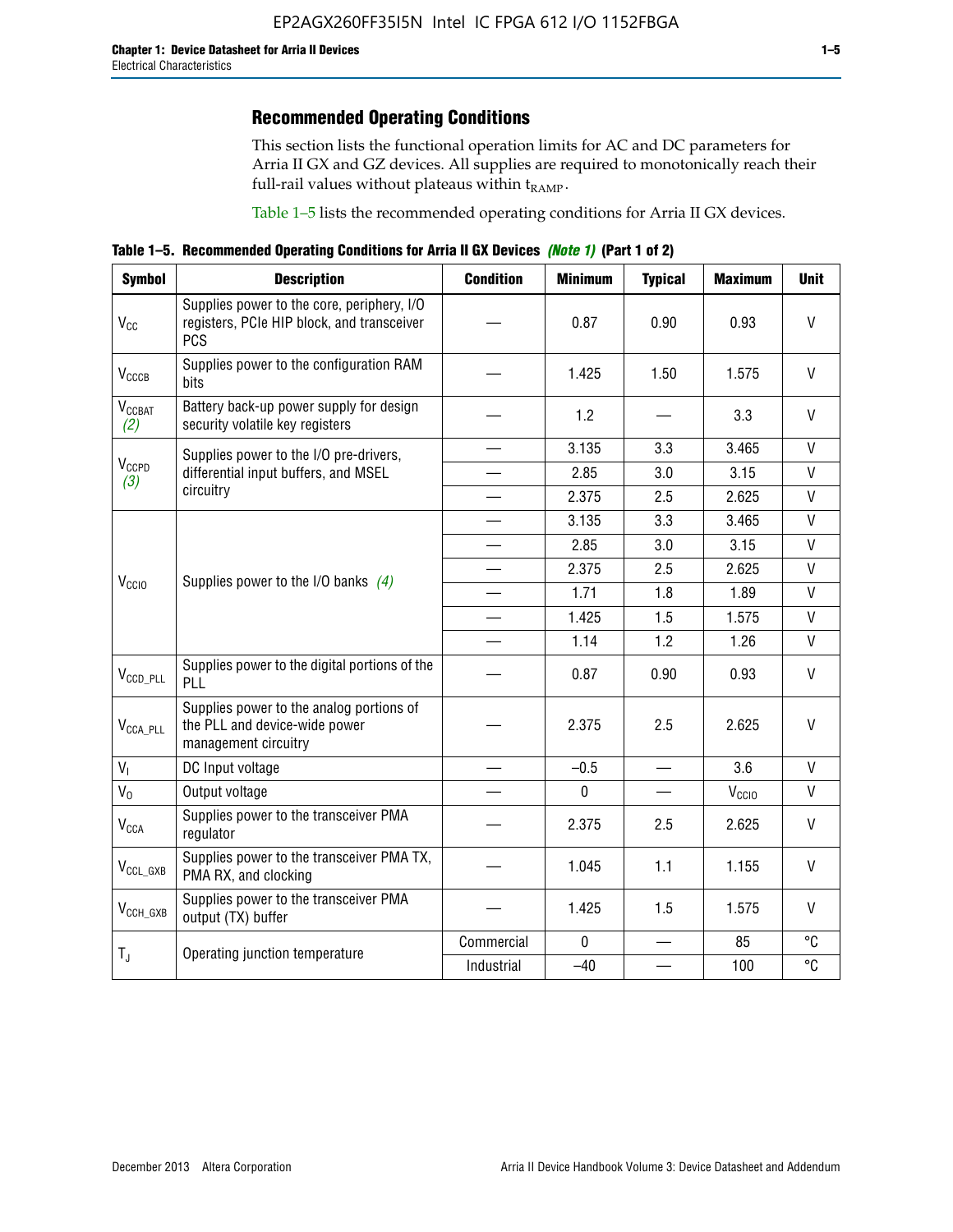## Recommended Operating Conditions

This section lists the functional operation limits for AC and DC parameters for Arria II GX and GZ devices. All supplies are required to monotonically reach their full-rail values without plateaus within $t_{RAMP}$.

Table 1–5 lists the recommended operating conditions for Arria II GX devices.

**Table 1–5. Recommended Operating Conditions for Arria II GX Devices *(Note 1)* (Part 1 of 2)**

| Symbol | Description | Condition | Minimum | Typical | Maximum | Unit |
|---|---|---|---|---|---|---|
| $V_{CC}$ | Supplies power to the core, periphery, I/O registers, PCIe HIP block, and transceiver PCS | — | 0.87 | 0.90 | 0.93 | V |
| $V_{CCCB}$ | Supplies power to the configuration RAM bits | — | 1.425 | 1.50 | 1.575 | V |
| $V_{CCBAT}$ *(2)* | Battery back-up power supply for design security volatile key registers | — | 1.2 | — | 3.3 | V |
| $V_{CCPD}$ *(3)* | Supplies power to the I/O pre-drivers, differential input buffers, and MSEL circuitry | — | 3.135 | 3.3 | 3.465 | V |
| | | — | 2.85 | 3.0 | 3.15 | V |
| | | — | 2.375 | 2.5 | 2.625 | V |
| $V_{CCIO}$ | Supplies power to the I/O banks *(4)* | — | 3.135 | 3.3 | 3.465 | V |
| | | — | 2.85 | 3.0 | 3.15 | V |
| | | — | 2.375 | 2.5 | 2.625 | V |
| | | — | 1.71 | 1.8 | 1.89 | V |
| | | — | 1.425 | 1.5 | 1.575 | V |
| | | — | 1.14 | 1.2 | 1.26 | V |
| $V_{CCD\_PLL}$ | Supplies power to the digital portions of the PLL | — | 0.87 | 0.90 | 0.93 | V |
| $V_{CCA\_PLL}$ | Supplies power to the analog portions of the PLL and device-wide power management circuitry | — | 2.375 | 2.5 | 2.625 | V |
| $V_I$ | DC Input voltage | — | –0.5 | — | 3.6 | V |
| $V_O$ | Output voltage | — | 0 | — | $V_{CCIO}$ | V |
| $V_{CCA}$ | Supplies power to the transceiver PMA regulator | — | 2.375 | 2.5 | 2.625 | V |
| $V_{CCL\_GXB}$ | Supplies power to the transceiver PMA TX, PMA RX, and clocking | — | 1.045 | 1.1 | 1.155 | V |
| $V_{CCH\_GXB}$ | Supplies power to the transceiver PMA output (TX) buffer | — | 1.425 | 1.5 | 1.575 | V |
| $T_J$ | Operating junction temperature | Commercial | 0 | — | 85 | °C |
| | | Industrial | –40 | — | 100 | °C |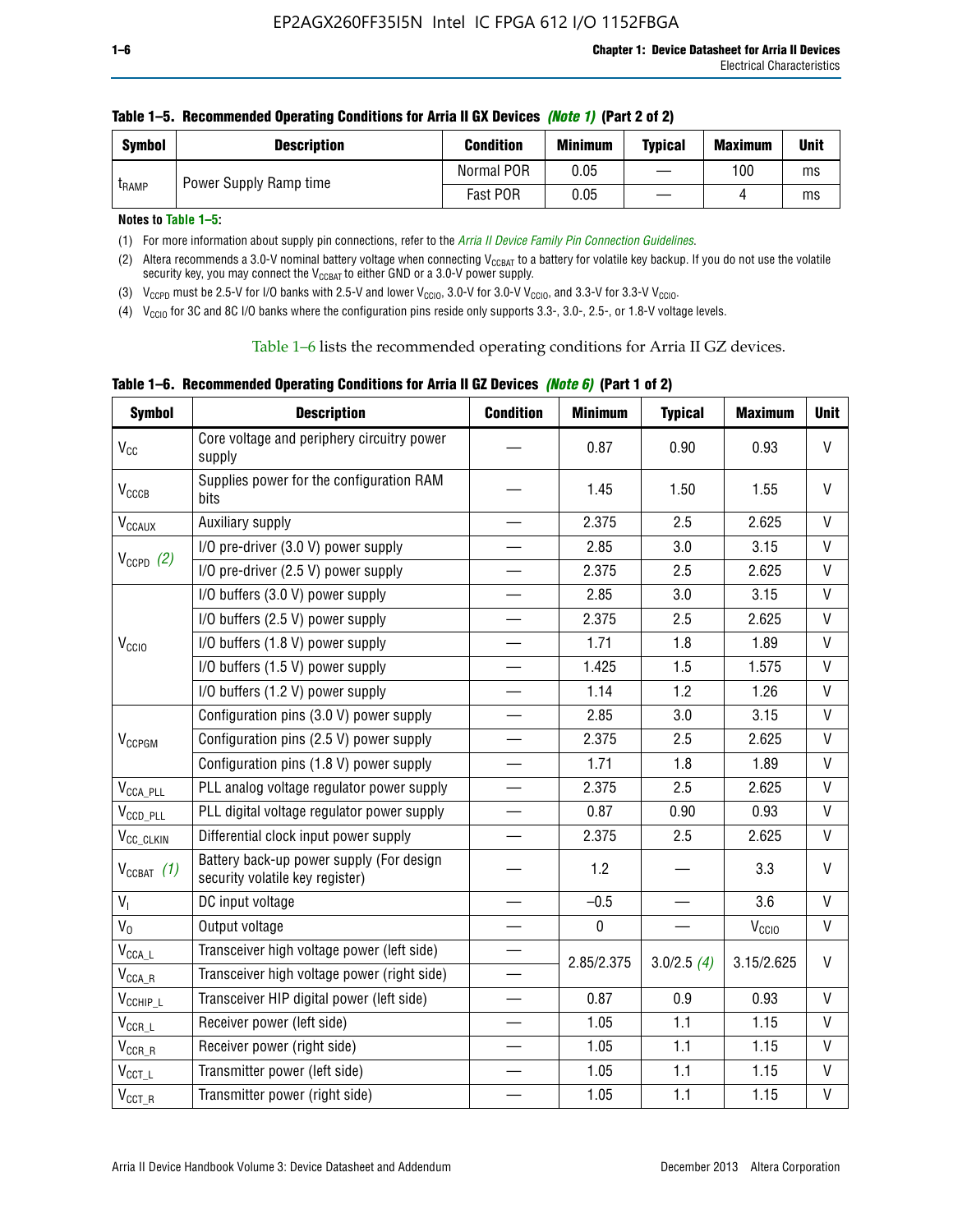**Table 1–5. Recommended Operating Conditions for Arria II GX Devices *(Note 1)* (Part 2 of 2)**

| Symbol | Description | Condition | Minimum | Typical | Maximum | Unit |
|---|---|---|---|---|---|---|
| $t_{RAMP}$ | Power Supply Ramp time | Normal POR | 0.05 | — | 100 | ms |
| | | Fast POR | 0.05 | — | 4 | ms |

**Notes to Table 1–5:**

(1) For more information about supply pin connections, refer to the *Arria II Device Family Pin Connection Guidelines*.

(2) Altera recommends a 3.0-V nominal battery voltage when connecting $V_{CCBAT}$ to a battery for volatile key backup. If you do not use the volatile security key, you may connect the $V_{CCBAT}$ to either GND or a 3.0-V power supply.

(3) $V_{CCPD}$ must be 2.5-V for I/O banks with 2.5-V and lower $V_{CCIO}$, 3.0-V for 3.0-V $V_{CCIO}$, and 3.3-V for 3.3-V $V_{CCIO}$.

(4) $V_{CCIO}$ for 3C and 8C I/O banks where the configuration pins reside only supports 3.3-, 3.0-, 2.5-, or 1.8-V voltage levels.

Table 1–6 lists the recommended operating conditions for Arria II GZ devices.

**Table 1–6. Recommended Operating Conditions for Arria II GZ Devices *(Note 6)* (Part 1 of 2)**

| Symbol | Description | Condition | Minimum | Typical | Maximum | Unit |
|---|---|---|---|---|---|---|
| $V_{CC}$ | Core voltage and periphery circuitry power supply | — | 0.87 | 0.90 | 0.93 | V |
| $V_{CCCB}$ | Supplies power for the configuration RAM bits | — | 1.45 | 1.50 | 1.55 | V |
| $V_{CCAUX}$ | Auxiliary supply | — | 2.375 | 2.5 | 2.625 | V |
| $V_{CCPD}$ *(2)* | I/O pre-driver (3.0 V) power supply | — | 2.85 | 3.0 | 3.15 | V |
| | I/O pre-driver (2.5 V) power supply | — | 2.375 | 2.5 | 2.625 | V |
| $V_{CCIO}$ | I/O buffers (3.0 V) power supply | — | 2.85 | 3.0 | 3.15 | V |
| | I/O buffers (2.5 V) power supply | — | 2.375 | 2.5 | 2.625 | V |
| | I/O buffers (1.8 V) power supply | — | 1.71 | 1.8 | 1.89 | V |
| | I/O buffers (1.5 V) power supply | — | 1.425 | 1.5 | 1.575 | V |
| | I/O buffers (1.2 V) power supply | — | 1.14 | 1.2 | 1.26 | V |
| $V_{CCPGM}$ | Configuration pins (3.0 V) power supply | — | 2.85 | 3.0 | 3.15 | V |
| | Configuration pins (2.5 V) power supply | — | 2.375 | 2.5 | 2.625 | V |
| | Configuration pins (1.8 V) power supply | — | 1.71 | 1.8 | 1.89 | V |
| $V_{CCA\_PLL}$ | PLL analog voltage regulator power supply | — | 2.375 | 2.5 | 2.625 | V |
| $V_{CCD\_PLL}$ | PLL digital voltage regulator power supply | — | 0.87 | 0.90 | 0.93 | V |
| $V_{CC\_CLKIN}$ | Differential clock input power supply | — | 2.375 | 2.5 | 2.625 | V |
| $V_{CCBAT}$ *(1)* | Battery back-up power supply (For design security volatile key register) | — | 1.2 | — | 3.3 | V |
| $V_I$ | DC input voltage | — | –0.5 | — | 3.6 | V |
| $V_O$ | Output voltage | — | 0 | — | $V_{CCIO}$ | V |
| $V_{CCA\_L}$ | Transceiver high voltage power (left side) | — | 2.85/2.375 | 3.0/2.5 *(4)* | 3.15/2.625 | V |
| $V_{CCA\_R}$ | Transceiver high voltage power (right side) | — | | | | |
| $V_{CCHIP\_L}$ | Transceiver HIP digital power (left side) | — | 0.87 | 0.9 | 0.93 | V |
| $V_{CCR\_L}$ | Receiver power (left side) | — | 1.05 | 1.1 | 1.15 | V |
| $V_{CCR\_R}$ | Receiver power (right side) | — | 1.05 | 1.1 | 1.15 | V |
| $V_{CCT\_L}$ | Transmitter power (left side) | — | 1.05 | 1.1 | 1.15 | V |
| $V_{CCT\_R}$ | Transmitter power (right side) | — | 1.05 | 1.1 | 1.15 | V |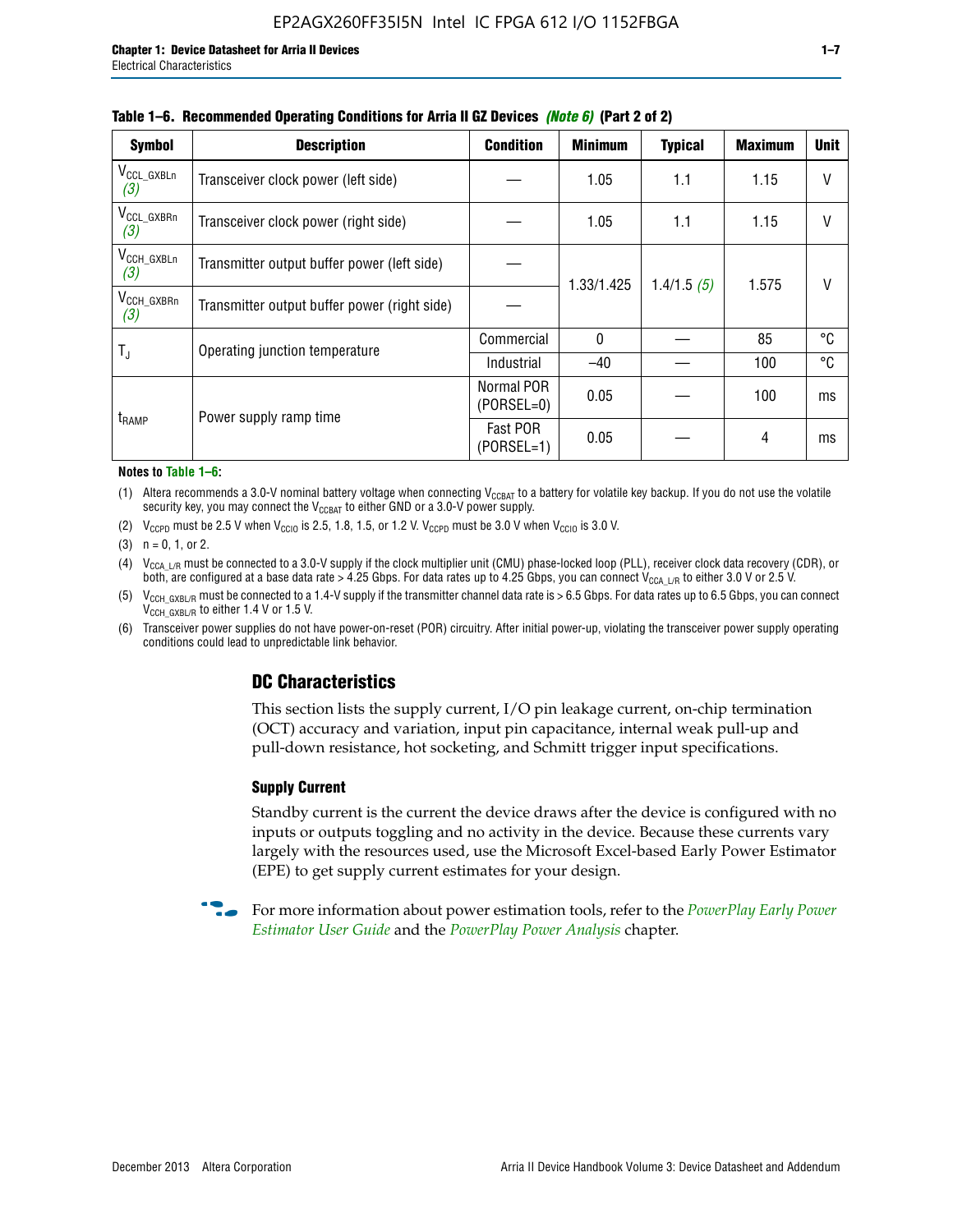**Table 1–6. Recommended Operating Conditions for Arria II GZ Devices *(Note 6)* (Part 2 of 2)**

| Symbol | Description | Condition | Minimum | Typical | Maximum | Unit |
|---|---|---|---|---|---|---|
| $V_{CCL\_GXBLn}$ *(3)* | Transceiver clock power (left side) | — | 1.05 | 1.1 | 1.15 | V |
| $V_{CCL\_GXBRn}$ *(3)* | Transceiver clock power (right side) | — | 1.05 | 1.1 | 1.15 | V |
| $V_{CCH\_GXBLn}$ *(3)* | Transmitter output buffer power (left side) | — | 1.33/1.425 | 1.4/1.5 *(5)* | 1.575 | V |
| $V_{CCH\_GXBRn}$ *(3)* | Transmitter output buffer power (right side) | — | | | | |
| $T_J$ | Operating junction temperature | Commercial | 0 | — | 85 | °C |
| | | Industrial | –40 | — | 100 | °C |
| $t_{RAMP}$ | Power supply ramp time | Normal POR (PORSEL=0) | 0.05 | — | 100 | ms |
| | | Fast POR (PORSEL=1) | 0.05 | — | 4 | ms |

**Notes to Table 1–6:**

(1) Altera recommends a 3.0-V nominal battery voltage when connecting $V_{CCBAT}$ to a battery for volatile key backup. If you do not use the volatile security key, you may connect the $V_{CCBAT}$ to either GND or a 3.0-V power supply.

(2) $V_{CCPD}$ must be 2.5 V when $V_{CCIO}$ is 2.5, 1.8, 1.5, or 1.2 V. $V_{CCPD}$ must be 3.0 V when $V_{CCIO}$ is 3.0 V.

(3) n = 0, 1, or 2.

(4) $V_{CCA\_L/R}$ must be connected to a 3.0-V supply if the clock multiplier unit (CMU) phase-locked loop (PLL), receiver clock data recovery (CDR), or both, are configured at a base data rate > 4.25 Gbps. For data rates up to 4.25 Gbps, you can connect $V_{CCA\_L/R}$ to either 3.0 V or 2.5 V.

(5) $V_{CCH\_GXBL/R}$ must be connected to a 1.4-V supply if the transmitter channel data rate is > 6.5 Gbps. For data rates up to 6.5 Gbps, you can connect $V_{CCH\_GXBL/R}$ to either 1.4 V or 1.5 V.

(6) Transceiver power supplies do not have power-on-reset (POR) circuitry. After initial power-up, violating the transceiver power supply operating conditions could lead to unpredictable link behavior.

## DC Characteristics

This section lists the supply current, I/O pin leakage current, on-chip termination (OCT) accuracy and variation, input pin capacitance, internal weak pull-up and pull-down resistance, hot socketing, and Schmitt trigger input specifications.

### Supply Current

Standby current is the current the device draws after the device is configured with no inputs or outputs toggling and no activity in the device. Because these currents vary largely with the resources used, use the Microsoft Excel-based Early Power Estimator (EPE) to get supply current estimates for your design.

For more information about power estimation tools, refer to the *PowerPlay Early Power Estimator User Guide* and the *PowerPlay Power Analysis* chapter.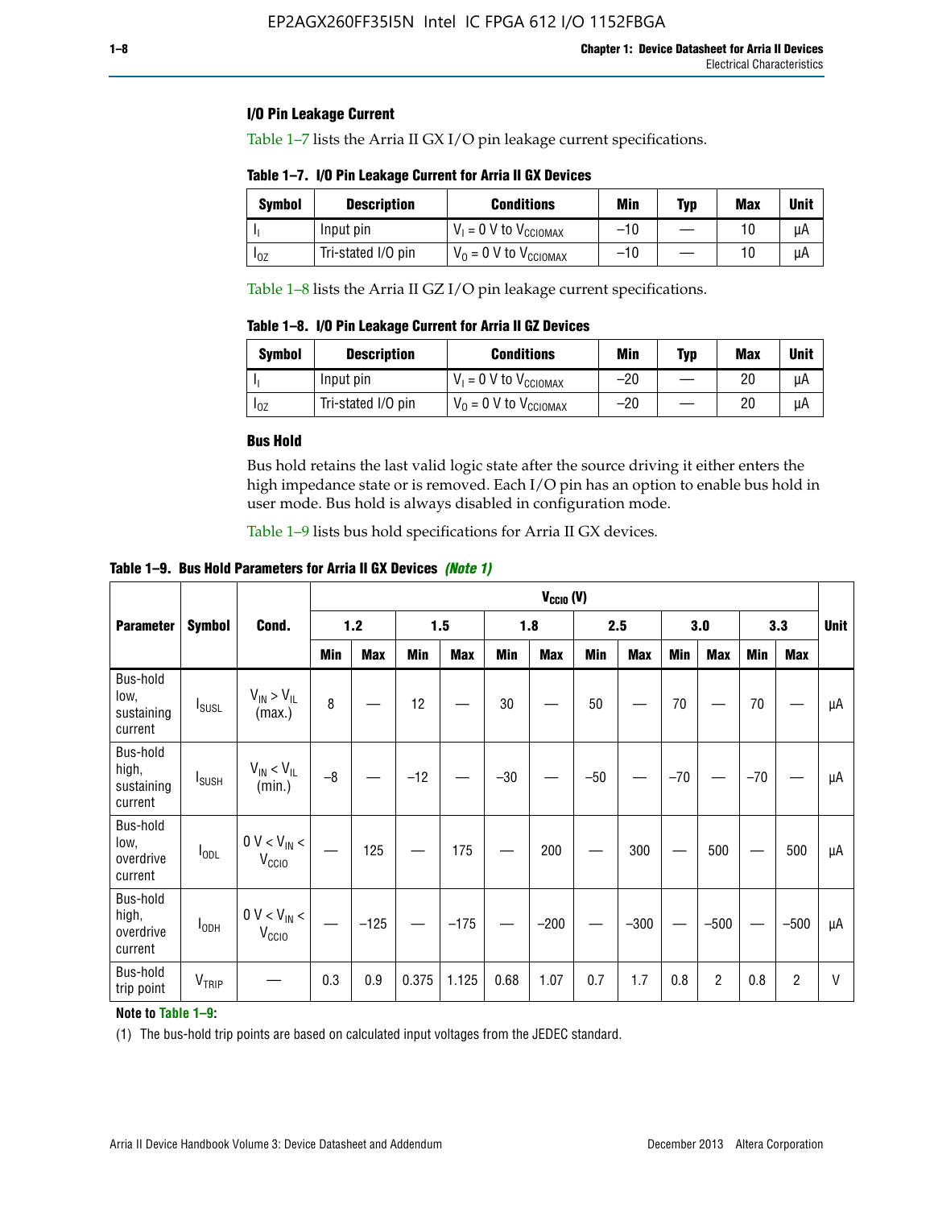### I/O Pin Leakage Current

Table 1–7 lists the Arria II GX I/O pin leakage current specifications.

**Table 1–7. I/O Pin Leakage Current for Arria II GX Devices**

| Symbol | Description | Conditions | Min | Typ | Max | Unit |
|---|---|---|---|---|---|---|
| $I_I$ | Input pin | $V_I$ = 0 V to $V_{CCIOMAX}$ | –10 | — | 10 | µA |
| $I_{OZ}$ | Tri-stated I/O pin | $V_O$ = 0 V to $V_{CCIOMAX}$ | –10 | — | 10 | µA |

Table 1–8 lists the Arria II GZ I/O pin leakage current specifications.

**Table 1–8. I/O Pin Leakage Current for Arria II GZ Devices**

| Symbol | Description | Conditions | Min | Typ | Max | Unit |
|---|---|---|---|---|---|---|
| $I_I$ | Input pin | $V_I$ = 0 V to $V_{CCIOMAX}$ | –20 | — | 20 | µA |
| $I_{OZ}$ | Tri-stated I/O pin | $V_O$ = 0 V to $V_{CCIOMAX}$ | –20 | — | 20 | µA |

### Bus Hold

Bus hold retains the last valid logic state after the source driving it either enters the high impedance state or is removed. Each I/O pin has an option to enable bus hold in user mode. Bus hold is always disabled in configuration mode.

Table 1–9 lists bus hold specifications for Arria II GX devices.

**Table 1–9. Bus Hold Parameters for Arria II GX Devices** *(Note 1)*

| Parameter | Symbol | Cond. | $V_{CCIO}$ (V) | | | | | | | | | | | | Unit |
|---|---|---|---|---|---|---|---|---|---|---|---|---|---|---|---|
| | | | 1.2 | | 1.5 | | 1.8 | | 2.5 | | 3.0 | | 3.3 | | |
| | | | Min | Max | Min | Max | Min | Max | Min | Max | Min | Max | Min | Max | |
| Bus-hold low, sustaining current | $I_{SUSL}$ | $V_{IN} > V_{IL}$ (max.) | 8 | — | 12 | — | 30 | — | 50 | — | 70 | — | 70 | — | µA |
| Bus-hold high, sustaining current | $I_{SUSH}$ | $V_{IN} < V_{IL}$ (min.) | –8 | — | –12 | — | –30 | — | –50 | — | –70 | — | –70 | — | µA |
| Bus-hold low, overdrive current | $I_{ODL}$ | 0 V < $V_{IN}$ < $V_{CCIO}$ | — | 125 | — | 175 | — | 200 | — | 300 | — | 500 | — | 500 | µA |
| Bus-hold high, overdrive current | $I_{ODH}$ | 0 V < $V_{IN}$ < $V_{CCIO}$ | — | –125 | — | –175 | — | –200 | — | –300 | — | –500 | — | –500 | µA |
| Bus-hold trip point | $V_{TRIP}$ | — | 0.3 | 0.9 | 0.375 | 1.125 | 0.68 | 1.07 | 0.7 | 1.7 | 0.8 | 2 | 0.8 | 2 | V |

**Note to Table 1–9:**

(1) The bus-hold trip points are based on calculated input voltages from the JEDEC standard.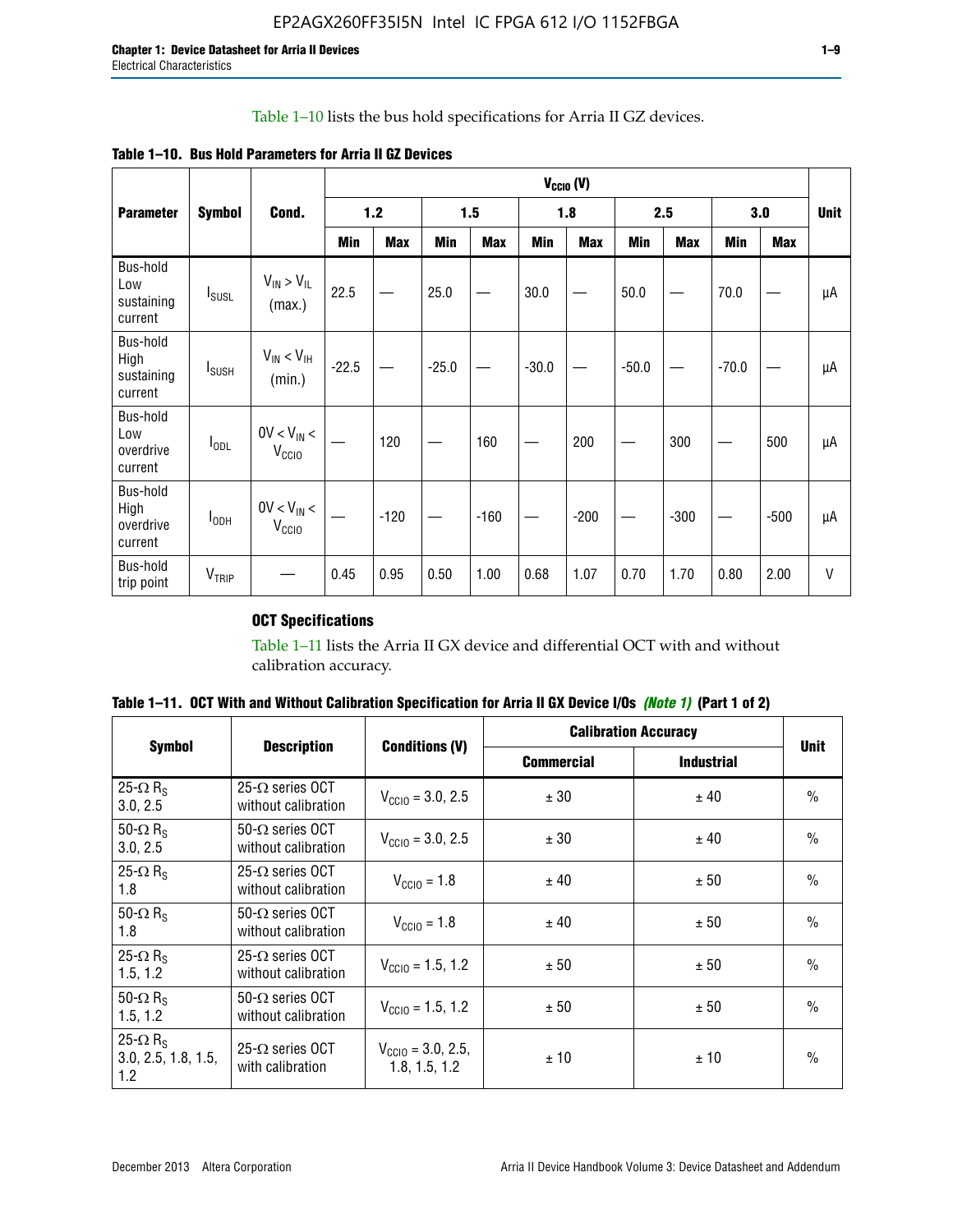Table 1–10 lists the bus hold specifications for Arria II GZ devices.

**Table 1–10. Bus Hold Parameters for Arria II GZ Devices**

| Parameter | Symbol | Cond. | $V_{CCIO}$ (V) | | | | | | | | | | Unit |
|---|---|---|---|---|---|---|---|---|---|---|---|---|---|
| | | | 1.2 | | 1.5 | | 1.8 | | 2.5 | | 3.0 | | |
| | | | Min | Max | Min | Max | Min | Max | Min | Max | Min | Max | |
| Bus-hold Low sustaining current | $I_{SUSL}$ | $V_{IN} > V_{IL}$ (max.) | 22.5 | — | 25.0 | — | 30.0 | — | 50.0 | — | 70.0 | — | µA |
| Bus-hold High sustaining current | $I_{SUSH}$ | $V_{IN} < V_{IH}$ (min.) | -22.5 | — | -25.0 | — | -30.0 | — | -50.0 | — | -70.0 | — | µA |
| Bus-hold Low overdrive current | $I_{ODL}$ | $0V < V_{IN} < V_{CCIO}$ | — | 120 | — | 160 | — | 200 | — | 300 | — | 500 | µA |
| Bus-hold High overdrive current | $I_{ODH}$ | $0V < V_{IN} < V_{CCIO}$ | — | -120 | — | -160 | — | -200 | — | -300 | — | -500 | µA |
| Bus-hold trip point | $V_{TRIP}$ | — | 0.45 | 0.95 | 0.50 | 1.00 | 0.68 | 1.07 | 0.70 | 1.70 | 0.80 | 2.00 | V |

### OCT Specifications

Table 1–11 lists the Arria II GX device and differential OCT with and without calibration accuracy.

**Table 1–11. OCT With and Without Calibration Specification for Arria II GX Device I/Os *(Note 1)* (Part 1 of 2)**

| Symbol | Description | Conditions (V) | Calibration Accuracy | | Unit |
|---|---|---|---|---|---|
| | | | Commercial | Industrial | |
| 25-Ω $R_S$ 3.0, 2.5 | 25-Ω series OCT without calibration | $V_{CCIO}$ = 3.0, 2.5 | ± 30 | ± 40 | % |
| 50-Ω $R_S$ 3.0, 2.5 | 50-Ω series OCT without calibration | $V_{CCIO}$ = 3.0, 2.5 | ± 30 | ± 40 | % |
| 25-Ω $R_S$ 1.8 | 25-Ω series OCT without calibration | $V_{CCIO}$ = 1.8 | ± 40 | ± 50 | % |
| 50-Ω $R_S$ 1.8 | 50-Ω series OCT without calibration | $V_{CCIO}$ = 1.8 | ± 40 | ± 50 | % |
| 25-Ω $R_S$ 1.5, 1.2 | 25-Ω series OCT without calibration | $V_{CCIO}$ = 1.5, 1.2 | ± 50 | ± 50 | % |
| 50-Ω $R_S$ 1.5, 1.2 | 50-Ω series OCT without calibration | $V_{CCIO}$ = 1.5, 1.2 | ± 50 | ± 50 | % |
| 25-Ω $R_S$ 3.0, 2.5, 1.8, 1.5, 1.2 | 25-Ω series OCT with calibration | $V_{CCIO}$ = 3.0, 2.5, 1.8, 1.5, 1.2 | ± 10 | ± 10 | % |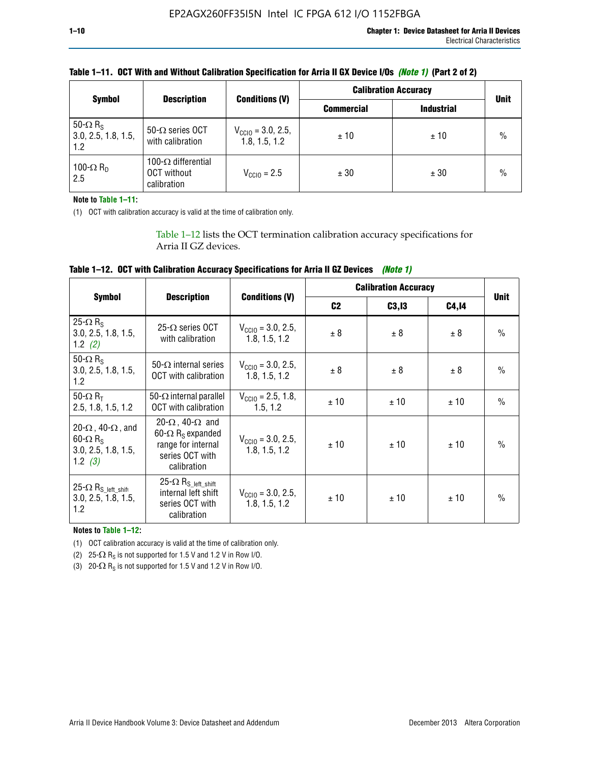**Table 1–11. OCT With and Without Calibration Specification for Arria II GX Device I/Os *(Note 1)* (Part 2 of 2)**

| Symbol | Description | Conditions (V) | Calibration Accuracy | | Unit |
|---|---|---|---|---|---|
| | | | Commercial | Industrial | |
| 50-Ω $R_S$ 3.0, 2.5, 1.8, 1.5, 1.2 | 50-Ω series OCT with calibration | $V_{CCIO}$ = 3.0, 2.5, 1.8, 1.5, 1.2 | ± 10 | ± 10 | % |
| 100-Ω $R_D$ 2.5 | 100-Ω differential OCT without calibration | $V_{CCIO}$ = 2.5 | ± 30 | ± 30 | % |

**Note to Table 1–11:**

(1) OCT with calibration accuracy is valid at the time of calibration only.

Table 1–12 lists the OCT termination calibration accuracy specifications for Arria II GZ devices.

**Table 1–12. OCT with Calibration Accuracy Specifications for Arria II GZ Devices *(Note 1)***

| Symbol | Description | Conditions (V) | Calibration Accuracy | | | Unit |
|---|---|---|---|---|---|---|
| | | | C2 | C3,I3 | C4,I4 | |
| 25-Ω $R_S$ 3.0, 2.5, 1.8, 1.5, 1.2 *(2)* | 25-Ω series OCT with calibration | $V_{CCIO}$ = 3.0, 2.5, 1.8, 1.5, 1.2 | ± 8 | ± 8 | ± 8 | % |
| 50-Ω $R_S$ 3.0, 2.5, 1.8, 1.5, 1.2 | 50-Ω internal series OCT with calibration | $V_{CCIO}$ = 3.0, 2.5, 1.8, 1.5, 1.2 | ± 8 | ± 8 | ± 8 | % |
| 50-Ω $R_T$ 2.5, 1.8, 1.5, 1.2 | 50-Ω internal parallel OCT with calibration | $V_{CCIO}$ = 2.5, 1.8, 1.5, 1.2 | ± 10 | ± 10 | ± 10 | % |
| 20-Ω, 40-Ω, and 60-Ω $R_S$ 3.0, 2.5, 1.8, 1.5, 1.2 *(3)* | 20-Ω, 40-Ω and 60-Ω $R_S$ expanded range for internal series OCT with calibration | $V_{CCIO}$ = 3.0, 2.5, 1.8, 1.5, 1.2 | ± 10 | ± 10 | ± 10 | % |
| 25-Ω $R_{S\_left\_shift}$ 3.0, 2.5, 1.8, 1.5, 1.2 | 25-Ω $R_{S\_left\_shift}$ internal left shift series OCT with calibration | $V_{CCIO}$ = 3.0, 2.5, 1.8, 1.5, 1.2 | ± 10 | ± 10 | ± 10 | % |

**Notes to Table 1–12:**

(1) OCT calibration accuracy is valid at the time of calibration only.

(2) 25-Ω $R_S$ is not supported for 1.5 V and 1.2 V in Row I/O.

(3) 20-Ω $R_S$ is not supported for 1.5 V and 1.2 V in Row I/O.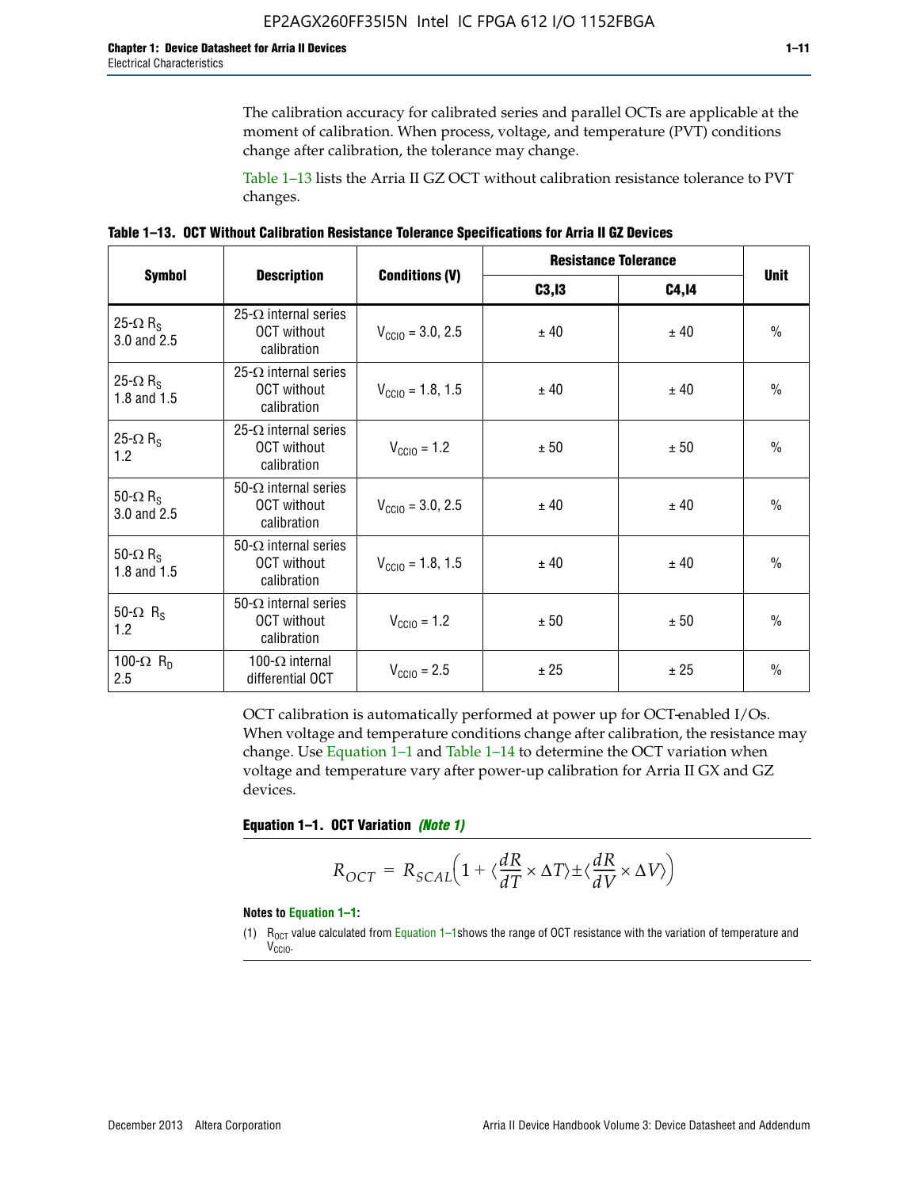The calibration accuracy for calibrated series and parallel OCTs are applicable at the moment of calibration. When process, voltage, and temperature (PVT) conditions change after calibration, the tolerance may change.

Table 1–13 lists the Arria II GZ OCT without calibration resistance tolerance to PVT changes.

**Table 1–13. OCT Without Calibration Resistance Tolerance Specifications for Arria II GZ Devices**

| Symbol | Description | Conditions (V) | Resistance Tolerance | | Unit |
|---|---|---|---|---|---|
| | | | C3,I3 | C4,I4 | |
| 25-Ω $R_S$ 3.0 and 2.5 | 25-Ω internal series OCT without calibration | $V_{CCIO}$ = 3.0, 2.5 | ± 40 | ± 40 | % |
| 25-Ω $R_S$ 1.8 and 1.5 | 25-Ω internal series OCT without calibration | $V_{CCIO}$ = 1.8, 1.5 | ± 40 | ± 40 | % |
| 25-Ω $R_S$ 1.2 | 25-Ω internal series OCT without calibration | $V_{CCIO}$ = 1.2 | ± 50 | ± 50 | % |
| 50-Ω $R_S$ 3.0 and 2.5 | 50-Ω internal series OCT without calibration | $V_{CCIO}$ = 3.0, 2.5 | ± 40 | ± 40 | % |
| 50-Ω $R_S$ 1.8 and 1.5 | 50-Ω internal series OCT without calibration | $V_{CCIO}$ = 1.8, 1.5 | ± 40 | ± 40 | % |
| 50-Ω $R_S$ 1.2 | 50-Ω internal series OCT without calibration | $V_{CCIO}$ = 1.2 | ± 50 | ± 50 | % |
| 100-Ω $R_D$ 2.5 | 100-Ω internal differential OCT | $V_{CCIO}$ = 2.5 | ± 25 | ± 25 | % |

OCT calibration is automatically performed at power up for OCT-enabled I/Os. When voltage and temperature conditions change after calibration, the resistance may change. Use Equation 1–1 and Table 1–14 to determine the OCT variation when voltage and temperature vary after power-up calibration for Arria II GX and GZ devices.

**Equation 1–1. OCT Variation** ***(Note 1)***

$$R_{OCT} = R_{SCAL}\left(1 + \langle\frac{dR}{dT} \times \Delta T\rangle \pm \langle\frac{dR}{dV} \times \Delta V\rangle\right)$$

**Notes to Equation 1–1:**

(1) $R_{OCT}$ value calculated from Equation 1–1 shows the range of OCT resistance with the variation of temperature and $V_{CCIO}$.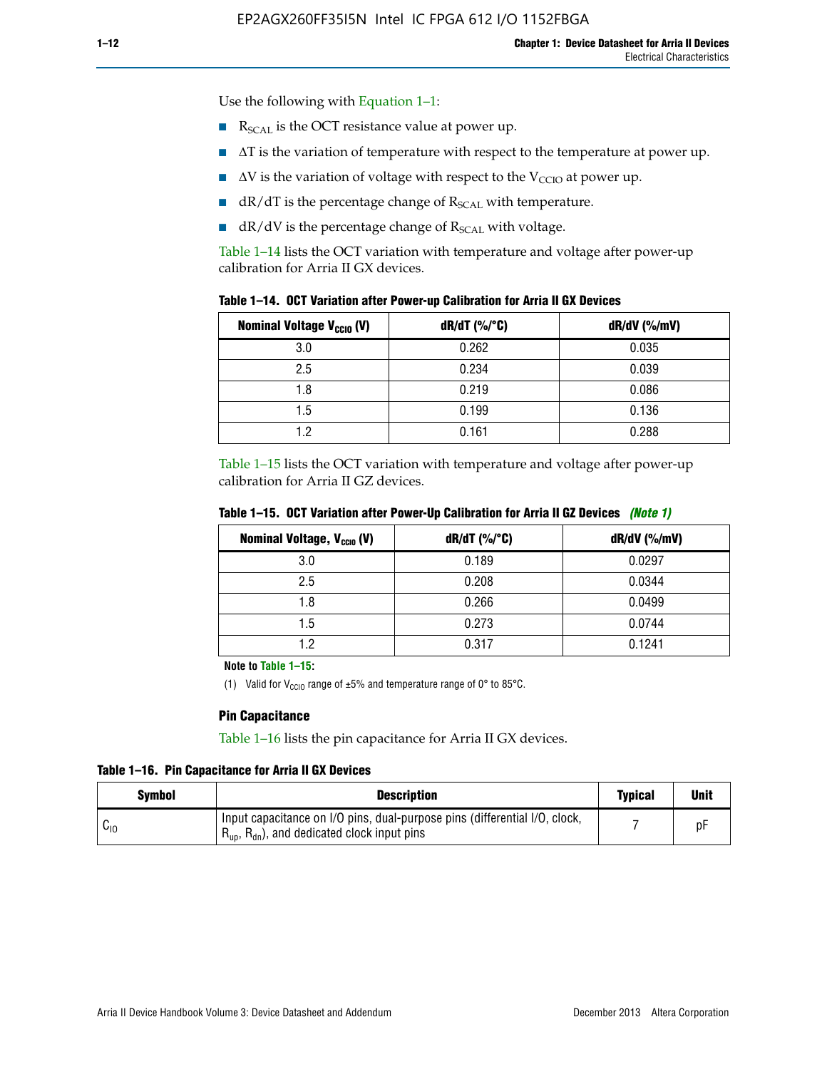Use the following with Equation 1–1:

- $R_{SCAL}$ is the OCT resistance value at power up.
- $\Delta T$ is the variation of temperature with respect to the temperature at power up.
- $\Delta V$ is the variation of voltage with respect to the $V_{CCIO}$ at power up.
- dR/dT is the percentage change of $R_{SCAL}$ with temperature.
- dR/dV is the percentage change of $R_{SCAL}$ with voltage.

Table 1–14 lists the OCT variation with temperature and voltage after power-up calibration for Arria II GX devices.

**Table 1–14. OCT Variation after Power-up Calibration for Arria II GX Devices**

| Nominal Voltage $V_{CCIO}$ (V) | dR/dT (%/°C) | dR/dV (%/mV) |
|---|---|---|
| 3.0 | 0.262 | 0.035 |
| 2.5 | 0.234 | 0.039 |
| 1.8 | 0.219 | 0.086 |
| 1.5 | 0.199 | 0.136 |
| 1.2 | 0.161 | 0.288 |

Table 1–15 lists the OCT variation with temperature and voltage after power-up calibration for Arria II GZ devices.

**Table 1–15. OCT Variation after Power-Up Calibration for Arria II GZ Devices** *(Note 1)*

| Nominal Voltage, $V_{CCIO}$ (V) | dR/dT (%/°C) | dR/dV (%/mV) |
|---|---|---|
| 3.0 | 0.189 | 0.0297 |
| 2.5 | 0.208 | 0.0344 |
| 1.8 | 0.266 | 0.0499 |
| 1.5 | 0.273 | 0.0744 |
| 1.2 | 0.317 | 0.1241 |

**Note to Table 1–15:**

(1) Valid for $V_{CCIO}$ range of ±5% and temperature range of 0° to 85°C.

### Pin Capacitance

Table 1–16 lists the pin capacitance for Arria II GX devices.

**Table 1–16. Pin Capacitance for Arria II GX Devices**

| Symbol | Description | Typical | Unit |
|---|---|---|---|
| $C_{IO}$ | Input capacitance on I/O pins, dual-purpose pins (differential I/O, clock, $R_{up}$, $R_{dn}$), and dedicated clock input pins | 7 | pF |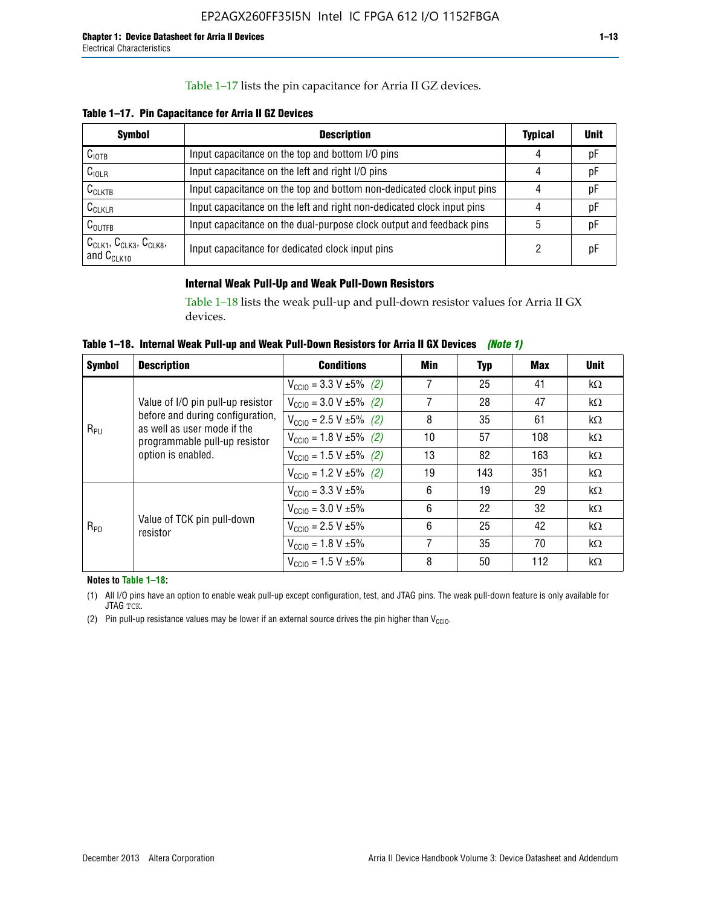Table 1–17 lists the pin capacitance for Arria II GZ devices.

**Table 1–17. Pin Capacitance for Arria II GZ Devices**

| Symbol | Description | Typical | Unit |
|---|---|---|---|
| $C_{IOTB}$ | Input capacitance on the top and bottom I/O pins | 4 | pF |
| $C_{IOLR}$ | Input capacitance on the left and right I/O pins | 4 | pF |
| $C_{CLKTB}$ | Input capacitance on the top and bottom non-dedicated clock input pins | 4 | pF |
| $C_{CLKLR}$ | Input capacitance on the left and right non-dedicated clock input pins | 4 | pF |
| $C_{OUTFB}$ | Input capacitance on the dual-purpose clock output and feedback pins | 5 | pF |
| $C_{CLK1}$, $C_{CLK3}$, $C_{CLK8}$, and $C_{CLK10}$ | Input capacitance for dedicated clock input pins | 2 | pF |

### Internal Weak Pull-Up and Weak Pull-Down Resistors

Table 1–18 lists the weak pull-up and pull-down resistor values for Arria II GX devices.

**Table 1–18. Internal Weak Pull-up and Weak Pull-Down Resistors for Arria II GX Devices** *(Note 1)*

| Symbol | Description | Conditions | Min | Typ | Max | Unit |
|---|---|---|---|---|---|---|
| $R_{PU}$ | Value of I/O pin pull-up resistor before and during configuration, as well as user mode if the programmable pull-up resistor option is enabled. | $V_{CCIO}$ = 3.3 V ±5% *(2)* | 7 | 25 | 41 | kΩ |
| | | $V_{CCIO}$ = 3.0 V ±5% *(2)* | 7 | 28 | 47 | kΩ |
| | | $V_{CCIO}$ = 2.5 V ±5% *(2)* | 8 | 35 | 61 | kΩ |
| | | $V_{CCIO}$ = 1.8 V ±5% *(2)* | 10 | 57 | 108 | kΩ |
| | | $V_{CCIO}$ = 1.5 V ±5% *(2)* | 13 | 82 | 163 | kΩ |
| | | $V_{CCIO}$ = 1.2 V ±5% *(2)* | 19 | 143 | 351 | kΩ |
| $R_{PD}$ | Value of TCK pin pull-down resistor | $V_{CCIO}$ = 3.3 V ±5% | 6 | 19 | 29 | kΩ |
| | | $V_{CCIO}$ = 3.0 V ±5% | 6 | 22 | 32 | kΩ |
| | | $V_{CCIO}$ = 2.5 V ±5% | 6 | 25 | 42 | kΩ |
| | | $V_{CCIO}$ = 1.8 V ±5% | 7 | 35 | 70 | kΩ |
| | | $V_{CCIO}$ = 1.5 V ±5% | 8 | 50 | 112 | kΩ |

**Notes to Table 1–18:**

(1) All I/O pins have an option to enable weak pull-up except configuration, test, and JTAG pins. The weak pull-down feature is only available for JTAG TCK.

(2) Pin pull-up resistance values may be lower if an external source drives the pin higher than $V_{CCIO}$.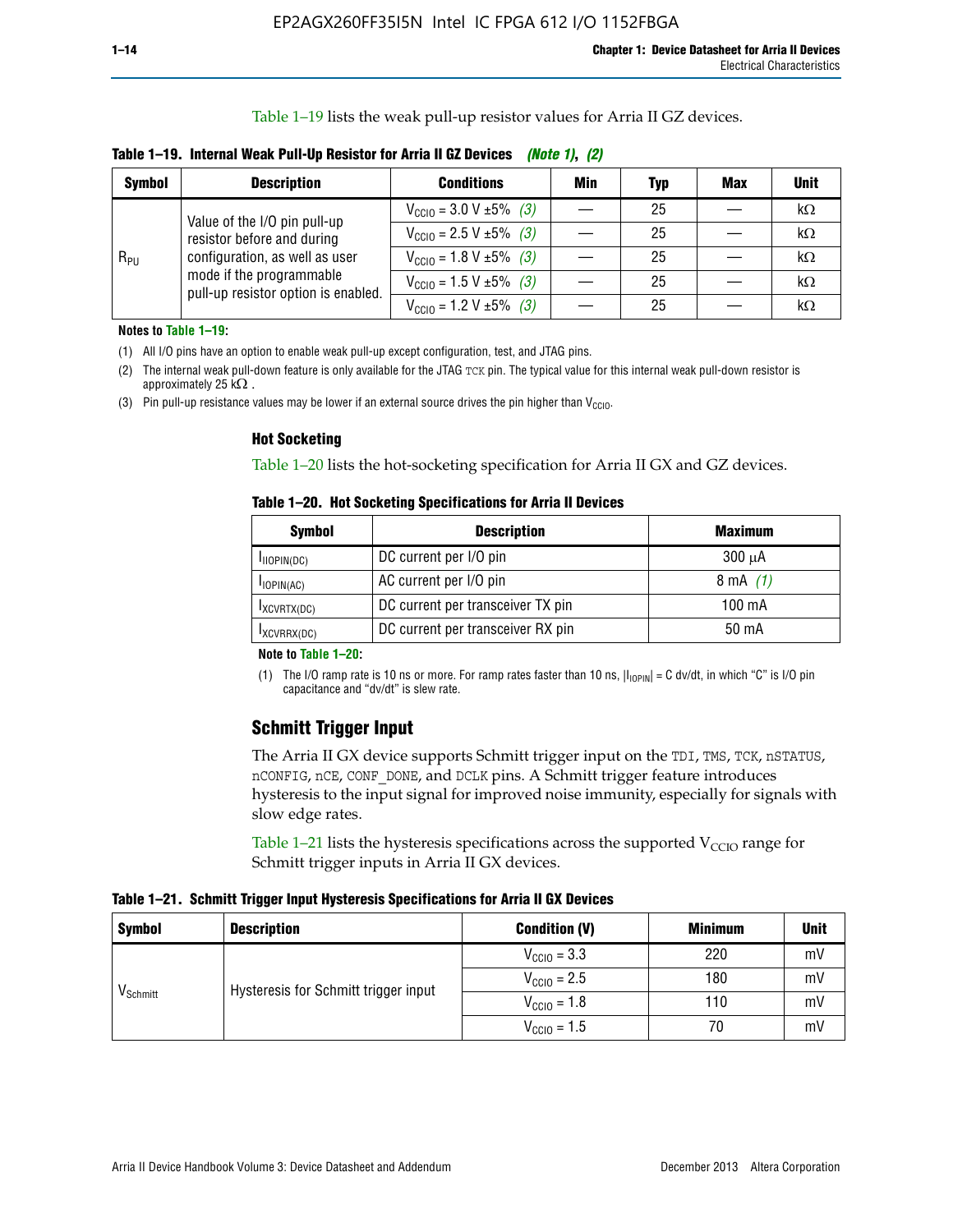Table 1–19 lists the weak pull-up resistor values for Arria II GZ devices.

**Table 1–19. Internal Weak Pull-Up Resistor for Arria II GZ Devices *(Note 1)*, *(2)***

| Symbol | Description | Conditions | Min | Typ | Max | Unit |
|---|---|---|---|---|---|---|
| $R_{PU}$ | Value of the I/O pin pull-up resistor before and during configuration, as well as user mode if the programmable pull-up resistor option is enabled. | $V_{CCIO}$ = 3.0 V ±5% *(3)* | — | 25 | — | kΩ |
| | | $V_{CCIO}$ = 2.5 V ±5% *(3)* | — | 25 | — | kΩ |
| | | $V_{CCIO}$ = 1.8 V ±5% *(3)* | — | 25 | — | kΩ |
| | | $V_{CCIO}$ = 1.5 V ±5% *(3)* | — | 25 | — | kΩ |
| | | $V_{CCIO}$ = 1.2 V ±5% *(3)* | — | 25 | — | kΩ |

**Notes to Table 1–19:**

(1) All I/O pins have an option to enable weak pull-up except configuration, test, and JTAG pins.

(2) The internal weak pull-down feature is only available for the JTAG TCK pin. The typical value for this internal weak pull-down resistor is approximately 25 kΩ .

(3) Pin pull-up resistance values may be lower if an external source drives the pin higher than $V_{CCIO}$.

### Hot Socketing

Table 1–20 lists the hot-socketing specification for Arria II GX and GZ devices.

**Table 1–20. Hot Socketing Specifications for Arria II Devices**

| Symbol | Description | Maximum |
|---|---|---|
| $I_{IIOPIN(DC)}$ | DC current per I/O pin | 300 μA |
| $I_{IOPIN(AC)}$ | AC current per I/O pin | 8 mA *(1)* |
| $I_{XCVRTX(DC)}$ | DC current per transceiver TX pin | 100 mA |
| $I_{XCVRRX(DC)}$ | DC current per transceiver RX pin | 50 mA |

**Note to Table 1–20:**

(1) The I/O ramp rate is 10 ns or more. For ramp rates faster than 10 ns, $|I_{IOPIN}|$ = C dv/dt, in which "C" is I/O pin capacitance and "dv/dt" is slew rate.

## Schmitt Trigger Input

The Arria II GX device supports Schmitt trigger input on the TDI, TMS, TCK, nSTATUS, nCONFIG, nCE, CONF_DONE, and DCLK pins. A Schmitt trigger feature introduces hysteresis to the input signal for improved noise immunity, especially for signals with slow edge rates.

Table 1–21 lists the hysteresis specifications across the supported $V_{CCIO}$ range for Schmitt trigger inputs in Arria II GX devices.

**Table 1–21. Schmitt Trigger Input Hysteresis Specifications for Arria II GX Devices**

| Symbol | Description | Condition (V) | Minimum | Unit |
|---|---|---|---|---|
| $V_{Schmitt}$ | Hysteresis for Schmitt trigger input | $V_{CCIO}$ = 3.3 | 220 | mV |
| | | $V_{CCIO}$ = 2.5 | 180 | mV |
| | | $V_{CCIO}$ = 1.8 | 110 | mV |
| | | $V_{CCIO}$ = 1.5 | 70 | mV |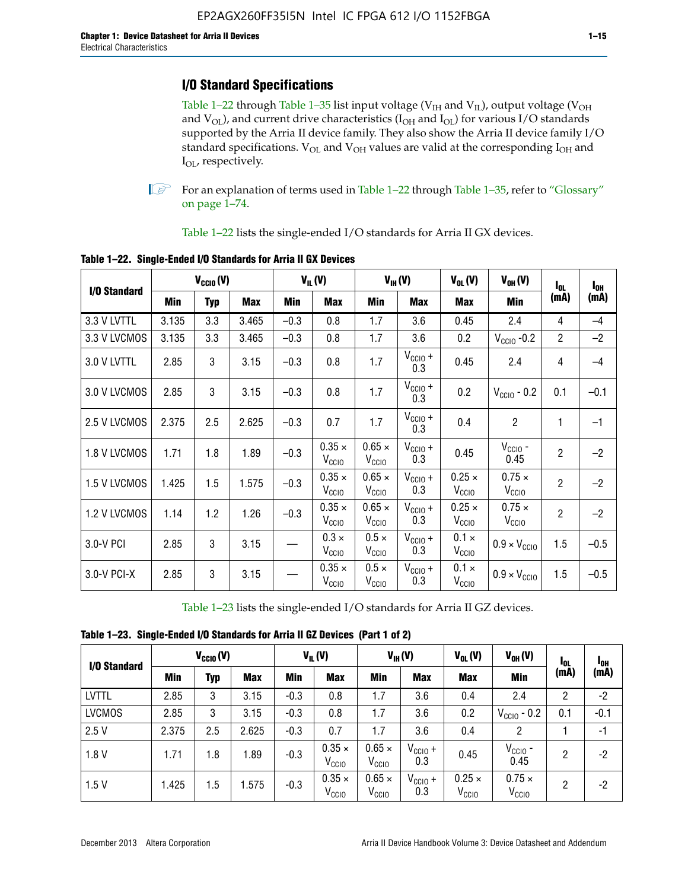## I/O Standard Specifications

Table 1–22 through Table 1–35 list input voltage ($V_{IH}$ and $V_{IL}$), output voltage ($V_{OH}$ and $V_{OL}$), and current drive characteristics ($I_{OH}$ and $I_{OL}$) for various I/O standards supported by the Arria II device family. They also show the Arria II device family I/O standard specifications. $V_{OL}$ and $V_{OH}$ values are valid at the corresponding $I_{OH}$ and $I_{OL}$, respectively.

For an explanation of terms used in Table 1–22 through Table 1–35, refer to "Glossary" on page 1–74.

Table 1–22 lists the single-ended I/O standards for Arria II GX devices.

**Table 1–22. Single-Ended I/O Standards for Arria II GX Devices**

| I/O Standard | $V_{CCIO}$ (V) | | | $V_{IL}$ (V) | | $V_{IH}$ (V) | | $V_{OL}$ (V) | $V_{OH}$ (V) | $I_{OL}$ (mA) | $I_{OH}$ (mA) |
|---|---|---|---|---|---|---|---|---|---|---|---|
| | Min | Typ | Max | Min | Max | Min | Max | Max | Min | | |
| 3.3 V LVTTL | 3.135 | 3.3 | 3.465 | –0.3 | 0.8 | 1.7 | 3.6 | 0.45 | 2.4 | 4 | –4 |
| 3.3 V LVCMOS | 3.135 | 3.3 | 3.465 | –0.3 | 0.8 | 1.7 | 3.6 | 0.2 | $V_{CCIO}$ -0.2 | 2 | –2 |
| 3.0 V LVTTL | 2.85 | 3 | 3.15 | –0.3 | 0.8 | 1.7 | $V_{CCIO}$ + 0.3 | 0.45 | 2.4 | 4 | –4 |
| 3.0 V LVCMOS | 2.85 | 3 | 3.15 | –0.3 | 0.8 | 1.7 | $V_{CCIO}$ + 0.3 | 0.2 | $V_{CCIO}$ - 0.2 | 0.1 | –0.1 |
| 2.5 V LVCMOS | 2.375 | 2.5 | 2.625 | –0.3 | 0.7 | 1.7 | $V_{CCIO}$ + 0.3 | 0.4 | 2 | 1 | –1 |
| 1.8 V LVCMOS | 1.71 | 1.8 | 1.89 | –0.3 | 0.35 × $V_{CCIO}$ | 0.65 × $V_{CCIO}$ | $V_{CCIO}$ + 0.3 | 0.45 | $V_{CCIO}$ - 0.45 | 2 | –2 |
| 1.5 V LVCMOS | 1.425 | 1.5 | 1.575 | –0.3 | 0.35 × $V_{CCIO}$ | 0.65 × $V_{CCIO}$ | $V_{CCIO}$ + 0.3 | 0.25 × $V_{CCIO}$ | 0.75 × $V_{CCIO}$ | 2 | –2 |
| 1.2 V LVCMOS | 1.14 | 1.2 | 1.26 | –0.3 | 0.35 × $V_{CCIO}$ | 0.65 × $V_{CCIO}$ | $V_{CCIO}$ + 0.3 | 0.25 × $V_{CCIO}$ | 0.75 × $V_{CCIO}$ | 2 | –2 |
| 3.0-V PCI | 2.85 | 3 | 3.15 | — | 0.3 × $V_{CCIO}$ | 0.5 × $V_{CCIO}$ | $V_{CCIO}$ + 0.3 | 0.1 × $V_{CCIO}$ | 0.9 × $V_{CCIO}$ | 1.5 | –0.5 |
| 3.0-V PCI-X | 2.85 | 3 | 3.15 | — | 0.35 × $V_{CCIO}$ | 0.5 × $V_{CCIO}$ | $V_{CCIO}$ + 0.3 | 0.1 × $V_{CCIO}$ | 0.9 × $V_{CCIO}$ | 1.5 | –0.5 |

Table 1–23 lists the single-ended I/O standards for Arria II GZ devices.

**Table 1–23. Single-Ended I/O Standards for Arria II GZ Devices (Part 1 of 2)**

| I/O Standard | $V_{CCIO}$ (V) | | | $V_{IL}$ (V) | | $V_{IH}$ (V) | | $V_{OL}$ (V) | $V_{OH}$ (V) | $I_{OL}$ (mA) | $I_{OH}$ (mA) |
|---|---|---|---|---|---|---|---|---|---|---|---|
| | Min | Typ | Max | Min | Max | Min | Max | Max | Min | | |
| LVTTL | 2.85 | 3 | 3.15 | -0.3 | 0.8 | 1.7 | 3.6 | 0.4 | 2.4 | 2 | -2 |
| LVCMOS | 2.85 | 3 | 3.15 | -0.3 | 0.8 | 1.7 | 3.6 | 0.2 | $V_{CCIO}$ - 0.2 | 0.1 | -0.1 |
| 2.5 V | 2.375 | 2.5 | 2.625 | -0.3 | 0.7 | 1.7 | 3.6 | 0.4 | 2 | 1 | -1 |
| 1.8 V | 1.71 | 1.8 | 1.89 | -0.3 | 0.35 × $V_{CCIO}$ | 0.65 × $V_{CCIO}$ | $V_{CCIO}$ + 0.3 | 0.45 | $V_{CCIO}$ - 0.45 | 2 | -2 |
| 1.5 V | 1.425 | 1.5 | 1.575 | -0.3 | 0.35 × $V_{CCIO}$ | 0.65 × $V_{CCIO}$ | $V_{CCIO}$ + 0.3 | 0.25 × $V_{CCIO}$ | 0.75 × $V_{CCIO}$ | 2 | -2 |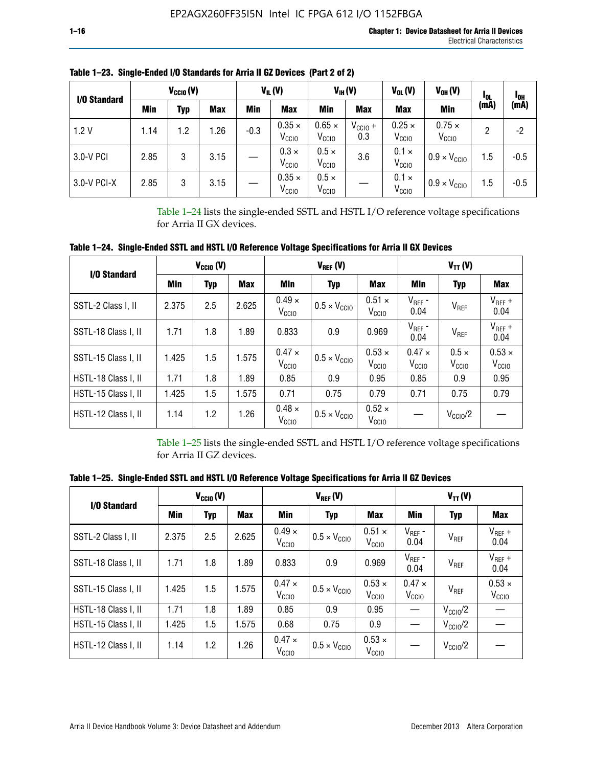**Table 1–23. Single-Ended I/O Standards for Arria II GZ Devices (Part 2 of 2)**

| I/O Standard | $V_{CCIO}$ (V) | | | $V_{IL}$ (V) | | $V_{IH}$ (V) | | $V_{OL}$ (V) | $V_{OH}$ (V) | $I_{OL}$ (mA) | $I_{OH}$ (mA) |
|---|---|---|---|---|---|---|---|---|---|---|---|
| | Min | Typ | Max | Min | Max | Min | Max | Max | Min | | |
| 1.2 V | 1.14 | 1.2 | 1.26 | -0.3 | $0.35 \times V_{CCIO}$ | $0.65 \times V_{CCIO}$ | $V_{CCIO} + 0.3$ | $0.25 \times V_{CCIO}$ | $0.75 \times V_{CCIO}$ | 2 | -2 |
| 3.0-V PCI | 2.85 | 3 | 3.15 | — | $0.3 \times V_{CCIO}$ | $0.5 \times V_{CCIO}$ | 3.6 | $0.1 \times V_{CCIO}$ | $0.9 \times V_{CCIO}$ | 1.5 | -0.5 |
| 3.0-V PCI-X | 2.85 | 3 | 3.15 | — | $0.35 \times V_{CCIO}$ | $0.5 \times V_{CCIO}$ | — | $0.1 \times V_{CCIO}$ | $0.9 \times V_{CCIO}$ | 1.5 | -0.5 |

Table 1–24 lists the single-ended SSTL and HSTL I/O reference voltage specifications for Arria II GX devices.

**Table 1–24. Single-Ended SSTL and HSTL I/O Reference Voltage Specifications for Arria II GX Devices**

| I/O Standard | $V_{CCIO}$ (V) | | | $V_{REF}$ (V) | | | $V_{TT}$ (V) | | |
|---|---|---|---|---|---|---|---|---|---|
| | Min | Typ | Max | Min | Typ | Max | Min | Typ | Max |
| SSTL-2 Class I, II | 2.375 | 2.5 | 2.625 | $0.49 \times V_{CCIO}$ | $0.5 \times V_{CCIO}$ | $0.51 \times V_{CCIO}$ | $V_{REF}$ - 0.04 | $V_{REF}$ | $V_{REF}$ + 0.04 |
| SSTL-18 Class I, II | 1.71 | 1.8 | 1.89 | 0.833 | 0.9 | 0.969 | $V_{REF}$ - 0.04 | $V_{REF}$ | $V_{REF}$ + 0.04 |
| SSTL-15 Class I, II | 1.425 | 1.5 | 1.575 | $0.47 \times V_{CCIO}$ | $0.5 \times V_{CCIO}$ | $0.53 \times V_{CCIO}$ | $0.47 \times V_{CCIO}$ | $0.5 \times V_{CCIO}$ | $0.53 \times V_{CCIO}$ |
| HSTL-18 Class I, II | 1.71 | 1.8 | 1.89 | 0.85 | 0.9 | 0.95 | 0.85 | 0.9 | 0.95 |
| HSTL-15 Class I, II | 1.425 | 1.5 | 1.575 | 0.71 | 0.75 | 0.79 | 0.71 | 0.75 | 0.79 |
| HSTL-12 Class I, II | 1.14 | 1.2 | 1.26 | $0.48 \times V_{CCIO}$ | $0.5 \times V_{CCIO}$ | $0.52 \times V_{CCIO}$ | — | $V_{CCIO}/2$ | — |

Table 1–25 lists the single-ended SSTL and HSTL I/O reference voltage specifications for Arria II GZ devices.

**Table 1–25. Single-Ended SSTL and HSTL I/O Reference Voltage Specifications for Arria II GZ Devices**

| I/O Standard | $V_{CCIO}$ (V) | | | $V_{REF}$ (V) | | | $V_{TT}$ (V) | | |
|---|---|---|---|---|---|---|---|---|---|
| | Min | Typ | Max | Min | Typ | Max | Min | Typ | Max |
| SSTL-2 Class I, II | 2.375 | 2.5 | 2.625 | $0.49 \times V_{CCIO}$ | $0.5 \times V_{CCIO}$ | $0.51 \times V_{CCIO}$ | $V_{REF}$ - 0.04 | $V_{REF}$ | $V_{REF}$ + 0.04 |
| SSTL-18 Class I, II | 1.71 | 1.8 | 1.89 | 0.833 | 0.9 | 0.969 | $V_{REF}$ - 0.04 | $V_{REF}$ | $V_{REF}$ + 0.04 |
| SSTL-15 Class I, II | 1.425 | 1.5 | 1.575 | $0.47 \times V_{CCIO}$ | $0.5 \times V_{CCIO}$ | $0.53 \times V_{CCIO}$ | $0.47 \times V_{CCIO}$ | $V_{REF}$ | $0.53 \times V_{CCIO}$ |
| HSTL-18 Class I, II | 1.71 | 1.8 | 1.89 | 0.85 | 0.9 | 0.95 | — | $V_{CCIO}/2$ | — |
| HSTL-15 Class I, II | 1.425 | 1.5 | 1.575 | 0.68 | 0.75 | 0.9 | — | $V_{CCIO}/2$ | — |
| HSTL-12 Class I, II | 1.14 | 1.2 | 1.26 | $0.47 \times V_{CCIO}$ | $0.5 \times V_{CCIO}$ | $0.53 \times V_{CCIO}$ | — | $V_{CCIO}/2$ | — |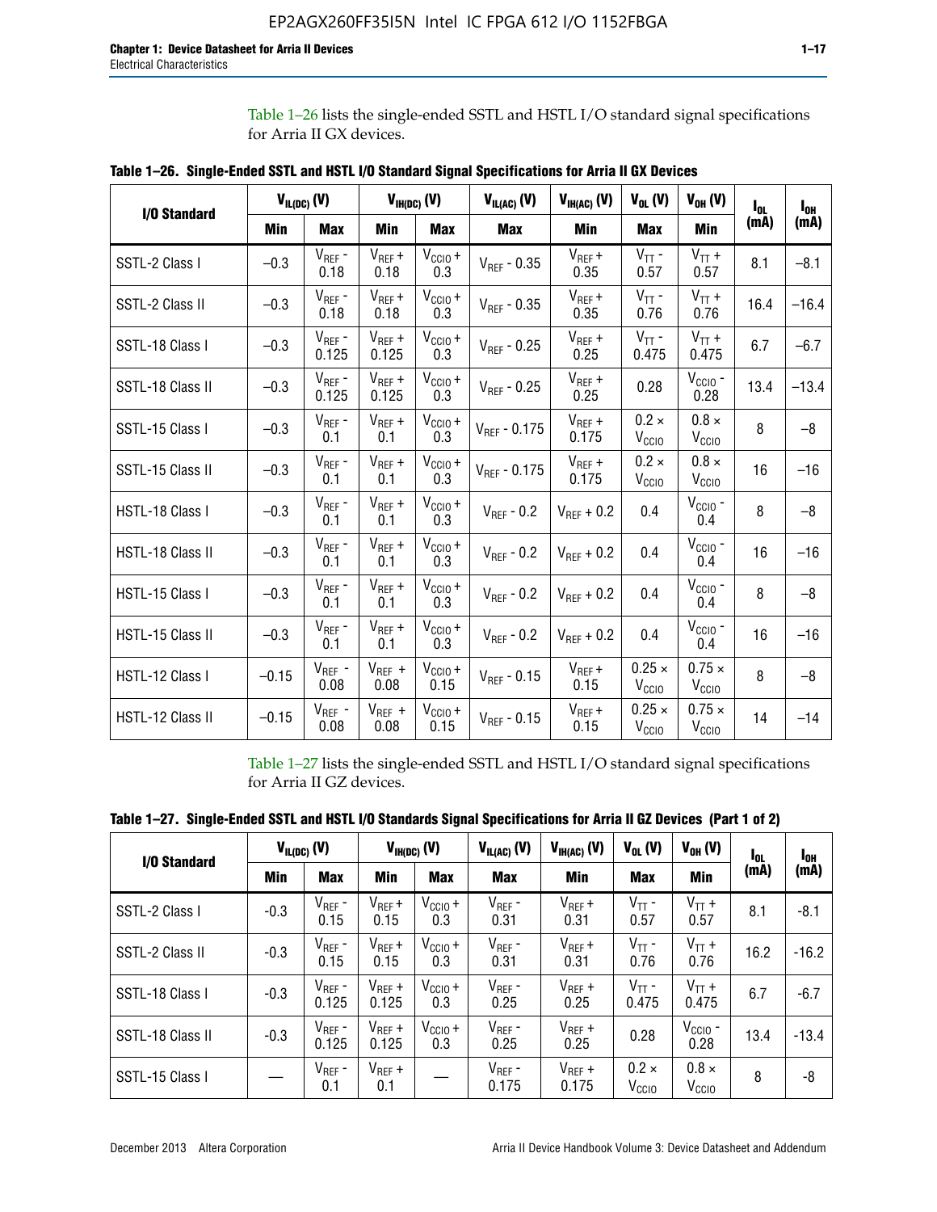Table 1–26 lists the single-ended SSTL and HSTL I/O standard signal specifications for Arria II GX devices.

**Table 1–26. Single-Ended SSTL and HSTL I/O Standard Signal Specifications for Arria II GX Devices**

| I/O Standard | $V_{IL(DC)}$ (V) | | $V_{IH(DC)}$ (V) | | $V_{IL(AC)}$ (V) | $V_{IH(AC)}$ (V) | $V_{OL}$ (V) | $V_{OH}$ (V) | $I_{OL}$ (mA) | $I_{OH}$ (mA) |
|---|---|---|---|---|---|---|---|---|---|---|
| | Min | Max | Min | Max | Max | Min | Max | Min | | |
| SSTL-2 Class I | –0.3 | $V_{REF}$ - 0.18 | $V_{REF}$ + 0.18 | $V_{CCIO}$ + 0.3 | $V_{REF}$ - 0.35 | $V_{REF}$ + 0.35 | $V_{TT}$ - 0.57 | $V_{TT}$ + 0.57 | 8.1 | –8.1 |
| SSTL-2 Class II | –0.3 | $V_{REF}$ - 0.18 | $V_{REF}$ + 0.18 | $V_{CCIO}$ + 0.3 | $V_{REF}$ - 0.35 | $V_{REF}$ + 0.35 | $V_{TT}$ - 0.76 | $V_{TT}$ + 0.76 | 16.4 | –16.4 |
| SSTL-18 Class I | –0.3 | $V_{REF}$ - 0.125 | $V_{REF}$ + 0.125 | $V_{CCIO}$ + 0.3 | $V_{REF}$ - 0.25 | $V_{REF}$ + 0.25 | $V_{TT}$ - 0.475 | $V_{TT}$ + 0.475 | 6.7 | –6.7 |
| SSTL-18 Class II | –0.3 | $V_{REF}$ - 0.125 | $V_{REF}$ + 0.125 | $V_{CCIO}$ + 0.3 | $V_{REF}$ - 0.25 | $V_{REF}$ + 0.25 | 0.28 | $V_{CCIO}$ - 0.28 | 13.4 | –13.4 |
| SSTL-15 Class I | –0.3 | $V_{REF}$ - 0.1 | $V_{REF}$ + 0.1 | $V_{CCIO}$ + 0.3 | $V_{REF}$ - 0.175 | $V_{REF}$ + 0.175 | 0.2 × $V_{CCIO}$ | 0.8 × $V_{CCIO}$ | 8 | –8 |
| SSTL-15 Class II | –0.3 | $V_{REF}$ - 0.1 | $V_{REF}$ + 0.1 | $V_{CCIO}$ + 0.3 | $V_{REF}$ - 0.175 | $V_{REF}$ + 0.175 | 0.2 × $V_{CCIO}$ | 0.8 × $V_{CCIO}$ | 16 | –16 |
| HSTL-18 Class I | –0.3 | $V_{REF}$ - 0.1 | $V_{REF}$ + 0.1 | $V_{CCIO}$ + 0.3 | $V_{REF}$ - 0.2 | $V_{REF}$ + 0.2 | 0.4 | $V_{CCIO}$ - 0.4 | 8 | –8 |
| HSTL-18 Class II | –0.3 | $V_{REF}$ - 0.1 | $V_{REF}$ + 0.1 | $V_{CCIO}$ + 0.3 | $V_{REF}$ - 0.2 | $V_{REF}$ + 0.2 | 0.4 | $V_{CCIO}$ - 0.4 | 16 | –16 |
| HSTL-15 Class I | –0.3 | $V_{REF}$ - 0.1 | $V_{REF}$ + 0.1 | $V_{CCIO}$ + 0.3 | $V_{REF}$ - 0.2 | $V_{REF}$ + 0.2 | 0.4 | $V_{CCIO}$ - 0.4 | 8 | –8 |
| HSTL-15 Class II | –0.3 | $V_{REF}$ - 0.1 | $V_{REF}$ + 0.1 | $V_{CCIO}$ + 0.3 | $V_{REF}$ - 0.2 | $V_{REF}$ + 0.2 | 0.4 | $V_{CCIO}$ - 0.4 | 16 | –16 |
| HSTL-12 Class I | –0.15 | $V_{REF}$ - 0.08 | $V_{REF}$ + 0.08 | $V_{CCIO}$ + 0.15 | $V_{REF}$ - 0.15 | $V_{REF}$ + 0.15 | 0.25 × $V_{CCIO}$ | 0.75 × $V_{CCIO}$ | 8 | –8 |
| HSTL-12 Class II | –0.15 | $V_{REF}$ - 0.08 | $V_{REF}$ + 0.08 | $V_{CCIO}$ + 0.15 | $V_{REF}$ - 0.15 | $V_{REF}$ + 0.15 | 0.25 × $V_{CCIO}$ | 0.75 × $V_{CCIO}$ | 14 | –14 |

Table 1–27 lists the single-ended SSTL and HSTL I/O standard signal specifications for Arria II GZ devices.

**Table 1–27. Single-Ended SSTL and HSTL I/O Standards Signal Specifications for Arria II GZ Devices (Part 1 of 2)**

| I/O Standard | $V_{IL(DC)}$ (V) | | $V_{IH(DC)}$ (V) | | $V_{IL(AC)}$ (V) | $V_{IH(AC)}$ (V) | $V_{OL}$ (V) | $V_{OH}$ (V) | $I_{OL}$ (mA) | $I_{OH}$ (mA) |
|---|---|---|---|---|---|---|---|---|---|---|
| | Min | Max | Min | Max | Max | Min | Max | Min | | |
| SSTL-2 Class I | -0.3 | $V_{REF}$ - 0.15 | $V_{REF}$ + 0.15 | $V_{CCIO}$ + 0.3 | $V_{REF}$ - 0.31 | $V_{REF}$ + 0.31 | $V_{TT}$ - 0.57 | $V_{TT}$ + 0.57 | 8.1 | -8.1 |
| SSTL-2 Class II | -0.3 | $V_{REF}$ - 0.15 | $V_{REF}$ + 0.15 | $V_{CCIO}$ + 0.3 | $V_{REF}$ - 0.31 | $V_{REF}$ + 0.31 | $V_{TT}$ - 0.76 | $V_{TT}$ + 0.76 | 16.2 | -16.2 |
| SSTL-18 Class I | -0.3 | $V_{REF}$ - 0.125 | $V_{REF}$ + 0.125 | $V_{CCIO}$ + 0.3 | $V_{REF}$ - 0.25 | $V_{REF}$ + 0.25 | $V_{TT}$ - 0.475 | $V_{TT}$ + 0.475 | 6.7 | -6.7 |
| SSTL-18 Class II | -0.3 | $V_{REF}$ - 0.125 | $V_{REF}$ + 0.125 | $V_{CCIO}$ + 0.3 | $V_{REF}$ - 0.25 | $V_{REF}$ + 0.25 | 0.28 | $V_{CCIO}$ - 0.28 | 13.4 | -13.4 |
| SSTL-15 Class I | — | $V_{REF}$ - 0.1 | $V_{REF}$ + 0.1 | — | $V_{REF}$ - 0.175 | $V_{REF}$ + 0.175 | 0.2 × $V_{CCIO}$ | 0.8 × $V_{CCIO}$ | 8 | -8 |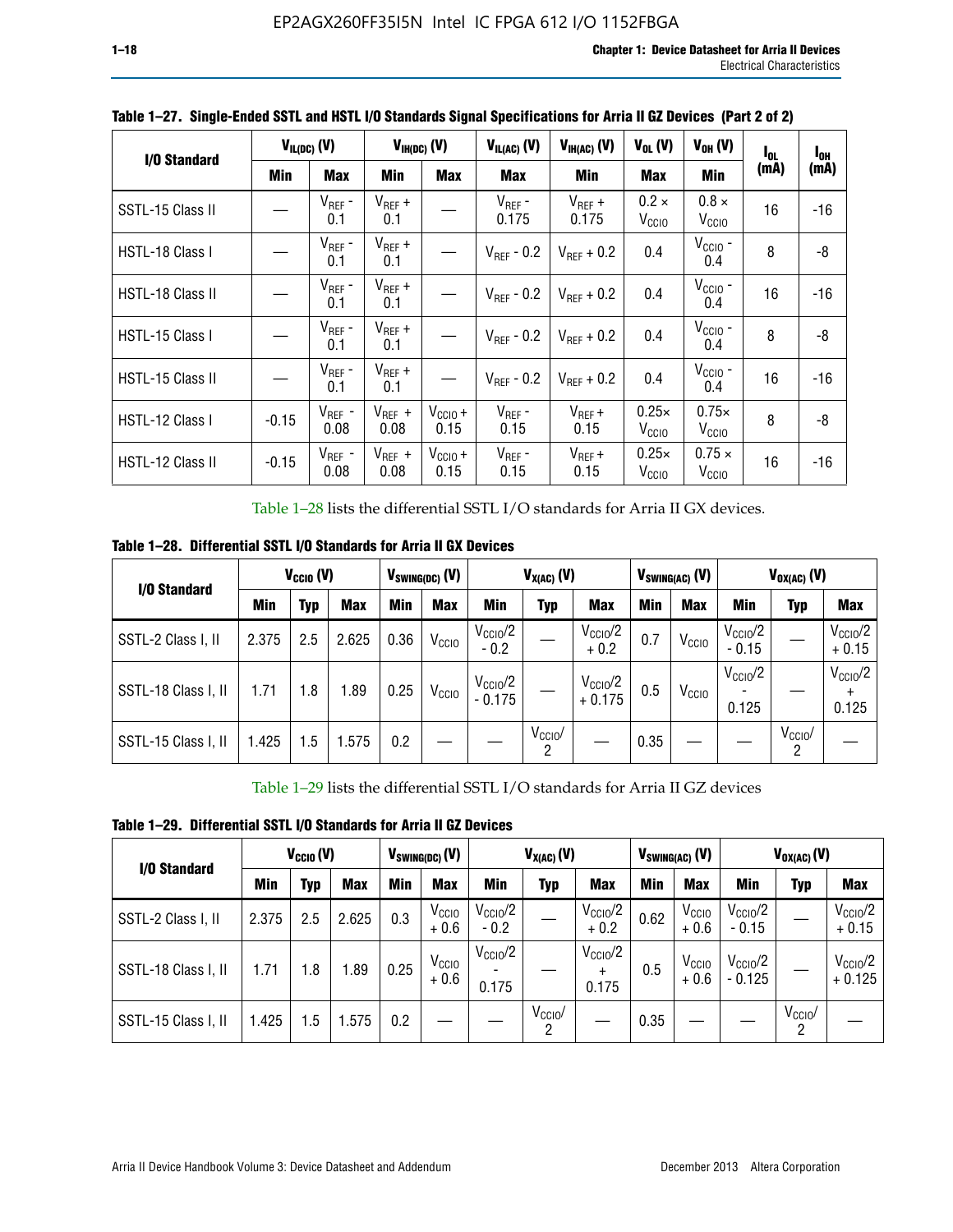**Table 1–27. Single-Ended SSTL and HSTL I/O Standards Signal Specifications for Arria II GZ Devices (Part 2 of 2)**

| I/O Standard | $V_{IL(DC)}$ (V) | | $V_{IH(DC)}$ (V) | | $V_{IL(AC)}$ (V) | $V_{IH(AC)}$ (V) | $V_{OL}$ (V) | $V_{OH}$ (V) | $I_{OL}$ (mA) | $I_{OH}$ (mA) |
|---|---|---|---|---|---|---|---|---|---|---|
| | Min | Max | Min | Max | Max | Min | Max | Min | | |
| SSTL-15 Class II | — | $V_{REF}$ - 0.1 | $V_{REF}$ + 0.1 | — | $V_{REF}$ - 0.175 | $V_{REF}$ + 0.175 | 0.2 × $V_{CCIO}$ | 0.8 × $V_{CCIO}$ | 16 | -16 |
| HSTL-18 Class I | — | $V_{REF}$ - 0.1 | $V_{REF}$ + 0.1 | — | $V_{REF}$ - 0.2 | $V_{REF}$ + 0.2 | 0.4 | $V_{CCIO}$ - 0.4 | 8 | -8 |
| HSTL-18 Class II | — | $V_{REF}$ - 0.1 | $V_{REF}$ + 0.1 | — | $V_{REF}$ - 0.2 | $V_{REF}$ + 0.2 | 0.4 | $V_{CCIO}$ - 0.4 | 16 | -16 |
| HSTL-15 Class I | — | $V_{REF}$ - 0.1 | $V_{REF}$ + 0.1 | — | $V_{REF}$ - 0.2 | $V_{REF}$ + 0.2 | 0.4 | $V_{CCIO}$ - 0.4 | 8 | -8 |
| HSTL-15 Class II | — | $V_{REF}$ - 0.1 | $V_{REF}$ + 0.1 | — | $V_{REF}$ - 0.2 | $V_{REF}$ + 0.2 | 0.4 | $V_{CCIO}$ - 0.4 | 16 | -16 |
| HSTL-12 Class I | -0.15 | $V_{REF}$ - 0.08 | $V_{REF}$ + 0.08 | $V_{CCIO}$ + 0.15 | $V_{REF}$ - 0.15 | $V_{REF}$ + 0.15 | 0.25× $V_{CCIO}$ | 0.75× $V_{CCIO}$ | 8 | -8 |
| HSTL-12 Class II | -0.15 | $V_{REF}$ - 0.08 | $V_{REF}$ + 0.08 | $V_{CCIO}$ + 0.15 | $V_{REF}$ - 0.15 | $V_{REF}$ + 0.15 | 0.25× $V_{CCIO}$ | 0.75 × $V_{CCIO}$ | 16 | -16 |

Table 1–28 lists the differential SSTL I/O standards for Arria II GX devices.

**Table 1–28. Differential SSTL I/O Standards for Arria II GX Devices**

| I/O Standard | $V_{CCIO}$ (V) | | | $V_{SWING(DC)}$ (V) | | $V_{X(AC)}$ (V) | | | $V_{SWING(AC)}$ (V) | | $V_{OX(AC)}$ (V) | | |
|---|---|---|---|---|---|---|---|---|---|---|---|---|---|
| | Min | Typ | Max | Min | Max | Min | Typ | Max | Min | Max | Min | Typ | Max |
| SSTL-2 Class I, II | 2.375 | 2.5 | 2.625 | 0.36 | $V_{CCIO}$ | $V_{CCIO}$/2 - 0.2 | — | $V_{CCIO}$/2 + 0.2 | 0.7 | $V_{CCIO}$ | $V_{CCIO}$/2 - 0.15 | — | $V_{CCIO}$/2 + 0.15 |
| SSTL-18 Class I, II | 1.71 | 1.8 | 1.89 | 0.25 | $V_{CCIO}$ | $V_{CCIO}$/2 - 0.175 | — | $V_{CCIO}$/2 + 0.175 | 0.5 | $V_{CCIO}$ | $V_{CCIO}$/2 - 0.125 | — | $V_{CCIO}$/2 + 0.125 |
| SSTL-15 Class I, II | 1.425 | 1.5 | 1.575 | 0.2 | — | — | $V_{CCIO}$/2 | — | 0.35 | — | — | $V_{CCIO}$/2 | — |

Table 1–29 lists the differential SSTL I/O standards for Arria II GZ devices

**Table 1–29. Differential SSTL I/O Standards for Arria II GZ Devices**

| I/O Standard | $V_{CCIO}$ (V) | | | $V_{SWING(DC)}$ (V) | | $V_{X(AC)}$ (V) | | | $V_{SWING(AC)}$ (V) | | $V_{OX(AC)}$ (V) | | |
|---|---|---|---|---|---|---|---|---|---|---|---|---|---|
| | Min | Typ | Max | Min | Max | Min | Typ | Max | Min | Max | Min | Typ | Max |
| SSTL-2 Class I, II | 2.375 | 2.5 | 2.625 | 0.3 | $V_{CCIO}$ + 0.6 | $V_{CCIO}$/2 - 0.2 | — | $V_{CCIO}$/2 + 0.2 | 0.62 | $V_{CCIO}$ + 0.6 | $V_{CCIO}$/2 - 0.15 | — | $V_{CCIO}$/2 + 0.15 |
| SSTL-18 Class I, II | 1.71 | 1.8 | 1.89 | 0.25 | $V_{CCIO}$ + 0.6 | $V_{CCIO}$/2 - 0.175 | — | $V_{CCIO}$/2 + 0.175 | 0.5 | $V_{CCIO}$ + 0.6 | $V_{CCIO}$/2 - 0.125 | — | $V_{CCIO}$/2 + 0.125 |
| SSTL-15 Class I, II | 1.425 | 1.5 | 1.575 | 0.2 | — | — | $V_{CCIO}$/2 | — | 0.35 | — | — | $V_{CCIO}$/2 | — |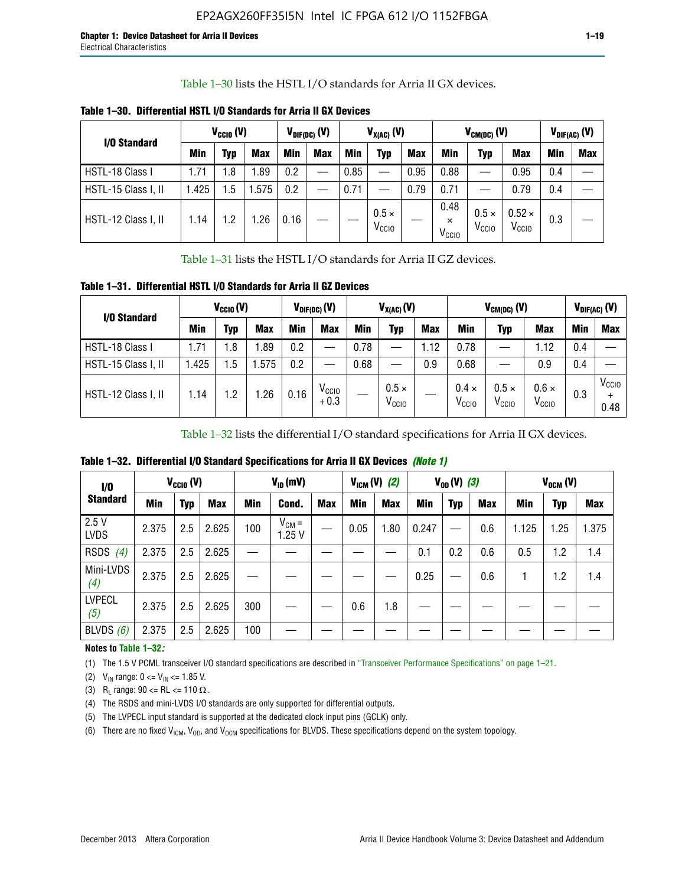Table 1–30 lists the HSTL I/O standards for Arria II GX devices.

**Table 1–30. Differential HSTL I/O Standards for Arria II GX Devices**

| I/O Standard | $V_{CCIO}$ (V) | | | $V_{DIF(DC)}$ (V) | | $V_{X(AC)}$ (V) | | | $V_{CM(DC)}$ (V) | | | $V_{DIF(AC)}$ (V) | |
|---|---|---|---|---|---|---|---|---|---|---|---|---|---|
| | Min | Typ | Max | Min | Max | Min | Typ | Max | Min | Typ | Max | Min | Max |
| HSTL-18 Class I | 1.71 | 1.8 | 1.89 | 0.2 | — | 0.85 | — | 0.95 | 0.88 | — | 0.95 | 0.4 | — |
| HSTL-15 Class I, II | 1.425 | 1.5 | 1.575 | 0.2 | — | 0.71 | — | 0.79 | 0.71 | — | 0.79 | 0.4 | — |
| HSTL-12 Class I, II | 1.14 | 1.2 | 1.26 | 0.16 | — | — | $0.5 \times V_{CCIO}$ | — | $0.48 \times V_{CCIO}$ | $0.5 \times V_{CCIO}$ | $0.52 \times V_{CCIO}$ | 0.3 | — |

Table 1–31 lists the HSTL I/O standards for Arria II GZ devices.

**Table 1–31. Differential HSTL I/O Standards for Arria II GZ Devices**

| I/O Standard | $V_{CCIO}$ (V) | | | $V_{DIF(DC)}$ (V) | | $V_{X(AC)}$ (V) | | | $V_{CM(DC)}$ (V) | | | $V_{DIF(AC)}$ (V) | |
|---|---|---|---|---|---|---|---|---|---|---|---|---|---|
| | Min | Typ | Max | Min | Max | Min | Typ | Max | Min | Typ | Max | Min | Max |
| HSTL-18 Class I | 1.71 | 1.8 | 1.89 | 0.2 | — | 0.78 | — | 1.12 | 0.78 | — | 1.12 | 0.4 | — |
| HSTL-15 Class I, II | 1.425 | 1.5 | 1.575 | 0.2 | — | 0.68 | — | 0.9 | 0.68 | — | 0.9 | 0.4 | — |
| HSTL-12 Class I, II | 1.14 | 1.2 | 1.26 | 0.16 | $V_{CCIO} + 0.3$ | — | $0.5 \times V_{CCIO}$ | — | $0.4 \times V_{CCIO}$ | $0.5 \times V_{CCIO}$ | $0.6 \times V_{CCIO}$ | 0.3 | $V_{CCIO} + 0.48$ |

Table 1–32 lists the differential I/O standard specifications for Arria II GX devices.

**Table 1–32. Differential I/O Standard Specifications for Arria II GX Devices** *(Note 1)*

| I/O Standard | $V_{CCIO}$ (V) | | | $V_{ID}$ (mV) | | | $V_{ICM}$ (V) *(2)* | | $V_{OD}$ (V) *(3)* | | | $V_{OCM}$ (V) | | |
|---|---|---|---|---|---|---|---|---|---|---|---|---|---|---|
| | Min | Typ | Max | Min | Cond. | Max | Min | Max | Min | Typ | Max | Min | Typ | Max |
| 2.5 V LVDS | 2.375 | 2.5 | 2.625 | 100 | $V_{CM}$ = 1.25 V | — | 0.05 | 1.80 | 0.247 | — | 0.6 | 1.125 | 1.25 | 1.375 |
| RSDS *(4)* | 2.375 | 2.5 | 2.625 | — | — | — | — | — | 0.1 | 0.2 | 0.6 | 0.5 | 1.2 | 1.4 |
| Mini-LVDS *(4)* | 2.375 | 2.5 | 2.625 | — | — | — | — | — | 0.25 | — | 0.6 | 1 | 1.2 | 1.4 |
| LVPECL *(5)* | 2.375 | 2.5 | 2.625 | 300 | — | — | 0.6 | 1.8 | — | — | — | — | — | — |
| BLVDS *(6)* | 2.375 | 2.5 | 2.625 | 100 | — | — | — | — | — | — | — | — | — | — |

**Notes to Table 1–32:**

(1) The 1.5 V PCML transceiver I/O standard specifications are described in "Transceiver Performance Specifications" on page 1–21.

(2) $V_{IN}$ range: 0 <= $V_{IN}$ <= 1.85 V.

(3) $R_L$ range: 90 <= RL <= 110 Ω.

(4) The RSDS and mini-LVDS I/O standards are only supported for differential outputs.

(5) The LVPECL input standard is supported at the dedicated clock input pins (GCLK) only.

(6) There are no fixed $V_{ICM}$, $V_{OD}$, and $V_{OCM}$ specifications for BLVDS. These specifications depend on the system topology.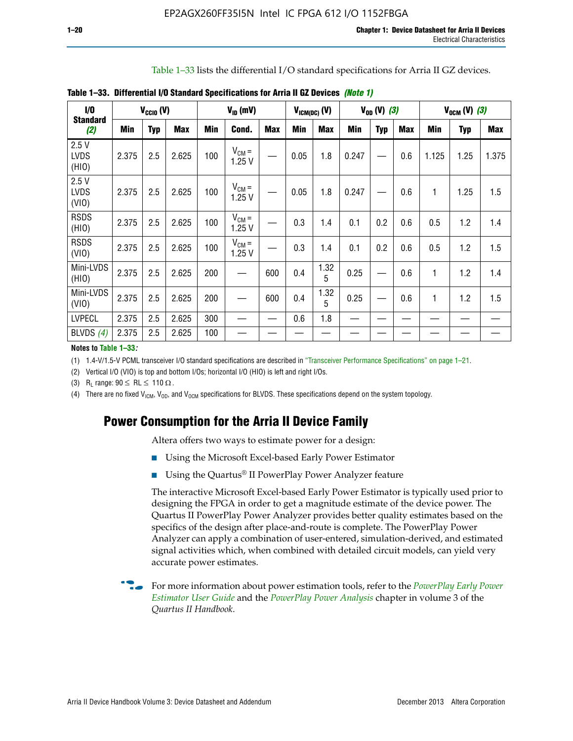Table 1–33 lists the differential I/O standard specifications for Arria II GZ devices.

**Table 1–33. Differential I/O Standard Specifications for Arria II GZ Devices** *(Note 1)*

| I/O Standard (2) | $V_{CCIO}$ (V) | | | $V_{ID}$ (mV) | | | $V_{ICM(DC)}$ (V) | | $V_{OD}$ (V) (3) | | | $V_{OCM}$ (V) (3) | | |
|---|---|---|---|---|---|---|---|---|---|---|---|---|---|---|
| | Min | Typ | Max | Min | Cond. | Max | Min | Max | Min | Typ | Max | Min | Typ | Max |
| 2.5 V LVDS (HIO) | 2.375 | 2.5 | 2.625 | 100 | $V_{CM}$ = 1.25 V | — | 0.05 | 1.8 | 0.247 | — | 0.6 | 1.125 | 1.25 | 1.375 |
| 2.5 V LVDS (VIO) | 2.375 | 2.5 | 2.625 | 100 | $V_{CM}$ = 1.25 V | — | 0.05 | 1.8 | 0.247 | — | 0.6 | 1 | 1.25 | 1.5 |
| RSDS (HIO) | 2.375 | 2.5 | 2.625 | 100 | $V_{CM}$ = 1.25 V | — | 0.3 | 1.4 | 0.1 | 0.2 | 0.6 | 0.5 | 1.2 | 1.4 |
| RSDS (VIO) | 2.375 | 2.5 | 2.625 | 100 | $V_{CM}$ = 1.25 V | — | 0.3 | 1.4 | 0.1 | 0.2 | 0.6 | 0.5 | 1.2 | 1.5 |
| Mini-LVDS (HIO) | 2.375 | 2.5 | 2.625 | 200 | — | 600 | 0.4 | 1.325 | 0.25 | — | 0.6 | 1 | 1.2 | 1.4 |
| Mini-LVDS (VIO) | 2.375 | 2.5 | 2.625 | 200 | — | 600 | 0.4 | 1.325 | 0.25 | — | 0.6 | 1 | 1.2 | 1.5 |
| LVPECL | 2.375 | 2.5 | 2.625 | 300 | — | — | 0.6 | 1.8 | — | — | — | — | — | — |
| BLVDS (4) | 2.375 | 2.5 | 2.625 | 100 | — | — | — | — | — | — | — | — | — | — |

**Notes to Table 1–33:**

(1) 1.4-V/1.5-V PCML transceiver I/O standard specifications are described in "Transceiver Performance Specifications" on page 1–21.

(2) Vertical I/O (VIO) is top and bottom I/Os; horizontal I/O (HIO) is left and right I/Os.

(3) $R_L$ range: $90 \leq RL \leq 110\ \Omega$.

(4) There are no fixed $V_{ICM}$, $V_{OD}$, and $V_{OCM}$ specifications for BLVDS. These specifications depend on the system topology.

## Power Consumption for the Arria II Device Family

Altera offers two ways to estimate power for a design:

- Using the Microsoft Excel-based Early Power Estimator
- Using the Quartus® II PowerPlay Power Analyzer feature

The interactive Microsoft Excel-based Early Power Estimator is typically used prior to designing the FPGA in order to get a magnitude estimate of the device power. The Quartus II PowerPlay Power Analyzer provides better quality estimates based on the specifics of the design after place-and-route is complete. The PowerPlay Power Analyzer can apply a combination of user-entered, simulation-derived, and estimated signal activities which, when combined with detailed circuit models, can yield very accurate power estimates.

For more information about power estimation tools, refer to the *PowerPlay Early Power Estimator User Guide* and the *PowerPlay Power Analysis* chapter in volume 3 of the *Quartus II Handbook*.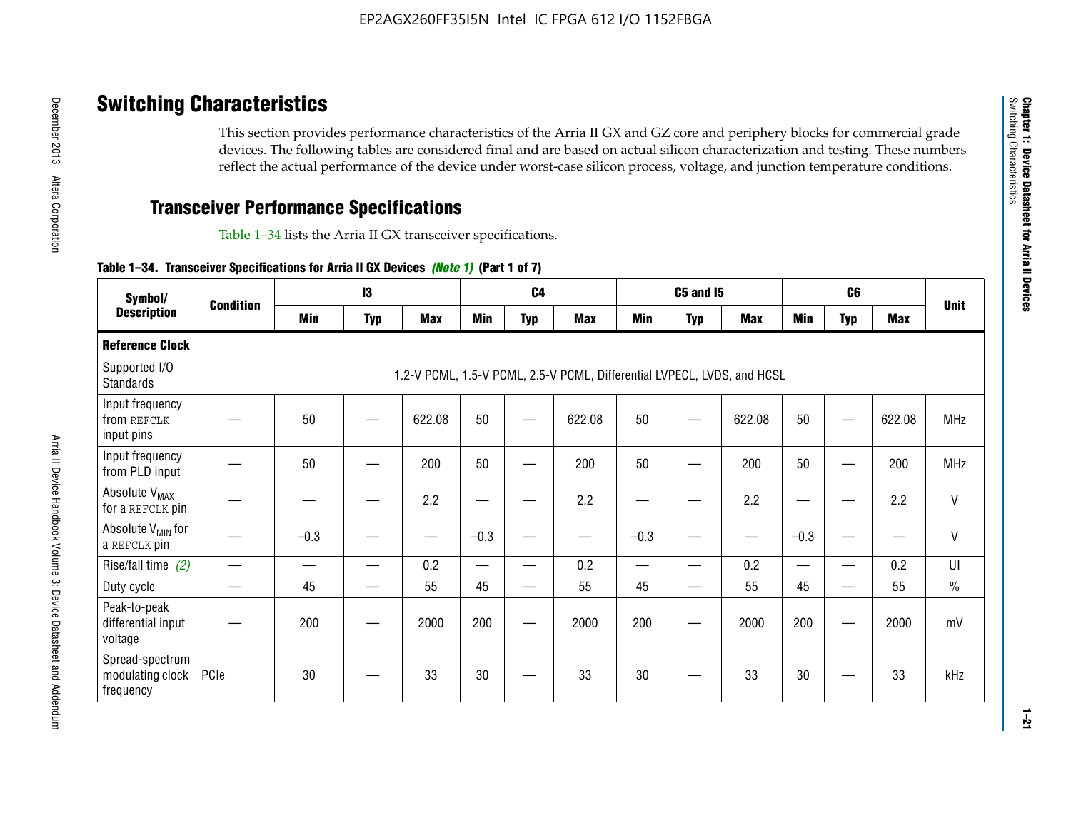## Switching Characteristics

This section provides performance characteristics of the Arria II GX and GZ core and periphery blocks for commercial grade devices. The following tables are considered final and are based on actual silicon characterization and testing. These numbers reflect the actual performance of the device under worst-case silicon process, voltage, and junction temperature conditions.

### Transceiver Performance Specifications

Table 1–34 lists the Arria II GX transceiver specifications.

**Table 1–34. Transceiver Specifications for Arria II GX Devices *(Note 1)* (Part 1 of 7)**

| Symbol/ Description | Condition | I3 | | | C4 | | | C5 and I5 | | | C6 | | | Unit |
|---|---|---|---|---|---|---|---|---|---|---|---|---|---|---|
| | | Min | Typ | Max | Min | Typ | Max | Min | Typ | Max | Min | Typ | Max | |
| **Reference Clock** | | | | | | | | | | | | | | |
| Supported I/O Standards | 1.2-V PCML, 1.5-V PCML, 2.5-V PCML, Differential LVPECL, LVDS, and HCSL | | | | | | | | | | | | | |
| Input frequency from REFCLK input pins | — | 50 | — | 622.08 | 50 | — | 622.08 | 50 | — | 622.08 | 50 | — | 622.08 | MHz |
| Input frequency from PLD input | — | 50 | — | 200 | 50 | — | 200 | 50 | — | 200 | 50 | — | 200 | MHz |
| Absolute $V_{MAX}$ for a REFCLK pin | — | — | — | 2.2 | — | — | 2.2 | — | — | 2.2 | — | — | 2.2 | V |
| Absolute $V_{MIN}$ for a REFCLK pin | — | –0.3 | — | — | –0.3 | — | — | –0.3 | — | — | –0.3 | — | — | V |
| Rise/fall time *(2)* | — | — | — | 0.2 | — | — | 0.2 | — | — | 0.2 | — | — | 0.2 | UI |
| Duty cycle | — | 45 | — | 55 | 45 | — | 55 | 45 | — | 55 | 45 | — | 55 | % |
| Peak-to-peak differential input voltage | — | 200 | — | 2000 | 200 | — | 2000 | 200 | — | 2000 | 200 | — | 2000 | mV |
| Spread-spectrum modulating clock frequency | PCIe | 30 | — | 33 | 30 | — | 33 | 30 | — | 33 | 30 | — | 33 | kHz |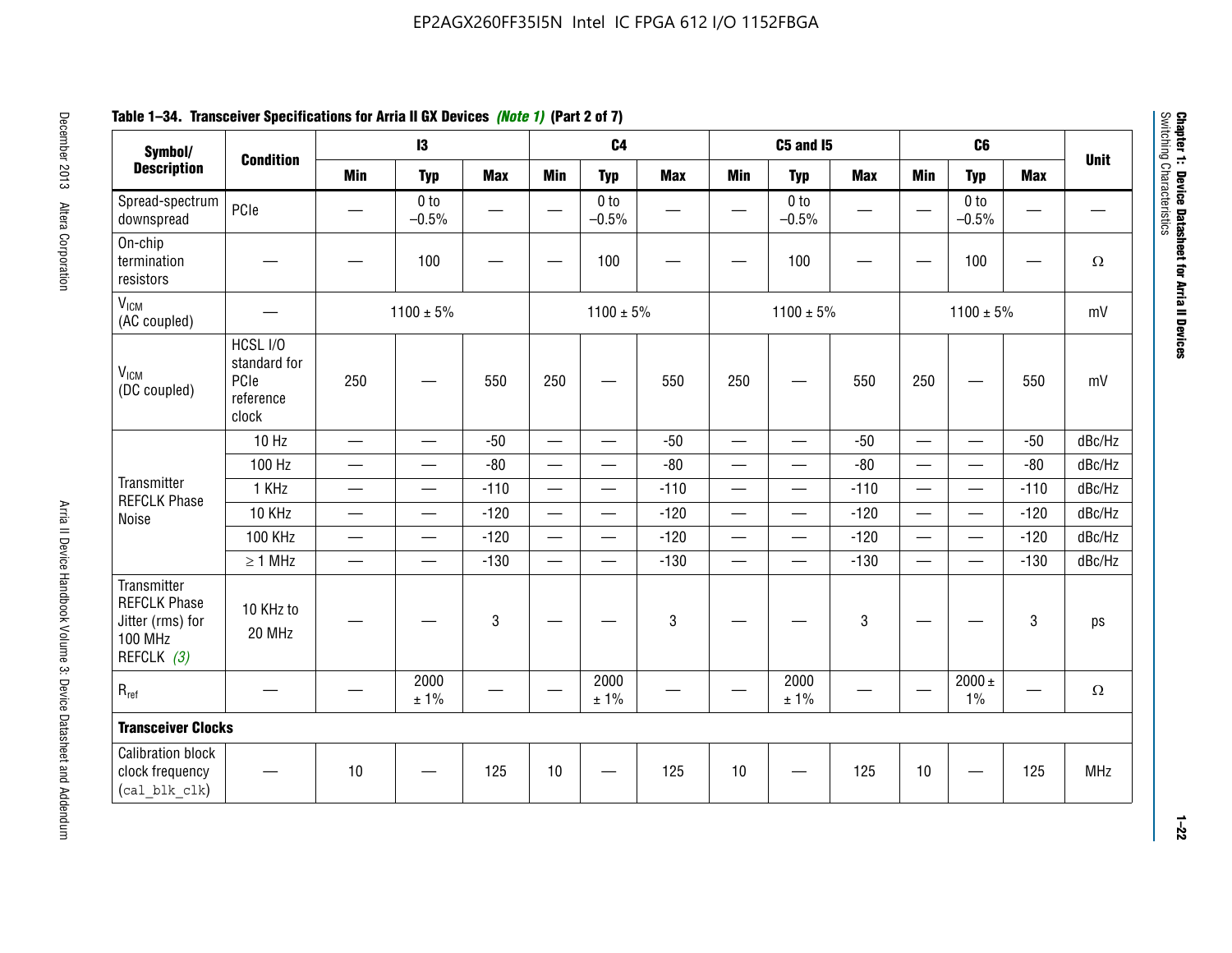**Table 1–34. Transceiver Specifications for Arria II GX Devices *(Note 1)* (Part 2 of 7)**

| Symbol/ Description | Condition | I3 | | | C4 | | | C5 and I5 | | | C6 | | | Unit |
|---|---|---|---|---|---|---|---|---|---|---|---|---|---|---|
| | | Min | Typ | Max | Min | Typ | Max | Min | Typ | Max | Min | Typ | Max | |
| Spread-spectrum downspread | PCIe | — | 0 to −0.5% | — | — | 0 to −0.5% | — | — | 0 to −0.5% | — | — | 0 to −0.5% | — | — |
| On-chip termination resistors | — | — | 100 | — | — | 100 | — | — | 100 | — | — | 100 | — | Ω |
| $V_{ICM}$ (AC coupled) | — | 1100 ± 5% | | | 1100 ± 5% | | | 1100 ± 5% | | | 1100 ± 5% | | | mV |
| $V_{ICM}$ (DC coupled) | HCSL I/O standard for PCIe reference clock | 250 | — | 550 | 250 | — | 550 | 250 | — | 550 | 250 | — | 550 | mV |
| Transmitter REFCLK Phase Noise | 10 Hz | — | — | -50 | — | — | -50 | — | — | -50 | — | — | -50 | dBc/Hz |
| | 100 Hz | — | — | -80 | — | — | -80 | — | — | -80 | — | — | -80 | dBc/Hz |
| | 1 KHz | — | — | -110 | — | — | -110 | — | — | -110 | — | — | -110 | dBc/Hz |
| | 10 KHz | — | — | -120 | — | — | -120 | — | — | -120 | — | — | -120 | dBc/Hz |
| | 100 KHz | — | — | -120 | — | — | -120 | — | — | -120 | — | — | -120 | dBc/Hz |
| | ≥ 1 MHz | — | — | -130 | — | — | -130 | — | — | -130 | — | — | -130 | dBc/Hz |
| Transmitter REFCLK Phase Jitter (rms) for 100 MHz REFCLK *(3)* | 10 KHz to 20 MHz | — | — | 3 | — | — | 3 | — | — | 3 | — | — | 3 | ps |
| $R_{ref}$ | — | — | 2000 ± 1% | — | — | 2000 ± 1% | — | — | 2000 ± 1% | — | — | 2000 ± 1% | — | Ω |
| **Transceiver Clocks** | | | | | | | | | | | | | | |
| Calibration block clock frequency (`cal_blk_clk`) | — | 10 | — | 125 | 10 | — | 125 | 10 | — | 125 | 10 | — | 125 | MHz |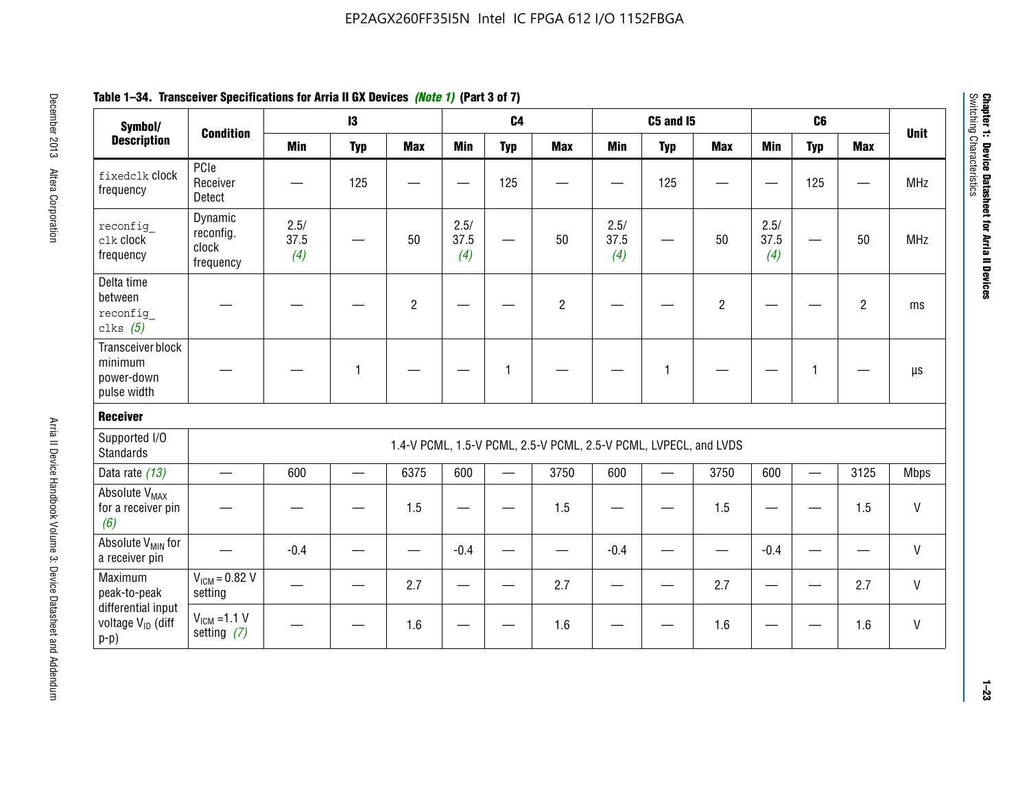**Table 1–34. Transceiver Specifications for Arria II GX Devices *(Note 1)* (Part 3 of 7)**

| Symbol/ Description | Condition | I3 | | | C4 | | | C5 and I5 | | | C6 | | | Unit |
|---|---|---|---|---|---|---|---|---|---|---|---|---|---|---|
| | | Min | Typ | Max | Min | Typ | Max | Min | Typ | Max | Min | Typ | Max | |
| `fixedclk` clock frequency | PCIe Receiver Detect | — | 125 | — | — | 125 | — | — | 125 | — | — | 125 | — | MHz |
| `reconfig_clk` clock frequency | Dynamic reconfig. clock frequency | 2.5/ 37.5 *(4)* | — | 50 | 2.5/ 37.5 *(4)* | — | 50 | 2.5/ 37.5 *(4)* | — | 50 | 2.5/ 37.5 *(4)* | — | 50 | MHz |
| Delta time between `reconfig_clks` *(5)* | — | — | — | 2 | — | — | 2 | — | — | 2 | — | — | 2 | ms |
| Transceiver block minimum power-down pulse width | — | — | 1 | — | — | 1 | — | — | 1 | — | — | 1 | — | µs |
| **Receiver** | | | | | | | | | | | | | | |
| Supported I/O Standards | 1.4-V PCML, 1.5-V PCML, 2.5-V PCML, 2.5-V PCML, LVPECL, and LVDS | | | | | | | | | | | | | |
| Data rate *(13)* | — | 600 | — | 6375 | 600 | — | 3750 | 600 | — | 3750 | 600 | — | 3125 | Mbps |
| Absolute $V_{MAX}$ for a receiver pin *(6)* | — | — | — | 1.5 | — | — | 1.5 | — | — | 1.5 | — | — | 1.5 | V |
| Absolute $V_{MIN}$ for a receiver pin | — | -0.4 | — | — | -0.4 | — | — | -0.4 | — | — | -0.4 | — | — | V |
| Maximum peak-to-peak differential input voltage $V_{ID}$ (diff p-p) | $V_{ICM}$ = 0.82 V setting | — | — | 2.7 | — | — | 2.7 | — | — | 2.7 | — | — | 2.7 | V |
| | $V_{ICM}$ =1.1 V setting *(7)* | — | — | 1.6 | — | — | 1.6 | — | — | 1.6 | — | — | 1.6 | V |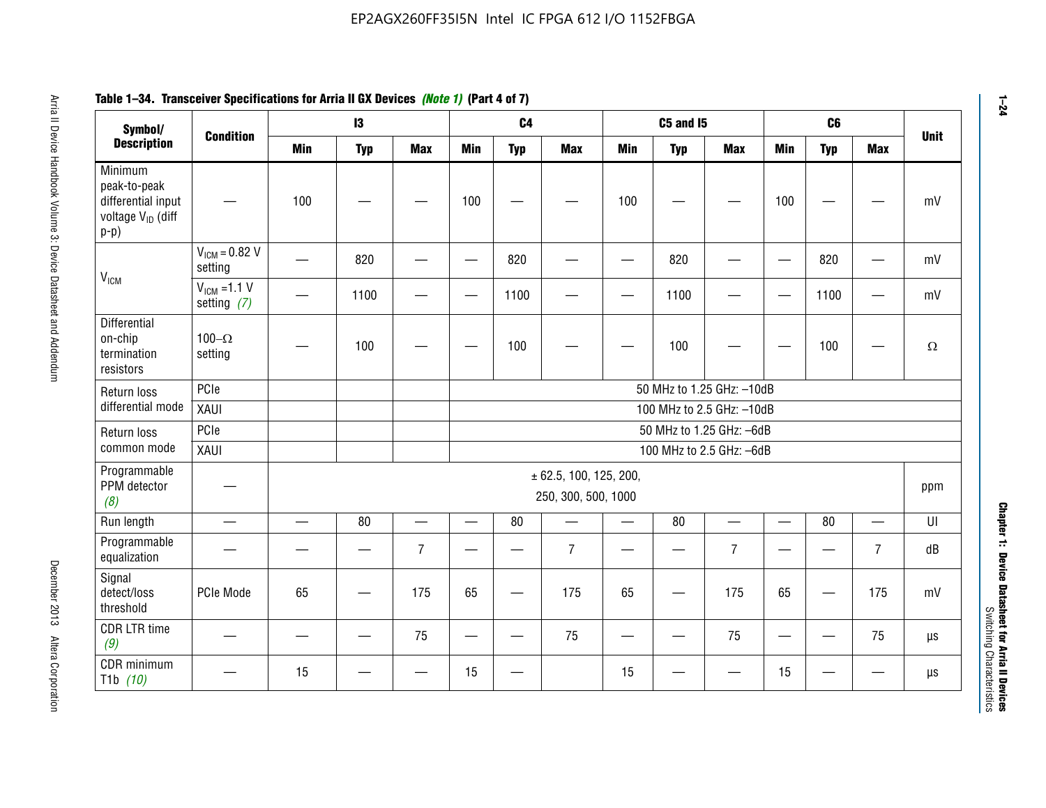**Table 1–34. Transceiver Specifications for Arria II GX Devices *(Note 1)* (Part 4 of 7)**

| Symbol/ Description | Condition | I3 | | | C4 | | | C5 and I5 | | | C6 | | | Unit |
|---|---|---|---|---|---|---|---|---|---|---|---|---|---|---|
| | | Min | Typ | Max | Min | Typ | Max | Min | Typ | Max | Min | Typ | Max | |
| Minimum peak-to-peak differential input voltage $V_{ID}$ (diff p-p) | — | 100 | — | — | 100 | — | — | 100 | — | — | 100 | — | — | mV |
| $V_{ICM}$ | $V_{ICM}$ = 0.82 V setting | — | 820 | — | — | 820 | — | — | 820 | — | — | 820 | — | mV |
| | $V_{ICM}$ =1.1 V setting *(7)* | — | 1100 | — | — | 1100 | — | — | 1100 | — | — | 1100 | — | mV |
| Differential on-chip termination resistors | 100–Ω setting | — | 100 | — | — | 100 | — | — | 100 | — | — | 100 | — | Ω |
| Return loss differential mode | PCIe | | | | 50 MHz to 1.25 GHz: –10dB | | | | | | | | | |
| | XAUI | | | | 100 MHz to 2.5 GHz: –10dB | | | | | | | | | |
| Return loss common mode | PCIe | | | | 50 MHz to 1.25 GHz: –6dB | | | | | | | | | |
| | XAUI | | | | 100 MHz to 2.5 GHz: –6dB | | | | | | | | | |
| Programmable PPM detector *(8)* | — | ± 62.5, 100, 125, 200, 250, 300, 500, 1000 | | | | | | | | | | | | ppm |
| Run length | — | — | 80 | — | — | 80 | — | — | 80 | — | — | 80 | — | UI |
| Programmable equalization | — | — | — | 7 | — | — | 7 | — | — | 7 | — | — | 7 | dB |
| Signal detect/loss threshold | PCIe Mode | 65 | — | 175 | 65 | — | 175 | 65 | — | 175 | 65 | — | 175 | mV |
| CDR LTR time *(9)* | — | — | — | 75 | — | — | 75 | — | — | 75 | — | — | 75 | µs |
| CDR minimum T1b *(10)* | — | 15 | — | — | 15 | — | | 15 | — | — | 15 | — | — | µs |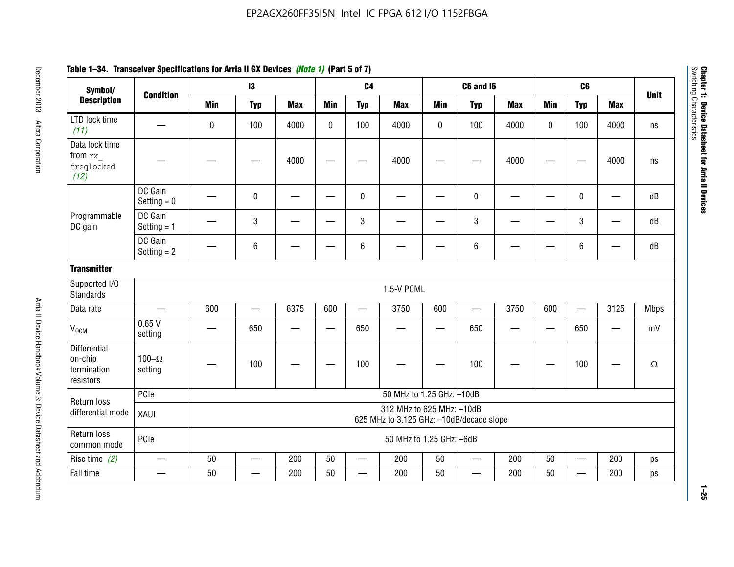**Table 1–34. Transceiver Specifications for Arria II GX Devices** *(Note 1)* **(Part 5 of 7)**

| Symbol/ Description | Condition | I3 | | | C4 | | | C5 and I5 | | | C6 | | | Unit |
|---|---|---|---|---|---|---|---|---|---|---|---|---|---|---|
| | | Min | Typ | Max | Min | Typ | Max | Min | Typ | Max | Min | Typ | Max | |
| LTD lock time *(11)* | — | 0 | 100 | 4000 | 0 | 100 | 4000 | 0 | 100 | 4000 | 0 | 100 | 4000 | ns |
| Data lock time from `rx_freqlocked` *(12)* | — | — | — | 4000 | — | — | 4000 | — | — | 4000 | — | — | 4000 | ns |
| Programmable DC gain | DC Gain Setting = 0 | — | 0 | — | — | 0 | — | — | 0 | — | — | 0 | — | dB |
| | DC Gain Setting = 1 | — | 3 | — | — | 3 | — | — | 3 | — | — | 3 | — | dB |
| | DC Gain Setting = 2 | — | 6 | — | — | 6 | — | — | 6 | — | — | 6 | — | dB |
| **Transmitter** | | | | | | | | | | | | | | |
| Supported I/O Standards | 1.5-V PCML | | | | | | | | | | | | | |
| Data rate | — | 600 | — | 6375 | 600 | — | 3750 | 600 | — | 3750 | 600 | — | 3125 | Mbps |
| $V_{OCM}$ | 0.65 V setting | — | 650 | — | — | 650 | — | — | 650 | — | — | 650 | — | mV |
| Differential on-chip termination resistors | 100–Ω setting | — | 100 | — | — | 100 | — | — | 100 | — | — | 100 | — | Ω |
| Return loss differential mode | PCIe | 50 MHz to 1.25 GHz: –10dB | | | | | | | | | | | | |
| | XAUI | 312 MHz to 625 MHz: –10dB<br>625 MHz to 3.125 GHz: –10dB/decade slope | | | | | | | | | | | | |
| Return loss common mode | PCIe | 50 MHz to 1.25 GHz: –6dB | | | | | | | | | | | | |
| Rise time *(2)* | — | 50 | — | 200 | 50 | — | 200 | 50 | — | 200 | 50 | — | 200 | ps |
| Fall time | — | 50 | — | 200 | 50 | — | 200 | 50 | — | 200 | 50 | — | 200 | ps |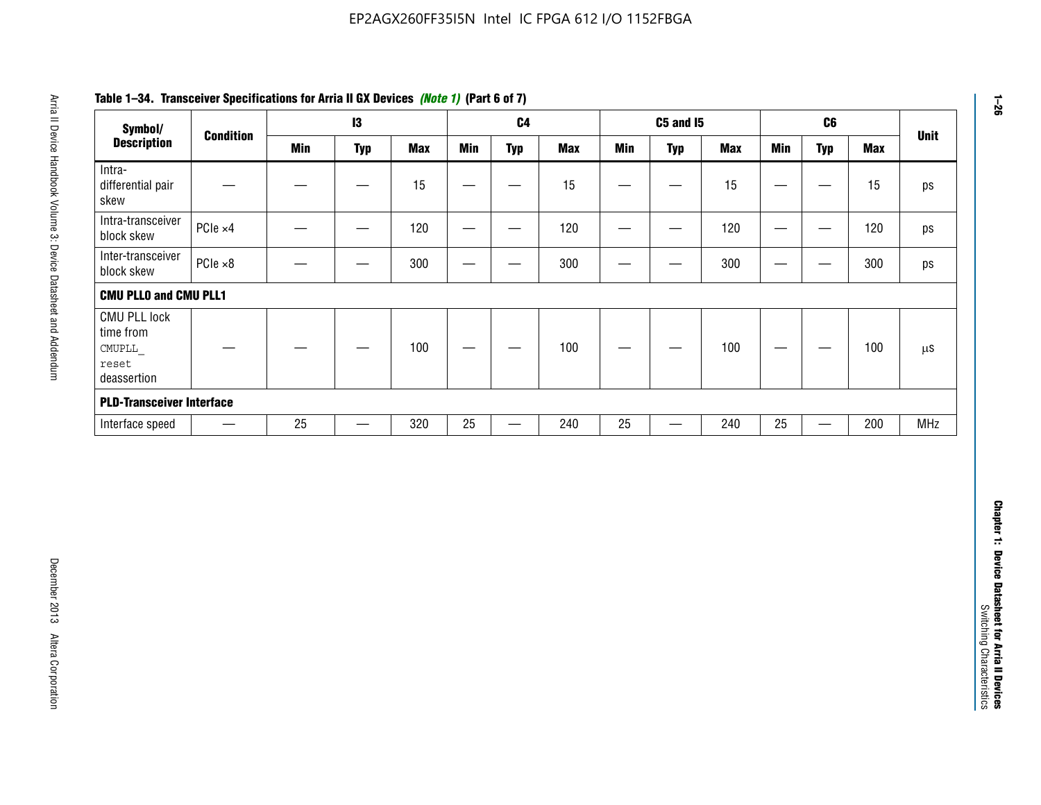**Table 1–34. Transceiver Specifications for Arria II GX Devices *(Note 1)* (Part 6 of 7)**

| Symbol/ Description | Condition | I3 | | | C4 | | | C5 and I5 | | | C6 | | | Unit |
|---|---|---|---|---|---|---|---|---|---|---|---|---|---|---|
| | | Min | Typ | Max | Min | Typ | Max | Min | Typ | Max | Min | Typ | Max | |
| Intra-differential pair skew | — | — | — | 15 | — | — | 15 | — | — | 15 | — | — | 15 | ps |
| Intra-transceiver block skew | PCIe ×4 | — | — | 120 | — | — | 120 | — | — | 120 | — | — | 120 | ps |
| Inter-transceiver block skew | PCIe ×8 | — | — | 300 | — | — | 300 | — | — | 300 | — | — | 300 | ps |
| **CMU PLL0 and CMU PLL1** | | | | | | | | | | | | | | |
| CMU PLL lock time from `CMUPLL_reset` deassertion | — | — | — | 100 | — | — | 100 | — | — | 100 | — | — | 100 | µs |
| **PLD-Transceiver Interface** | | | | | | | | | | | | | | |
| Interface speed | — | 25 | — | 320 | 25 | — | 240 | 25 | — | 240 | 25 | — | 200 | MHz |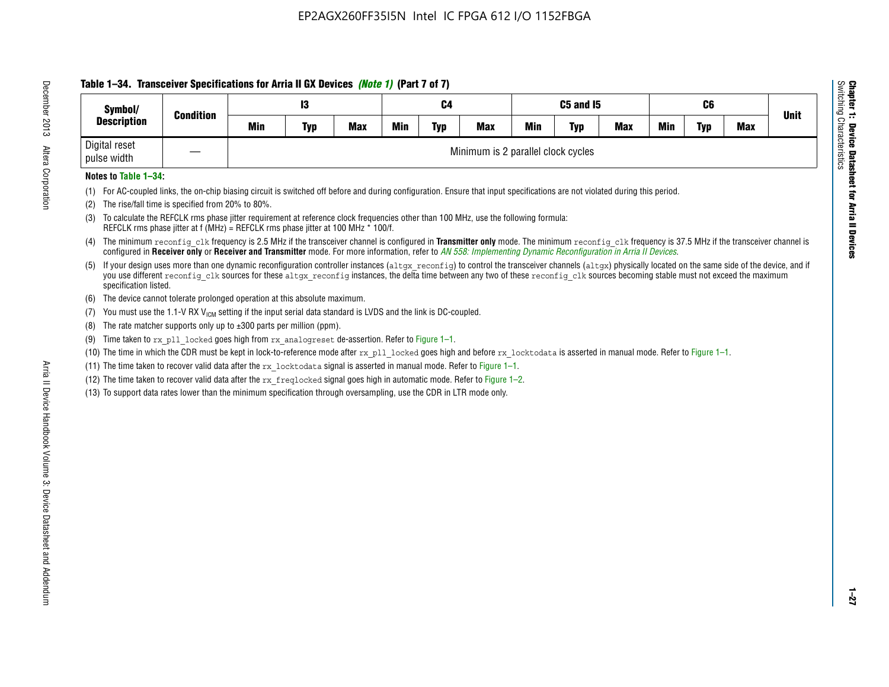**Table 1–34. Transceiver Specifications for Arria II GX Devices *(Note 1)* (Part 7 of 7)**

| Symbol/ Description | Condition | I3 | | | C4 | | | C5 and I5 | | | C6 | | | Unit |
|---|---|---|---|---|---|---|---|---|---|---|---|---|---|---|
| | | Min | Typ | Max | Min | Typ | Max | Min | Typ | Max | Min | Typ | Max | |
| Digital reset pulse width | — | Minimum is 2 parallel clock cycles | | | | | | | | | | | | |

**Notes to Table 1–34:**

(1) For AC-coupled links, the on-chip biasing circuit is switched off before and during configuration. Ensure that input specifications are not violated during this period.

(2) The rise/fall time is specified from 20% to 80%.

(3) To calculate the REFCLK rms phase jitter requirement at reference clock frequencies other than 100 MHz, use the following formula: REFCLK rms phase jitter at f (MHz) = REFCLK rms phase jitter at 100 MHz * 100/f.

(4) The minimum `reconfig_clk` frequency is 2.5 MHz if the transceiver channel is configured in **Transmitter only** mode. The minimum `reconfig_clk` frequency is 37.5 MHz if the transceiver channel is configured in **Receiver only** or **Receiver and Transmitter** mode. For more information, refer to *AN 558: Implementing Dynamic Reconfiguration in Arria II Devices*.

(5) If your design uses more than one dynamic reconfiguration controller instances (`altgx_reconfig`) to control the transceiver channels (`altgx`) physically located on the same side of the device, and if you use different `reconfig_clk` sources for these `altgx_reconfig` instances, the delta time between any two of these `reconfig_clk` sources becoming stable must not exceed the maximum specification listed.

(6) The device cannot tolerate prolonged operation at this absolute maximum.

(7) You must use the 1.1-V RX $V_{ICM}$ setting if the input serial data standard is LVDS and the link is DC-coupled.

(8) The rate matcher supports only up to ±300 parts per million (ppm).

(9) Time taken to `rx_pll_locked` goes high from `rx_analogreset` de-assertion. Refer to Figure 1–1.

(10) The time in which the CDR must be kept in lock-to-reference mode after `rx_pll_locked` goes high and before `rx_locktodata` is asserted in manual mode. Refer to Figure 1–1.

(11) The time taken to recover valid data after the `rx_locktodata` signal is asserted in manual mode. Refer to Figure 1–1.

(12) The time taken to recover valid data after the `rx_freqlocked` signal goes high in automatic mode. Refer to Figure 1–2.

(13) To support data rates lower than the minimum specification through oversampling, use the CDR in LTR mode only.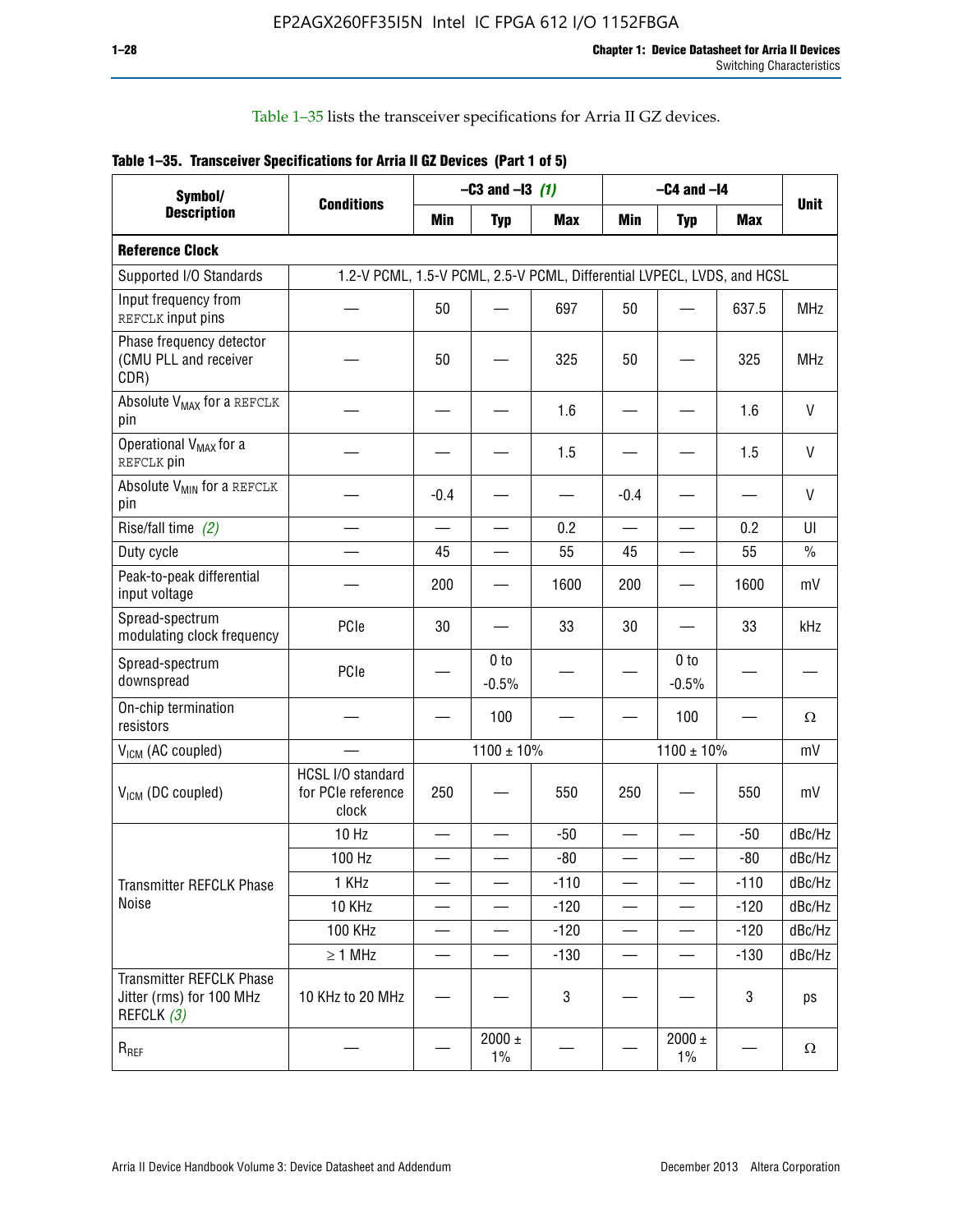Table 1–35 lists the transceiver specifications for Arria II GZ devices.

**Table 1–35. Transceiver Specifications for Arria II GZ Devices (Part 1 of 5)**

| Symbol/ Description | Conditions | –C3 and –I3 *(1)* | | | –C4 and –I4 | | | Unit |
|---|---|---|---|---|---|---|---|---|
| | | Min | Typ | Max | Min | Typ | Max | |
| **Reference Clock** | | | | | | | | |
| Supported I/O Standards | 1.2-V PCML, 1.5-V PCML, 2.5-V PCML, Differential LVPECL, LVDS, and HCSL | | | | | | | |
| Input frequency from REFCLK input pins | — | 50 | — | 697 | 50 | — | 637.5 | MHz |
| Phase frequency detector (CMU PLL and receiver CDR) | — | 50 | — | 325 | 50 | — | 325 | MHz |
| Absolute $V_{MAX}$ for a REFCLK pin | — | — | — | 1.6 | — | — | 1.6 | V |
| Operational $V_{MAX}$ for a REFCLK pin | — | — | — | 1.5 | — | — | 1.5 | V |
| Absolute $V_{MIN}$ for a REFCLK pin | — | -0.4 | — | — | -0.4 | — | — | V |
| Rise/fall time *(2)* | — | — | — | 0.2 | — | — | 0.2 | UI |
| Duty cycle | — | 45 | — | 55 | 45 | — | 55 | % |
| Peak-to-peak differential input voltage | — | 200 | — | 1600 | 200 | — | 1600 | mV |
| Spread-spectrum modulating clock frequency | PCIe | 30 | — | 33 | 30 | — | 33 | kHz |
| Spread-spectrum downspread | PCIe | — | 0 to -0.5% | — | — | 0 to -0.5% | — | — |
| On-chip termination resistors | — | — | 100 | — | — | 100 | — | Ω |
| $V_{ICM}$ (AC coupled) | — | 1100 ± 10% | | | 1100 ± 10% | | | mV |
| $V_{ICM}$ (DC coupled) | HCSL I/O standard for PCIe reference clock | 250 | — | 550 | 250 | — | 550 | mV |
| Transmitter REFCLK Phase Noise | 10 Hz | — | — | -50 | — | — | -50 | dBc/Hz |
| | 100 Hz | — | — | -80 | — | — | -80 | dBc/Hz |
| | 1 KHz | — | — | -110 | — | — | -110 | dBc/Hz |
| | 10 KHz | — | — | -120 | — | — | -120 | dBc/Hz |
| | 100 KHz | — | — | -120 | — | — | -120 | dBc/Hz |
| | ≥ 1 MHz | — | — | -130 | — | — | -130 | dBc/Hz |
| Transmitter REFCLK Phase Jitter (rms) for 100 MHz REFCLK *(3)* | 10 KHz to 20 MHz | — | — | 3 | — | — | 3 | ps |
| $R_{REF}$ | — | — | 2000 ± 1% | — | — | 2000 ± 1% | — | Ω |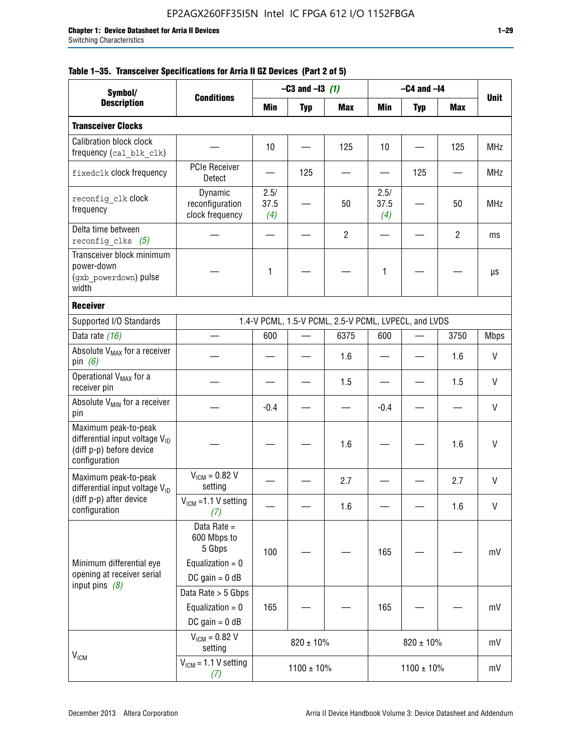**Table 1–35. Transceiver Specifications for Arria II GZ Devices (Part 2 of 5)**

| Symbol/ Description | Conditions | –C3 and –I3 *(1)* | | | –C4 and –I4 | | | Unit |
|---|---|---|---|---|---|---|---|---|
| | | Min | Typ | Max | Min | Typ | Max | |
| **Transceiver Clocks** | | | | | | | | |
| Calibration block clock frequency (`cal_blk_clk`) | — | 10 | — | 125 | 10 | — | 125 | MHz |
| `fixedclk` clock frequency | PCIe Receiver Detect | — | 125 | — | — | 125 | — | MHz |
| `reconfig_clk` clock frequency | Dynamic reconfiguration clock frequency | 2.5/ 37.5 *(4)* | — | 50 | 2.5/ 37.5 *(4)* | — | 50 | MHz |
| Delta time between `reconfig_clks` *(5)* | — | — | — | 2 | — | — | 2 | ms |
| Transceiver block minimum power-down (`gxb_powerdown`) pulse width | — | 1 | — | — | 1 | — | — | µs |
| **Receiver** | | | | | | | | |
| Supported I/O Standards | 1.4-V PCML, 1.5-V PCML, 2.5-V PCML, LVPECL, and LVDS | | | | | | | |
| Data rate *(16)* | — | 600 | — | 6375 | 600 | — | 3750 | Mbps |
| Absolute $V_{MAX}$ for a receiver pin *(6)* | — | — | — | 1.6 | — | — | 1.6 | V |
| Operational $V_{MAX}$ for a receiver pin | — | — | — | 1.5 | — | — | 1.5 | V |
| Absolute $V_{MIN}$ for a receiver pin | — | -0.4 | — | — | -0.4 | — | — | V |
| Maximum peak-to-peak differential input voltage $V_{ID}$ (diff p-p) before device configuration | — | — | — | 1.6 | — | — | 1.6 | V |
| Maximum peak-to-peak differential input voltage $V_{ID}$ (diff p-p) after device configuration | $V_{ICM}$ = 0.82 V setting | — | — | 2.7 | — | — | 2.7 | V |
| | $V_{ICM}$ =1.1 V setting *(7)* | — | — | 1.6 | — | — | 1.6 | V |
| Minimum differential eye opening at receiver serial input pins *(8)* | Data Rate = 600 Mbps to 5 Gbps Equalization = 0 DC gain = 0 dB | 100 | — | — | 165 | — | — | mV |
| | Data Rate > 5 Gbps Equalization = 0 DC gain = 0 dB | 165 | — | — | 165 | — | — | mV |
| $V_{ICM}$ | $V_{ICM}$ = 0.82 V setting | 820 ± 10% | | | 820 ± 10% | | | mV |
| | $V_{ICM}$ = 1.1 V setting *(7)* | 1100 ± 10% | | | 1100 ± 10% | | | mV |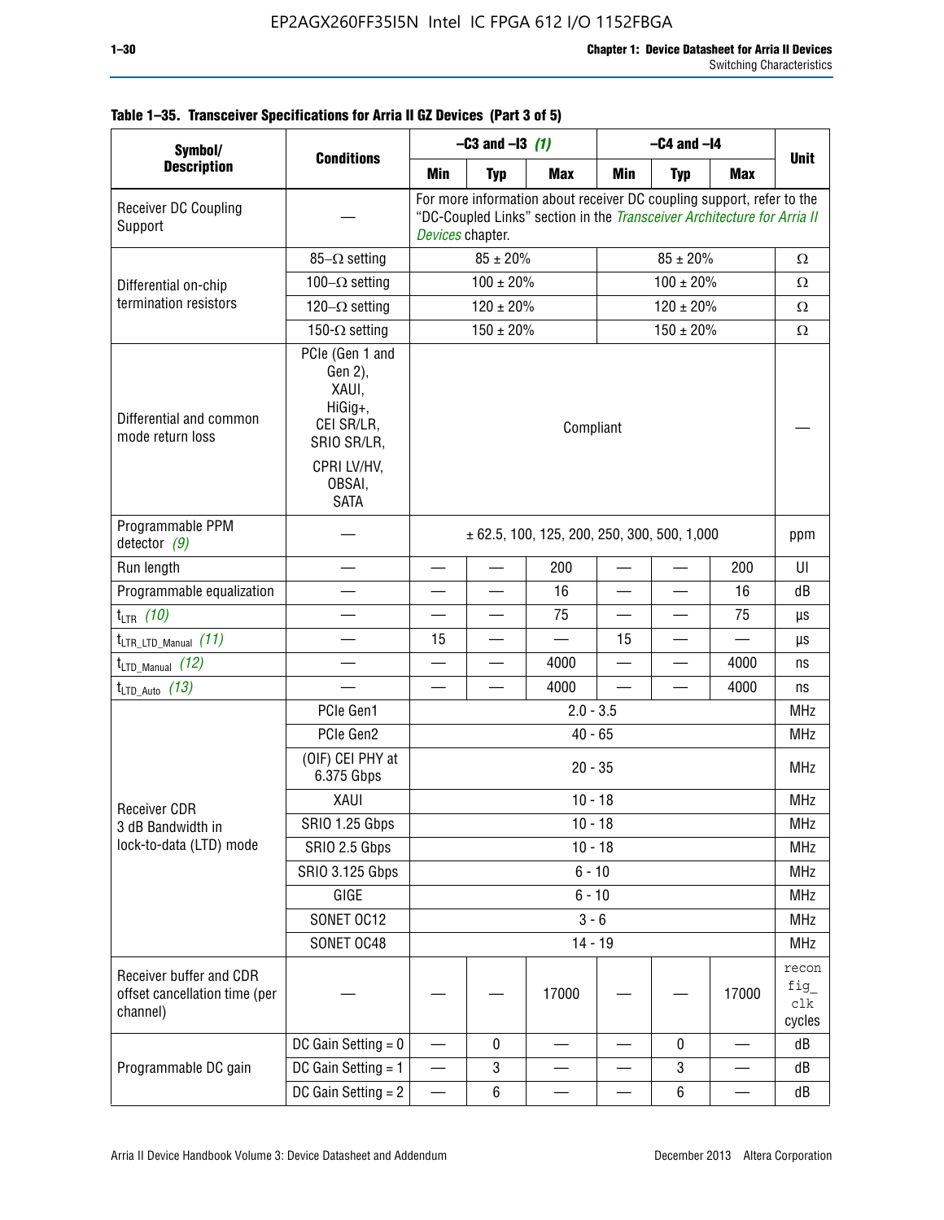**Table 1–35. Transceiver Specifications for Arria II GZ Devices (Part 3 of 5)**

| Symbol/ Description | Conditions | –C3 and –I3 *(1)* | | | –C4 and –I4 | | | Unit |
|---|---|---|---|---|---|---|---|---|
| | | Min | Typ | Max | Min | Typ | Max | |
| Receiver DC Coupling Support | — | For more information about receiver DC coupling support, refer to the “DC-Coupled Links” section in the *Transceiver Architecture for Arria II Devices* chapter. | | | | | | |
| Differential on-chip termination resistors | 85–Ω setting | 85 ± 20% | | | 85 ± 20% | | | Ω |
| | 100–Ω setting | 100 ± 20% | | | 100 ± 20% | | | Ω |
| | 120–Ω setting | 120 ± 20% | | | 120 ± 20% | | | Ω |
| | 150-Ω setting | 150 ± 20% | | | 150 ± 20% | | | Ω |
| Differential and common mode return loss | PCIe (Gen 1 and Gen 2), XAUI, HiGig+, CEI SR/LR, SRIO SR/LR, CPRI LV/HV, OBSAI, SATA | Compliant | | | | | | — |
| Programmable PPM detector *(9)* | — | ± 62.5, 100, 125, 200, 250, 300, 500, 1,000 | | | | | | ppm |
| Run length | — | — | — | 200 | — | — | 200 | UI |
| Programmable equalization | — | — | — | 16 | — | — | 16 | dB |
| $t_{LTR}$ *(10)* | — | — | — | 75 | — | — | 75 | µs |
| $t_{LTR\_LTD\_Manual}$ *(11)* | — | 15 | — | — | 15 | — | — | µs |
| $t_{LTD\_Manual}$ *(12)* | — | — | — | 4000 | — | — | 4000 | ns |
| $t_{LTD\_Auto}$ *(13)* | — | — | — | 4000 | — | — | 4000 | ns |
| Receiver CDR 3 dB Bandwidth in lock-to-data (LTD) mode | PCIe Gen1 | 2.0 - 3.5 | | | | | | MHz |
| | PCIe Gen2 | 40 - 65 | | | | | | MHz |
| | (OIF) CEI PHY at 6.375 Gbps | 20 - 35 | | | | | | MHz |
| | XAUI | 10 - 18 | | | | | | MHz |
| | SRIO 1.25 Gbps | 10 - 18 | | | | | | MHz |
| | SRIO 2.5 Gbps | 10 - 18 | | | | | | MHz |
| | SRIO 3.125 Gbps | 6 - 10 | | | | | | MHz |
| | GIGE | 6 - 10 | | | | | | MHz |
| | SONET OC12 | 3 - 6 | | | | | | MHz |
| | SONET OC48 | 14 - 19 | | | | | | MHz |
| Receiver buffer and CDR offset cancellation time (per channel) | — | — | — | 17000 | — | — | 17000 | reconfig_clk cycles |
| Programmable DC gain | DC Gain Setting = 0 | — | 0 | — | — | 0 | — | dB |
| | DC Gain Setting = 1 | — | 3 | — | — | 3 | — | dB |
| | DC Gain Setting = 2 | — | 6 | — | — | 6 | — | dB |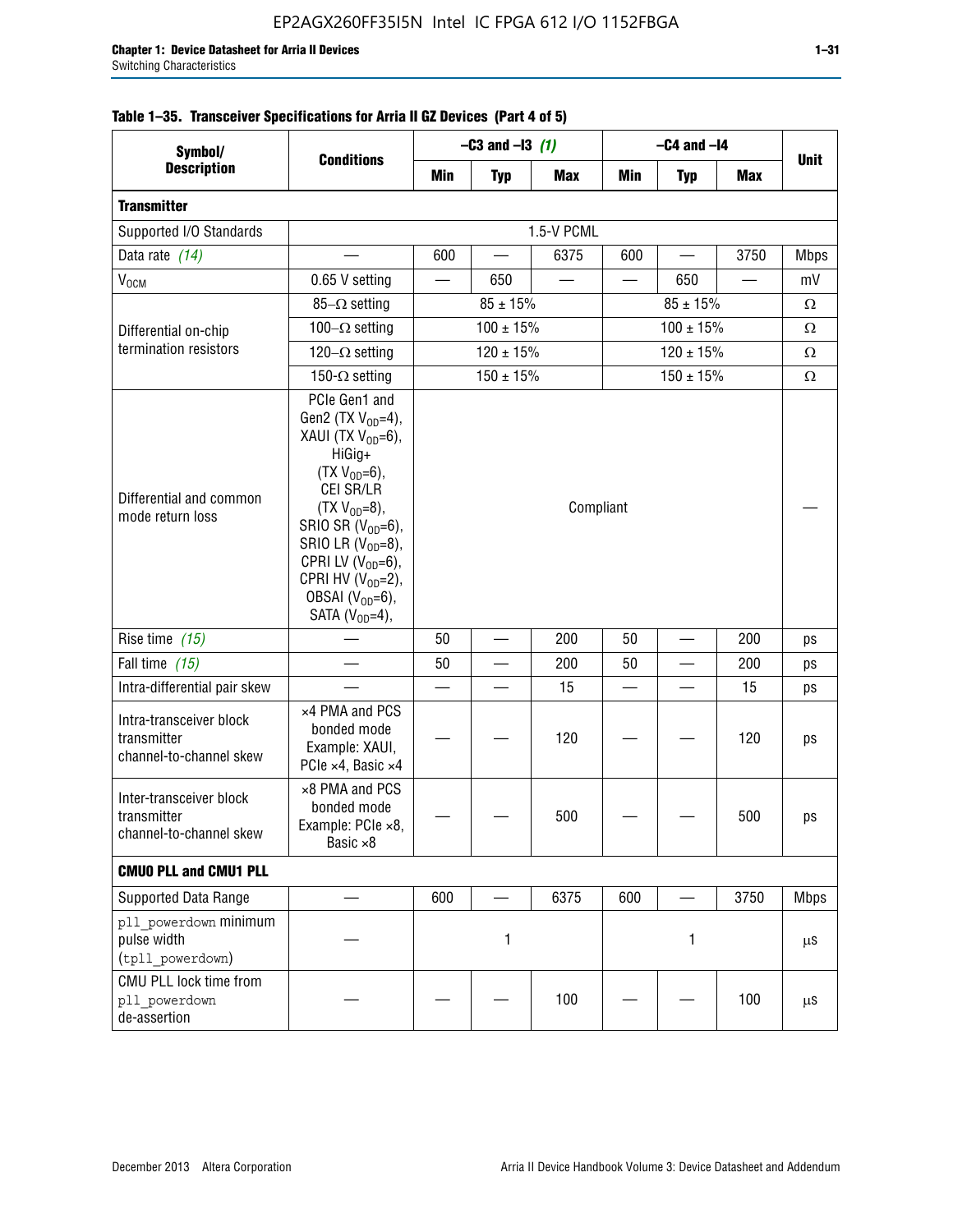**Table 1–35. Transceiver Specifications for Arria II GZ Devices (Part 4 of 5)**

| Symbol/ Description | Conditions | –C3 and –I3 *(1)* | | | –C4 and –I4 | | | Unit |
|---|---|---|---|---|---|---|---|---|
| | | Min | Typ | Max | Min | Typ | Max | |
| **Transmitter** | | | | | | | | |
| Supported I/O Standards | 1.5-V PCML | | | | | | | |
| Data rate *(14)* | — | 600 | — | 6375 | 600 | — | 3750 | Mbps |
| $V_{OCM}$ | 0.65 V setting | — | 650 | — | — | 650 | — | mV |
| Differential on-chip termination resistors | 85–Ω setting | 85 ± 15% | | | 85 ± 15% | | | Ω |
| | 100–Ω setting | 100 ± 15% | | | 100 ± 15% | | | Ω |
| | 120–Ω setting | 120 ± 15% | | | 120 ± 15% | | | Ω |
| | 150-Ω setting | 150 ± 15% | | | 150 ± 15% | | | Ω |
| Differential and common mode return loss | PCIe Gen1 and Gen2 (TX $V_{OD}$=4), XAUI (TX $V_{OD}$=6), HiGig+ (TX $V_{OD}$=6), CEI SR/LR (TX $V_{OD}$=8), SRIO SR ($V_{OD}$=6), SRIO LR ($V_{OD}$=8), CPRI LV ($V_{OD}$=6), CPRI HV ($V_{OD}$=2), OBSAI ($V_{OD}$=6), SATA ($V_{OD}$=4), | Compliant | | | | | | — |
| Rise time *(15)* | — | 50 | — | 200 | 50 | — | 200 | ps |
| Fall time *(15)* | — | 50 | — | 200 | 50 | — | 200 | ps |
| Intra-differential pair skew | — | — | — | 15 | — | — | 15 | ps |
| Intra-transceiver block transmitter channel-to-channel skew | ×4 PMA and PCS bonded mode Example: XAUI, PCIe ×4, Basic ×4 | — | — | 120 | — | — | 120 | ps |
| Inter-transceiver block transmitter channel-to-channel skew | ×8 PMA and PCS bonded mode Example: PCIe ×8, Basic ×8 | — | — | 500 | — | — | 500 | ps |
| **CMU0 PLL and CMU1 PLL** | | | | | | | | |
| Supported Data Range | — | 600 | — | 6375 | 600 | — | 3750 | Mbps |
| `pll_powerdown` minimum pulse width (`tpll_powerdown`) | — | 1 | | | 1 | | | µs |
| CMU PLL lock time from `pll_powerdown` de-assertion | — | — | — | 100 | — | — | 100 | µs |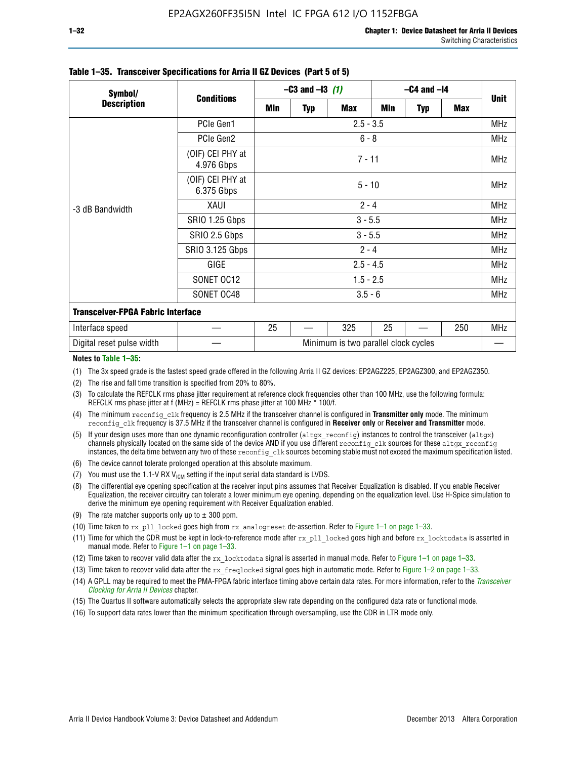**Table 1–35. Transceiver Specifications for Arria II GZ Devices (Part 5 of 5)**

| Symbol/ Description | Conditions | –C3 and –I3 *(1)* | | | –C4 and –I4 | | | Unit |
|---|---|---|---|---|---|---|---|---|
| | | Min | Typ | Max | Min | Typ | Max | |
| -3 dB Bandwidth | PCIe Gen1 | 2.5 - 3.5 | | | | | | MHz |
| | PCIe Gen2 | 6 - 8 | | | | | | MHz |
| | (OIF) CEI PHY at 4.976 Gbps | 7 - 11 | | | | | | MHz |
| | (OIF) CEI PHY at 6.375 Gbps | 5 - 10 | | | | | | MHz |
| | XAUI | 2 - 4 | | | | | | MHz |
| | SRIO 1.25 Gbps | 3 - 5.5 | | | | | | MHz |
| | SRIO 2.5 Gbps | 3 - 5.5 | | | | | | MHz |
| | SRIO 3.125 Gbps | 2 - 4 | | | | | | MHz |
| | GIGE | 2.5 - 4.5 | | | | | | MHz |
| | SONET OC12 | 1.5 - 2.5 | | | | | | MHz |
| | SONET OC48 | 3.5 - 6 | | | | | | MHz |
| **Transceiver-FPGA Fabric Interface** | | | | | | | | |
| Interface speed | — | 25 | — | 325 | 25 | — | 250 | MHz |
| Digital reset pulse width | — | Minimum is two parallel clock cycles | | | | | | — |

**Notes to Table 1–35:**

(1) The 3x speed grade is the fastest speed grade offered in the following Arria II GZ devices: EP2AGZ225, EP2AGZ300, and EP2AGZ350.

(2) The rise and fall time transition is specified from 20% to 80%.

(3) To calculate the REFCLK rms phase jitter requirement at reference clock frequencies other than 100 MHz, use the following formula: REFCLK rms phase jitter at f (MHz) = REFCLK rms phase jitter at 100 MHz * 100/f.

(4) The minimum `reconfig_clk` frequency is 2.5 MHz if the transceiver channel is configured in **Transmitter only** mode. The minimum `reconfig_clk` frequency is 37.5 MHz if the transceiver channel is configured in **Receiver only** or **Receiver and Transmitter** mode.

(5) If your design uses more than one dynamic reconfiguration controller (`altgx_reconfig`) instances to control the transceiver (`altgx`) channels physically located on the same side of the device AND if you use different `reconfig_clk` sources for these `altgx_reconfig` instances, the delta time between any two of these `reconfig_clk` sources becoming stable must not exceed the maximum specification listed.

(6) The device cannot tolerate prolonged operation at this absolute maximum.

(7) You must use the 1.1-V RX $V_{ICM}$ setting if the input serial data standard is LVDS.

(8) The differential eye opening specification at the receiver input pins assumes that Receiver Equalization is disabled. If you enable Receiver Equalization, the receiver circuitry can tolerate a lower minimum eye opening, depending on the equalization level. Use H-Spice simulation to derive the minimum eye opening requirement with Receiver Equalization enabled.

(9) The rate matcher supports only up to ± 300 ppm.

(10) Time taken to `rx_pll_locked` goes high from `rx_analogreset` de-assertion. Refer to Figure 1–1 on page 1–33.

(11) Time for which the CDR must be kept in lock-to-reference mode after `rx_pll_locked` goes high and before `rx_locktodata` is asserted in manual mode. Refer to Figure 1–1 on page 1–33.

(12) Time taken to recover valid data after the `rx_locktodata` signal is asserted in manual mode. Refer to Figure 1–1 on page 1–33.

(13) Time taken to recover valid data after the `rx_freqlocked` signal goes high in automatic mode. Refer to Figure 1–2 on page 1–33.

(14) A GPLL may be required to meet the PMA-FPGA fabric interface timing above certain data rates. For more information, refer to the *Transceiver Clocking for Arria II Devices* chapter.

(15) The Quartus II software automatically selects the appropriate slew rate depending on the configured data rate or functional mode.

(16) To support data rates lower than the minimum specification through oversampling, use the CDR in LTR mode only.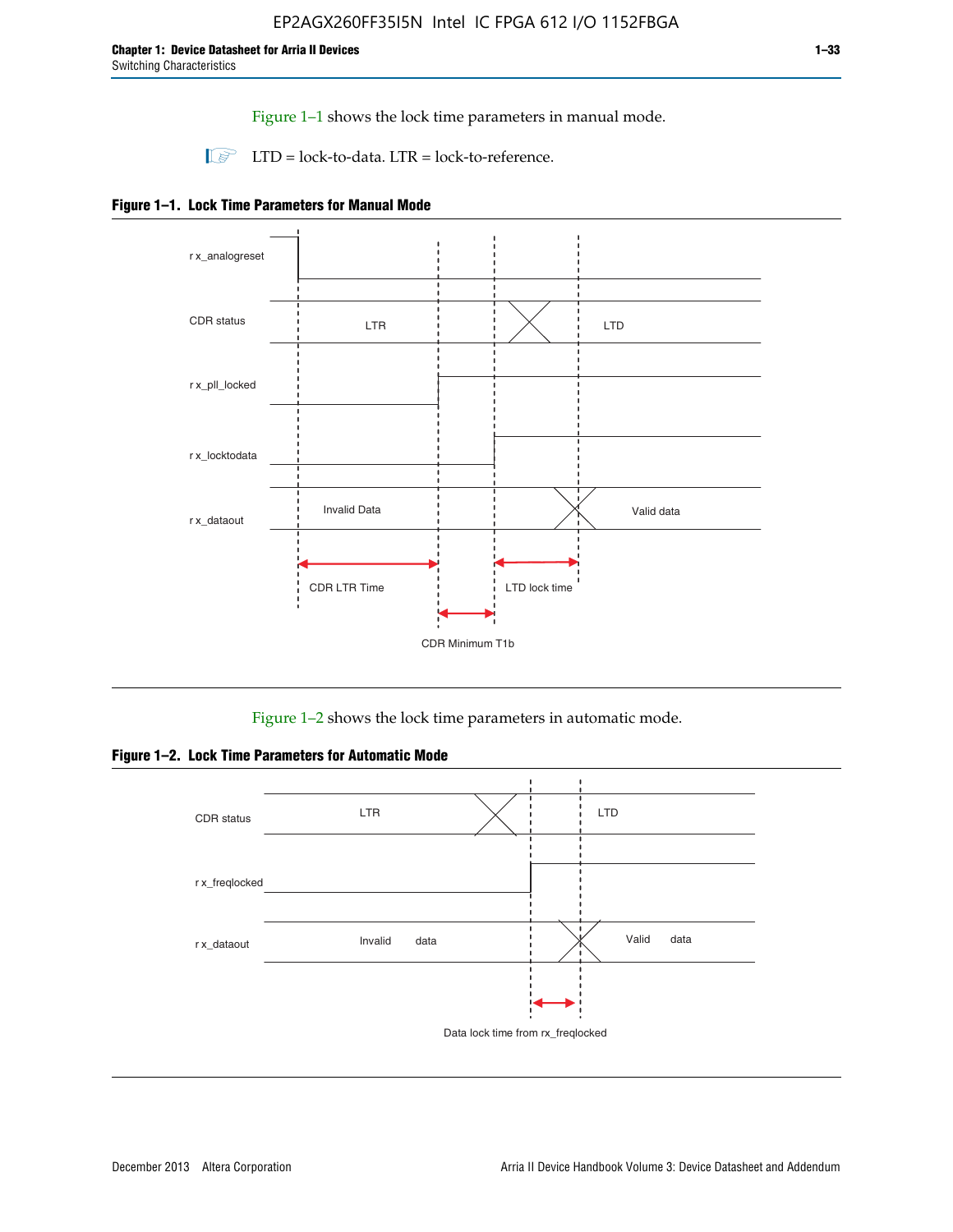Figure 1–1 shows the lock time parameters in manual mode.

LTD = lock-to-data. LTR = lock-to-reference.

**Figure 1–1. Lock Time Parameters for Manual Mode**

Figure 1–2 shows the lock time parameters in automatic mode.

**Figure 1–2. Lock Time Parameters for Automatic Mode**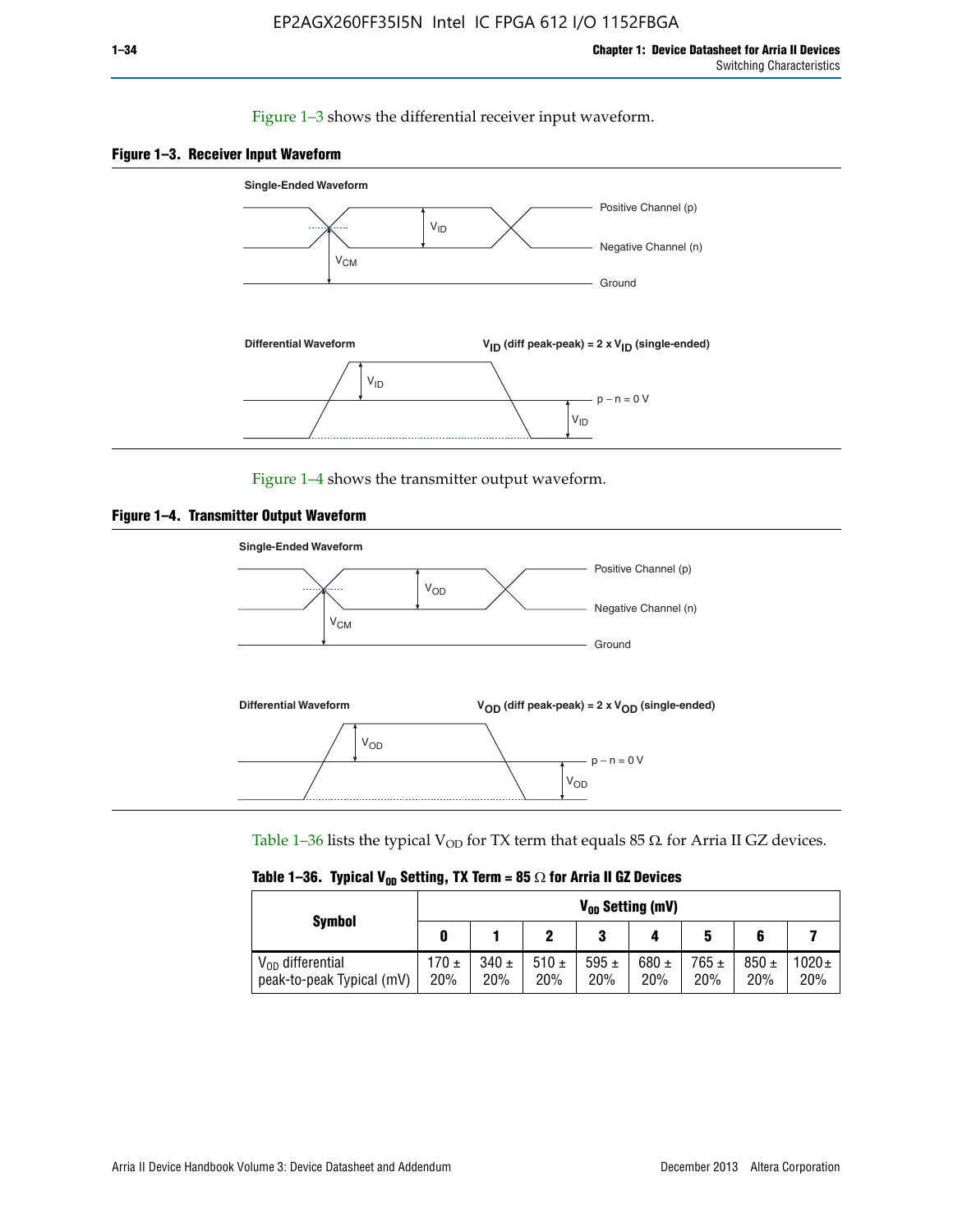Figure 1–3 shows the differential receiver input waveform.

**Figure 1–3. Receiver Input Waveform**

Single-Ended Waveform

Positive Channel (p)

Negative Channel (n)

Ground

$V_{ID}$

$V_{CM}$

Differential Waveform

$V_{ID}$ (diff peak-peak) = 2 x $V_{ID}$ (single-ended)

$V_{ID}$

p − n = 0 V

$V_{ID}$

Figure 1–4 shows the transmitter output waveform.

**Figure 1–4. Transmitter Output Waveform**

Single-Ended Waveform

Positive Channel (p)

Negative Channel (n)

Ground

$V_{OD}$

$V_{CM}$

Differential Waveform

$V_{OD}$ (diff peak-peak) = 2 x $V_{OD}$ (single-ended)

$V_{OD}$

p − n = 0 V

$V_{OD}$

Table 1–36 lists the typical $V_{OD}$ for TX term that equals 85 Ω for Arria II GZ devices.

**Table 1–36. Typical $V_{OD}$ Setting, TX Term = 85 Ω for Arria II GZ Devices**

| Symbol | $V_{OD}$ Setting (mV) | | | | | | | |
|---|---|---|---|---|---|---|---|---|
| | 0 | 1 | 2 | 3 | 4 | 5 | 6 | 7 |
| $V_{OD}$ differential peak-to-peak Typical (mV) | 170 ± 20% | 340 ± 20% | 510 ± 20% | 595 ± 20% | 680 ± 20% | 765 ± 20% | 850 ± 20% | 1020 ± 20% |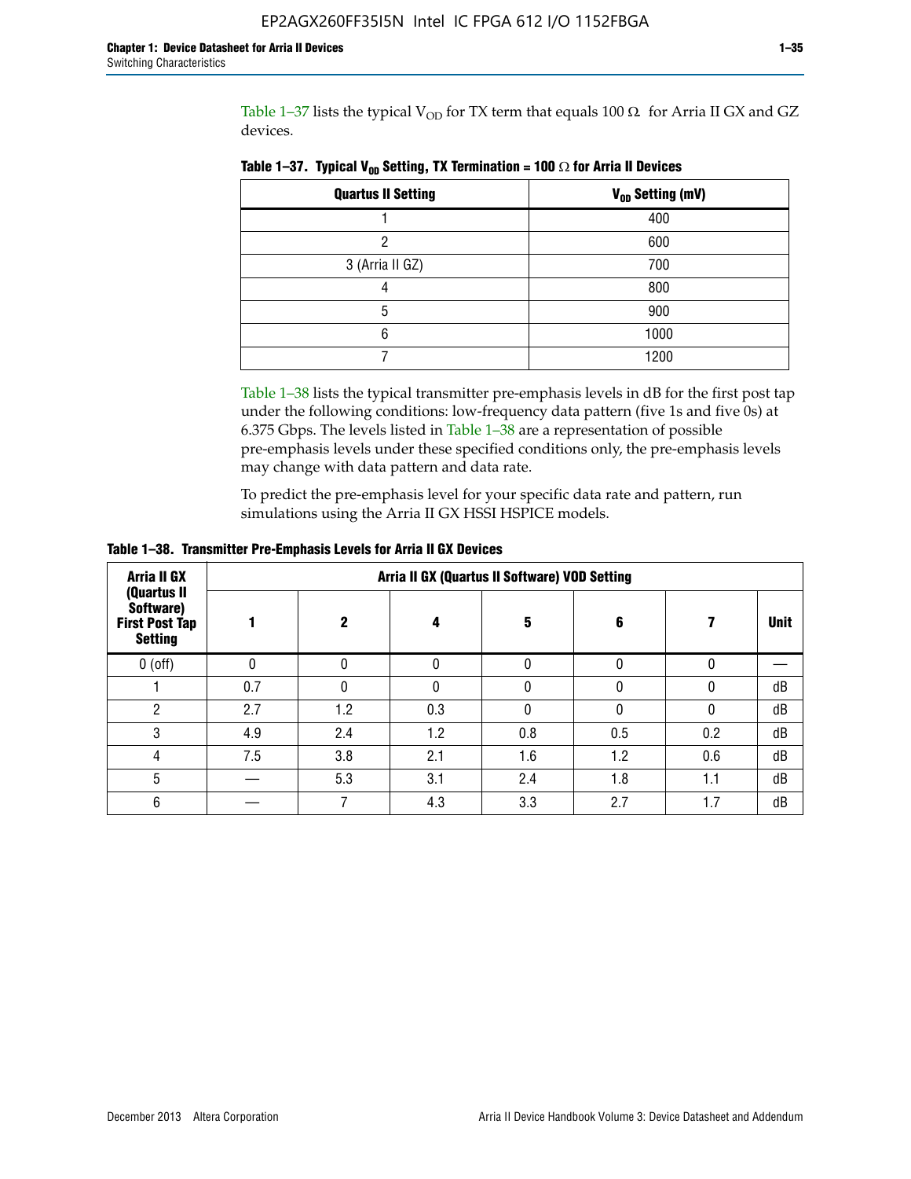Table 1–37 lists the typical $V_{OD}$ for TX term that equals 100 Ω for Arria II GX and GZ devices.

**Table 1–37. Typical $V_{OD}$ Setting, TX Termination = 100 Ω for Arria II Devices**

| Quartus II Setting | $V_{OD}$ Setting (mV) |
|---|---|
| 1 | 400 |
| 2 | 600 |
| 3 (Arria II GZ) | 700 |
| 4 | 800 |
| 5 | 900 |
| 6 | 1000 |
| 7 | 1200 |

Table 1–38 lists the typical transmitter pre-emphasis levels in dB for the first post tap under the following conditions: low-frequency data pattern (five 1s and five 0s) at 6.375 Gbps. The levels listed in Table 1–38 are a representation of possible pre-emphasis levels under these specified conditions only, the pre-emphasis levels may change with data pattern and data rate.

To predict the pre-emphasis level for your specific data rate and pattern, run simulations using the Arria II GX HSSI HSPICE models.

**Table 1–38. Transmitter Pre-Emphasis Levels for Arria II GX Devices**

| Arria II GX (Quartus II Software) First Post Tap Setting | Arria II GX (Quartus II Software) VOD Setting | | | | | | |
|---|---|---|---|---|---|---|---|
| | 1 | 2 | 4 | 5 | 6 | 7 | Unit |
| 0 (off) | 0 | 0 | 0 | 0 | 0 | 0 | — |
| 1 | 0.7 | 0 | 0 | 0 | 0 | 0 | dB |
| 2 | 2.7 | 1.2 | 0.3 | 0 | 0 | 0 | dB |
| 3 | 4.9 | 2.4 | 1.2 | 0.8 | 0.5 | 0.2 | dB |
| 4 | 7.5 | 3.8 | 2.1 | 1.6 | 1.2 | 0.6 | dB |
| 5 | — | 5.3 | 3.1 | 2.4 | 1.8 | 1.1 | dB |
| 6 | — | 7 | 4.3 | 3.3 | 2.7 | 1.7 | dB |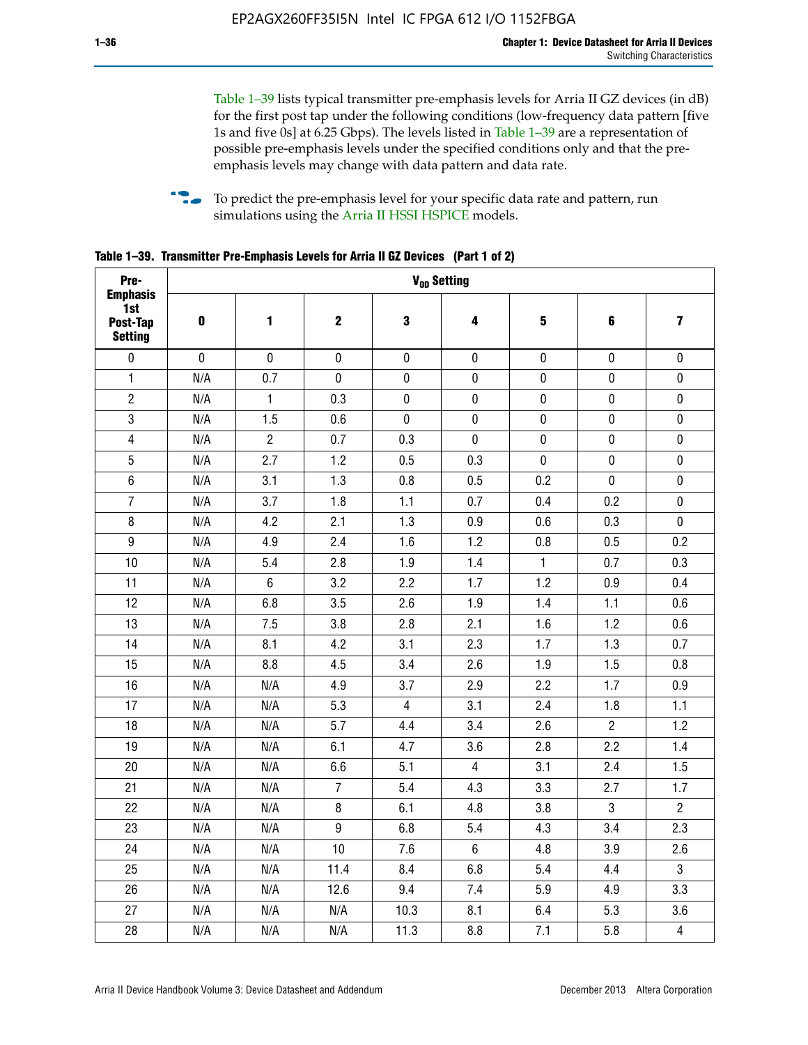Table 1–39 lists typical transmitter pre-emphasis levels for Arria II GZ devices (in dB) for the first post tap under the following conditions (low-frequency data pattern [five 1s and five 0s] at 6.25 Gbps). The levels listed in Table 1–39 are a representation of possible pre-emphasis levels under the specified conditions only and that the pre-emphasis levels may change with data pattern and data rate.

To predict the pre-emphasis level for your specific data rate and pattern, run simulations using the Arria II HSSI HSPICE models.

**Table 1–39. Transmitter Pre-Emphasis Levels for Arria II GZ Devices (Part 1 of 2)**

| Pre-Emphasis 1st Post-Tap Setting | $V_{OD}$ Setting | | | | | | | |
|---|---|---|---|---|---|---|---|---|
| | 0 | 1 | 2 | 3 | 4 | 5 | 6 | 7 |
| 0 | 0 | 0 | 0 | 0 | 0 | 0 | 0 | 0 |
| 1 | N/A | 0.7 | 0 | 0 | 0 | 0 | 0 | 0 |
| 2 | N/A | 1 | 0.3 | 0 | 0 | 0 | 0 | 0 |
| 3 | N/A | 1.5 | 0.6 | 0 | 0 | 0 | 0 | 0 |
| 4 | N/A | 2 | 0.7 | 0.3 | 0 | 0 | 0 | 0 |
| 5 | N/A | 2.7 | 1.2 | 0.5 | 0.3 | 0 | 0 | 0 |
| 6 | N/A | 3.1 | 1.3 | 0.8 | 0.5 | 0.2 | 0 | 0 |
| 7 | N/A | 3.7 | 1.8 | 1.1 | 0.7 | 0.4 | 0.2 | 0 |
| 8 | N/A | 4.2 | 2.1 | 1.3 | 0.9 | 0.6 | 0.3 | 0 |
| 9 | N/A | 4.9 | 2.4 | 1.6 | 1.2 | 0.8 | 0.5 | 0.2 |
| 10 | N/A | 5.4 | 2.8 | 1.9 | 1.4 | 1 | 0.7 | 0.3 |
| 11 | N/A | 6 | 3.2 | 2.2 | 1.7 | 1.2 | 0.9 | 0.4 |
| 12 | N/A | 6.8 | 3.5 | 2.6 | 1.9 | 1.4 | 1.1 | 0.6 |
| 13 | N/A | 7.5 | 3.8 | 2.8 | 2.1 | 1.6 | 1.2 | 0.6 |
| 14 | N/A | 8.1 | 4.2 | 3.1 | 2.3 | 1.7 | 1.3 | 0.7 |
| 15 | N/A | 8.8 | 4.5 | 3.4 | 2.6 | 1.9 | 1.5 | 0.8 |
| 16 | N/A | N/A | 4.9 | 3.7 | 2.9 | 2.2 | 1.7 | 0.9 |
| 17 | N/A | N/A | 5.3 | 4 | 3.1 | 2.4 | 1.8 | 1.1 |
| 18 | N/A | N/A | 5.7 | 4.4 | 3.4 | 2.6 | 2 | 1.2 |
| 19 | N/A | N/A | 6.1 | 4.7 | 3.6 | 2.8 | 2.2 | 1.4 |
| 20 | N/A | N/A | 6.6 | 5.1 | 4 | 3.1 | 2.4 | 1.5 |
| 21 | N/A | N/A | 7 | 5.4 | 4.3 | 3.3 | 2.7 | 1.7 |
| 22 | N/A | N/A | 8 | 6.1 | 4.8 | 3.8 | 3 | 2 |
| 23 | N/A | N/A | 9 | 6.8 | 5.4 | 4.3 | 3.4 | 2.3 |
| 24 | N/A | N/A | 10 | 7.6 | 6 | 4.8 | 3.9 | 2.6 |
| 25 | N/A | N/A | 11.4 | 8.4 | 6.8 | 5.4 | 4.4 | 3 |
| 26 | N/A | N/A | 12.6 | 9.4 | 7.4 | 5.9 | 4.9 | 3.3 |
| 27 | N/A | N/A | N/A | 10.3 | 8.1 | 6.4 | 5.3 | 3.6 |
| 28 | N/A | N/A | N/A | 11.3 | 8.8 | 7.1 | 5.8 | 4 |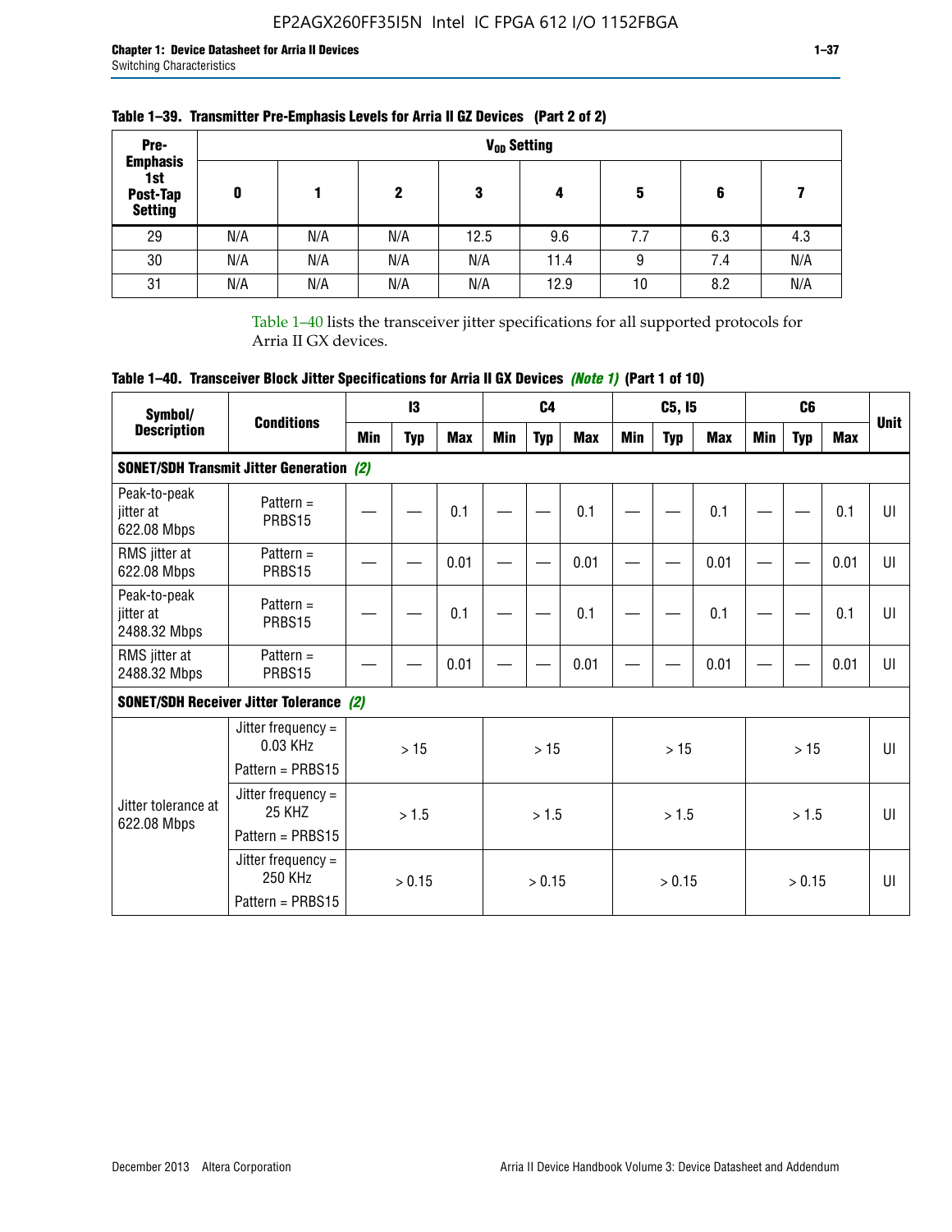**Table 1–39. Transmitter Pre-Emphasis Levels for Arria II GZ Devices (Part 2 of 2)**

| Pre-Emphasis 1st Post-Tap Setting | $V_{OD}$ Setting | | | | | | | |
|---|---|---|---|---|---|---|---|---|
| | 0 | 1 | 2 | 3 | 4 | 5 | 6 | 7 |
| 29 | N/A | N/A | N/A | 12.5 | 9.6 | 7.7 | 6.3 | 4.3 |
| 30 | N/A | N/A | N/A | N/A | 11.4 | 9 | 7.4 | N/A |
| 31 | N/A | N/A | N/A | N/A | 12.9 | 10 | 8.2 | N/A |

Table 1–40 lists the transceiver jitter specifications for all supported protocols for Arria II GX devices.

**Table 1–40. Transceiver Block Jitter Specifications for Arria II GX Devices *(Note 1)* (Part 1 of 10)**

| Symbol/ Description | Conditions | I3 | | | C4 | | | C5, I5 | | | C6 | | | Unit |
|---|---|---|---|---|---|---|---|---|---|---|---|---|---|---|
| | | Min | Typ | Max | Min | Typ | Max | Min | Typ | Max | Min | Typ | Max | |
| **SONET/SDH Transmit Jitter Generation *(2)*** | | | | | | | | | | | | | | |
| Peak-to-peak jitter at 622.08 Mbps | Pattern = PRBS15 | — | — | 0.1 | — | — | 0.1 | — | — | 0.1 | — | — | 0.1 | UI |
| RMS jitter at 622.08 Mbps | Pattern = PRBS15 | — | — | 0.01 | — | — | 0.01 | — | — | 0.01 | — | — | 0.01 | UI |
| Peak-to-peak jitter at 2488.32 Mbps | Pattern = PRBS15 | — | — | 0.1 | — | — | 0.1 | — | — | 0.1 | — | — | 0.1 | UI |
| RMS jitter at 2488.32 Mbps | Pattern = PRBS15 | — | — | 0.01 | — | — | 0.01 | — | — | 0.01 | — | — | 0.01 | UI |
| **SONET/SDH Receiver Jitter Tolerance *(2)*** | | | | | | | | | | | | | | |
| Jitter tolerance at 622.08 Mbps | Jitter frequency = 0.03 KHz Pattern = PRBS15 | > 15 | | | > 15 | | | > 15 | | | > 15 | | | UI |
| | Jitter frequency = 25 KHZ Pattern = PRBS15 | > 1.5 | | | > 1.5 | | | > 1.5 | | | > 1.5 | | | UI |
| | Jitter frequency = 250 KHz Pattern = PRBS15 | > 0.15 | | | > 0.15 | | | > 0.15 | | | > 0.15 | | | UI |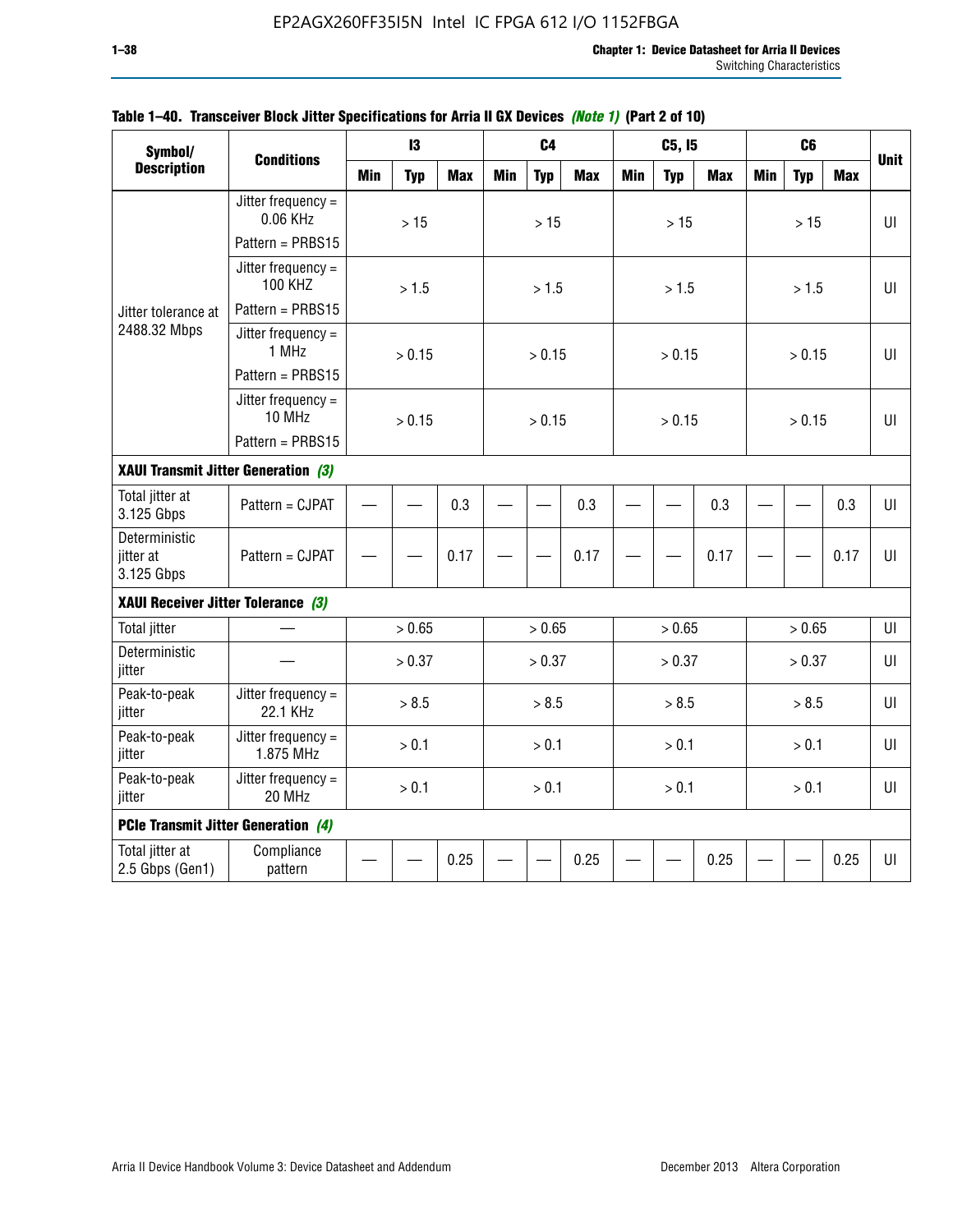**Table 1–40. Transceiver Block Jitter Specifications for Arria II GX Devices *(Note 1)* (Part 2 of 10)**

| Symbol/ Description | Conditions | I3 | | | C4 | | | C5, I5 | | | C6 | | | Unit |
|---|---|---|---|---|---|---|---|---|---|---|---|---|---|---|
| | | Min | Typ | Max | Min | Typ | Max | Min | Typ | Max | Min | Typ | Max | |
| Jitter tolerance at 2488.32 Mbps | Jitter frequency = 0.06 KHz Pattern = PRBS15 | | > 15 | | | > 15 | | | > 15 | | | > 15 | | UI |
| | Jitter frequency = 100 KHZ Pattern = PRBS15 | | > 1.5 | | | > 1.5 | | | > 1.5 | | | > 1.5 | | UI |
| | Jitter frequency = 1 MHz Pattern = PRBS15 | | > 0.15 | | | > 0.15 | | | > 0.15 | | | > 0.15 | | UI |
| | Jitter frequency = 10 MHz Pattern = PRBS15 | | > 0.15 | | | > 0.15 | | | > 0.15 | | | > 0.15 | | UI |
| **XAUI Transmit Jitter Generation *(3)*** | | | | | | | | | | | | | | |
| Total jitter at 3.125 Gbps | Pattern = CJPAT | — | — | 0.3 | — | — | 0.3 | — | — | 0.3 | — | — | 0.3 | UI |
| Deterministic jitter at 3.125 Gbps | Pattern = CJPAT | — | — | 0.17 | — | — | 0.17 | — | — | 0.17 | — | — | 0.17 | UI |
| **XAUI Receiver Jitter Tolerance *(3)*** | | | | | | | | | | | | | | |
| Total jitter | — | | > 0.65 | | | > 0.65 | | | > 0.65 | | | > 0.65 | | UI |
| Deterministic jitter | — | | > 0.37 | | | > 0.37 | | | > 0.37 | | | > 0.37 | | UI |
| Peak-to-peak jitter | Jitter frequency = 22.1 KHz | | > 8.5 | | | > 8.5 | | | > 8.5 | | | > 8.5 | | UI |
| Peak-to-peak jitter | Jitter frequency = 1.875 MHz | | > 0.1 | | | > 0.1 | | | > 0.1 | | | > 0.1 | | UI |
| Peak-to-peak jitter | Jitter frequency = 20 MHz | | > 0.1 | | | > 0.1 | | | > 0.1 | | | > 0.1 | | UI |
| **PCIe Transmit Jitter Generation *(4)*** | | | | | | | | | | | | | | |
| Total jitter at 2.5 Gbps (Gen1) | Compliance pattern | — | — | 0.25 | — | — | 0.25 | — | — | 0.25 | — | — | 0.25 | UI |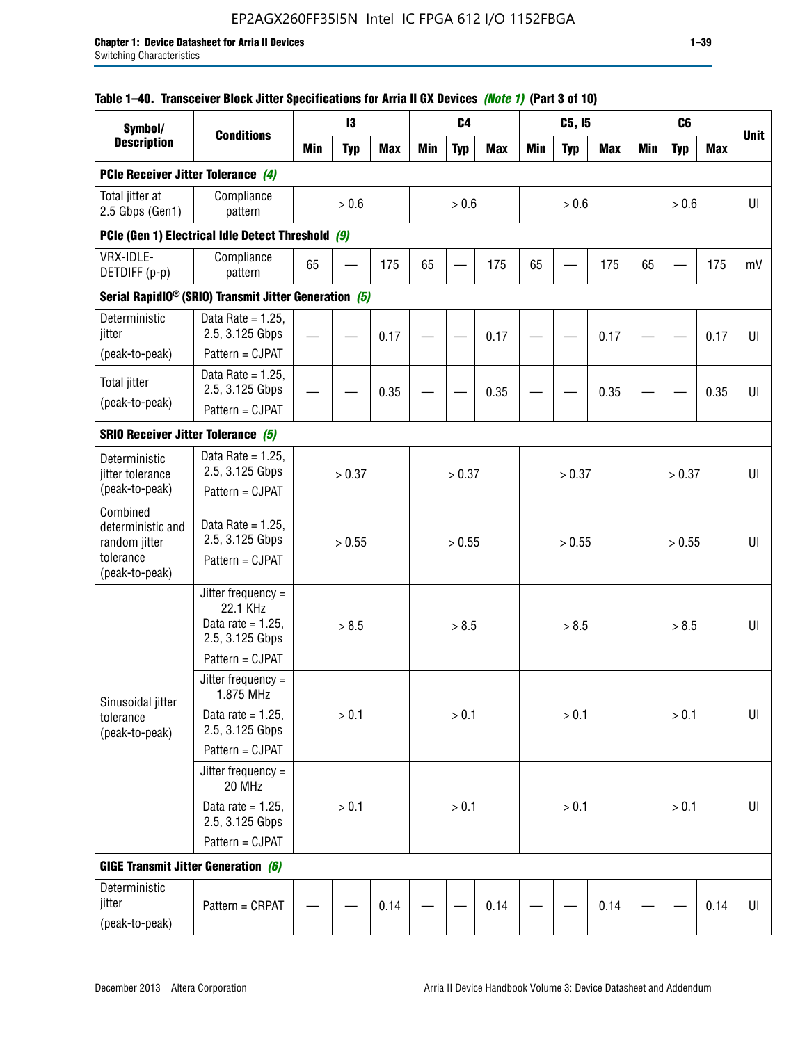**Table 1–40. Transceiver Block Jitter Specifications for Arria II GX Devices *(Note 1)* (Part 3 of 10)**

| Symbol/ Description | Conditions | I3 | | | C4 | | | C5, I5 | | | C6 | | | Unit |
|---|---|---|---|---|---|---|---|---|---|---|---|---|---|---|
| | | Min | Typ | Max | Min | Typ | Max | Min | Typ | Max | Min | Typ | Max | |
| **PCIe Receiver Jitter Tolerance** *(4)* | | | | | | | | | | | | | | |
| Total jitter at 2.5 Gbps (Gen1) | Compliance pattern | | > 0.6 | | | > 0.6 | | | > 0.6 | | | > 0.6 | | UI |
| **PCIe (Gen 1) Electrical Idle Detect Threshold** *(9)* | | | | | | | | | | | | | | |
| VRX-IDLE-DETDIFF (p-p) | Compliance pattern | 65 | — | 175 | 65 | — | 175 | 65 | — | 175 | 65 | — | 175 | mV |
| **Serial RapidIO® (SRIO) Transmit Jitter Generation** *(5)* | | | | | | | | | | | | | | |
| Deterministic jitter (peak-to-peak) | Data Rate = 1.25, 2.5, 3.125 Gbps Pattern = CJPAT | — | — | 0.17 | — | — | 0.17 | — | — | 0.17 | — | — | 0.17 | UI |
| Total jitter (peak-to-peak) | Data Rate = 1.25, 2.5, 3.125 Gbps Pattern = CJPAT | — | — | 0.35 | — | — | 0.35 | — | — | 0.35 | — | — | 0.35 | UI |
| **SRIO Receiver Jitter Tolerance** *(5)* | | | | | | | | | | | | | | |
| Deterministic jitter tolerance (peak-to-peak) | Data Rate = 1.25, 2.5, 3.125 Gbps Pattern = CJPAT | | > 0.37 | | | > 0.37 | | | > 0.37 | | | > 0.37 | | UI |
| Combined deterministic and random jitter tolerance (peak-to-peak) | Data Rate = 1.25, 2.5, 3.125 Gbps Pattern = CJPAT | | > 0.55 | | | > 0.55 | | | > 0.55 | | | > 0.55 | | UI |
| Sinusoidal jitter tolerance (peak-to-peak) | Jitter frequency = 22.1 KHz Data rate = 1.25, 2.5, 3.125 Gbps Pattern = CJPAT | | > 8.5 | | | > 8.5 | | | > 8.5 | | | > 8.5 | | UI |
| | Jitter frequency = 1.875 MHz Data rate = 1.25, 2.5, 3.125 Gbps Pattern = CJPAT | | > 0.1 | | | > 0.1 | | | > 0.1 | | | > 0.1 | | UI |
| | Jitter frequency = 20 MHz Data rate = 1.25, 2.5, 3.125 Gbps Pattern = CJPAT | | > 0.1 | | | > 0.1 | | | > 0.1 | | | > 0.1 | | UI |
| **GIGE Transmit Jitter Generation** *(6)* | | | | | | | | | | | | | | |
| Deterministic jitter (peak-to-peak) | Pattern = CRPAT | — | — | 0.14 | — | — | 0.14 | — | — | 0.14 | — | — | 0.14 | UI |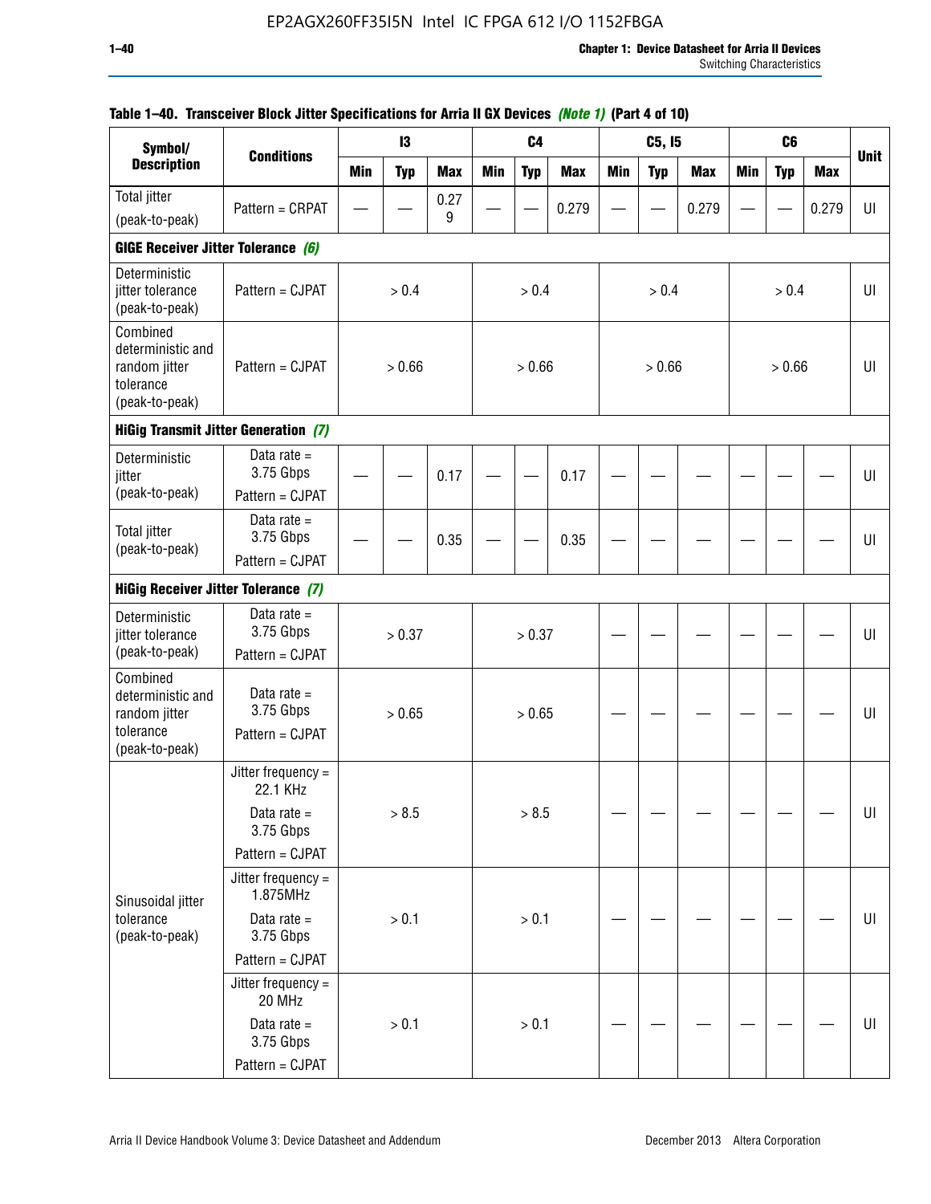**Table 1–40. Transceiver Block Jitter Specifications for Arria II GX Devices *(Note 1)* (Part 4 of 10)**

| Symbol/ Description | Conditions | I3 | | | C4 | | | C5, I5 | | | C6 | | | Unit |
|---|---|---|---|---|---|---|---|---|---|---|---|---|---|---|
| | | Min | Typ | Max | Min | Typ | Max | Min | Typ | Max | Min | Typ | Max | |
| Total jitter (peak-to-peak) | Pattern = CRPAT | — | — | 0.279 | — | — | 0.279 | — | — | 0.279 | — | — | 0.279 | UI |
| **GIGE Receiver Jitter Tolerance *(6)*** | | | | | | | | | | | | | | |
| Deterministic jitter tolerance (peak-to-peak) | Pattern = CJPAT | > 0.4 | | | > 0.4 | | | > 0.4 | | | > 0.4 | | | UI |
| Combined deterministic and random jitter tolerance (peak-to-peak) | Pattern = CJPAT | > 0.66 | | | > 0.66 | | | > 0.66 | | | > 0.66 | | | UI |
| **HiGig Transmit Jitter Generation *(7)*** | | | | | | | | | | | | | | |
| Deterministic jitter (peak-to-peak) | Data rate = 3.75 Gbps Pattern = CJPAT | — | — | 0.17 | — | — | 0.17 | — | — | — | — | — | — | UI |
| Total jitter (peak-to-peak) | Data rate = 3.75 Gbps Pattern = CJPAT | — | — | 0.35 | — | — | 0.35 | — | — | — | — | — | — | UI |
| **HiGig Receiver Jitter Tolerance *(7)*** | | | | | | | | | | | | | | |
| Deterministic jitter tolerance (peak-to-peak) | Data rate = 3.75 Gbps Pattern = CJPAT | > 0.37 | | | > 0.37 | | | — | — | — | — | — | — | UI |
| Combined deterministic and random jitter tolerance (peak-to-peak) | Data rate = 3.75 Gbps Pattern = CJPAT | > 0.65 | | | > 0.65 | | | — | — | — | — | — | — | UI |
| Sinusoidal jitter tolerance (peak-to-peak) | Jitter frequency = 22.1 KHz Data rate = 3.75 Gbps Pattern = CJPAT | > 8.5 | | | > 8.5 | | | — | — | — | — | — | — | UI |
| | Jitter frequency = 1.875MHz Data rate = 3.75 Gbps Pattern = CJPAT | > 0.1 | | | > 0.1 | | | — | — | — | — | — | — | UI |
| | Jitter frequency = 20 MHz Data rate = 3.75 Gbps Pattern = CJPAT | > 0.1 | | | > 0.1 | | | — | — | — | — | — | — | UI |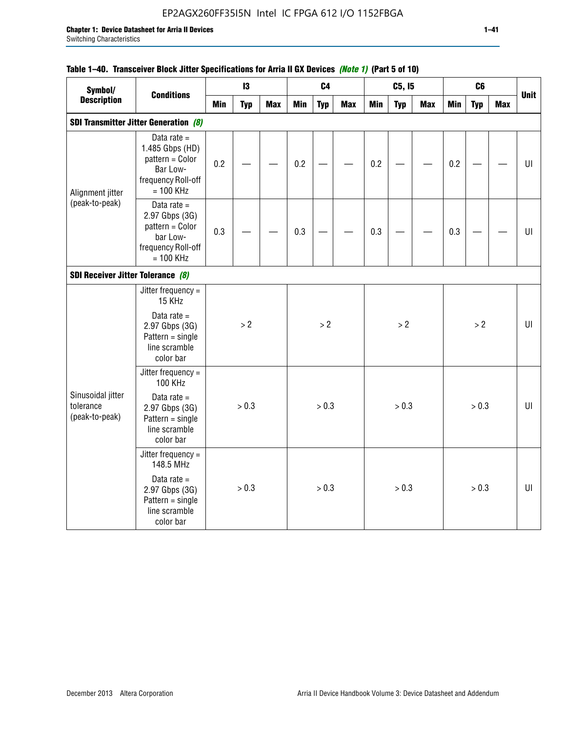**Table 1–40. Transceiver Block Jitter Specifications for Arria II GX Devices** ***(Note 1)*** **(Part 5 of 10)**

| Symbol/ Description | Conditions | I3 | | | C4 | | | C5, I5 | | | C6 | | | Unit |
|---|---|---|---|---|---|---|---|---|---|---|---|---|---|---|
| | | Min | Typ | Max | Min | Typ | Max | Min | Typ | Max | Min | Typ | Max | |
| **SDI Transmitter Jitter Generation** ***(8)*** | | | | | | | | | | | | | | |
| Alignment jitter (peak-to-peak) | Data rate = 1.485 Gbps (HD) pattern = Color Bar Low-frequency Roll-off = 100 KHz | 0.2 | — | — | 0.2 | — | — | 0.2 | — | — | 0.2 | — | — | UI |
| | Data rate = 2.97 Gbps (3G) pattern = Color bar Low-frequency Roll-off = 100 KHz | 0.3 | — | — | 0.3 | — | — | 0.3 | — | — | 0.3 | — | — | UI |
| **SDI Receiver Jitter Tolerance** ***(8)*** | | | | | | | | | | | | | | |
| Sinusoidal jitter tolerance (peak-to-peak) | Jitter frequency = 15 KHz<br>Data rate = 2.97 Gbps (3G) Pattern = single line scramble color bar | > 2 | | | > 2 | | | > 2 | | | > 2 | | | UI |
| | Jitter frequency = 100 KHz<br>Data rate = 2.97 Gbps (3G) Pattern = single line scramble color bar | > 0.3 | | | > 0.3 | | | > 0.3 | | | > 0.3 | | | UI |
| | Jitter frequency = 148.5 MHz<br>Data rate = 2.97 Gbps (3G) Pattern = single line scramble color bar | > 0.3 | | | > 0.3 | | | > 0.3 | | | > 0.3 | | | UI |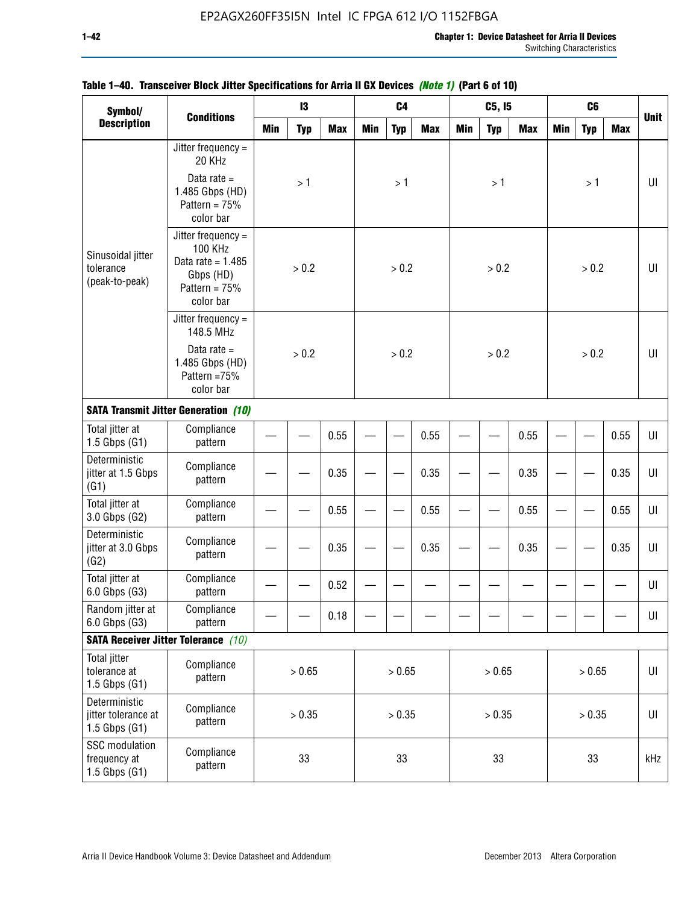**Table 1–40. Transceiver Block Jitter Specifications for Arria II GX Devices *(Note 1)* (Part 6 of 10)**

| Symbol/ Description | Conditions | I3 | | | C4 | | | C5, I5 | | | C6 | | | Unit |
|---|---|---|---|---|---|---|---|---|---|---|---|---|---|---|
| | | Min | Typ | Max | Min | Typ | Max | Min | Typ | Max | Min | Typ | Max | |
| Sinusoidal jitter tolerance (peak-to-peak) | Jitter frequency = 20 KHz<br>Data rate = 1.485 Gbps (HD) Pattern = 75% color bar | | > 1 | | | > 1 | | | > 1 | | | > 1 | | UI |
| | Jitter frequency = 100 KHz Data rate = 1.485 Gbps (HD) Pattern = 75% color bar | | > 0.2 | | | > 0.2 | | | > 0.2 | | | > 0.2 | | UI |
| | Jitter frequency = 148.5 MHz<br>Data rate = 1.485 Gbps (HD) Pattern =75% color bar | | > 0.2 | | | > 0.2 | | | > 0.2 | | | > 0.2 | | UI |
| **SATA Transmit Jitter Generation *(10)*** | | | | | | | | | | | | | | |
| Total jitter at 1.5 Gbps (G1) | Compliance pattern | — | — | 0.55 | — | — | 0.55 | — | — | 0.55 | — | — | 0.55 | UI |
| Deterministic jitter at 1.5 Gbps (G1) | Compliance pattern | — | — | 0.35 | — | — | 0.35 | — | — | 0.35 | — | — | 0.35 | UI |
| Total jitter at 3.0 Gbps (G2) | Compliance pattern | — | — | 0.55 | — | — | 0.55 | — | — | 0.55 | — | — | 0.55 | UI |
| Deterministic jitter at 3.0 Gbps (G2) | Compliance pattern | — | — | 0.35 | — | — | 0.35 | — | — | 0.35 | — | — | 0.35 | UI |
| Total jitter at 6.0 Gbps (G3) | Compliance pattern | — | — | 0.52 | — | — | — | — | — | — | — | — | — | UI |
| Random jitter at 6.0 Gbps (G3) | Compliance pattern | — | — | 0.18 | — | — | — | — | — | — | — | — | — | UI |
| **SATA Receiver Jitter Tolerance *(10)*** | | | | | | | | | | | | | | |
| Total jitter tolerance at 1.5 Gbps (G1) | Compliance pattern | | > 0.65 | | | > 0.65 | | | > 0.65 | | | > 0.65 | | UI |
| Deterministic jitter tolerance at 1.5 Gbps (G1) | Compliance pattern | | > 0.35 | | | > 0.35 | | | > 0.35 | | | > 0.35 | | UI |
| SSC modulation frequency at 1.5 Gbps (G1) | Compliance pattern | | 33 | | | 33 | | | 33 | | | 33 | | kHz |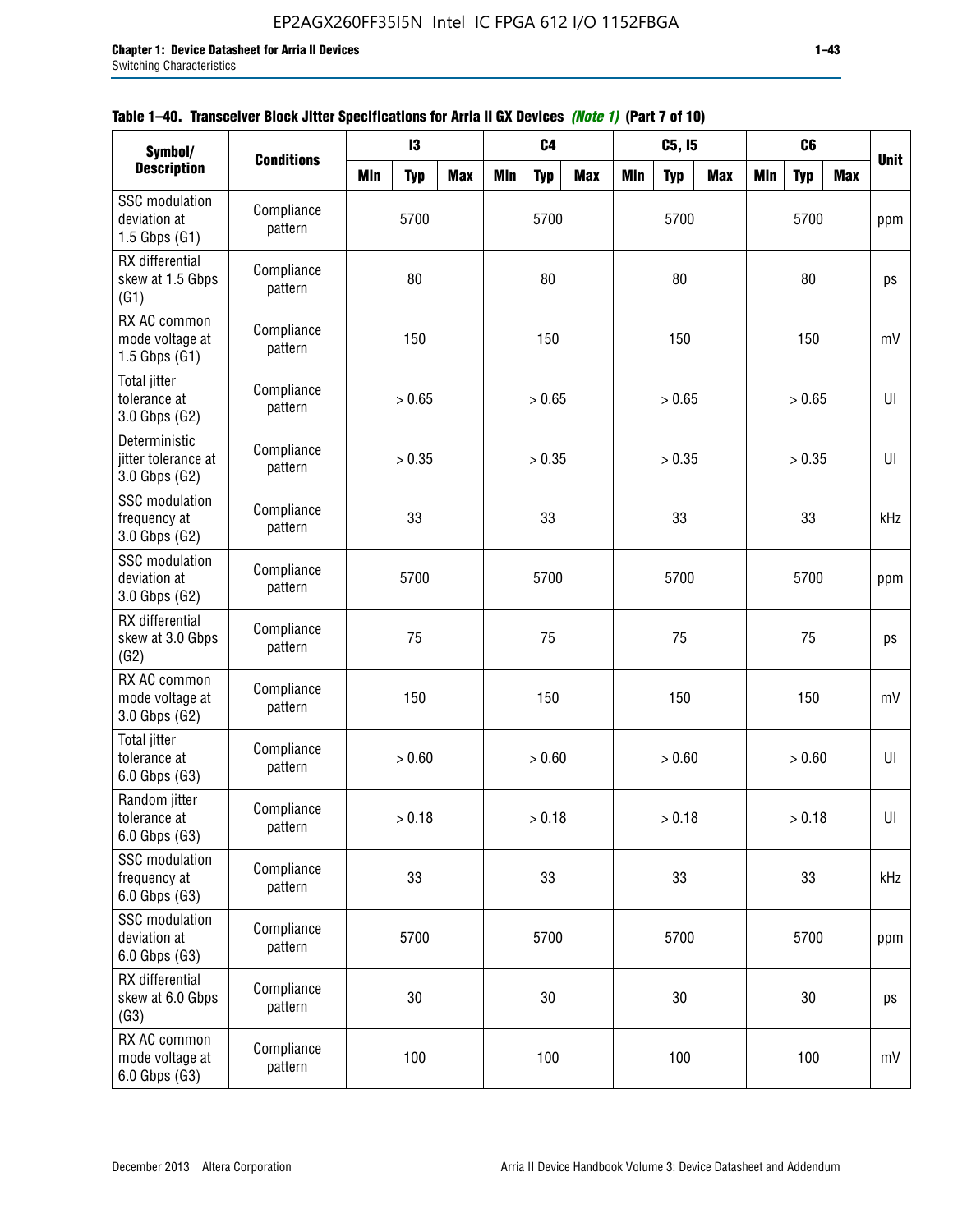**Table 1–40. Transceiver Block Jitter Specifications for Arria II GX Devices *(Note 1)* (Part 7 of 10)**

| Symbol/ Description | Conditions | I3 | | | C4 | | | C5, I5 | | | C6 | | | Unit |
|---|---|---|---|---|---|---|---|---|---|---|---|---|---|---|
| | | Min | Typ | Max | Min | Typ | Max | Min | Typ | Max | Min | Typ | Max | |
| SSC modulation deviation at 1.5 Gbps (G1) | Compliance pattern | | 5700 | | | 5700 | | | 5700 | | | 5700 | | ppm |
| RX differential skew at 1.5 Gbps (G1) | Compliance pattern | | 80 | | | 80 | | | 80 | | | 80 | | ps |
| RX AC common mode voltage at 1.5 Gbps (G1) | Compliance pattern | | 150 | | | 150 | | | 150 | | | 150 | | mV |
| Total jitter tolerance at 3.0 Gbps (G2) | Compliance pattern | | > 0.65 | | | > 0.65 | | | > 0.65 | | | > 0.65 | | UI |
| Deterministic jitter tolerance at 3.0 Gbps (G2) | Compliance pattern | | > 0.35 | | | > 0.35 | | | > 0.35 | | | > 0.35 | | UI |
| SSC modulation frequency at 3.0 Gbps (G2) | Compliance pattern | | 33 | | | 33 | | | 33 | | | 33 | | kHz |
| SSC modulation deviation at 3.0 Gbps (G2) | Compliance pattern | | 5700 | | | 5700 | | | 5700 | | | 5700 | | ppm |
| RX differential skew at 3.0 Gbps (G2) | Compliance pattern | | 75 | | | 75 | | | 75 | | | 75 | | ps |
| RX AC common mode voltage at 3.0 Gbps (G2) | Compliance pattern | | 150 | | | 150 | | | 150 | | | 150 | | mV |
| Total jitter tolerance at 6.0 Gbps (G3) | Compliance pattern | | > 0.60 | | | > 0.60 | | | > 0.60 | | | > 0.60 | | UI |
| Random jitter tolerance at 6.0 Gbps (G3) | Compliance pattern | | > 0.18 | | | > 0.18 | | | > 0.18 | | | > 0.18 | | UI |
| SSC modulation frequency at 6.0 Gbps (G3) | Compliance pattern | | 33 | | | 33 | | | 33 | | | 33 | | kHz |
| SSC modulation deviation at 6.0 Gbps (G3) | Compliance pattern | | 5700 | | | 5700 | | | 5700 | | | 5700 | | ppm |
| RX differential skew at 6.0 Gbps (G3) | Compliance pattern | | 30 | | | 30 | | | 30 | | | 30 | | ps |
| RX AC common mode voltage at 6.0 Gbps (G3) | Compliance pattern | | 100 | | | 100 | | | 100 | | | 100 | | mV |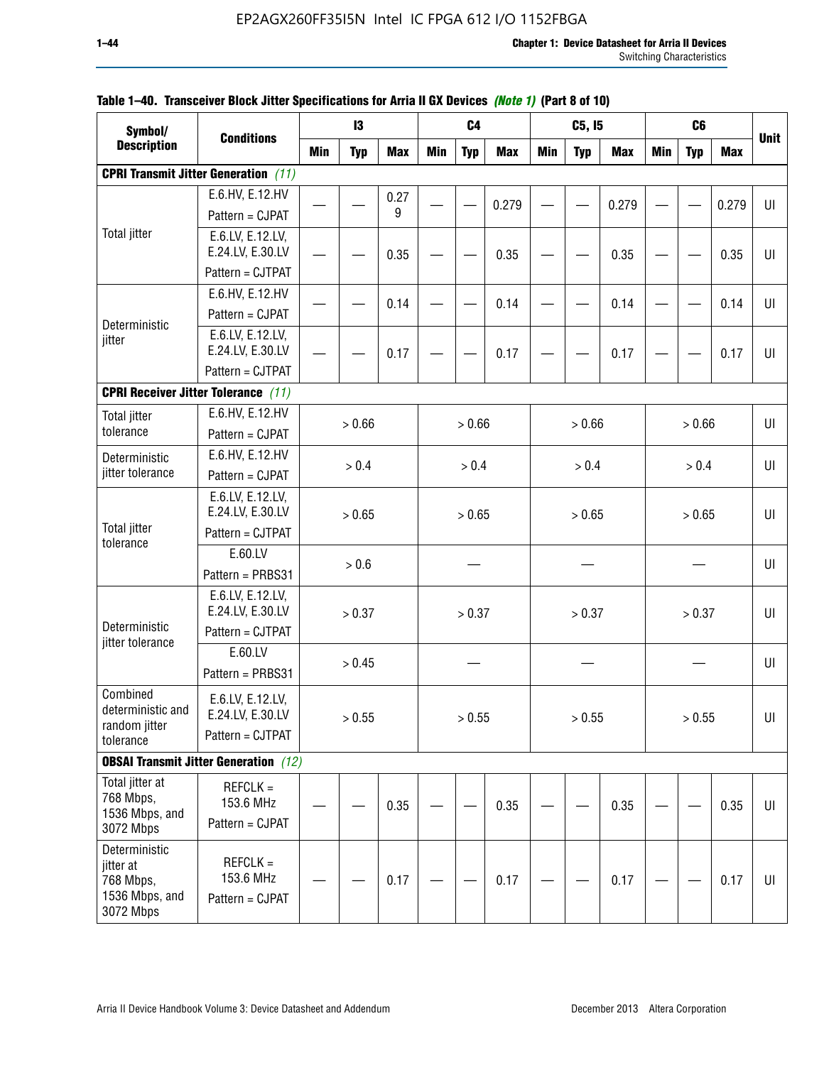**Table 1–40. Transceiver Block Jitter Specifications for Arria II GX Devices *(Note 1)* (Part 8 of 10)**

| Symbol/ Description | Conditions | I3 | | | C4 | | | C5, I5 | | | C6 | | | Unit |
|---|---|---|---|---|---|---|---|---|---|---|---|---|---|---|
| | | Min | Typ | Max | Min | Typ | Max | Min | Typ | Max | Min | Typ | Max | |
| **CPRI Transmit Jitter Generation** *(11)* | | | | | | | | | | | | | | |
| Total jitter | E.6.HV, E.12.HV Pattern = CJPAT | — | — | 0.279 | — | — | 0.279 | — | — | 0.279 | — | — | 0.279 | UI |
| | E.6.LV, E.12.LV, E.24.LV, E.30.LV Pattern = CJTPAT | — | — | 0.35 | — | — | 0.35 | — | — | 0.35 | — | — | 0.35 | UI |
| Deterministic jitter | E.6.HV, E.12.HV Pattern = CJPAT | — | — | 0.14 | — | — | 0.14 | — | — | 0.14 | — | — | 0.14 | UI |
| | E.6.LV, E.12.LV, E.24.LV, E.30.LV Pattern = CJTPAT | — | — | 0.17 | — | — | 0.17 | — | — | 0.17 | — | — | 0.17 | UI |
| **CPRI Receiver Jitter Tolerance** *(11)* | | | | | | | | | | | | | | |
| Total jitter tolerance | E.6.HV, E.12.HV Pattern = CJPAT | > 0.66 | | | > 0.66 | | | > 0.66 | | | > 0.66 | | | UI |
| Deterministic jitter tolerance | E.6.HV, E.12.HV Pattern = CJPAT | > 0.4 | | | > 0.4 | | | > 0.4 | | | > 0.4 | | | UI |
| Total jitter tolerance | E.6.LV, E.12.LV, E.24.LV, E.30.LV Pattern = CJTPAT | > 0.65 | | | > 0.65 | | | > 0.65 | | | > 0.65 | | | UI |
| | E.60.LV Pattern = PRBS31 | > 0.6 | | | — | | | — | | | — | | | UI |
| Deterministic jitter tolerance | E.6.LV, E.12.LV, E.24.LV, E.30.LV Pattern = CJTPAT | > 0.37 | | | > 0.37 | | | > 0.37 | | | > 0.37 | | | UI |
| | E.60.LV Pattern = PRBS31 | > 0.45 | | | — | | | — | | | — | | | UI |
| Combined deterministic and random jitter tolerance | E.6.LV, E.12.LV, E.24.LV, E.30.LV Pattern = CJTPAT | > 0.55 | | | > 0.55 | | | > 0.55 | | | > 0.55 | | | UI |
| **OBSAI Transmit Jitter Generation** *(12)* | | | | | | | | | | | | | | |
| Total jitter at 768 Mbps, 1536 Mbps, and 3072 Mbps | REFCLK = 153.6 MHz Pattern = CJPAT | — | — | 0.35 | — | — | 0.35 | — | — | 0.35 | — | — | 0.35 | UI |
| Deterministic jitter at 768 Mbps, 1536 Mbps, and 3072 Mbps | REFCLK = 153.6 MHz Pattern = CJPAT | — | — | 0.17 | — | — | 0.17 | — | — | 0.17 | — | — | 0.17 | UI |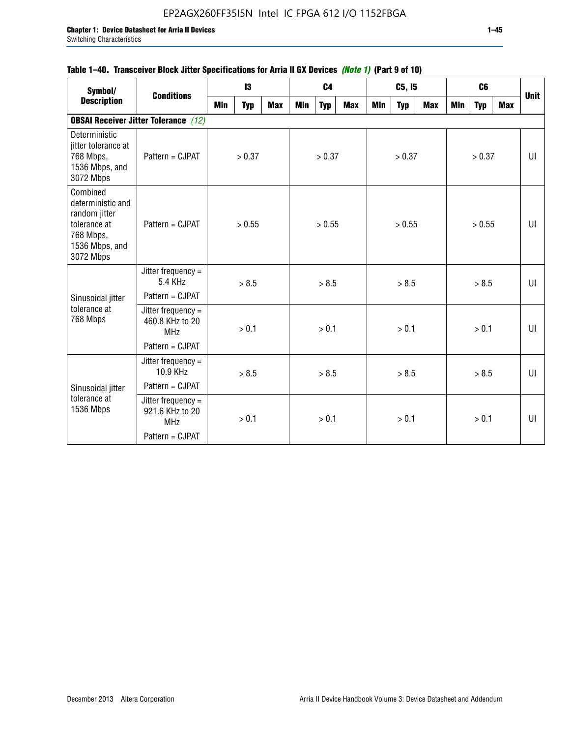**Table 1–40. Transceiver Block Jitter Specifications for Arria II GX Devices *(Note 1)* (Part 9 of 10)**

| Symbol/ Description | Conditions | I3 | | | C4 | | | C5, I5 | | | C6 | | | Unit |
|---|---|---|---|---|---|---|---|---|---|---|---|---|---|---|
| | | Min | Typ | Max | Min | Typ | Max | Min | Typ | Max | Min | Typ | Max | |
| **OBSAI Receiver Jitter Tolerance** *(12)* | | | | | | | | | | | | | | |
| Deterministic jitter tolerance at 768 Mbps, 1536 Mbps, and 3072 Mbps | Pattern = CJPAT | | > 0.37 | | | > 0.37 | | | > 0.37 | | | > 0.37 | | UI |
| Combined deterministic and random jitter tolerance at 768 Mbps, 1536 Mbps, and 3072 Mbps | Pattern = CJPAT | | > 0.55 | | | > 0.55 | | | > 0.55 | | | > 0.55 | | UI |
| Sinusoidal jitter tolerance at 768 Mbps | Jitter frequency = 5.4 KHz Pattern = CJPAT | | > 8.5 | | | > 8.5 | | | > 8.5 | | | > 8.5 | | UI |
| | Jitter frequency = 460.8 KHz to 20 MHz Pattern = CJPAT | | > 0.1 | | | > 0.1 | | | > 0.1 | | | > 0.1 | | UI |
| Sinusoidal jitter tolerance at 1536 Mbps | Jitter frequency = 10.9 KHz Pattern = CJPAT | | > 8.5 | | | > 8.5 | | | > 8.5 | | | > 8.5 | | UI |
| | Jitter frequency = 921.6 KHz to 20 MHz Pattern = CJPAT | | > 0.1 | | | > 0.1 | | | > 0.1 | | | > 0.1 | | UI |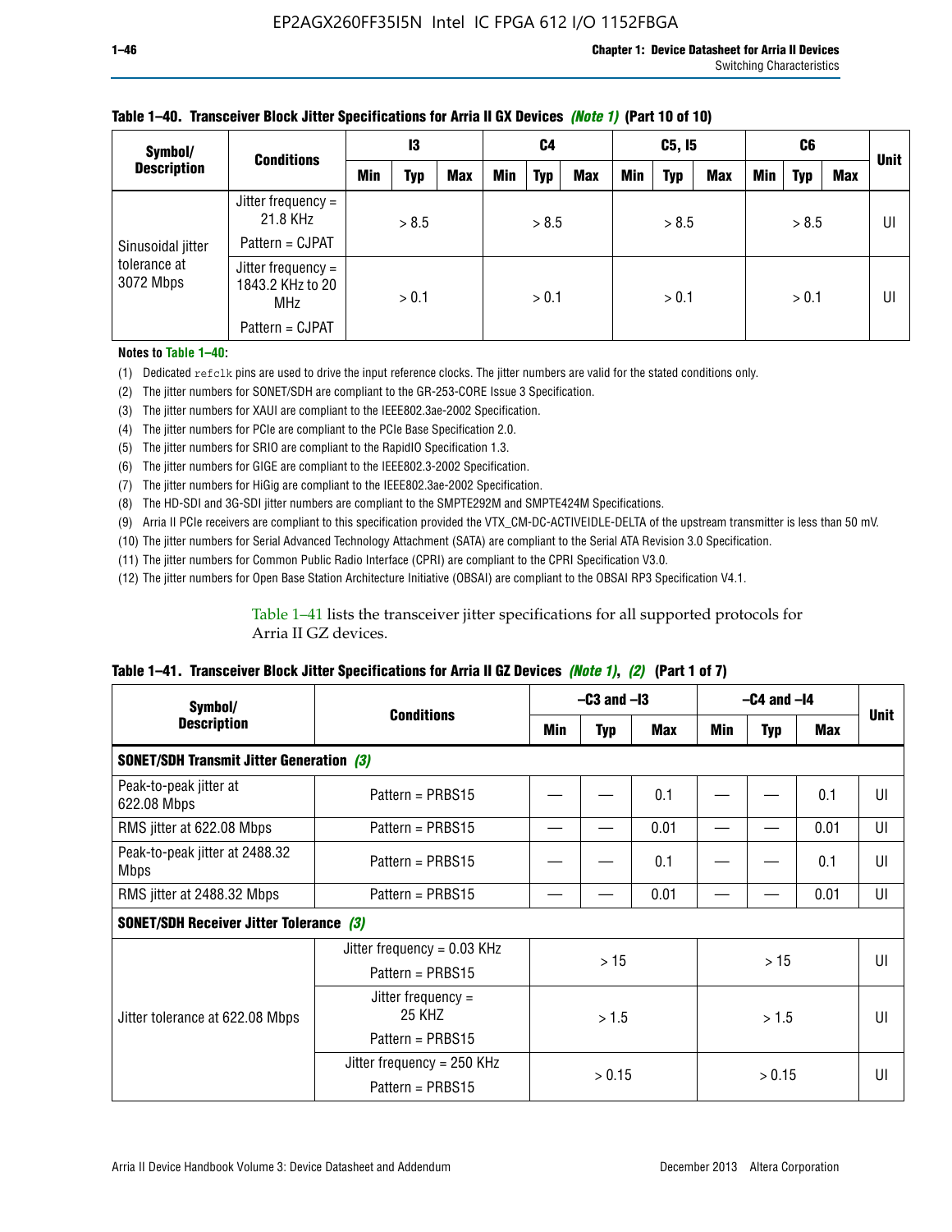**Table 1–40. Transceiver Block Jitter Specifications for Arria II GX Devices *(Note 1)* (Part 10 of 10)**

| Symbol/ Description | Conditions | I3 | | | C4 | | | C5, I5 | | | C6 | | | Unit |
|---|---|---|---|---|---|---|---|---|---|---|---|---|---|---|
| | | Min | Typ | Max | Min | Typ | Max | Min | Typ | Max | Min | Typ | Max | |
| Sinusoidal jitter tolerance at 3072 Mbps | Jitter frequency = 21.8 KHz<br>Pattern = CJPAT | > 8.5 | | | > 8.5 | | | > 8.5 | | | > 8.5 | | | UI |
| | Jitter frequency = 1843.2 KHz to 20 MHz<br>Pattern = CJPAT | > 0.1 | | | > 0.1 | | | > 0.1 | | | > 0.1 | | | UI |

**Notes to Table 1–40:**

(1) Dedicated `refclk` pins are used to drive the input reference clocks. The jitter numbers are valid for the stated conditions only.

(2) The jitter numbers for SONET/SDH are compliant to the GR-253-CORE Issue 3 Specification.

(3) The jitter numbers for XAUI are compliant to the IEEE802.3ae-2002 Specification.

(4) The jitter numbers for PCIe are compliant to the PCIe Base Specification 2.0.

(5) The jitter numbers for SRIO are compliant to the RapidIO Specification 1.3.

(6) The jitter numbers for GIGE are compliant to the IEEE802.3-2002 Specification.

(7) The jitter numbers for HiGig are compliant to the IEEE802.3ae-2002 Specification.

(8) The HD-SDI and 3G-SDI jitter numbers are compliant to the SMPTE292M and SMPTE424M Specifications.

(9) Arria II PCIe receivers are compliant to this specification provided the VTX_CM-DC-ACTIVEIDLE-DELTA of the upstream transmitter is less than 50 mV.

(10) The jitter numbers for Serial Advanced Technology Attachment (SATA) are compliant to the Serial ATA Revision 3.0 Specification.

(11) The jitter numbers for Common Public Radio Interface (CPRI) are compliant to the CPRI Specification V3.0.

(12) The jitter numbers for Open Base Station Architecture Initiative (OBSAI) are compliant to the OBSAI RP3 Specification V4.1.

Table 1–41 lists the transceiver jitter specifications for all supported protocols for Arria II GZ devices.

**Table 1–41. Transceiver Block Jitter Specifications for Arria II GZ Devices *(Note 1)*, *(2)* (Part 1 of 7)**

| Symbol/ Description | Conditions | –C3 and –I3 | | | –C4 and –I4 | | | Unit |
|---|---|---|---|---|---|---|---|---|
| | | Min | Typ | Max | Min | Typ | Max | |
| **SONET/SDH Transmit Jitter Generation *(3)*** | | | | | | | | |
| Peak-to-peak jitter at 622.08 Mbps | Pattern = PRBS15 | — | — | 0.1 | — | — | 0.1 | UI |
| RMS jitter at 622.08 Mbps | Pattern = PRBS15 | — | — | 0.01 | — | — | 0.01 | UI |
| Peak-to-peak jitter at 2488.32 Mbps | Pattern = PRBS15 | — | — | 0.1 | — | — | 0.1 | UI |
| RMS jitter at 2488.32 Mbps | Pattern = PRBS15 | — | — | 0.01 | — | — | 0.01 | UI |
| **SONET/SDH Receiver Jitter Tolerance *(3)*** | | | | | | | | |
| Jitter tolerance at 622.08 Mbps | Jitter frequency = 0.03 KHz<br>Pattern = PRBS15 | > 15 | | | > 15 | | | UI |
| | Jitter frequency = 25 KHZ<br>Pattern = PRBS15 | > 1.5 | | | > 1.5 | | | UI |
| | Jitter frequency = 250 KHz<br>Pattern = PRBS15 | > 0.15 | | | > 0.15 | | | UI |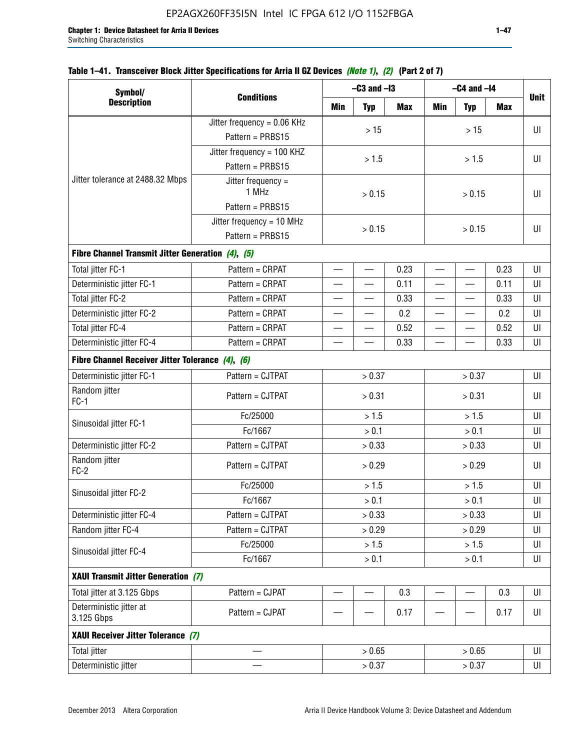**Table 1–41. Transceiver Block Jitter Specifications for Arria II GZ Devices** *(Note 1)*, *(2)* **(Part 2 of 7)**

| Symbol/ Description | Conditions | –C3 and –I3 | | | –C4 and –I4 | | | Unit |
|---|---|---|---|---|---|---|---|---|
| | | Min | Typ | Max | Min | Typ | Max | |
| Jitter tolerance at 2488.32 Mbps | Jitter frequency = 0.06 KHz Pattern = PRBS15 | > 15 | | | > 15 | | | UI |
| | Jitter frequency = 100 KHZ Pattern = PRBS15 | > 1.5 | | | > 1.5 | | | UI |
| | Jitter frequency = 1 MHz Pattern = PRBS15 | > 0.15 | | | > 0.15 | | | UI |
| | Jitter frequency = 10 MHz Pattern = PRBS15 | > 0.15 | | | > 0.15 | | | UI |
| **Fibre Channel Transmit Jitter Generation** *(4)*, *(5)* | | | | | | | | |
| Total jitter FC-1 | Pattern = CRPAT | — | — | 0.23 | — | — | 0.23 | UI |
| Deterministic jitter FC-1 | Pattern = CRPAT | — | — | 0.11 | — | — | 0.11 | UI |
| Total jitter FC-2 | Pattern = CRPAT | — | — | 0.33 | — | — | 0.33 | UI |
| Deterministic jitter FC-2 | Pattern = CRPAT | — | — | 0.2 | — | — | 0.2 | UI |
| Total jitter FC-4 | Pattern = CRPAT | — | — | 0.52 | — | — | 0.52 | UI |
| Deterministic jitter FC-4 | Pattern = CRPAT | — | — | 0.33 | — | — | 0.33 | UI |
| **Fibre Channel Receiver Jitter Tolerance** *(4)*, *(6)* | | | | | | | | |
| Deterministic jitter FC-1 | Pattern = CJTPAT | > 0.37 | | | > 0.37 | | | UI |
| Random jitter FC-1 | Pattern = CJTPAT | > 0.31 | | | > 0.31 | | | UI |
| Sinusoidal jitter FC-1 | Fc/25000 | > 1.5 | | | > 1.5 | | | UI |
| | Fc/1667 | > 0.1 | | | > 0.1 | | | UI |
| Deterministic jitter FC-2 | Pattern = CJTPAT | > 0.33 | | | > 0.33 | | | UI |
| Random jitter FC-2 | Pattern = CJTPAT | > 0.29 | | | > 0.29 | | | UI |
| Sinusoidal jitter FC-2 | Fc/25000 | > 1.5 | | | > 1.5 | | | UI |
| | Fc/1667 | > 0.1 | | | > 0.1 | | | UI |
| Deterministic jitter FC-4 | Pattern = CJTPAT | > 0.33 | | | > 0.33 | | | UI |
| Random jitter FC-4 | Pattern = CJTPAT | > 0.29 | | | > 0.29 | | | UI |
| Sinusoidal jitter FC-4 | Fc/25000 | > 1.5 | | | > 1.5 | | | UI |
| | Fc/1667 | > 0.1 | | | > 0.1 | | | UI |
| **XAUI Transmit Jitter Generation** *(7)* | | | | | | | | |
| Total jitter at 3.125 Gbps | Pattern = CJPAT | — | — | 0.3 | — | — | 0.3 | UI |
| Deterministic jitter at 3.125 Gbps | Pattern = CJPAT | — | — | 0.17 | — | — | 0.17 | UI |
| **XAUI Receiver Jitter Tolerance** *(7)* | | | | | | | | |
| Total jitter | — | > 0.65 | | | > 0.65 | | | UI |
| Deterministic jitter | — | > 0.37 | | | > 0.37 | | | UI |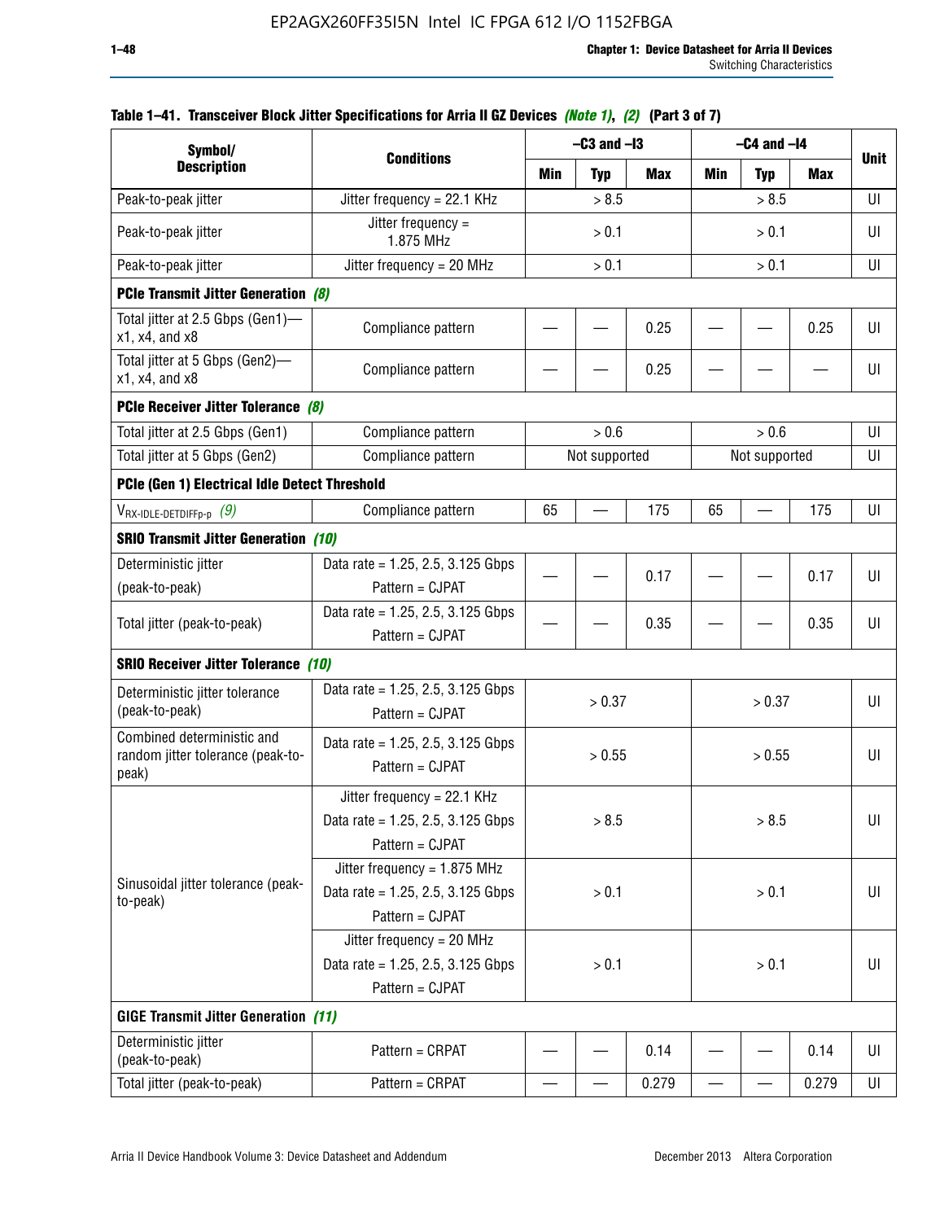**Table 1–41. Transceiver Block Jitter Specifications for Arria II GZ Devices *(Note 1)*, *(2)* (Part 3 of 7)**

| Symbol/ Description | Conditions | –C3 and –I3 | | | –C4 and –I4 | | | Unit |
|---|---|---|---|---|---|---|---|---|
| | | Min | Typ | Max | Min | Typ | Max | |
| Peak-to-peak jitter | Jitter frequency = 22.1 KHz | | > 8.5 | | | > 8.5 | | UI |
| Peak-to-peak jitter | Jitter frequency = 1.875 MHz | | > 0.1 | | | > 0.1 | | UI |
| Peak-to-peak jitter | Jitter frequency = 20 MHz | | > 0.1 | | | > 0.1 | | UI |
| **PCIe Transmit Jitter Generation** *(8)* | | | | | | | | |
| Total jitter at 2.5 Gbps (Gen1)—x1, x4, and x8 | Compliance pattern | — | — | 0.25 | — | — | 0.25 | UI |
| Total jitter at 5 Gbps (Gen2)—x1, x4, and x8 | Compliance pattern | — | — | 0.25 | — | — | — | UI |
| **PCIe Receiver Jitter Tolerance** *(8)* | | | | | | | | |
| Total jitter at 2.5 Gbps (Gen1) | Compliance pattern | | > 0.6 | | | > 0.6 | | UI |
| Total jitter at 5 Gbps (Gen2) | Compliance pattern | | Not supported | | | Not supported | | UI |
| **PCIe (Gen 1) Electrical Idle Detect Threshold** | | | | | | | | |
| $V_{RX\text{-}IDLE\text{-}DETDIFFp\text{-}p}$ *(9)* | Compliance pattern | 65 | — | 175 | 65 | — | 175 | UI |
| **SRIO Transmit Jitter Generation** *(10)* | | | | | | | | |
| Deterministic jitter (peak-to-peak) | Data rate = 1.25, 2.5, 3.125 Gbps Pattern = CJPAT | — | — | 0.17 | — | — | 0.17 | UI |
| Total jitter (peak-to-peak) | Data rate = 1.25, 2.5, 3.125 Gbps Pattern = CJPAT | — | — | 0.35 | — | — | 0.35 | UI |
| **SRIO Receiver Jitter Tolerance** *(10)* | | | | | | | | |
| Deterministic jitter tolerance (peak-to-peak) | Data rate = 1.25, 2.5, 3.125 Gbps Pattern = CJPAT | | > 0.37 | | | > 0.37 | | UI |
| Combined deterministic and random jitter tolerance (peak-to-peak) | Data rate = 1.25, 2.5, 3.125 Gbps Pattern = CJPAT | | > 0.55 | | | > 0.55 | | UI |
| Sinusoidal jitter tolerance (peak-to-peak) | Jitter frequency = 22.1 KHz Data rate = 1.25, 2.5, 3.125 Gbps Pattern = CJPAT | | > 8.5 | | | > 8.5 | | UI |
| | Jitter frequency = 1.875 MHz Data rate = 1.25, 2.5, 3.125 Gbps Pattern = CJPAT | | > 0.1 | | | > 0.1 | | UI |
| | Jitter frequency = 20 MHz Data rate = 1.25, 2.5, 3.125 Gbps Pattern = CJPAT | | > 0.1 | | | > 0.1 | | UI |
| **GIGE Transmit Jitter Generation** *(11)* | | | | | | | | |
| Deterministic jitter (peak-to-peak) | Pattern = CRPAT | — | — | 0.14 | — | — | 0.14 | UI |
| Total jitter (peak-to-peak) | Pattern = CRPAT | — | — | 0.279 | — | — | 0.279 | UI |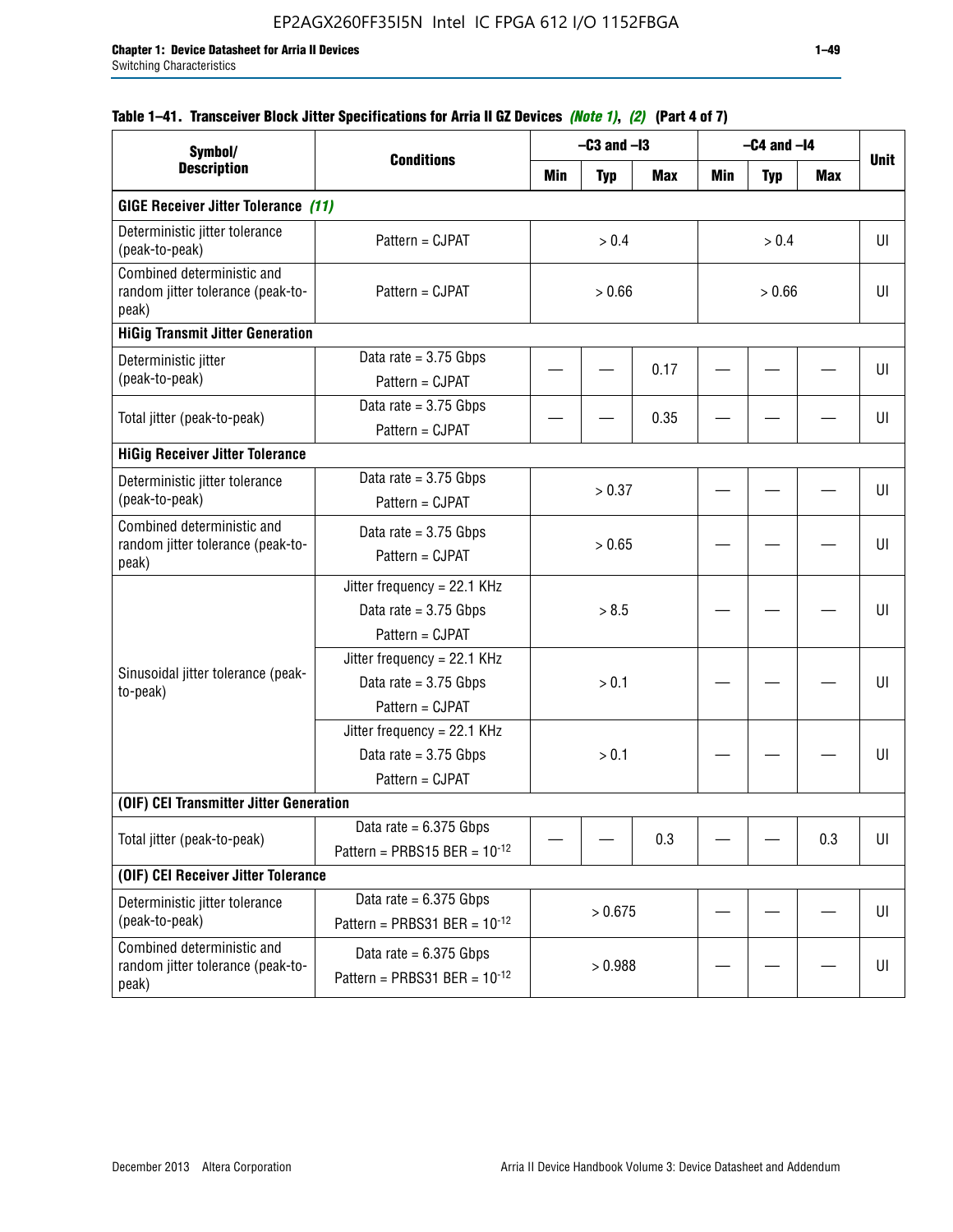#### Table 1–41. Transceiver Block Jitter Specifications for Arria II GZ Devices *(Note 1)*, *(2)* (Part 4 of 7)

| Symbol/ Description | Conditions | –C3 and –I3 | | | –C4 and –I4 | | | Unit |
|---|---|---|---|---|---|---|---|---|
| | | Min | Typ | Max | Min | Typ | Max | |
| **GIGE Receiver Jitter Tolerance** *(11)* | | | | | | | | |
| Deterministic jitter tolerance (peak-to-peak) | Pattern = CJPAT | > 0.4 | | | > 0.4 | | | UI |
| Combined deterministic and random jitter tolerance (peak-to-peak) | Pattern = CJPAT | > 0.66 | | | > 0.66 | | | UI |
| **HiGig Transmit Jitter Generation** | | | | | | | | |
| Deterministic jitter (peak-to-peak) | Data rate = 3.75 Gbps<br>Pattern = CJPAT | — | — | 0.17 | — | — | — | UI |
| Total jitter (peak-to-peak) | Data rate = 3.75 Gbps<br>Pattern = CJPAT | — | — | 0.35 | — | — | — | UI |
| **HiGig Receiver Jitter Tolerance** | | | | | | | | |
| Deterministic jitter tolerance (peak-to-peak) | Data rate = 3.75 Gbps<br>Pattern = CJPAT | > 0.37 | | | — | — | — | UI |
| Combined deterministic and random jitter tolerance (peak-to-peak) | Data rate = 3.75 Gbps<br>Pattern = CJPAT | > 0.65 | | | — | — | — | UI |
| Sinusoidal jitter tolerance (peak-to-peak) | Jitter frequency = 22.1 KHz<br>Data rate = 3.75 Gbps<br>Pattern = CJPAT | > 8.5 | | | — | — | — | UI |
| | Jitter frequency = 22.1 KHz<br>Data rate = 3.75 Gbps<br>Pattern = CJPAT | > 0.1 | | | — | — | — | UI |
| | Jitter frequency = 22.1 KHz<br>Data rate = 3.75 Gbps<br>Pattern = CJPAT | > 0.1 | | | — | — | — | UI |
| **(OIF) CEI Transmitter Jitter Generation** | | | | | | | | |
| Total jitter (peak-to-peak) | Data rate = 6.375 Gbps<br>Pattern = PRBS15 BER = $10^{-12}$ | — | — | 0.3 | — | — | 0.3 | UI |
| **(OIF) CEI Receiver Jitter Tolerance** | | | | | | | | |
| Deterministic jitter tolerance (peak-to-peak) | Data rate = 6.375 Gbps<br>Pattern = PRBS31 BER = $10^{-12}$ | > 0.675 | | | — | — | — | UI |
| Combined deterministic and random jitter tolerance (peak-to-peak) | Data rate = 6.375 Gbps<br>Pattern = PRBS31 BER = $10^{-12}$ | > 0.988 | | | — | — | — | UI |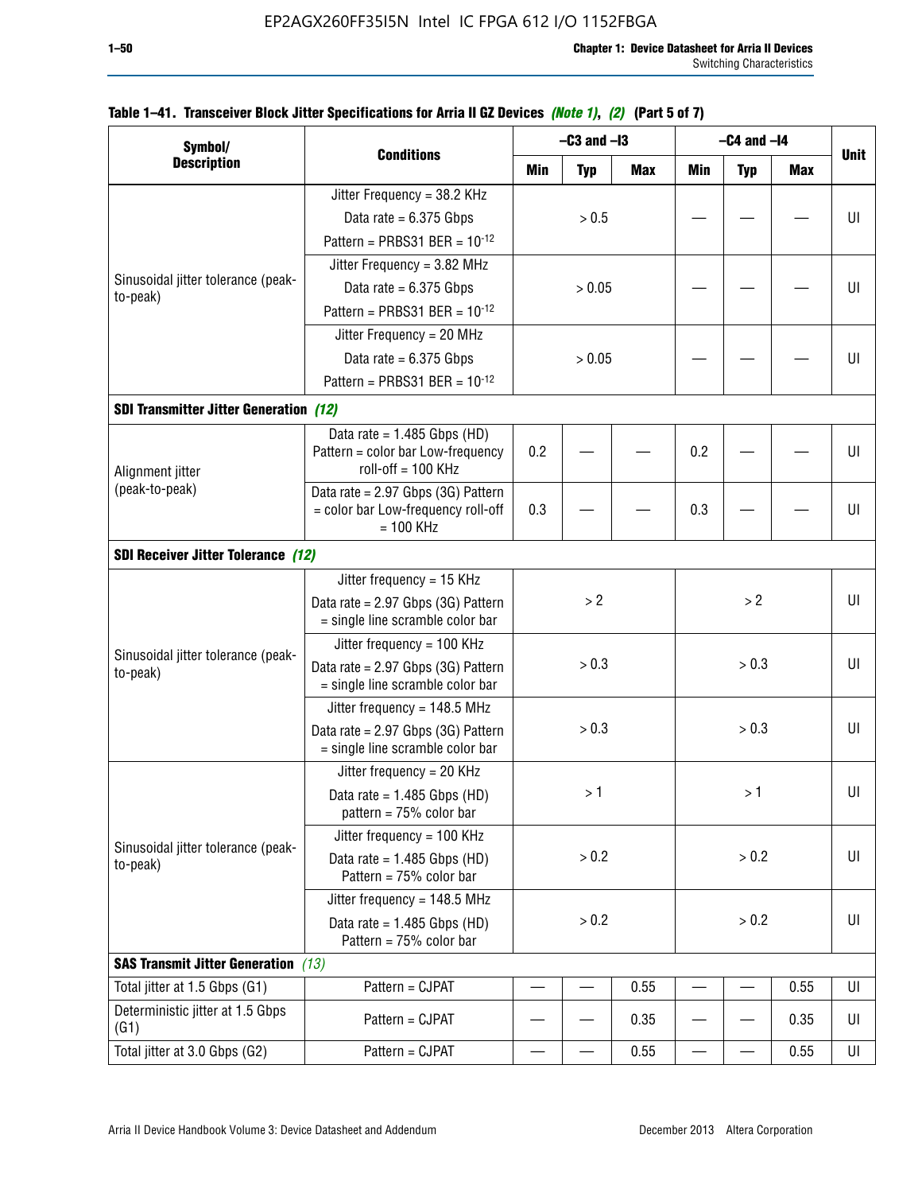**Table 1–41. Transceiver Block Jitter Specifications for Arria II GZ Devices** *(Note 1)*, *(2)* **(Part 5 of 7)**

| Symbol/ Description | Conditions | –C3 and –I3 | | | –C4 and –I4 | | | Unit |
|---|---|---|---|---|---|---|---|---|
| | | Min | Typ | Max | Min | Typ | Max | |
| Sinusoidal jitter tolerance (peak-to-peak) | Jitter Frequency = 38.2 KHz Data rate = 6.375 Gbps Pattern = PRBS31 BER = $10^{-12}$ | > 0.5 | | | — | — | — | UI |
| | Jitter Frequency = 3.82 MHz Data rate = 6.375 Gbps Pattern = PRBS31 BER = $10^{-12}$ | > 0.05 | | | — | — | — | UI |
| | Jitter Frequency = 20 MHz Data rate = 6.375 Gbps Pattern = PRBS31 BER = $10^{-12}$ | > 0.05 | | | — | — | — | UI |
| **SDI Transmitter Jitter Generation** *(12)* | | | | | | | | |
| Alignment jitter (peak-to-peak) | Data rate = 1.485 Gbps (HD) Pattern = color bar Low-frequency roll-off = 100 KHz | 0.2 | — | — | 0.2 | — | — | UI |
| | Data rate = 2.97 Gbps (3G) Pattern = color bar Low-frequency roll-off = 100 KHz | 0.3 | — | — | 0.3 | — | — | UI |
| **SDI Receiver Jitter Tolerance** *(12)* | | | | | | | | |
| Sinusoidal jitter tolerance (peak-to-peak) | Jitter frequency = 15 KHz Data rate = 2.97 Gbps (3G) Pattern = single line scramble color bar | > 2 | | | > 2 | | | UI |
| | Jitter frequency = 100 KHz Data rate = 2.97 Gbps (3G) Pattern = single line scramble color bar | > 0.3 | | | > 0.3 | | | UI |
| | Jitter frequency = 148.5 MHz Data rate = 2.97 Gbps (3G) Pattern = single line scramble color bar | > 0.3 | | | > 0.3 | | | UI |
| Sinusoidal jitter tolerance (peak-to-peak) | Jitter frequency = 20 KHz Data rate = 1.485 Gbps (HD) pattern = 75% color bar | > 1 | | | > 1 | | | UI |
| | Jitter frequency = 100 KHz Data rate = 1.485 Gbps (HD) Pattern = 75% color bar | > 0.2 | | | > 0.2 | | | UI |
| | Jitter frequency = 148.5 MHz Data rate = 1.485 Gbps (HD) Pattern = 75% color bar | > 0.2 | | | > 0.2 | | | UI |
| **SAS Transmit Jitter Generation** *(13)* | | | | | | | | |
| Total jitter at 1.5 Gbps (G1) | Pattern = CJPAT | — | — | 0.55 | — | — | 0.55 | UI |
| Deterministic jitter at 1.5 Gbps (G1) | Pattern = CJPAT | — | — | 0.35 | — | — | 0.35 | UI |
| Total jitter at 3.0 Gbps (G2) | Pattern = CJPAT | — | — | 0.55 | — | — | 0.55 | UI |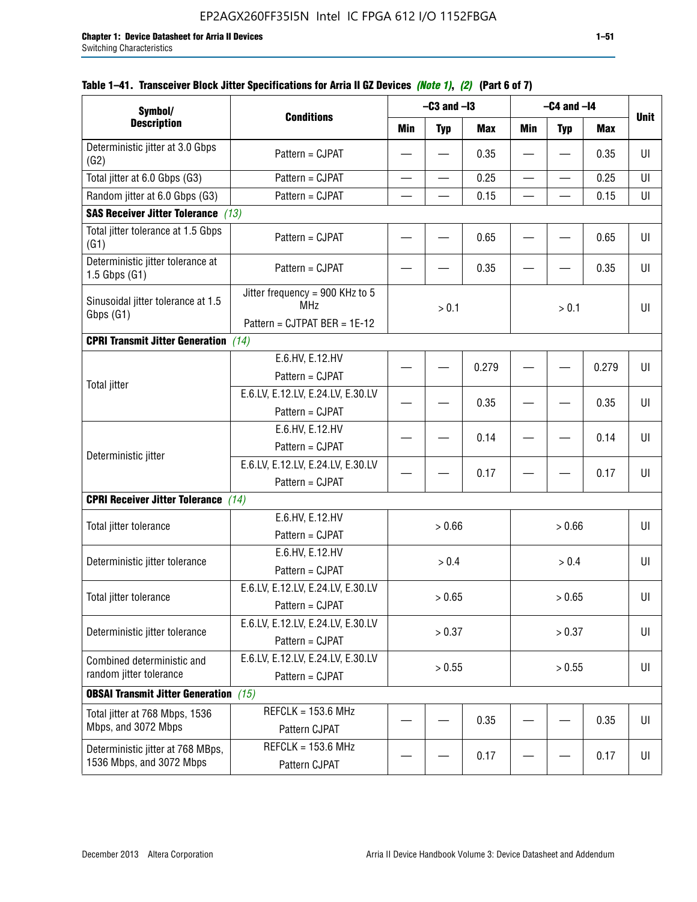**Table 1–41. Transceiver Block Jitter Specifications for Arria II GZ Devices *(Note 1)*, *(2)* (Part 6 of 7)**

| Symbol/ Description | Conditions | –C3 and –I3 | | | –C4 and –I4 | | | Unit |
|---|---|---|---|---|---|---|---|---|
| | | Min | Typ | Max | Min | Typ | Max | |
| Deterministic jitter at 3.0 Gbps (G2) | Pattern = CJPAT | — | — | 0.35 | — | — | 0.35 | UI |
| Total jitter at 6.0 Gbps (G3) | Pattern = CJPAT | — | — | 0.25 | — | — | 0.25 | UI |
| Random jitter at 6.0 Gbps (G3) | Pattern = CJPAT | — | — | 0.15 | — | — | 0.15 | UI |
| **SAS Receiver Jitter Tolerance** *(13)* | | | | | | | | |
| Total jitter tolerance at 1.5 Gbps (G1) | Pattern = CJPAT | — | — | 0.65 | — | — | 0.65 | UI |
| Deterministic jitter tolerance at 1.5 Gbps (G1) | Pattern = CJPAT | — | — | 0.35 | — | — | 0.35 | UI |
| Sinusoidal jitter tolerance at 1.5 Gbps (G1) | Jitter frequency = 900 KHz to 5 MHz<br>Pattern = CJTPAT BER = 1E-12 | > 0.1 | | | > 0.1 | | | UI |
| **CPRI Transmit Jitter Generation** *(14)* | | | | | | | | |
| Total jitter | E.6.HV, E.12.HV<br>Pattern = CJPAT | — | — | 0.279 | — | — | 0.279 | UI |
| | E.6.LV, E.12.LV, E.24.LV, E.30.LV<br>Pattern = CJPAT | — | — | 0.35 | — | — | 0.35 | UI |
| Deterministic jitter | E.6.HV, E.12.HV<br>Pattern = CJPAT | — | — | 0.14 | — | — | 0.14 | UI |
| | E.6.LV, E.12.LV, E.24.LV, E.30.LV<br>Pattern = CJPAT | — | — | 0.17 | — | — | 0.17 | UI |
| **CPRI Receiver Jitter Tolerance** *(14)* | | | | | | | | |
| Total jitter tolerance | E.6.HV, E.12.HV<br>Pattern = CJPAT | > 0.66 | | | > 0.66 | | | UI |
| Deterministic jitter tolerance | E.6.HV, E.12.HV<br>Pattern = CJPAT | > 0.4 | | | > 0.4 | | | UI |
| Total jitter tolerance | E.6.LV, E.12.LV, E.24.LV, E.30.LV<br>Pattern = CJPAT | > 0.65 | | | > 0.65 | | | UI |
| Deterministic jitter tolerance | E.6.LV, E.12.LV, E.24.LV, E.30.LV<br>Pattern = CJPAT | > 0.37 | | | > 0.37 | | | UI |
| Combined deterministic and random jitter tolerance | E.6.LV, E.12.LV, E.24.LV, E.30.LV<br>Pattern = CJPAT | > 0.55 | | | > 0.55 | | | UI |
| **OBSAI Transmit Jitter Generation** *(15)* | | | | | | | | |
| Total jitter at 768 Mbps, 1536 Mbps, and 3072 Mbps | REFCLK = 153.6 MHz<br>Pattern CJPAT | — | — | 0.35 | — | — | 0.35 | UI |
| Deterministic jitter at 768 MBps, 1536 Mbps, and 3072 Mbps | REFCLK = 153.6 MHz<br>Pattern CJPAT | — | — | 0.17 | — | — | 0.17 | UI |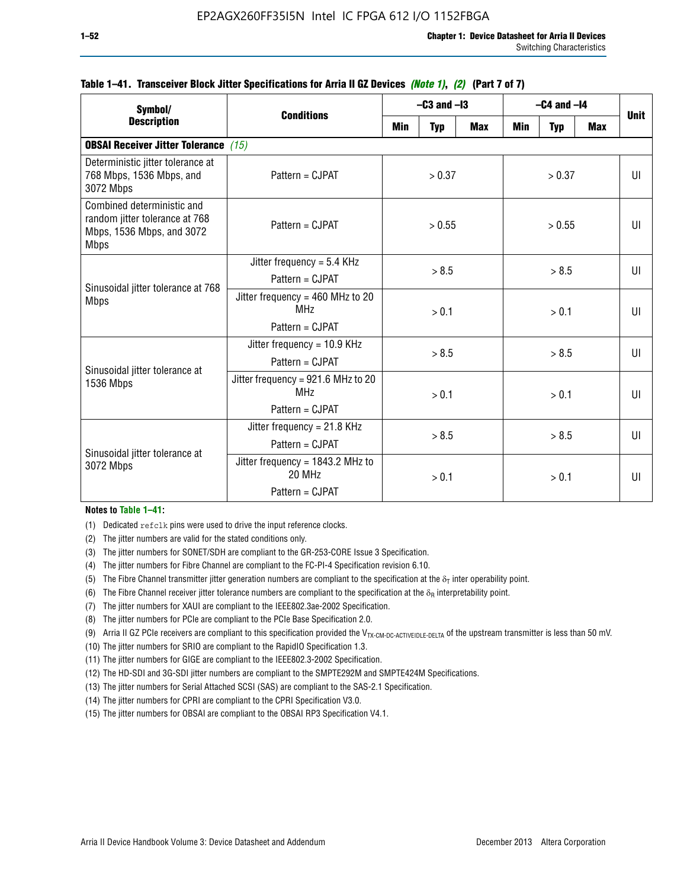**Table 1–41. Transceiver Block Jitter Specifications for Arria II GZ Devices *(Note 1)*, *(2)* (Part 7 of 7)**

| Symbol/ Description | Conditions | –C3 and –I3 | | | –C4 and –I4 | | | Unit |
|---|---|---|---|---|---|---|---|---|
| | | Min | Typ | Max | Min | Typ | Max | |
| **OBSAI Receiver Jitter Tolerance** *(15)* | | | | | | | | |
| Deterministic jitter tolerance at 768 Mbps, 1536 Mbps, and 3072 Mbps | Pattern = CJPAT | > 0.37 | | | > 0.37 | | | UI |
| Combined deterministic and random jitter tolerance at 768 Mbps, 1536 Mbps, and 3072 Mbps | Pattern = CJPAT | > 0.55 | | | > 0.55 | | | UI |
| Sinusoidal jitter tolerance at 768 Mbps | Jitter frequency = 5.4 KHz<br>Pattern = CJPAT | > 8.5 | | | > 8.5 | | | UI |
| | Jitter frequency = 460 MHz to 20 MHz<br>Pattern = CJPAT | > 0.1 | | | > 0.1 | | | UI |
| Sinusoidal jitter tolerance at 1536 Mbps | Jitter frequency = 10.9 KHz<br>Pattern = CJPAT | > 8.5 | | | > 8.5 | | | UI |
| | Jitter frequency = 921.6 MHz to 20 MHz<br>Pattern = CJPAT | > 0.1 | | | > 0.1 | | | UI |
| Sinusoidal jitter tolerance at 3072 Mbps | Jitter frequency = 21.8 KHz<br>Pattern = CJPAT | > 8.5 | | | > 8.5 | | | UI |
| | Jitter frequency = 1843.2 MHz to 20 MHz<br>Pattern = CJPAT | > 0.1 | | | > 0.1 | | | UI |

**Notes to Table 1–41:**

(1) Dedicated `refclk` pins were used to drive the input reference clocks.

(2) The jitter numbers are valid for the stated conditions only.

(3) The jitter numbers for SONET/SDH are compliant to the GR-253-CORE Issue 3 Specification.

(4) The jitter numbers for Fibre Channel are compliant to the FC-PI-4 Specification revision 6.10.

(5) The Fibre Channel transmitter jitter generation numbers are compliant to the specification at the $\delta_T$ inter operability point.

(6) The Fibre Channel receiver jitter tolerance numbers are compliant to the specification at the $\delta_R$ interpretability point.

(7) The jitter numbers for XAUI are compliant to the IEEE802.3ae-2002 Specification.

(8) The jitter numbers for PCIe are compliant to the PCIe Base Specification 2.0.

(9) Arria II GZ PCIe receivers are compliant to this specification provided the $V_{TX\text{-}CM\text{-}DC\text{-}ACTIVEIDLE\text{-}DELTA}$ of the upstream transmitter is less than 50 mV.

(10) The jitter numbers for SRIO are compliant to the RapidIO Specification 1.3.

(11) The jitter numbers for GIGE are compliant to the IEEE802.3-2002 Specification.

(12) The HD-SDI and 3G-SDI jitter numbers are compliant to the SMPTE292M and SMPTE424M Specifications.

(13) The jitter numbers for Serial Attached SCSI (SAS) are compliant to the SAS-2.1 Specification.

(14) The jitter numbers for CPRI are compliant to the CPRI Specification V3.0.

(15) The jitter numbers for OBSAI are compliant to the OBSAI RP3 Specification V4.1.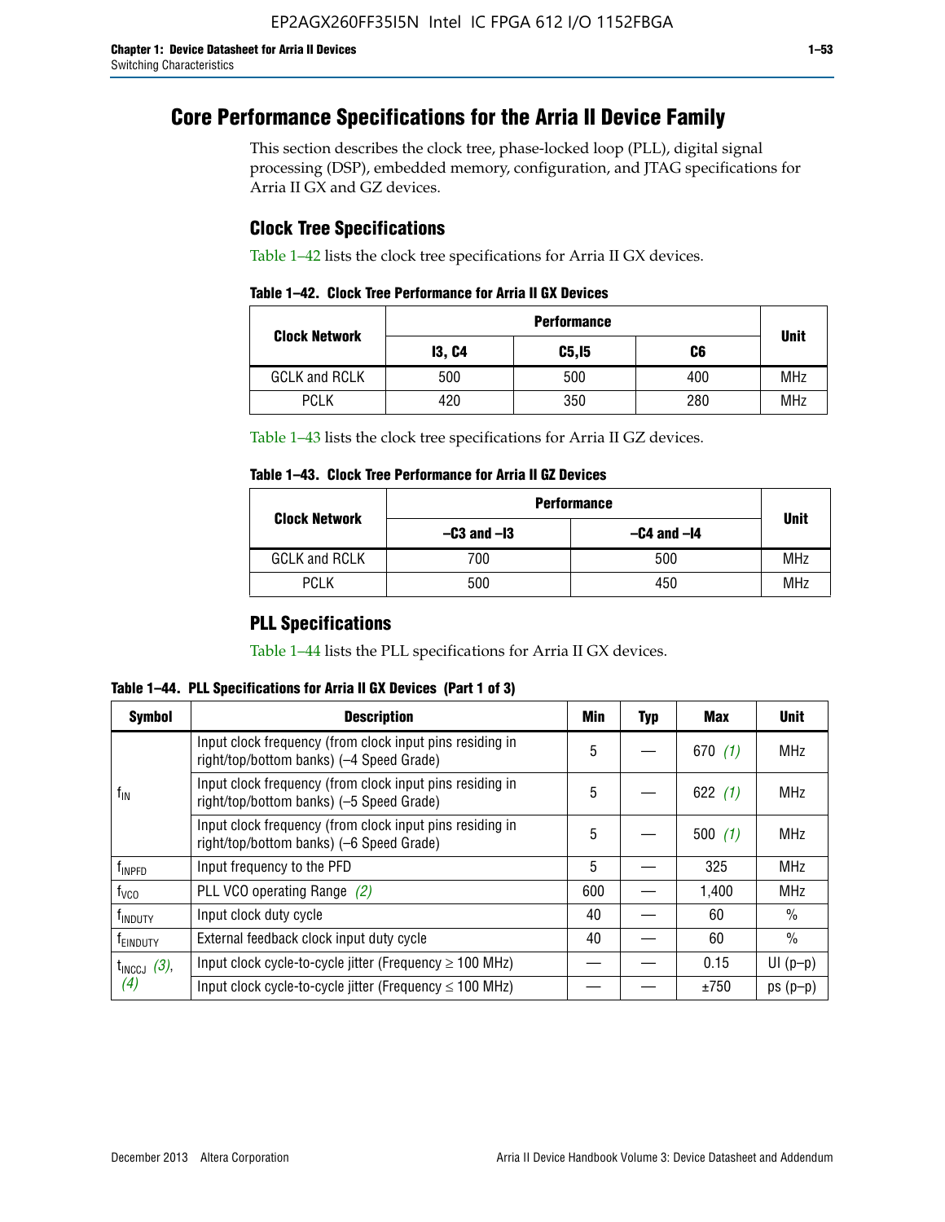# Core Performance Specifications for the Arria II Device Family

This section describes the clock tree, phase-locked loop (PLL), digital signal processing (DSP), embedded memory, configuration, and JTAG specifications for Arria II GX and GZ devices.

## Clock Tree Specifications

Table 1–42 lists the clock tree specifications for Arria II GX devices.

**Table 1–42. Clock Tree Performance for Arria II GX Devices**

| Clock Network | Performance | | | Unit |
|---|---|---|---|---|
| | I3, C4 | C5,I5 | C6 | |
| GCLK and RCLK | 500 | 500 | 400 | MHz |
| PCLK | 420 | 350 | 280 | MHz |

Table 1–43 lists the clock tree specifications for Arria II GZ devices.

**Table 1–43. Clock Tree Performance for Arria II GZ Devices**

| Clock Network | Performance | | Unit |
|---|---|---|---|
| | –C3 and –I3 | –C4 and –I4 | |
| GCLK and RCLK | 700 | 500 | MHz |
| PCLK | 500 | 450 | MHz |

## PLL Specifications

Table 1–44 lists the PLL specifications for Arria II GX devices.

**Table 1–44. PLL Specifications for Arria II GX Devices (Part 1 of 3)**

| Symbol | Description | Min | Typ | Max | Unit |
|---|---|---|---|---|---|
| $f_{IN}$ | Input clock frequency (from clock input pins residing in right/top/bottom banks) (–4 Speed Grade) | 5 | — | 670 *(1)* | MHz |
| | Input clock frequency (from clock input pins residing in right/top/bottom banks) (–5 Speed Grade) | 5 | — | 622 *(1)* | MHz |
| | Input clock frequency (from clock input pins residing in right/top/bottom banks) (–6 Speed Grade) | 5 | — | 500 *(1)* | MHz |
| $f_{INPFD}$ | Input frequency to the PFD | 5 | — | 325 | MHz |
| $f_{VCO}$ | PLL VCO operating Range *(2)* | 600 | — | 1,400 | MHz |
| $f_{INDUTY}$ | Input clock duty cycle | 40 | — | 60 | % |
| $f_{EINDUTY}$ | External feedback clock input duty cycle | 40 | — | 60 | % |
| $t_{INCCJ}$ *(3)*, *(4)* | Input clock cycle-to-cycle jitter (Frequency ≥ 100 MHz) | — | — | 0.15 | UI (p–p) |
| | Input clock cycle-to-cycle jitter (Frequency ≤ 100 MHz) | — | — | ±750 | ps (p–p) |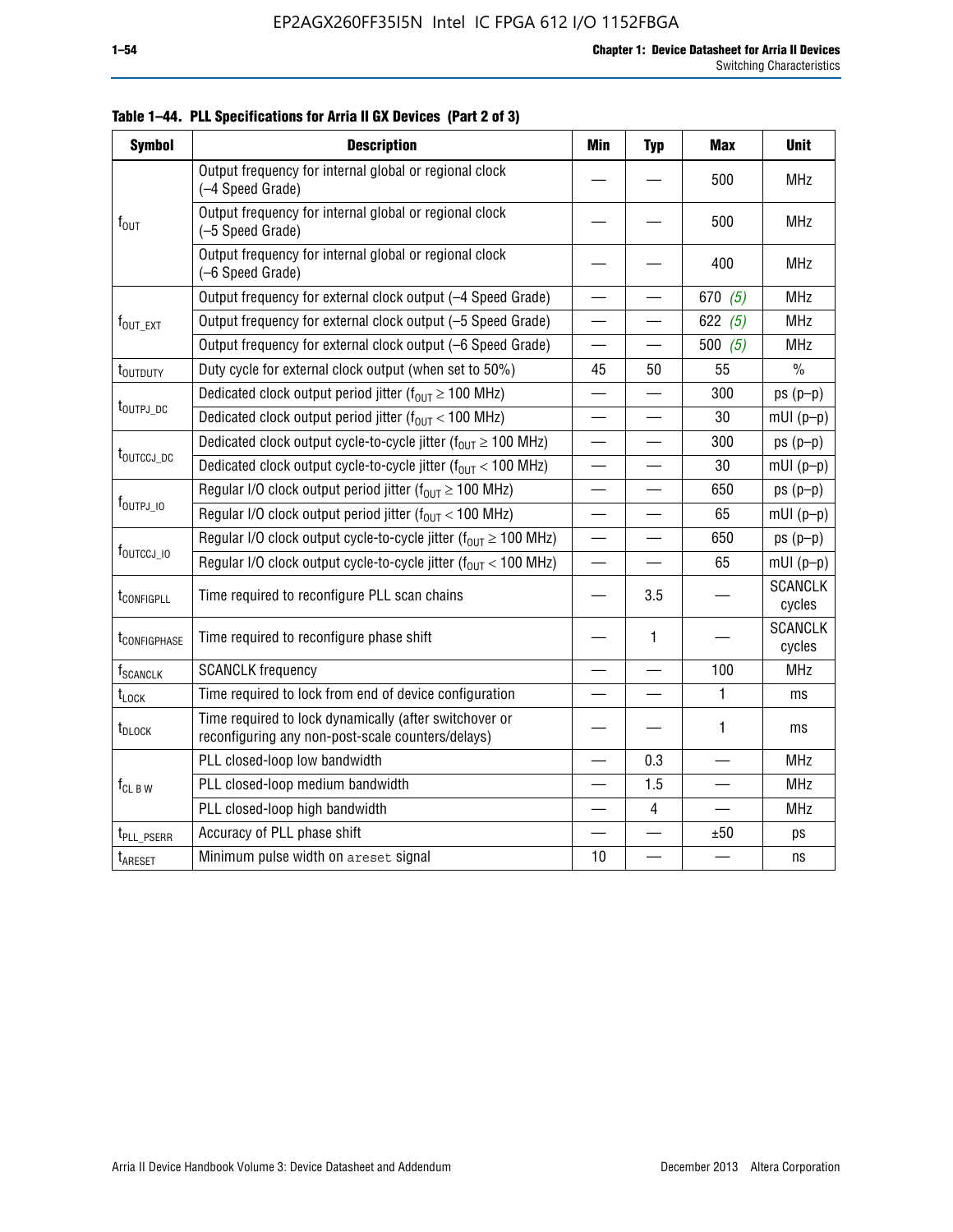**Table 1–44. PLL Specifications for Arria II GX Devices (Part 2 of 3)**

| Symbol | Description | Min | Typ | Max | Unit |
|---|---|---|---|---|---|
| $f_{OUT}$ | Output frequency for internal global or regional clock (–4 Speed Grade) | — | — | 500 | MHz |
| | Output frequency for internal global or regional clock (–5 Speed Grade) | — | — | 500 | MHz |
| | Output frequency for internal global or regional clock (–6 Speed Grade) | — | — | 400 | MHz |
| $f_{OUT\_EXT}$ | Output frequency for external clock output (–4 Speed Grade) | — | — | 670 *(5)* | MHz |
| | Output frequency for external clock output (–5 Speed Grade) | — | — | 622 *(5)* | MHz |
| | Output frequency for external clock output (–6 Speed Grade) | — | — | 500 *(5)* | MHz |
| $t_{OUTDUTY}$ | Duty cycle for external clock output (when set to 50%) | 45 | 50 | 55 | % |
| $t_{OUTPJ\_DC}$ | Dedicated clock output period jitter ($f_{OUT} \geq 100$ MHz) | — | — | 300 | ps (p–p) |
| | Dedicated clock output period jitter ($f_{OUT} < 100$ MHz) | — | — | 30 | mUI (p–p) |
| $t_{OUTCCJ\_DC}$ | Dedicated clock output cycle-to-cycle jitter ($f_{OUT} \geq 100$ MHz) | — | — | 300 | ps (p–p) |
| | Dedicated clock output cycle-to-cycle jitter ($f_{OUT} < 100$ MHz) | — | — | 30 | mUI (p–p) |
| $f_{OUTPJ\_IO}$ | Regular I/O clock output period jitter ($f_{OUT} \geq 100$ MHz) | — | — | 650 | ps (p–p) |
| | Regular I/O clock output period jitter ($f_{OUT} < 100$ MHz) | — | — | 65 | mUI (p–p) |
| $f_{OUTCCJ\_IO}$ | Regular I/O clock output cycle-to-cycle jitter ($f_{OUT} \geq 100$ MHz) | — | — | 650 | ps (p–p) |
| | Regular I/O clock output cycle-to-cycle jitter ($f_{OUT} < 100$ MHz) | — | — | 65 | mUI (p–p) |
| $t_{CONFIGPLL}$ | Time required to reconfigure PLL scan chains | — | 3.5 | — | SCANCLK cycles |
| $t_{CONFIGPHASE}$ | Time required to reconfigure phase shift | — | 1 | — | SCANCLK cycles |
| $f_{SCANCLK}$ | SCANCLK frequency | — | — | 100 | MHz |
| $t_{LOCK}$ | Time required to lock from end of device configuration | — | — | 1 | ms |
| $t_{DLOCK}$ | Time required to lock dynamically (after switchover or reconfiguring any non-post-scale counters/delays) | — | — | 1 | ms |
| $f_{CL\ B\ W}$ | PLL closed-loop low bandwidth | — | 0.3 | — | MHz |
| | PLL closed-loop medium bandwidth | — | 1.5 | — | MHz |
| | PLL closed-loop high bandwidth | — | 4 | — | MHz |
| $t_{PLL\_PSERR}$ | Accuracy of PLL phase shift | — | — | ±50 | ps |
| $t_{ARESET}$ | Minimum pulse width on `areset` signal | 10 | — | — | ns |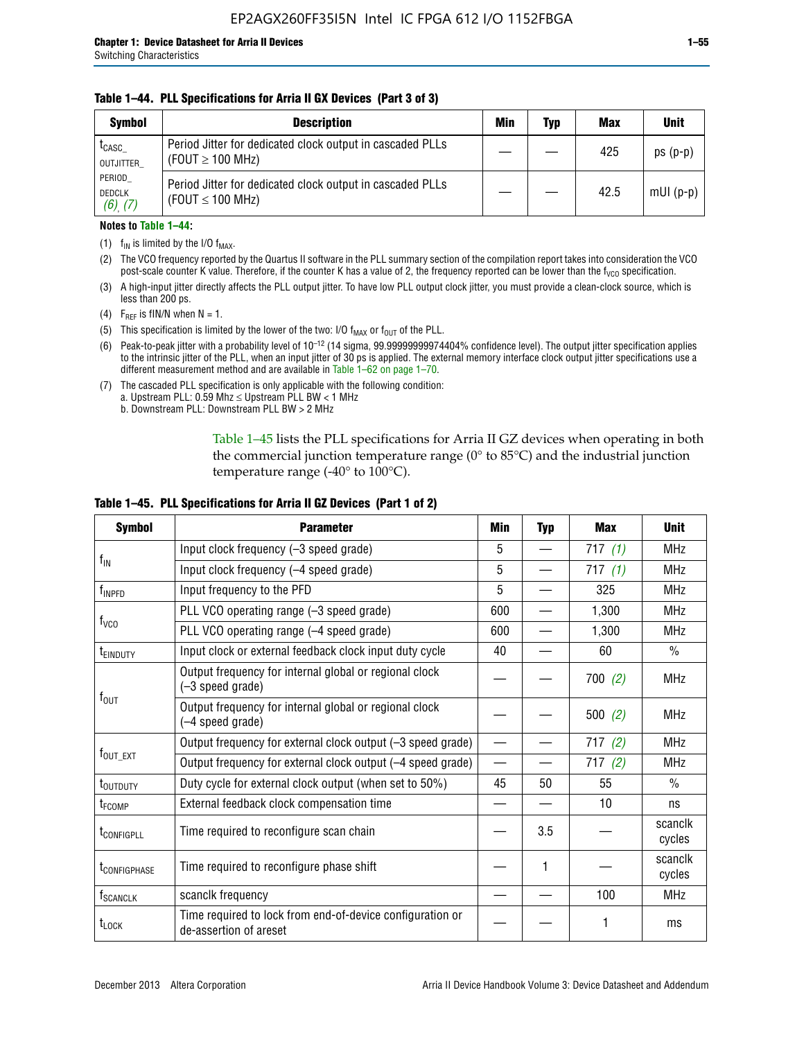**Table 1–44. PLL Specifications for Arria II GX Devices (Part 3 of 3)**

| Symbol | Description | Min | Typ | Max | Unit |
|---|---|---|---|---|---|
| $t_{CASC\_OUTJITTER\_PERIOD\_DEDCLK}$ (6), (7) | Period Jitter for dedicated clock output in cascaded PLLs (FOUT ≥ 100 MHz) | — | — | 425 | ps (p-p) |
| | Period Jitter for dedicated clock output in cascaded PLLs (FOUT ≤ 100 MHz) | — | — | 42.5 | mUI (p-p) |

**Notes to Table 1–44:**

(1) $f_{IN}$ is limited by the I/O $f_{MAX}$.

(2) The VCO frequency reported by the Quartus II software in the PLL summary section of the compilation report takes into consideration the VCO post-scale counter K value. Therefore, if the counter K has a value of 2, the frequency reported can be lower than the $f_{VCO}$ specification.

(3) A high-input jitter directly affects the PLL output jitter. To have low PLL output clock jitter, you must provide a clean-clock source, which is less than 200 ps.

(4) $F_{REF}$ is fIN/N when N = 1.

(5) This specification is limited by the lower of the two: I/O $f_{MAX}$ or $f_{OUT}$ of the PLL.

(6) Peak-to-peak jitter with a probability level of $10^{-12}$ (14 sigma, 99.99999999974404% confidence level). The output jitter specification applies to the intrinsic jitter of the PLL, when an input jitter of 30 ps is applied. The external memory interface clock output jitter specifications use a different measurement method and are available in Table 1–62 on page 1–70.

(7) The cascaded PLL specification is only applicable with the following condition:
a. Upstream PLL: 0.59 Mhz ≤ Upstream PLL BW < 1 MHz
b. Downstream PLL: Downstream PLL BW > 2 MHz

Table 1–45 lists the PLL specifications for Arria II GZ devices when operating in both the commercial junction temperature range (0° to 85°C) and the industrial junction temperature range (-40° to 100°C).

**Table 1–45. PLL Specifications for Arria II GZ Devices (Part 1 of 2)**

| Symbol | Parameter | Min | Typ | Max | Unit |
|---|---|---|---|---|---|
| $f_{IN}$ | Input clock frequency (–3 speed grade) | 5 | — | 717 (1) | MHz |
| | Input clock frequency (–4 speed grade) | 5 | — | 717 (1) | MHz |
| $f_{INPFD}$ | Input frequency to the PFD | 5 | — | 325 | MHz |
| $f_{VCO}$ | PLL VCO operating range (–3 speed grade) | 600 | — | 1,300 | MHz |
| | PLL VCO operating range (–4 speed grade) | 600 | — | 1,300 | MHz |
| $t_{EINDUTY}$ | Input clock or external feedback clock input duty cycle | 40 | — | 60 | % |
| $f_{OUT}$ | Output frequency for internal global or regional clock (–3 speed grade) | — | — | 700 (2) | MHz |
| | Output frequency for internal global or regional clock (–4 speed grade) | — | — | 500 (2) | MHz |
| $f_{OUT\_EXT}$ | Output frequency for external clock output (–3 speed grade) | — | — | 717 (2) | MHz |
| | Output frequency for external clock output (–4 speed grade) | — | — | 717 (2) | MHz |
| $t_{OUTDUTY}$ | Duty cycle for external clock output (when set to 50%) | 45 | 50 | 55 | % |
| $t_{FCOMP}$ | External feedback clock compensation time | — | — | 10 | ns |
| $t_{CONFIGPLL}$ | Time required to reconfigure scan chain | — | 3.5 | — | scanclk cycles |
| $t_{CONFIGPHASE}$ | Time required to reconfigure phase shift | — | 1 | — | scanclk cycles |
| $f_{SCANCLK}$ | scanclk frequency | — | — | 100 | MHz |
| $t_{LOCK}$ | Time required to lock from end-of-device configuration or de-assertion of areset | — | — | 1 | ms |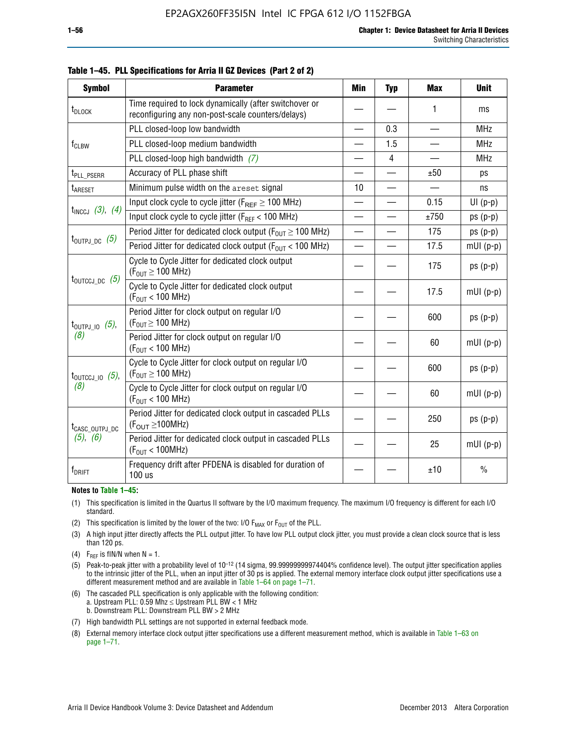**Table 1–45. PLL Specifications for Arria II GZ Devices (Part 2 of 2)**

| Symbol | Parameter | Min | Typ | Max | Unit |
|---|---|---|---|---|---|
| $t_{DLOCK}$ | Time required to lock dynamically (after switchover or reconfiguring any non-post-scale counters/delays) | — | — | 1 | ms |
| $f_{CLBW}$ | PLL closed-loop low bandwidth | — | 0.3 | — | MHz |
| | PLL closed-loop medium bandwidth | — | 1.5 | — | MHz |
| | PLL closed-loop high bandwidth *(7)* | — | 4 | — | MHz |
| $t_{PLL\_PSERR}$ | Accuracy of PLL phase shift | — | — | ±50 | ps |
| $t_{ARESET}$ | Minimum pulse width on the `areset` signal | 10 | — | — | ns |
| $t_{INCCJ}$ *(3)*, *(4)* | Input clock cycle to cycle jitter ($F_{REF} \geq 100$ MHz) | — | — | 0.15 | UI (p-p) |
| | Input clock cycle to cycle jitter ($F_{REF} < 100$ MHz) | — | — | ±750 | ps (p-p) |
| $t_{OUTPJ\_DC}$ *(5)* | Period Jitter for dedicated clock output ($F_{OUT} \geq 100$ MHz) | — | — | 175 | ps (p-p) |
| | Period Jitter for dedicated clock output ($F_{OUT} < 100$ MHz) | — | — | 17.5 | mUI (p-p) |
| $t_{OUTCCJ\_DC}$ *(5)* | Cycle to Cycle Jitter for dedicated clock output ($F_{OUT} \geq 100$ MHz) | — | — | 175 | ps (p-p) |
| | Cycle to Cycle Jitter for dedicated clock output ($F_{OUT} < 100$ MHz) | — | — | 17.5 | mUI (p-p) |
| $t_{OUTPJ\_IO}$ *(5)*, *(8)* | Period Jitter for clock output on regular I/O ($F_{OUT} \geq 100$ MHz) | — | — | 600 | ps (p-p) |
| | Period Jitter for clock output on regular I/O ($F_{OUT} < 100$ MHz) | — | — | 60 | mUI (p-p) |
| $t_{OUTCCJ\_IO}$ *(5)*, *(8)* | Cycle to Cycle Jitter for clock output on regular I/O ($F_{OUT} \geq 100$ MHz) | — | — | 600 | ps (p-p) |
| | Cycle to Cycle Jitter for clock output on regular I/O ($F_{OUT} < 100$ MHz) | — | — | 60 | mUI (p-p) |
| $t_{CASC\_OUTPJ\_DC}$ *(5)*, *(6)* | Period Jitter for dedicated clock output in cascaded PLLs ($F_{OUT} \geq 100$MHz) | — | — | 250 | ps (p-p) |
| | Period Jitter for dedicated clock output in cascaded PLLs ($F_{OUT} < 100$MHz) | — | — | 25 | mUI (p-p) |
| $f_{DRIFT}$ | Frequency drift after PFDENA is disabled for duration of 100 us | — | — | ±10 | % |

**Notes to Table 1–45:**

(1) This specification is limited in the Quartus II software by the I/O maximum frequency. The maximum I/O frequency is different for each I/O standard.

(2) This specification is limited by the lower of the two: I/O $F_{MAX}$ or $F_{OUT}$ of the PLL.

(3) A high input jitter directly affects the PLL output jitter. To have low PLL output clock jitter, you must provide a clean clock source that is less than 120 ps.

(4) $F_{REF}$ is fIN/N when N = 1.

(5) Peak-to-peak jitter with a probability level of $10^{-12}$ (14 sigma, 99.99999999974404% confidence level). The output jitter specification applies to the intrinsic jitter of the PLL, when an input jitter of 30 ps is applied. The external memory interface clock output jitter specifications use a different measurement method and are available in Table 1–64 on page 1–71.

(6) The cascaded PLL specification is only applicable with the following condition:
a. Upstream PLL: 0.59 Mhz ≤ Upstream PLL BW < 1 MHz
b. Downstream PLL: Downstream PLL BW > 2 MHz

(7) High bandwidth PLL settings are not supported in external feedback mode.

(8) External memory interface clock output jitter specifications use a different measurement method, which is available in Table 1–63 on page 1–71.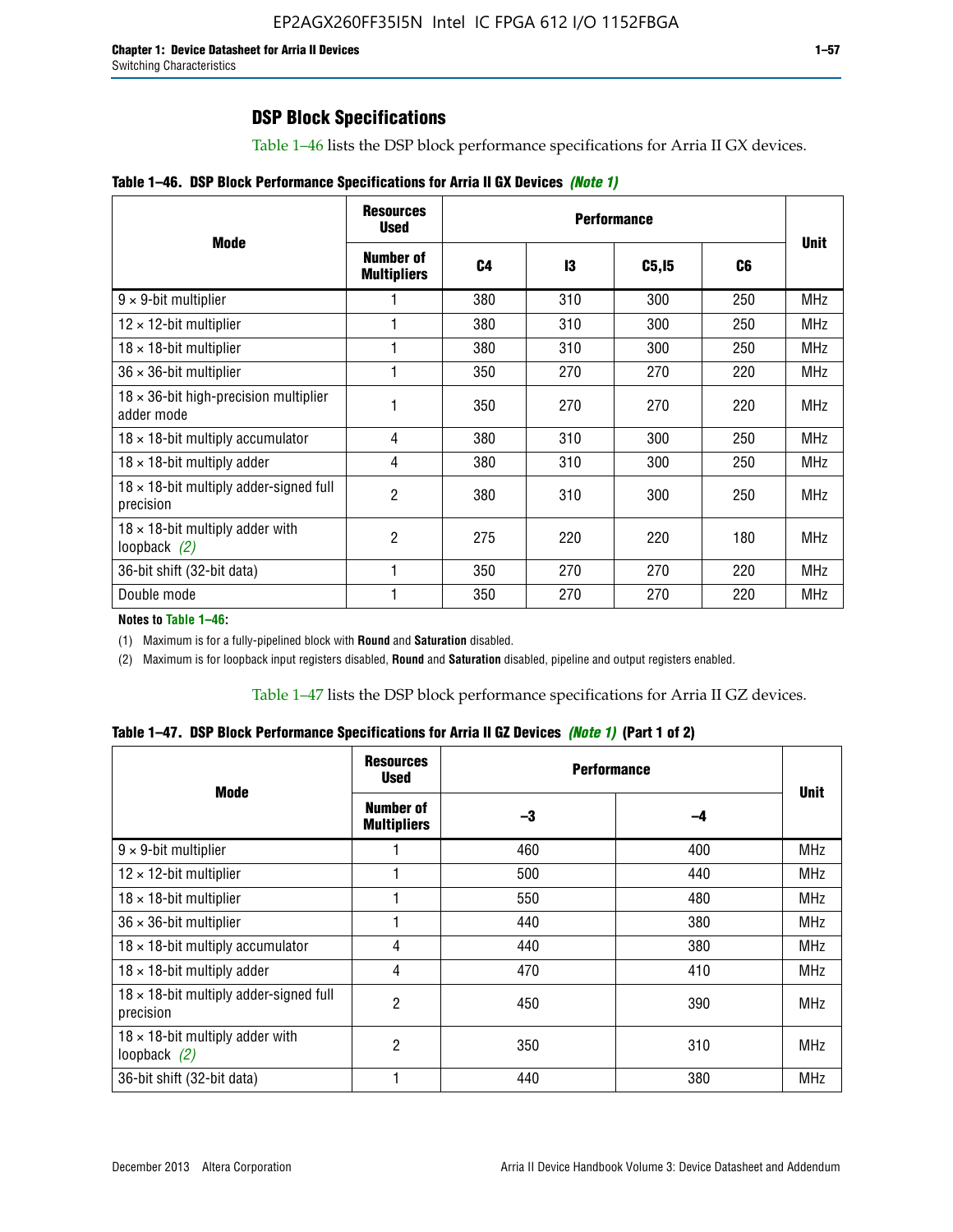## DSP Block Specifications

Table 1–46 lists the DSP block performance specifications for Arria II GX devices.

**Table 1–46. DSP Block Performance Specifications for Arria II GX Devices *(Note 1)***

| Mode | Resources Used | Performance | | | | Unit |
|---|---|---|---|---|---|---|
| | Number of Multipliers | C4 | I3 | C5,I5 | C6 | |
| 9 × 9-bit multiplier | 1 | 380 | 310 | 300 | 250 | MHz |
| 12 × 12-bit multiplier | 1 | 380 | 310 | 300 | 250 | MHz |
| 18 × 18-bit multiplier | 1 | 380 | 310 | 300 | 250 | MHz |
| 36 × 36-bit multiplier | 1 | 350 | 270 | 270 | 220 | MHz |
| 18 × 36-bit high-precision multiplier adder mode | 1 | 350 | 270 | 270 | 220 | MHz |
| 18 × 18-bit multiply accumulator | 4 | 380 | 310 | 300 | 250 | MHz |
| 18 × 18-bit multiply adder | 4 | 380 | 310 | 300 | 250 | MHz |
| 18 × 18-bit multiply adder-signed full precision | 2 | 380 | 310 | 300 | 250 | MHz |
| 18 × 18-bit multiply adder with loopback *(2)* | 2 | 275 | 220 | 220 | 180 | MHz |
| 36-bit shift (32-bit data) | 1 | 350 | 270 | 270 | 220 | MHz |
| Double mode | 1 | 350 | 270 | 270 | 220 | MHz |

**Notes to Table 1–46:**

(1) Maximum is for a fully-pipelined block with **Round** and **Saturation** disabled.

(2) Maximum is for loopback input registers disabled, **Round** and **Saturation** disabled, pipeline and output registers enabled.

Table 1–47 lists the DSP block performance specifications for Arria II GZ devices.

**Table 1–47. DSP Block Performance Specifications for Arria II GZ Devices *(Note 1)* (Part 1 of 2)**

| Mode | Resources Used | Performance | | Unit |
|---|---|---|---|---|
| | Number of Multipliers | –3 | –4 | |
| 9 × 9-bit multiplier | 1 | 460 | 400 | MHz |
| 12 × 12-bit multiplier | 1 | 500 | 440 | MHz |
| 18 × 18-bit multiplier | 1 | 550 | 480 | MHz |
| 36 × 36-bit multiplier | 1 | 440 | 380 | MHz |
| 18 × 18-bit multiply accumulator | 4 | 440 | 380 | MHz |
| 18 × 18-bit multiply adder | 4 | 470 | 410 | MHz |
| 18 × 18-bit multiply adder-signed full precision | 2 | 450 | 390 | MHz |
| 18 × 18-bit multiply adder with loopback *(2)* | 2 | 350 | 310 | MHz |
| 36-bit shift (32-bit data) | 1 | 440 | 380 | MHz |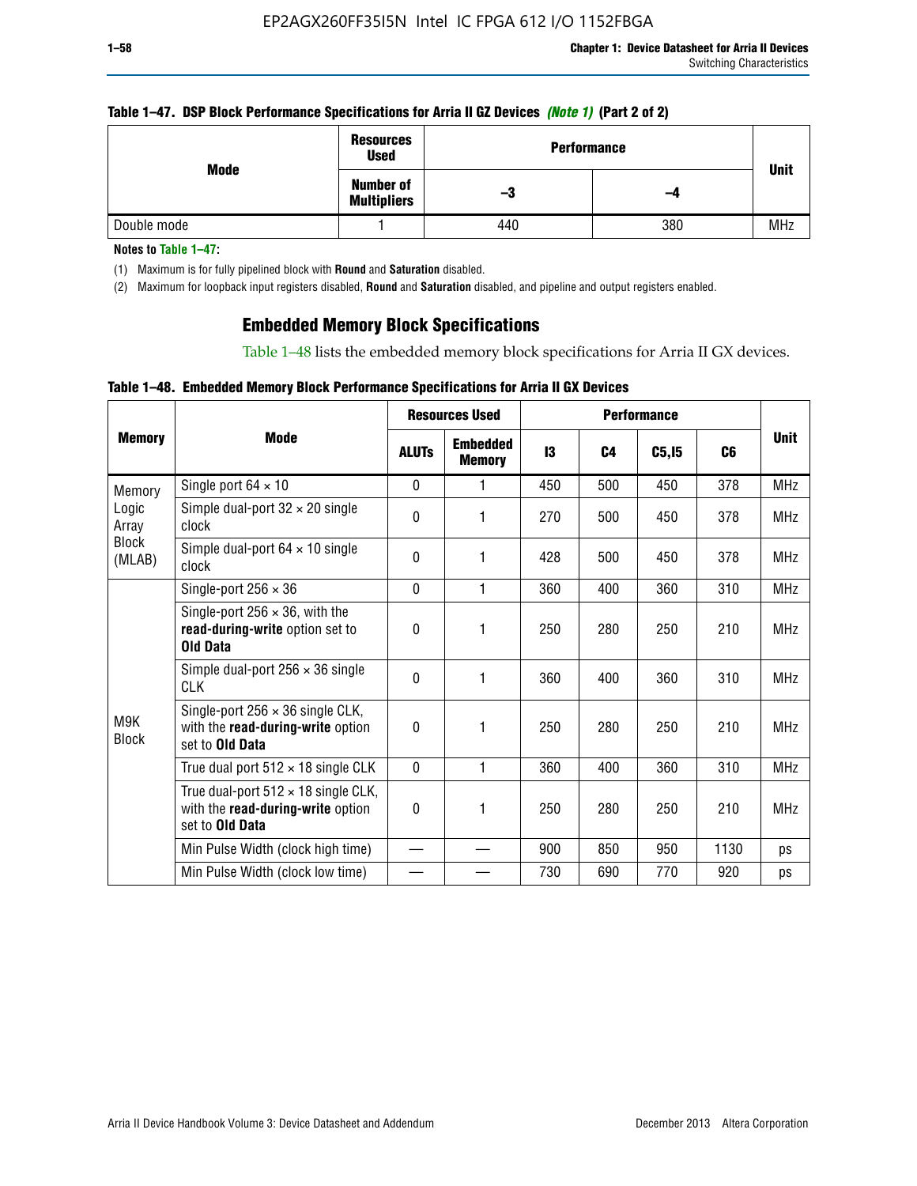**Table 1–47. DSP Block Performance Specifications for Arria II GZ Devices** ***(Note 1)*** **(Part 2 of 2)**

| Mode | Resources Used | Performance | | Unit |
|---|---|---|---|---|
| | Number of Multipliers | –3 | –4 | |
| Double mode | 1 | 440 | 380 | MHz |

**Notes to Table 1–47:**

(1) Maximum is for fully pipelined block with **Round** and **Saturation** disabled.

(2) Maximum for loopback input registers disabled, **Round** and **Saturation** disabled, and pipeline and output registers enabled.

## Embedded Memory Block Specifications

Table 1–48 lists the embedded memory block specifications for Arria II GX devices.

**Table 1–48. Embedded Memory Block Performance Specifications for Arria II GX Devices**

| Memory | Mode | Resources Used | | Performance | | | | Unit |
|---|---|---|---|---|---|---|---|---|
| | | ALUTs | Embedded Memory | I3 | C4 | C5,I5 | C6 | |
| Memory Logic Array Block (MLAB) | Single port 64 × 10 | 0 | 1 | 450 | 500 | 450 | 378 | MHz |
| | Simple dual-port 32 × 20 single clock | 0 | 1 | 270 | 500 | 450 | 378 | MHz |
| | Simple dual-port 64 × 10 single clock | 0 | 1 | 428 | 500 | 450 | 378 | MHz |
| M9K Block | Single-port 256 × 36 | 0 | 1 | 360 | 400 | 360 | 310 | MHz |
| | Single-port 256 × 36, with the **read-during-write** option set to **Old Data** | 0 | 1 | 250 | 280 | 250 | 210 | MHz |
| | Simple dual-port 256 × 36 single CLK | 0 | 1 | 360 | 400 | 360 | 310 | MHz |
| | Single-port 256 × 36 single CLK, with the **read-during-write** option set to **Old Data** | 0 | 1 | 250 | 280 | 250 | 210 | MHz |
| | True dual port 512 × 18 single CLK | 0 | 1 | 360 | 400 | 360 | 310 | MHz |
| | True dual-port 512 × 18 single CLK, with the **read-during-write** option set to **Old Data** | 0 | 1 | 250 | 280 | 250 | 210 | MHz |
| | Min Pulse Width (clock high time) | — | — | 900 | 850 | 950 | 1130 | ps |
| | Min Pulse Width (clock low time) | — | — | 730 | 690 | 770 | 920 | ps |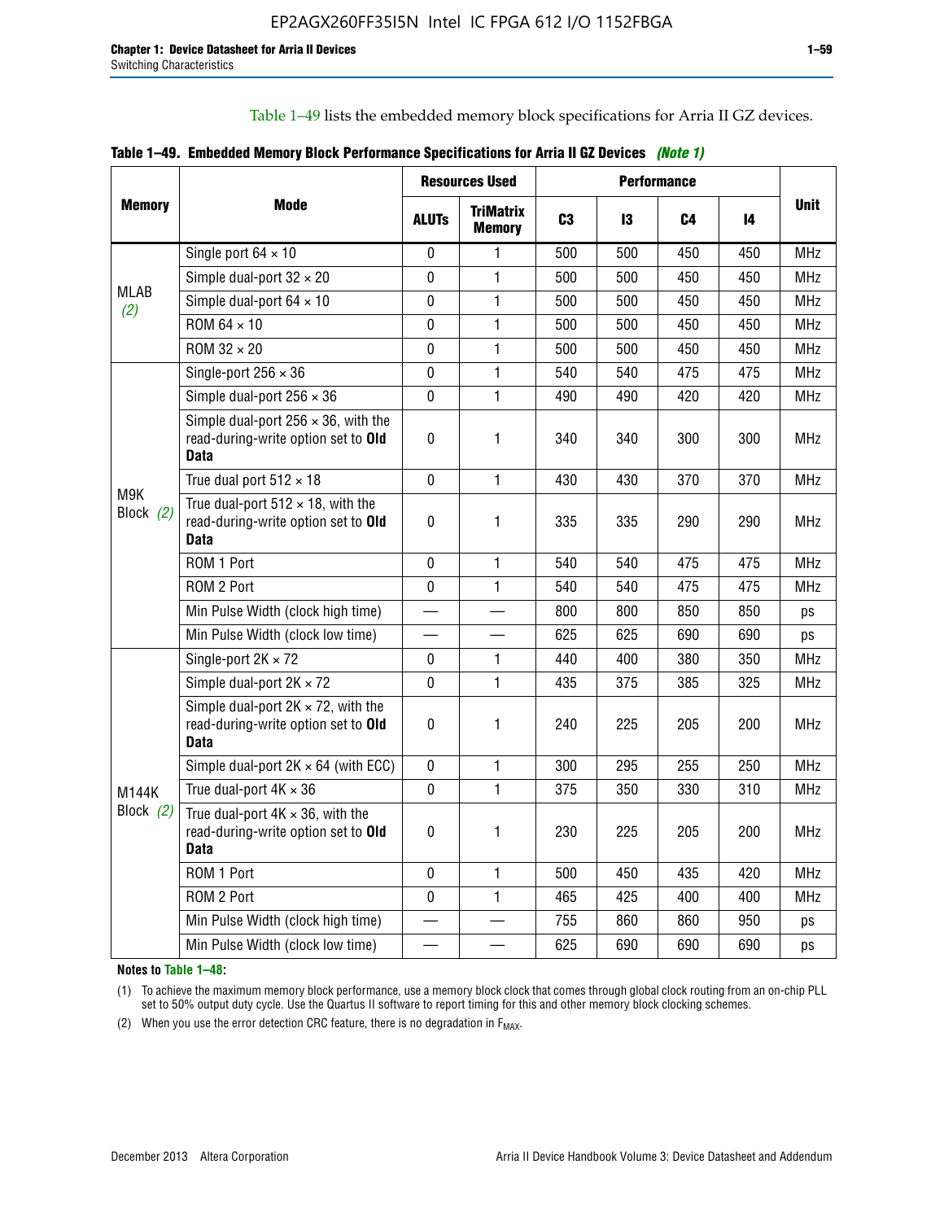Table 1–49 lists the embedded memory block specifications for Arria II GZ devices.

**Table 1–49. Embedded Memory Block Performance Specifications for Arria II GZ Devices** *(Note 1)*

| Memory | Mode | Resources Used | | Performance | | | | Unit |
|---|---|---|---|---|---|---|---|---|
| | | ALUTs | TriMatrix Memory | C3 | I3 | C4 | I4 | |
| MLAB *(2)* | Single port 64 × 10 | 0 | 1 | 500 | 500 | 450 | 450 | MHz |
| | Simple dual-port 32 × 20 | 0 | 1 | 500 | 500 | 450 | 450 | MHz |
| | Simple dual-port 64 × 10 | 0 | 1 | 500 | 500 | 450 | 450 | MHz |
| | ROM 64 × 10 | 0 | 1 | 500 | 500 | 450 | 450 | MHz |
| | ROM 32 × 20 | 0 | 1 | 500 | 500 | 450 | 450 | MHz |
| M9K Block *(2)* | Single-port 256 × 36 | 0 | 1 | 540 | 540 | 475 | 475 | MHz |
| | Simple dual-port 256 × 36 | 0 | 1 | 490 | 490 | 420 | 420 | MHz |
| | Simple dual-port 256 × 36, with the read-during-write option set to **Old Data** | 0 | 1 | 340 | 340 | 300 | 300 | MHz |
| | True dual port 512 × 18 | 0 | 1 | 430 | 430 | 370 | 370 | MHz |
| | True dual-port 512 × 18, with the read-during-write option set to **Old Data** | 0 | 1 | 335 | 335 | 290 | 290 | MHz |
| | ROM 1 Port | 0 | 1 | 540 | 540 | 475 | 475 | MHz |
| | ROM 2 Port | 0 | 1 | 540 | 540 | 475 | 475 | MHz |
| | Min Pulse Width (clock high time) | — | — | 800 | 800 | 850 | 850 | ps |
| | Min Pulse Width (clock low time) | — | — | 625 | 625 | 690 | 690 | ps |
| M144K Block *(2)* | Single-port 2K × 72 | 0 | 1 | 440 | 400 | 380 | 350 | MHz |
| | Simple dual-port 2K × 72 | 0 | 1 | 435 | 375 | 385 | 325 | MHz |
| | Simple dual-port 2K × 72, with the read-during-write option set to **Old Data** | 0 | 1 | 240 | 225 | 205 | 200 | MHz |
| | Simple dual-port 2K × 64 (with ECC) | 0 | 1 | 300 | 295 | 255 | 250 | MHz |
| | True dual-port 4K × 36 | 0 | 1 | 375 | 350 | 330 | 310 | MHz |
| | True dual-port 4K × 36, with the read-during-write option set to **Old Data** | 0 | 1 | 230 | 225 | 205 | 200 | MHz |
| | ROM 1 Port | 0 | 1 | 500 | 450 | 435 | 420 | MHz |
| | ROM 2 Port | 0 | 1 | 465 | 425 | 400 | 400 | MHz |
| | Min Pulse Width (clock high time) | — | — | 755 | 860 | 860 | 950 | ps |
| | Min Pulse Width (clock low time) | — | — | 625 | 690 | 690 | 690 | ps |

**Notes to Table 1–48:**

(1) To achieve the maximum memory block performance, use a memory block clock that comes through global clock routing from an on-chip PLL set to 50% output duty cycle. Use the Quartus II software to report timing for this and other memory block clocking schemes.

(2) When you use the error detection CRC feature, there is no degradation in $F_{MAX}$.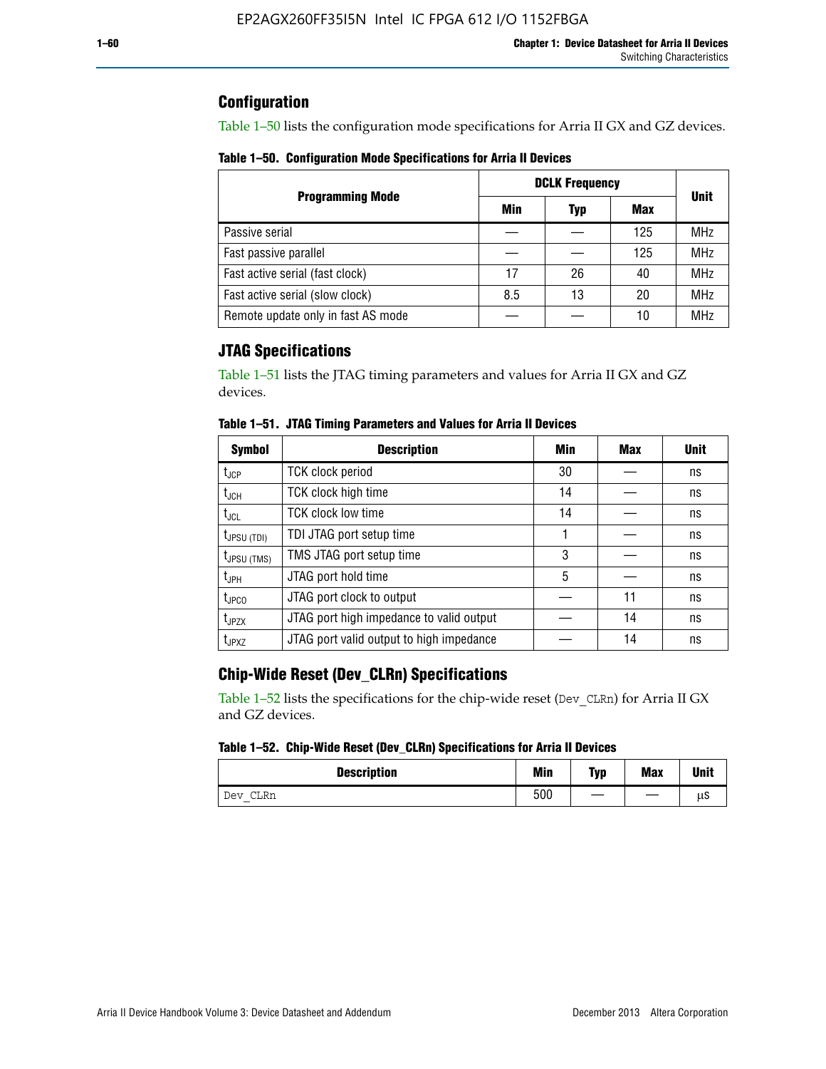## Configuration

Table 1–50 lists the configuration mode specifications for Arria II GX and GZ devices.

**Table 1–50. Configuration Mode Specifications for Arria II Devices**

| Programming Mode | DCLK Frequency | | | Unit |
|---|---|---|---|---|
| | Min | Typ | Max | |
| Passive serial | — | — | 125 | MHz |
| Fast passive parallel | — | — | 125 | MHz |
| Fast active serial (fast clock) | 17 | 26 | 40 | MHz |
| Fast active serial (slow clock) | 8.5 | 13 | 20 | MHz |
| Remote update only in fast AS mode | — | — | 10 | MHz |

## JTAG Specifications

Table 1–51 lists the JTAG timing parameters and values for Arria II GX and GZ devices.

**Table 1–51. JTAG Timing Parameters and Values for Arria II Devices**

| Symbol | Description | Min | Max | Unit |
|---|---|---|---|---|
| $t_{JCP}$ | TCK clock period | 30 | — | ns |
| $t_{JCH}$ | TCK clock high time | 14 | — | ns |
| $t_{JCL}$ | TCK clock low time | 14 | — | ns |
| $t_{JPSU (TDI)}$ | TDI JTAG port setup time | 1 | — | ns |
| $t_{JPSU (TMS)}$ | TMS JTAG port setup time | 3 | — | ns |
| $t_{JPH}$ | JTAG port hold time | 5 | — | ns |
| $t_{JPCO}$ | JTAG port clock to output | — | 11 | ns |
| $t_{JPZX}$ | JTAG port high impedance to valid output | — | 14 | ns |
| $t_{JPXZ}$ | JTAG port valid output to high impedance | — | 14 | ns |

## Chip-Wide Reset (Dev_CLRn) Specifications

Table 1–52 lists the specifications for the chip-wide reset (`Dev_CLRn`) for Arria II GX and GZ devices.

**Table 1–52. Chip-Wide Reset (Dev_CLRn) Specifications for Arria II Devices**

| Description | Min | Typ | Max | Unit |
|---|---|---|---|---|
| `Dev_CLRn` | 500 | — | — | µs |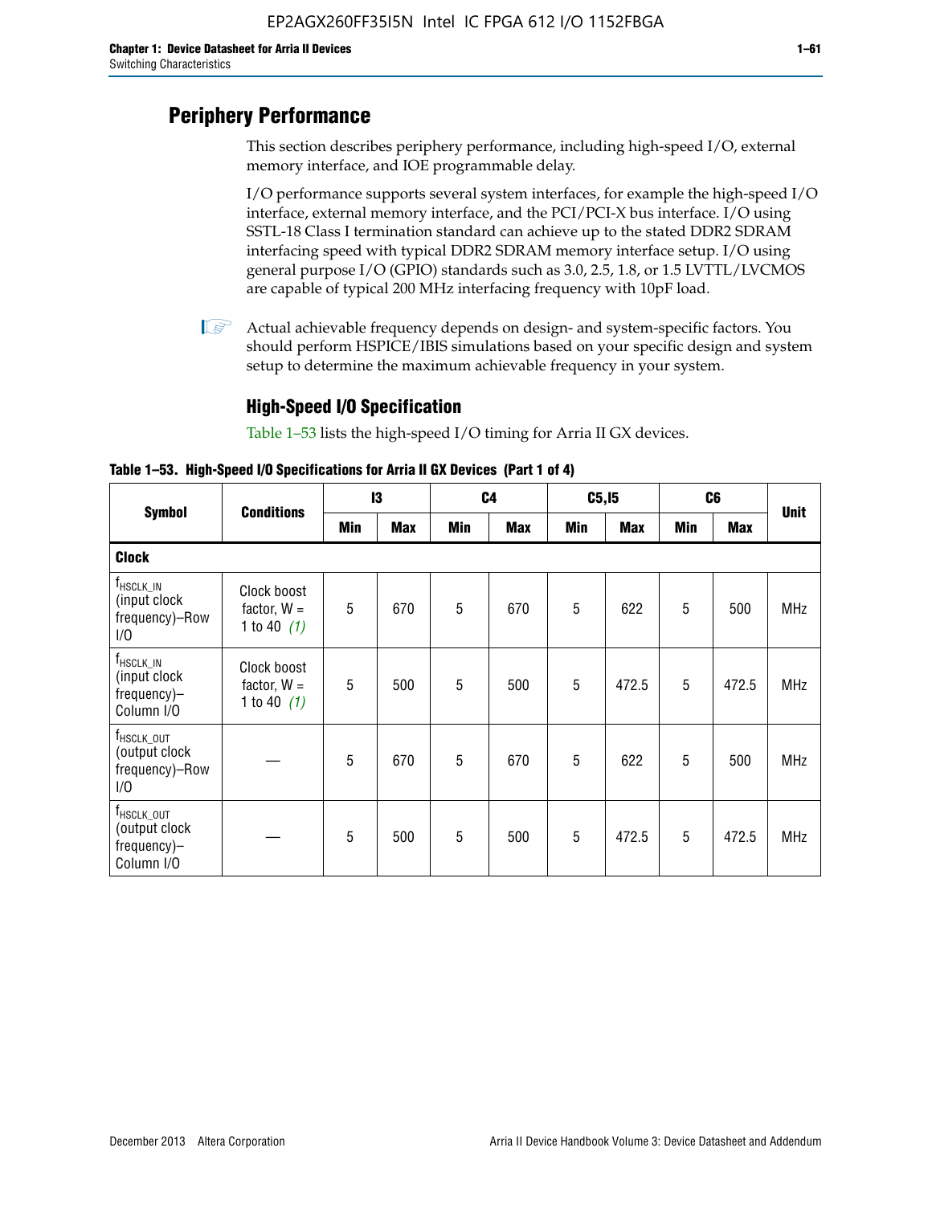# Periphery Performance

This section describes periphery performance, including high-speed I/O, external memory interface, and IOE programmable delay.

I/O performance supports several system interfaces, for example the high-speed I/O interface, external memory interface, and the PCI/PCI-X bus interface. I/O using SSTL-18 Class I termination standard can achieve up to the stated DDR2 SDRAM interfacing speed with typical DDR2 SDRAM memory interface setup. I/O using general purpose I/O (GPIO) standards such as 3.0, 2.5, 1.8, or 1.5 LVTTL/LVCMOS are capable of typical 200 MHz interfacing frequency with 10pF load.

Actual achievable frequency depends on design- and system-specific factors. You should perform HSPICE/IBIS simulations based on your specific design and system setup to determine the maximum achievable frequency in your system.

## High-Speed I/O Specification

Table 1–53 lists the high-speed I/O timing for Arria II GX devices.

**Table 1–53. High-Speed I/O Specifications for Arria II GX Devices (Part 1 of 4)**

| Symbol | Conditions | I3 | | C4 | | C5,I5 | | C6 | | Unit |
|---|---|---|---|---|---|---|---|---|---|---|
| | | Min | Max | Min | Max | Min | Max | Min | Max | |
| **Clock** | | | | | | | | | | |
| $f_{HSCLK\_IN}$ (input clock frequency)–Row I/O | Clock boost factor, W = 1 to 40 *(1)* | 5 | 670 | 5 | 670 | 5 | 622 | 5 | 500 | MHz |
| $f_{HSCLK\_IN}$ (input clock frequency)–Column I/O | Clock boost factor, W = 1 to 40 *(1)* | 5 | 500 | 5 | 500 | 5 | 472.5 | 5 | 472.5 | MHz |
| $f_{HSCLK\_OUT}$ (output clock frequency)–Row I/O | — | 5 | 670 | 5 | 670 | 5 | 622 | 5 | 500 | MHz |
| $f_{HSCLK\_OUT}$ (output clock frequency)–Column I/O | — | 5 | 500 | 5 | 500 | 5 | 472.5 | 5 | 472.5 | MHz |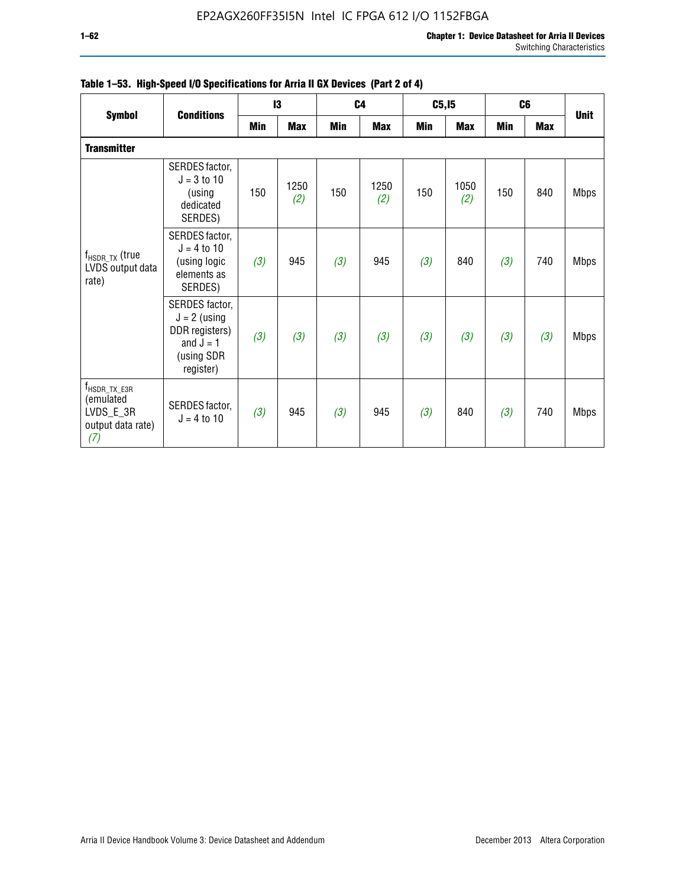**Table 1–53. High-Speed I/O Specifications for Arria II GX Devices (Part 2 of 4)**

| Symbol | Conditions | I3 | | C4 | | C5,I5 | | C6 | | Unit |
|---|---|---|---|---|---|---|---|---|---|---|
| | | Min | Max | Min | Max | Min | Max | Min | Max | |
| **Transmitter** | | | | | | | | | | |
| $f_{HSDR\_TX}$ (true LVDS output data rate) | SERDES factor, J = 3 to 10 (using dedicated SERDES) | 150 | 1250 *(2)* | 150 | 1250 *(2)* | 150 | 1050 *(2)* | 150 | 840 | Mbps |
| | SERDES factor, J = 4 to 10 (using logic elements as SERDES) | *(3)* | 945 | *(3)* | 945 | *(3)* | 840 | *(3)* | 740 | Mbps |
| | SERDES factor, J = 2 (using DDR registers) and J = 1 (using SDR register) | *(3)* | *(3)* | *(3)* | *(3)* | *(3)* | *(3)* | *(3)* | *(3)* | Mbps |
| $f_{HSDR\_TX\_E3R}$ (emulated LVDS_E_3R output data rate) *(7)* | SERDES factor, J = 4 to 10 | *(3)* | 945 | *(3)* | 945 | *(3)* | 840 | *(3)* | 740 | Mbps |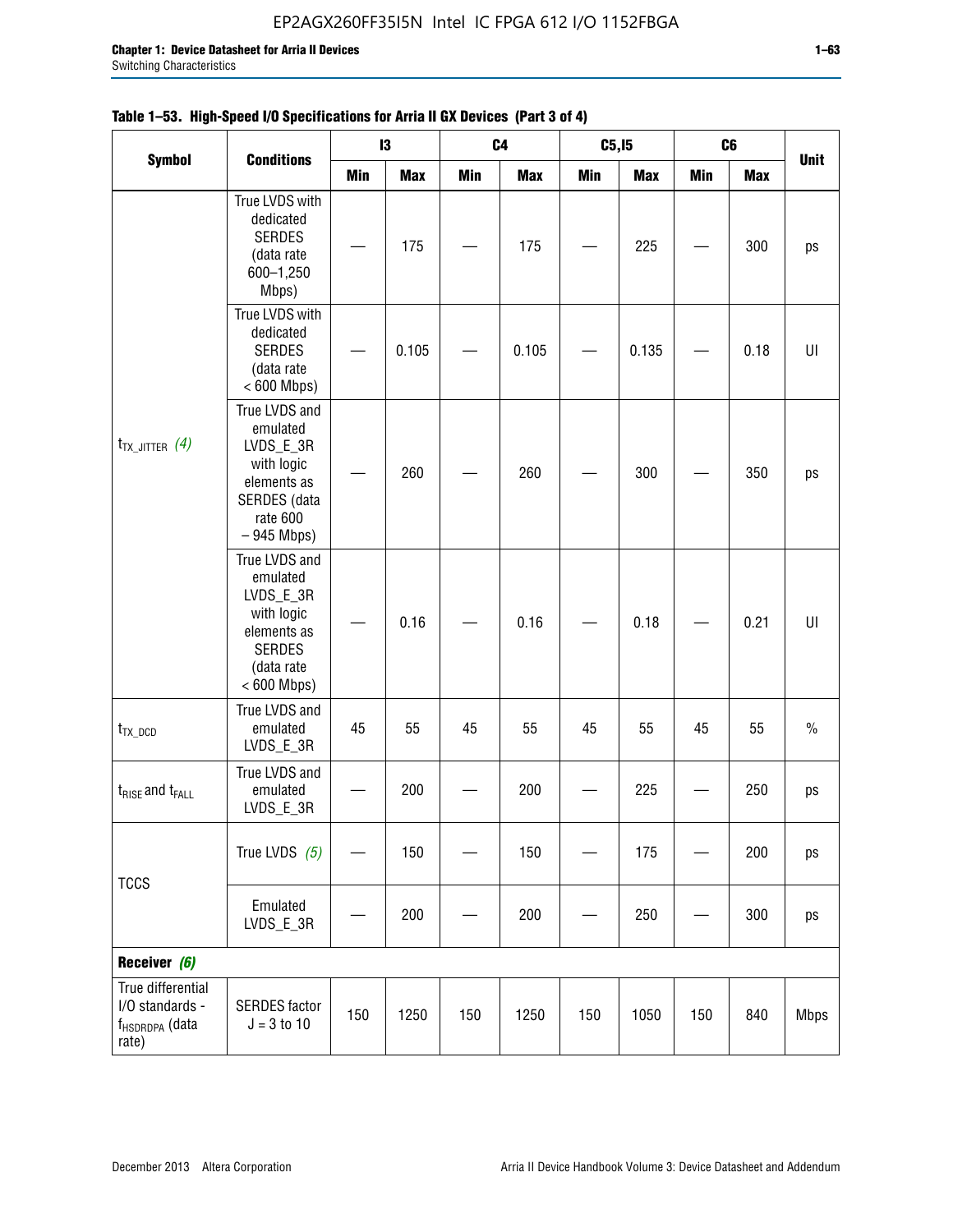**Table 1–53. High-Speed I/O Specifications for Arria II GX Devices (Part 3 of 4)**

| Symbol | Conditions | I3 | | C4 | | C5,I5 | | C6 | | Unit |
|---|---|---|---|---|---|---|---|---|---|---|
| | | Min | Max | Min | Max | Min | Max | Min | Max | |
| $t_{TX\_JITTER}$ *(4)* | True LVDS with dedicated SERDES (data rate 600–1,250 Mbps) | — | 175 | — | 175 | — | 225 | — | 300 | ps |
| | True LVDS with dedicated SERDES (data rate < 600 Mbps) | — | 0.105 | — | 0.105 | — | 0.135 | — | 0.18 | UI |
| | True LVDS and emulated LVDS_E_3R with logic elements as SERDES (data rate 600 – 945 Mbps) | — | 260 | — | 260 | — | 300 | — | 350 | ps |
| | True LVDS and emulated LVDS_E_3R with logic elements as SERDES (data rate < 600 Mbps) | — | 0.16 | — | 0.16 | — | 0.18 | — | 0.21 | UI |
| $t_{TX\_DCD}$ | True LVDS and emulated LVDS_E_3R | 45 | 55 | 45 | 55 | 45 | 55 | 45 | 55 | % |
| $t_{RISE}$ and $t_{FALL}$ | True LVDS and emulated LVDS_E_3R | — | 200 | — | 200 | — | 225 | — | 250 | ps |
| TCCS | True LVDS *(5)* | — | 150 | — | 150 | — | 175 | — | 200 | ps |
| | Emulated LVDS_E_3R | — | 200 | — | 200 | — | 250 | — | 300 | ps |
| **Receiver *(6)*** | | | | | | | | | | |
| True differential I/O standards - $f_{HSDRDPA}$ (data rate) | SERDES factor J = 3 to 10 | 150 | 1250 | 150 | 1250 | 150 | 1050 | 150 | 840 | Mbps |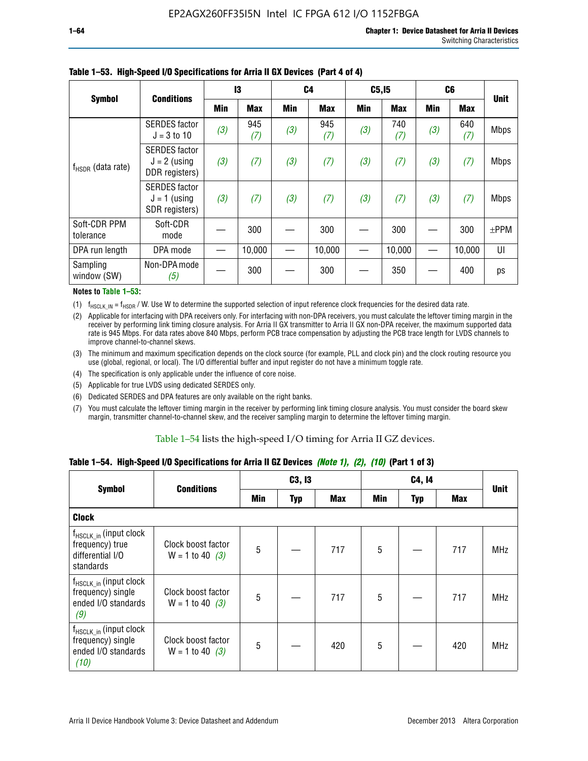**Table 1–53. High-Speed I/O Specifications for Arria II GX Devices (Part 4 of 4)**

| Symbol | Conditions | I3 | | C4 | | C5,I5 | | C6 | | Unit |
|---|---|---|---|---|---|---|---|---|---|---|
| | | Min | Max | Min | Max | Min | Max | Min | Max | |
| $f_{HSDR}$ (data rate) | SERDES factor J = 3 to 10 | (3) | 945 (7) | (3) | 945 (7) | (3) | 740 (7) | (3) | 640 (7) | Mbps |
| | SERDES factor J = 2 (using DDR registers) | (3) | (7) | (3) | (7) | (3) | (7) | (3) | (7) | Mbps |
| | SERDES factor J = 1 (using SDR registers) | (3) | (7) | (3) | (7) | (3) | (7) | (3) | (7) | Mbps |
| Soft-CDR PPM tolerance | Soft-CDR mode | — | 300 | — | 300 | — | 300 | — | 300 | ±PPM |
| DPA run length | DPA mode | — | 10,000 | — | 10,000 | — | 10,000 | — | 10,000 | UI |
| Sampling window (SW) | Non-DPA mode (5) | — | 300 | — | 300 | — | 350 | — | 400 | ps |

**Notes to Table 1–53:**

(1) $f_{HSCLK\_IN} = f_{HSDR} / W$. Use W to determine the supported selection of input reference clock frequencies for the desired data rate.

(2) Applicable for interfacing with DPA receivers only. For interfacing with non-DPA receivers, you must calculate the leftover timing margin in the receiver by performing link timing closure analysis. For Arria II GX transmitter to Arria II GX non-DPA receiver, the maximum supported data rate is 945 Mbps. For data rates above 840 Mbps, perform PCB trace compensation by adjusting the PCB trace length for LVDS channels to improve channel-to-channel skews.

(3) The minimum and maximum specification depends on the clock source (for example, PLL and clock pin) and the clock routing resource you use (global, regional, or local). The I/O differential buffer and input register do not have a minimum toggle rate.

(4) The specification is only applicable under the influence of core noise.

(5) Applicable for true LVDS using dedicated SERDES only.

(6) Dedicated SERDES and DPA features are only available on the right banks.

(7) You must calculate the leftover timing margin in the receiver by performing link timing closure analysis. You must consider the board skew margin, transmitter channel-to-channel skew, and the receiver sampling margin to determine the leftover timing margin.

Table 1–54 lists the high-speed I/O timing for Arria II GZ devices.

**Table 1–54. High-Speed I/O Specifications for Arria II GZ Devices *(Note 1), (2), (10)* (Part 1 of 3)**

| Symbol | Conditions | C3, I3 | | | C4, I4 | | | Unit |
|---|---|---|---|---|---|---|---|---|
| | | Min | Typ | Max | Min | Typ | Max | |
| **Clock** | | | | | | | | |
| $f_{HSCLK\_in}$ (input clock frequency) true differential I/O standards | Clock boost factor W = 1 to 40 (3) | 5 | — | 717 | 5 | — | 717 | MHz |
| $f_{HSCLK\_in}$ (input clock frequency) single ended I/O standards (9) | Clock boost factor W = 1 to 40 (3) | 5 | — | 717 | 5 | — | 717 | MHz |
| $f_{HSCLK\_in}$ (input clock frequency) single ended I/O standards (10) | Clock boost factor W = 1 to 40 (3) | 5 | — | 420 | 5 | — | 420 | MHz |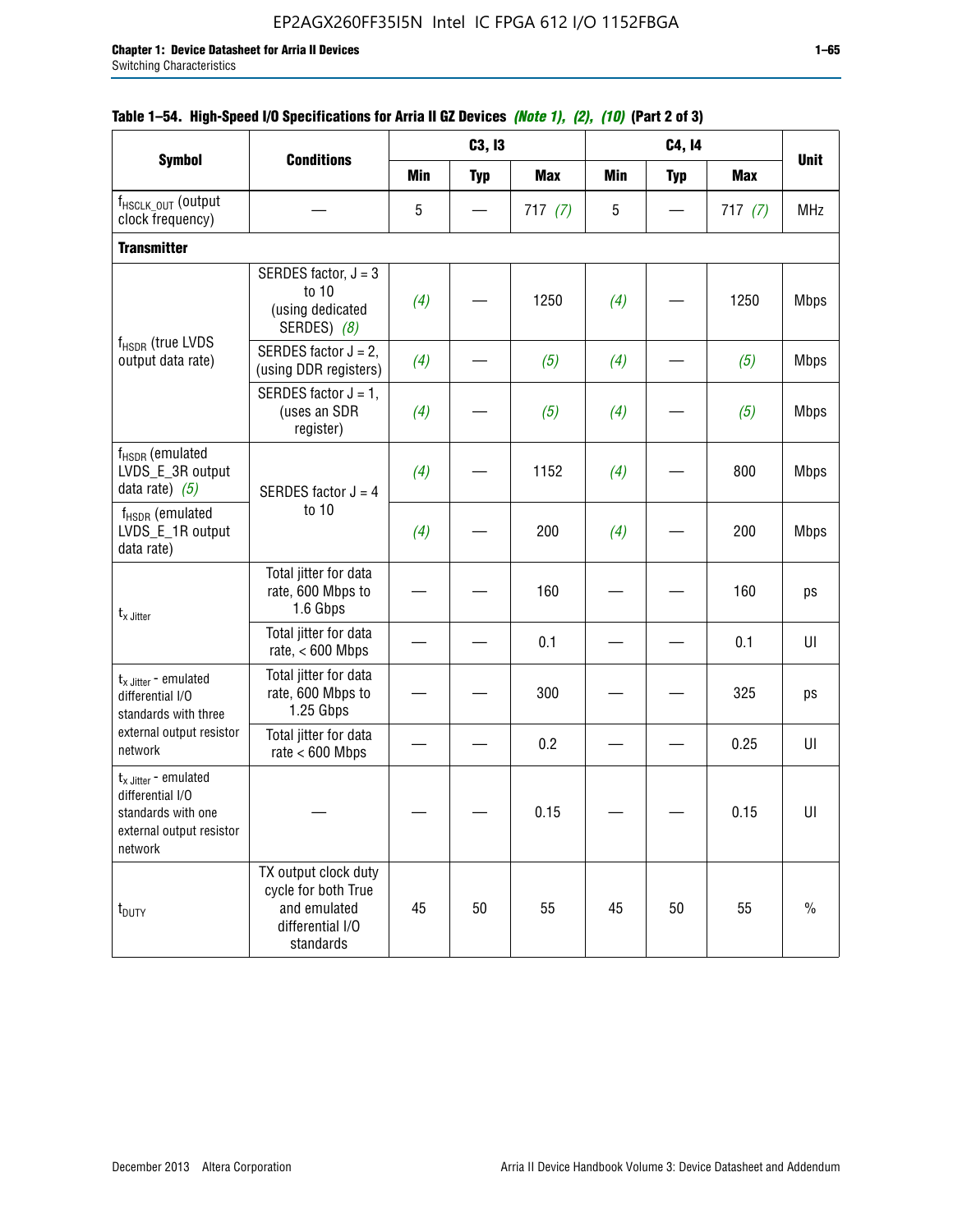**Table 1–54. High-Speed I/O Specifications for Arria II GZ Devices *(Note 1)*, *(2)*, *(10)* (Part 2 of 3)**

| Symbol | Conditions | C3, I3 | | | C4, I4 | | | Unit |
|---|---|---|---|---|---|---|---|---|
| | | Min | Typ | Max | Min | Typ | Max | |
| $f_{HSCLK\_OUT}$ (output clock frequency) | — | 5 | — | 717 *(7)* | 5 | — | 717 *(7)* | MHz |
| **Transmitter** | | | | | | | | |
| $f_{HSDR}$ (true LVDS output data rate) | SERDES factor, J = 3 to 10 (using dedicated SERDES) *(8)* | *(4)* | — | 1250 | *(4)* | — | 1250 | Mbps |
| | SERDES factor J = 2, (using DDR registers) | *(4)* | — | *(5)* | *(4)* | — | *(5)* | Mbps |
| | SERDES factor J = 1, (uses an SDR register) | *(4)* | — | *(5)* | *(4)* | — | *(5)* | Mbps |
| $f_{HSDR}$ (emulated LVDS_E_3R output data rate) *(5)* | SERDES factor J = 4 to 10 | *(4)* | — | 1152 | *(4)* | — | 800 | Mbps |
| $f_{HSDR}$ (emulated LVDS_E_1R output data rate) | | *(4)* | — | 200 | *(4)* | — | 200 | Mbps |
| $t_{x\ Jitter}$ | Total jitter for data rate, 600 Mbps to 1.6 Gbps | — | — | 160 | — | — | 160 | ps |
| | Total jitter for data rate, < 600 Mbps | — | — | 0.1 | — | — | 0.1 | UI |
| $t_{x\ Jitter}$ - emulated differential I/O standards with three external output resistor network | Total jitter for data rate, 600 Mbps to 1.25 Gbps | — | — | 300 | — | — | 325 | ps |
| | Total jitter for data rate < 600 Mbps | — | — | 0.2 | — | — | 0.25 | UI |
| $t_{x\ Jitter}$ - emulated differential I/O standards with one external output resistor network | — | — | — | 0.15 | — | — | 0.15 | UI |
| $t_{DUTY}$ | TX output clock duty cycle for both True and emulated differential I/O standards | 45 | 50 | 55 | 45 | 50 | 55 | % |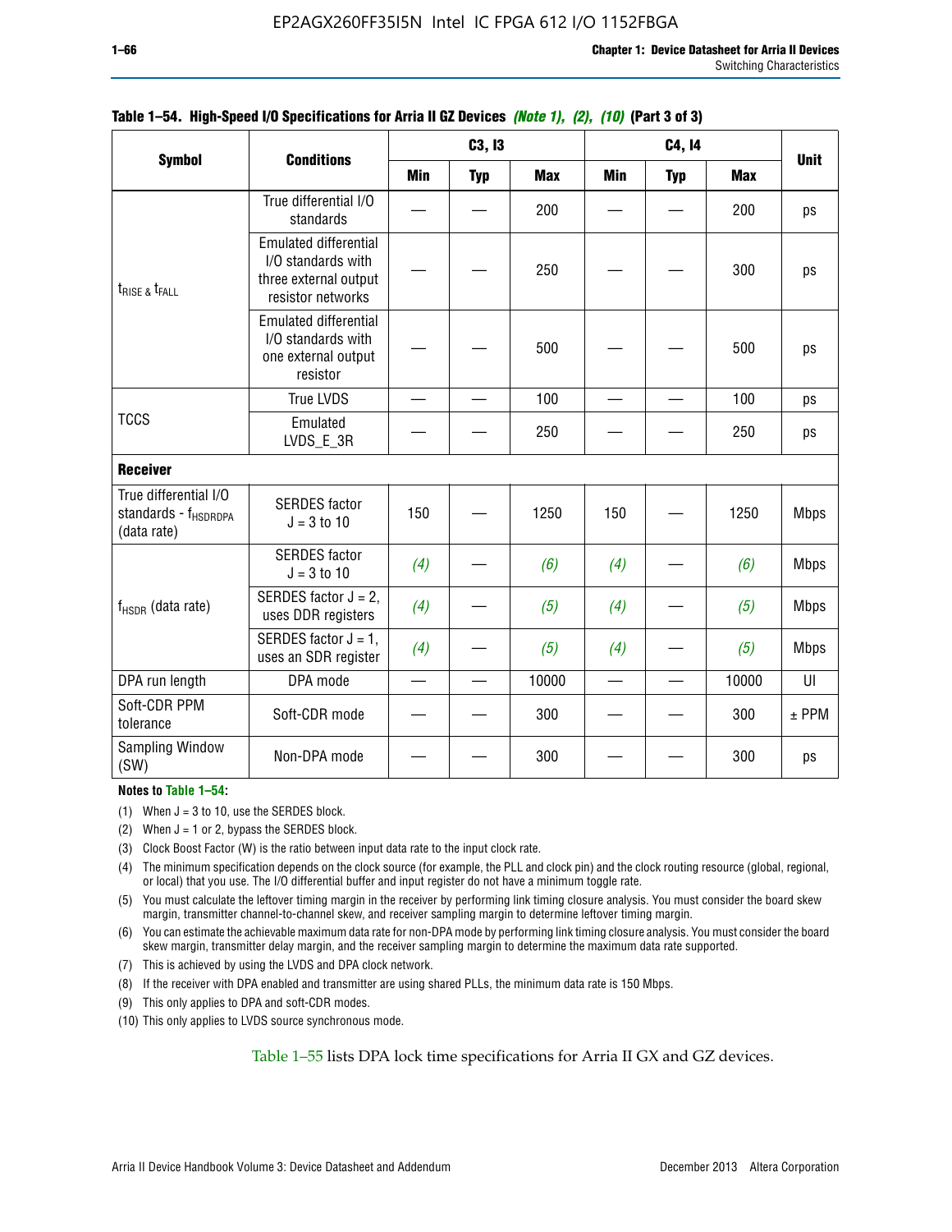**Table 1–54. High-Speed I/O Specifications for Arria II GZ Devices *(Note 1), (2), (10)* (Part 3 of 3)**

| Symbol | Conditions | C3, I3 | | | C4, I4 | | | Unit |
|---|---|---|---|---|---|---|---|---|
| | | Min | Typ | Max | Min | Typ | Max | |
| $t_{RISE}$ & $t_{FALL}$ | True differential I/O standards | — | — | 200 | — | — | 200 | ps |
| | Emulated differential I/O standards with three external output resistor networks | — | — | 250 | — | — | 300 | ps |
| | Emulated differential I/O standards with one external output resistor | — | — | 500 | — | — | 500 | ps |
| TCCS | True LVDS | — | — | 100 | — | — | 100 | ps |
| | Emulated LVDS_E_3R | — | — | 250 | — | — | 250 | ps |
| **Receiver** | | | | | | | | |
| True differential I/O standards - $f_{HSDRDPA}$ (data rate) | SERDES factor J = 3 to 10 | 150 | — | 1250 | 150 | — | 1250 | Mbps |
| $f_{HSDR}$ (data rate) | SERDES factor J = 3 to 10 | *(4)* | — | *(6)* | *(4)* | — | *(6)* | Mbps |
| | SERDES factor J = 2, uses DDR registers | *(4)* | — | *(5)* | *(4)* | — | *(5)* | Mbps |
| | SERDES factor J = 1, uses an SDR register | *(4)* | — | *(5)* | *(4)* | — | *(5)* | Mbps |
| DPA run length | DPA mode | — | — | 10000 | — | — | 10000 | UI |
| Soft-CDR PPM tolerance | Soft-CDR mode | — | — | 300 | — | — | 300 | ± PPM |
| Sampling Window (SW) | Non-DPA mode | — | — | 300 | — | — | 300 | ps |

**Notes to Table 1–54:**

(1) When J = 3 to 10, use the SERDES block.

(2) When J = 1 or 2, bypass the SERDES block.

(3) Clock Boost Factor (W) is the ratio between input data rate to the input clock rate.

(4) The minimum specification depends on the clock source (for example, the PLL and clock pin) and the clock routing resource (global, regional, or local) that you use. The I/O differential buffer and input register do not have a minimum toggle rate.

(5) You must calculate the leftover timing margin in the receiver by performing link timing closure analysis. You must consider the board skew margin, transmitter channel-to-channel skew, and receiver sampling margin to determine leftover timing margin.

(6) You can estimate the achievable maximum data rate for non-DPA mode by performing link timing closure analysis. You must consider the board skew margin, transmitter delay margin, and the receiver sampling margin to determine the maximum data rate supported.

(7) This is achieved by using the LVDS and DPA clock network.

(8) If the receiver with DPA enabled and transmitter are using shared PLLs, the minimum data rate is 150 Mbps.

(9) This only applies to DPA and soft-CDR modes.

(10) This only applies to LVDS source synchronous mode.

Table 1–55 lists DPA lock time specifications for Arria II GX and GZ devices.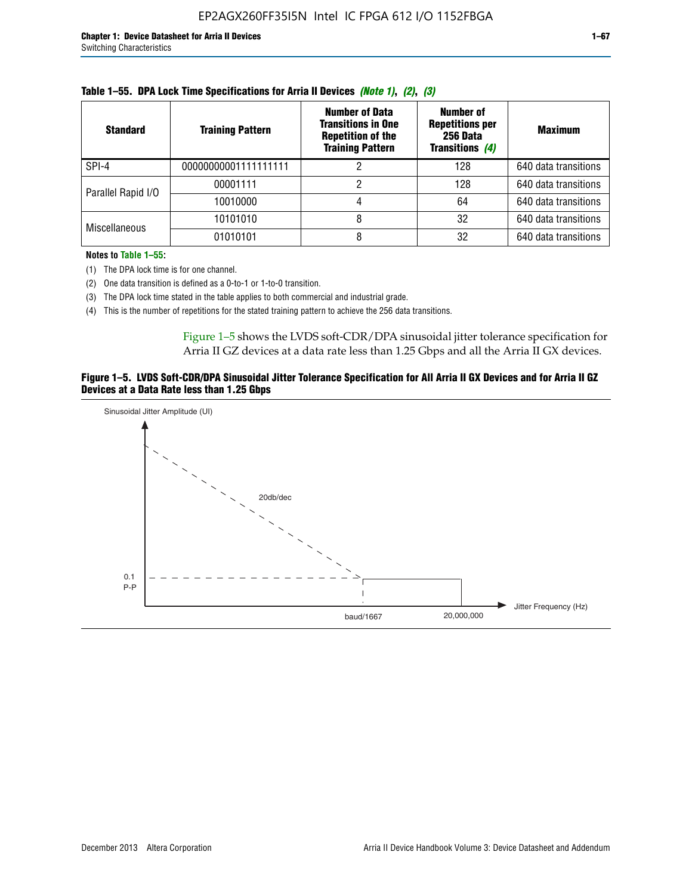**Table 1–55. DPA Lock Time Specifications for Arria II Devices *(Note 1)*, *(2)*, *(3)***

| Standard | Training Pattern | Number of Data Transitions in One Repetition of the Training Pattern | Number of Repetitions per 256 Data Transitions *(4)* | Maximum |
|---|---|---|---|---|
| SPI-4 | 00000000001111111111 | 2 | 128 | 640 data transitions |
| Parallel Rapid I/O | 00001111 | 2 | 128 | 640 data transitions |
| | 10010000 | 4 | 64 | 640 data transitions |
| Miscellaneous | 10101010 | 8 | 32 | 640 data transitions |
| | 01010101 | 8 | 32 | 640 data transitions |

**Notes to Table 1–55:**

(1) The DPA lock time is for one channel.

(2) One data transition is defined as a 0-to-1 or 1-to-0 transition.

(3) The DPA lock time stated in the table applies to both commercial and industrial grade.

(4) This is the number of repetitions for the stated training pattern to achieve the 256 data transitions.

Figure 1–5 shows the LVDS soft-CDR/DPA sinusoidal jitter tolerance specification for Arria II GZ devices at a data rate less than 1.25 Gbps and all the Arria II GX devices.

**Figure 1–5. LVDS Soft-CDR/DPA Sinusoidal Jitter Tolerance Specification for All Arria II GX Devices and for Arria II GZ Devices at a Data Rate less than 1.25 Gbps**

Sinusoidal Jitter Amplitude (UI)

20db/dec

0.1 P-P

baud/1667

20,000,000

Jitter Frequency (Hz)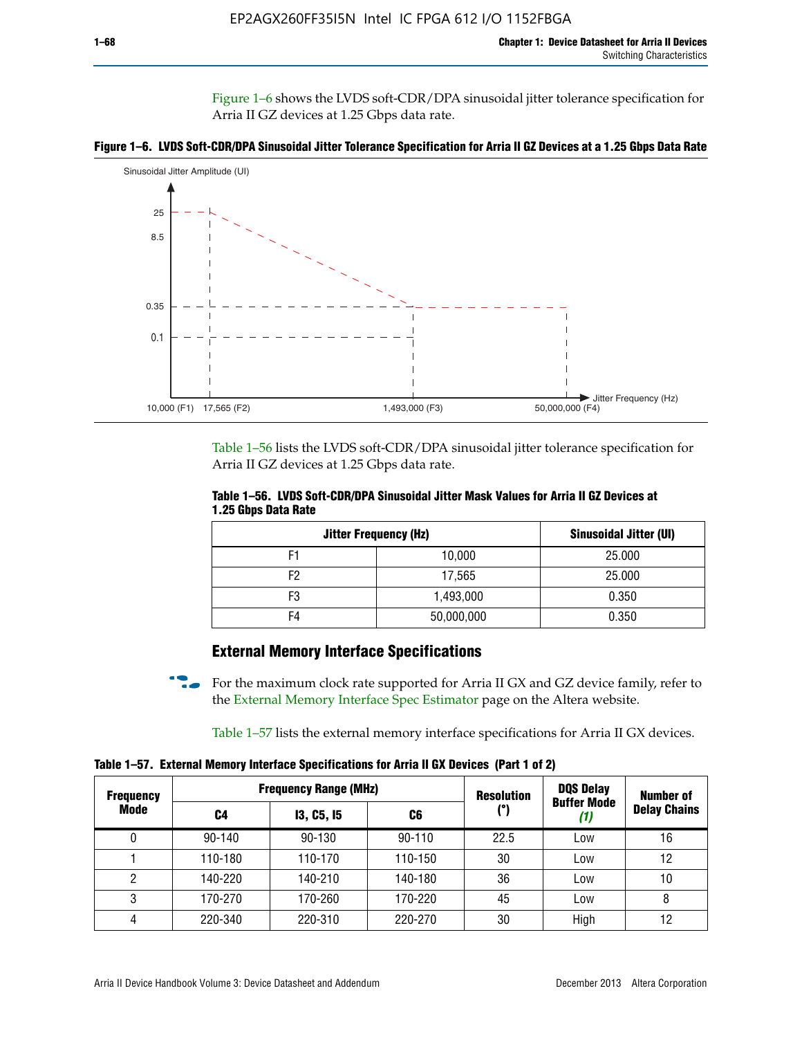Figure 1–6 shows the LVDS soft-CDR/DPA sinusoidal jitter tolerance specification for Arria II GZ devices at 1.25 Gbps data rate.

**Figure 1–6. LVDS Soft-CDR/DPA Sinusoidal Jitter Tolerance Specification for Arria II GZ Devices at a 1.25 Gbps Data Rate**

Table 1–56 lists the LVDS soft-CDR/DPA sinusoidal jitter tolerance specification for Arria II GZ devices at 1.25 Gbps data rate.

**Table 1–56. LVDS Soft-CDR/DPA Sinusoidal Jitter Mask Values for Arria II GZ Devices at 1.25 Gbps Data Rate**

| Jitter Frequency (Hz) | | Sinusoidal Jitter (UI) |
|---|---|---|
| F1 | 10,000 | 25.000 |
| F2 | 17,565 | 25.000 |
| F3 | 1,493,000 | 0.350 |
| F4 | 50,000,000 | 0.350 |

## External Memory Interface Specifications

For the maximum clock rate supported for Arria II GX and GZ device family, refer to the External Memory Interface Spec Estimator page on the Altera website.

Table 1–57 lists the external memory interface specifications for Arria II GX devices.

**Table 1–57. External Memory Interface Specifications for Arria II GX Devices (Part 1 of 2)**

| Frequency Mode | Frequency Range (MHz) | | | Resolution (°) | DQS Delay Buffer Mode *(1)* | Number of Delay Chains |
|---|---|---|---|---|---|---|
| | C4 | I3, C5, I5 | C6 | | | |
| 0 | 90-140 | 90-130 | 90-110 | 22.5 | Low | 16 |
| 1 | 110-180 | 110-170 | 110-150 | 30 | Low | 12 |
| 2 | 140-220 | 140-210 | 140-180 | 36 | Low | 10 |
| 3 | 170-270 | 170-260 | 170-220 | 45 | Low | 8 |
| 4 | 220-340 | 220-310 | 220-270 | 30 | High | 12 |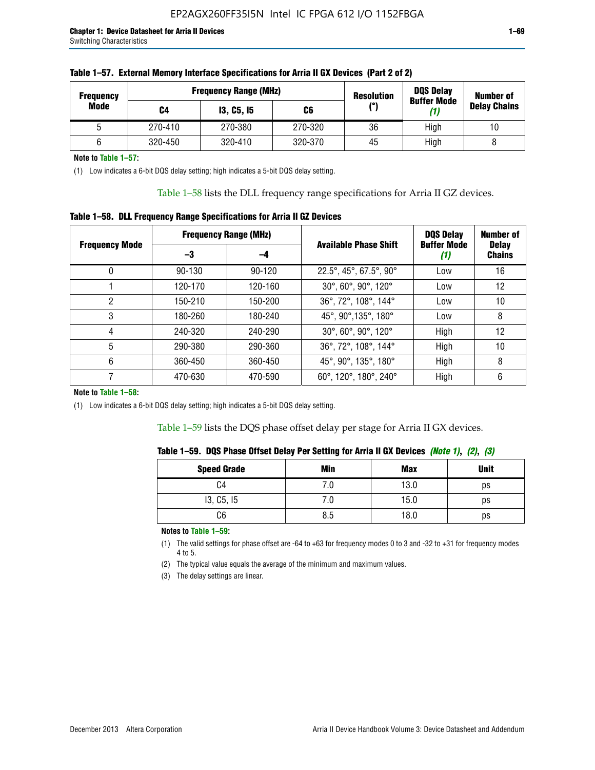**Table 1–57. External Memory Interface Specifications for Arria II GX Devices (Part 2 of 2)**

| Frequency Mode | Frequency Range (MHz) | | | Resolution (°) | DQS Delay Buffer Mode (1) | Number of Delay Chains |
|---|---|---|---|---|---|---|
| | C4 | I3, C5, I5 | C6 | | | |
| 5 | 270-410 | 270-380 | 270-320 | 36 | High | 10 |
| 6 | 320-450 | 320-410 | 320-370 | 45 | High | 8 |

**Note to Table 1–57:**

(1) Low indicates a 6-bit DQS delay setting; high indicates a 5-bit DQS delay setting.

Table 1–58 lists the DLL frequency range specifications for Arria II GZ devices.

**Table 1–58. DLL Frequency Range Specifications for Arria II GZ Devices**

| Frequency Mode | Frequency Range (MHz) | | Available Phase Shift | DQS Delay Buffer Mode (1) | Number of Delay Chains |
|---|---|---|---|---|---|
| | –3 | –4 | | | |
| 0 | 90-130 | 90-120 | 22.5°, 45°, 67.5°, 90° | Low | 16 |
| 1 | 120-170 | 120-160 | 30°, 60°, 90°, 120° | Low | 12 |
| 2 | 150-210 | 150-200 | 36°, 72°, 108°, 144° | Low | 10 |
| 3 | 180-260 | 180-240 | 45°, 90°,135°, 180° | Low | 8 |
| 4 | 240-320 | 240-290 | 30°, 60°, 90°, 120° | High | 12 |
| 5 | 290-380 | 290-360 | 36°, 72°, 108°, 144° | High | 10 |
| 6 | 360-450 | 360-450 | 45°, 90°, 135°, 180° | High | 8 |
| 7 | 470-630 | 470-590 | 60°, 120°, 180°, 240° | High | 6 |

**Note to Table 1–58:**

(1) Low indicates a 6-bit DQS delay setting; high indicates a 5-bit DQS delay setting.

Table 1–59 lists the DQS phase offset delay per stage for Arria II GX devices.

**Table 1–59. DQS Phase Offset Delay Per Setting for Arria II GX Devices *(Note 1)*, *(2)*, *(3)***

| Speed Grade | Min | Max | Unit |
|---|---|---|---|
| C4 | 7.0 | 13.0 | ps |
| I3, C5, I5 | 7.0 | 15.0 | ps |
| C6 | 8.5 | 18.0 | ps |

**Notes to Table 1–59:**

(1) The valid settings for phase offset are -64 to +63 for frequency modes 0 to 3 and -32 to +31 for frequency modes 4 to 5.

(2) The typical value equals the average of the minimum and maximum values.

(3) The delay settings are linear.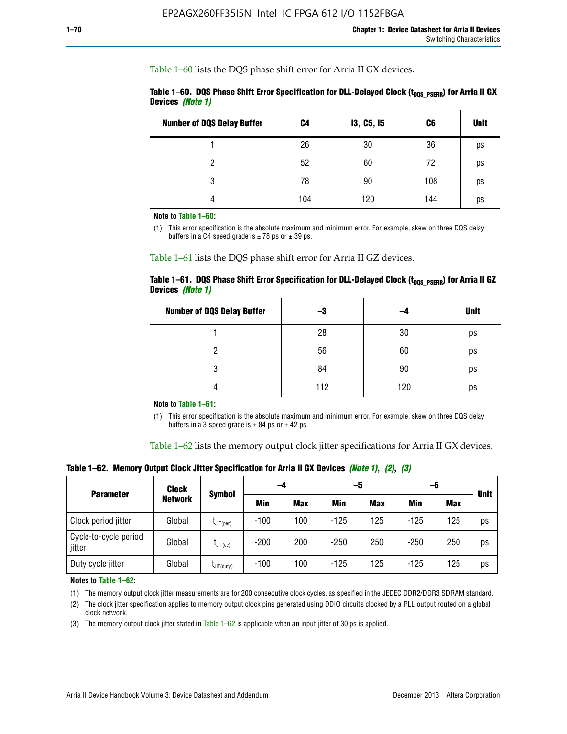Table 1–60 lists the DQS phase shift error for Arria II GX devices.

**Table 1–60. DQS Phase Shift Error Specification for DLL-Delayed Clock ($t_{DQS\_PSERR}$) for Arria II GX Devices *(Note 1)***

| Number of DQS Delay Buffer | C4 | I3, C5, I5 | C6 | Unit |
|---|---|---|---|---|
| 1 | 26 | 30 | 36 | ps |
| 2 | 52 | 60 | 72 | ps |
| 3 | 78 | 90 | 108 | ps |
| 4 | 104 | 120 | 144 | ps |

**Note to Table 1–60:**

(1) This error specification is the absolute maximum and minimum error. For example, skew on three DQS delay buffers in a C4 speed grade is ± 78 ps or ± 39 ps.

Table 1–61 lists the DQS phase shift error for Arria II GZ devices.

**Table 1–61. DQS Phase Shift Error Specification for DLL-Delayed Clock ($t_{DQS\_PSERR}$) for Arria II GZ Devices *(Note 1)***

| Number of DQS Delay Buffer | –3 | –4 | Unit |
|---|---|---|---|
| 1 | 28 | 30 | ps |
| 2 | 56 | 60 | ps |
| 3 | 84 | 90 | ps |
| 4 | 112 | 120 | ps |

**Note to Table 1–61:**

(1) This error specification is the absolute maximum and minimum error. For example, skew on three DQS delay buffers in a 3 speed grade is ± 84 ps or ± 42 ps.

Table 1–62 lists the memory output clock jitter specifications for Arria II GX devices.

**Table 1–62. Memory Output Clock Jitter Specification for Arria II GX Devices *(Note 1)*, *(2)*, *(3)***

| Parameter | Clock Network | Symbol | –4 | | –5 | | –6 | | Unit |
|---|---|---|---|---|---|---|---|---|---|
| | | | Min | Max | Min | Max | Min | Max | |
| Clock period jitter | Global | $t_{JIT(per)}$ | -100 | 100 | -125 | 125 | -125 | 125 | ps |
| Cycle-to-cycle period jitter | Global | $t_{JIT(cc)}$ | -200 | 200 | -250 | 250 | -250 | 250 | ps |
| Duty cycle jitter | Global | $t_{JIT(duty)}$ | -100 | 100 | -125 | 125 | -125 | 125 | ps |

**Notes to Table 1–62:**

(1) The memory output clock jitter measurements are for 200 consecutive clock cycles, as specified in the JEDEC DDR2/DDR3 SDRAM standard.

(2) The clock jitter specification applies to memory output clock pins generated using DDIO circuits clocked by a PLL output routed on a global clock network.

(3) The memory output clock jitter stated in Table 1–62 is applicable when an input jitter of 30 ps is applied.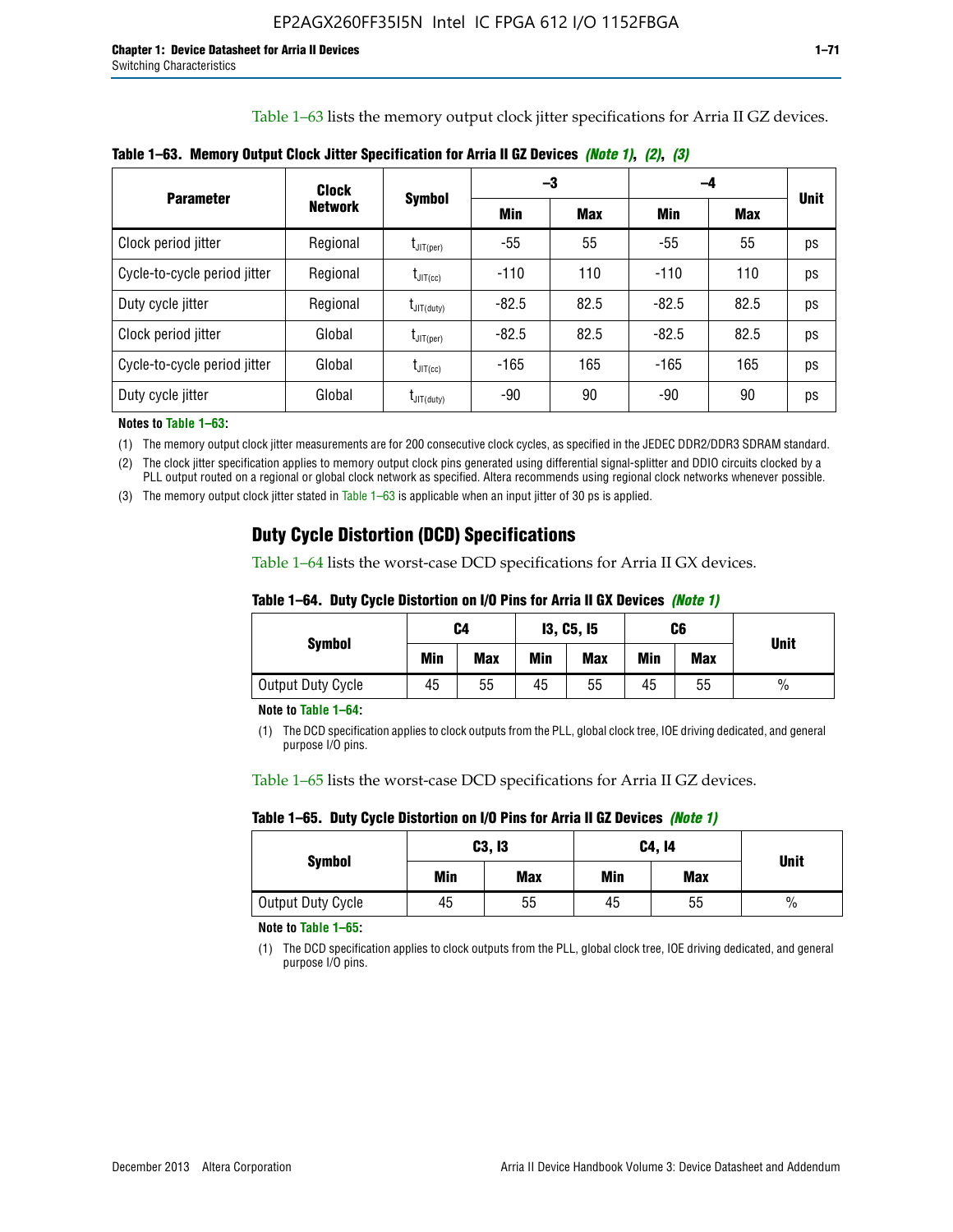Table 1–63 lists the memory output clock jitter specifications for Arria II GZ devices.

**Table 1–63. Memory Output Clock Jitter Specification for Arria II GZ Devices *(Note 1)*, *(2)*, *(3)***

| Parameter | Clock Network | Symbol | –3 | | –4 | | Unit |
|---|---|---|---|---|---|---|---|
| | | | Min | Max | Min | Max | |
| Clock period jitter | Regional | $t_{JIT(per)}$ | -55 | 55 | -55 | 55 | ps |
| Cycle-to-cycle period jitter | Regional | $t_{JIT(cc)}$ | -110 | 110 | -110 | 110 | ps |
| Duty cycle jitter | Regional | $t_{JIT(duty)}$ | -82.5 | 82.5 | -82.5 | 82.5 | ps |
| Clock period jitter | Global | $t_{JIT(per)}$ | -82.5 | 82.5 | -82.5 | 82.5 | ps |
| Cycle-to-cycle period jitter | Global | $t_{JIT(cc)}$ | -165 | 165 | -165 | 165 | ps |
| Duty cycle jitter | Global | $t_{JIT(duty)}$ | -90 | 90 | -90 | 90 | ps |

**Notes to Table 1–63:**

(1) The memory output clock jitter measurements are for 200 consecutive clock cycles, as specified in the JEDEC DDR2/DDR3 SDRAM standard.

(2) The clock jitter specification applies to memory output clock pins generated using differential signal-splitter and DDIO circuits clocked by a PLL output routed on a regional or global clock network as specified. Altera recommends using regional clock networks whenever possible.

(3) The memory output clock jitter stated in Table 1–63 is applicable when an input jitter of 30 ps is applied.

## Duty Cycle Distortion (DCD) Specifications

Table 1–64 lists the worst-case DCD specifications for Arria II GX devices.

**Table 1–64. Duty Cycle Distortion on I/O Pins for Arria II GX Devices *(Note 1)***

| Symbol | C4 | | I3, C5, I5 | | C6 | | Unit |
|---|---|---|---|---|---|---|---|
| | Min | Max | Min | Max | Min | Max | |
| Output Duty Cycle | 45 | 55 | 45 | 55 | 45 | 55 | % |

**Note to Table 1–64:**

(1) The DCD specification applies to clock outputs from the PLL, global clock tree, IOE driving dedicated, and general purpose I/O pins.

Table 1–65 lists the worst-case DCD specifications for Arria II GZ devices.

**Table 1–65. Duty Cycle Distortion on I/O Pins for Arria II GZ Devices *(Note 1)***

| Symbol | C3, I3 | | C4, I4 | | Unit |
|---|---|---|---|---|---|
| | Min | Max | Min | Max | |
| Output Duty Cycle | 45 | 55 | 45 | 55 | % |

**Note to Table 1–65:**

(1) The DCD specification applies to clock outputs from the PLL, global clock tree, IOE driving dedicated, and general purpose I/O pins.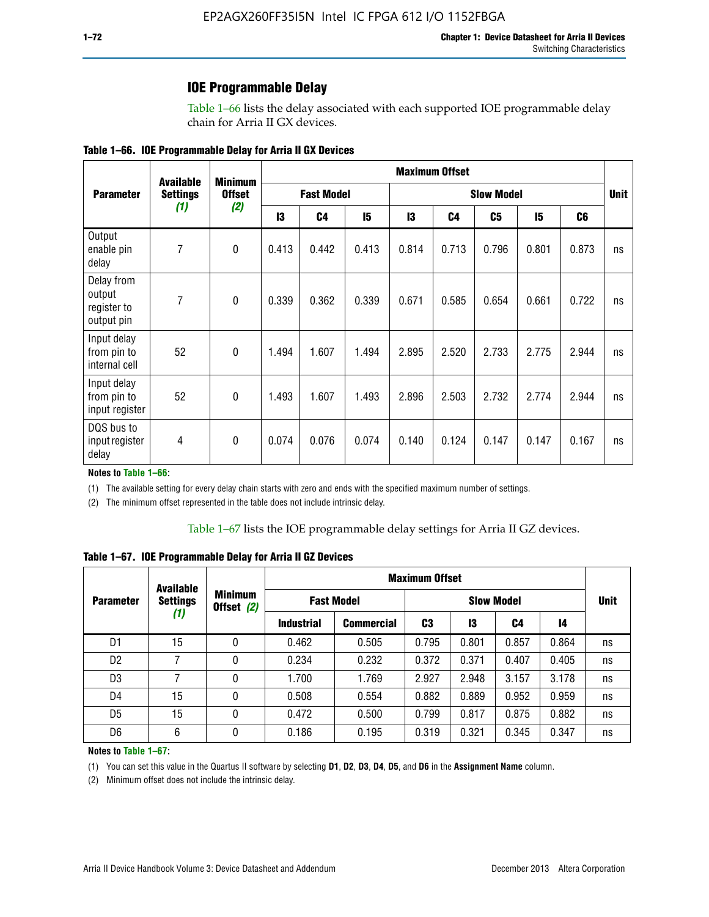## IOE Programmable Delay

Table 1–66 lists the delay associated with each supported IOE programmable delay chain for Arria II GX devices.

**Table 1–66. IOE Programmable Delay for Arria II GX Devices**

| Parameter | Available Settings *(1)* | Minimum Offset *(2)* | Maximum Offset | | | | | | | | Unit |
|---|---|---|---|---|---|---|---|---|---|---|---|
| | | | Fast Model | | | Slow Model | | | | | |
| | | | I3 | C4 | I5 | I3 | C4 | C5 | I5 | C6 | |
| Output enable pin delay | 7 | 0 | 0.413 | 0.442 | 0.413 | 0.814 | 0.713 | 0.796 | 0.801 | 0.873 | ns |
| Delay from output register to output pin | 7 | 0 | 0.339 | 0.362 | 0.339 | 0.671 | 0.585 | 0.654 | 0.661 | 0.722 | ns |
| Input delay from pin to internal cell | 52 | 0 | 1.494 | 1.607 | 1.494 | 2.895 | 2.520 | 2.733 | 2.775 | 2.944 | ns |
| Input delay from pin to input register | 52 | 0 | 1.493 | 1.607 | 1.493 | 2.896 | 2.503 | 2.732 | 2.774 | 2.944 | ns |
| DQS bus to input register delay | 4 | 0 | 0.074 | 0.076 | 0.074 | 0.140 | 0.124 | 0.147 | 0.147 | 0.167 | ns |

**Notes to Table 1–66:**

(1) The available setting for every delay chain starts with zero and ends with the specified maximum number of settings.

(2) The minimum offset represented in the table does not include intrinsic delay.

Table 1–67 lists the IOE programmable delay settings for Arria II GZ devices.

**Table 1–67. IOE Programmable Delay for Arria II GZ Devices**

| Parameter | Available Settings *(1)* | Minimum Offset *(2)* | Maximum Offset | | | | | | Unit |
|---|---|---|---|---|---|---|---|---|---|
| | | | Fast Model | | Slow Model | | | | |
| | | | Industrial | Commercial | C3 | I3 | C4 | I4 | |
| D1 | 15 | 0 | 0.462 | 0.505 | 0.795 | 0.801 | 0.857 | 0.864 | ns |
| D2 | 7 | 0 | 0.234 | 0.232 | 0.372 | 0.371 | 0.407 | 0.405 | ns |
| D3 | 7 | 0 | 1.700 | 1.769 | 2.927 | 2.948 | 3.157 | 3.178 | ns |
| D4 | 15 | 0 | 0.508 | 0.554 | 0.882 | 0.889 | 0.952 | 0.959 | ns |
| D5 | 15 | 0 | 0.472 | 0.500 | 0.799 | 0.817 | 0.875 | 0.882 | ns |
| D6 | 6 | 0 | 0.186 | 0.195 | 0.319 | 0.321 | 0.345 | 0.347 | ns |

**Notes to Table 1–67:**

(1) You can set this value in the Quartus II software by selecting **D1**, **D2**, **D3**, **D4**, **D5**, and **D6** in the **Assignment Name** column.

(2) Minimum offset does not include the intrinsic delay.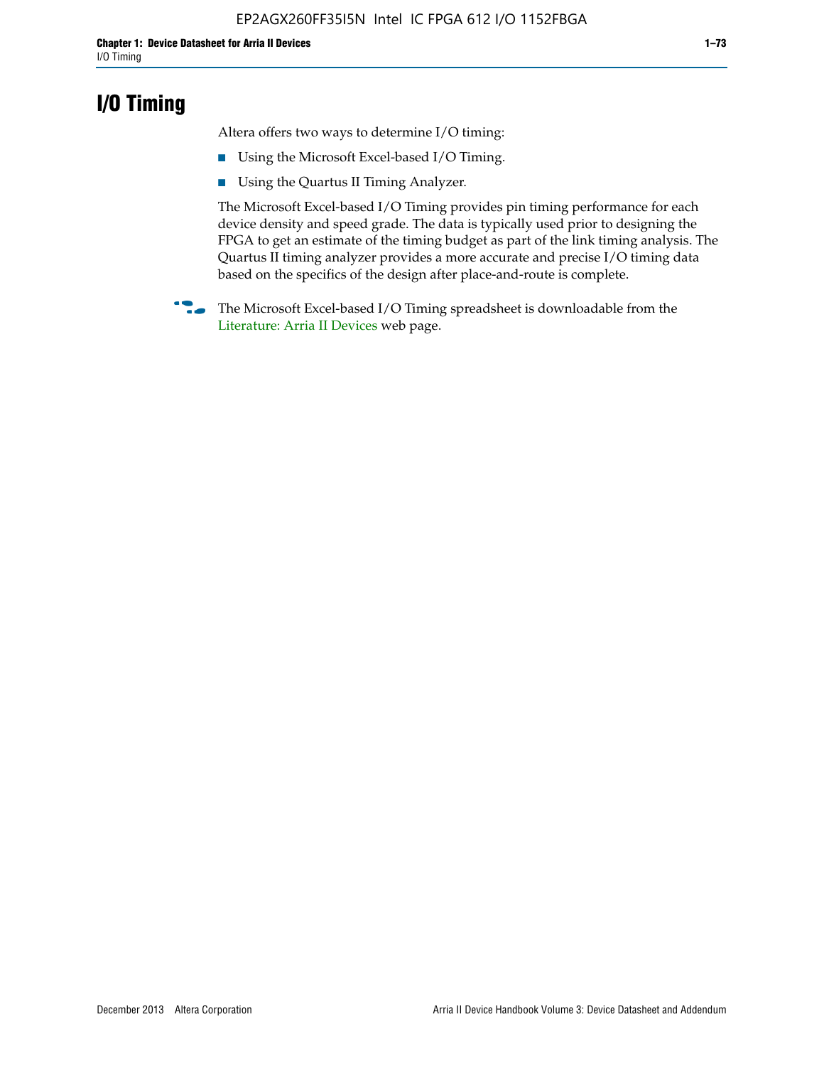# I/O Timing

Altera offers two ways to determine I/O timing:

- Using the Microsoft Excel-based I/O Timing.
- Using the Quartus II Timing Analyzer.

The Microsoft Excel-based I/O Timing provides pin timing performance for each device density and speed grade. The data is typically used prior to designing the FPGA to get an estimate of the timing budget as part of the link timing analysis. The Quartus II timing analyzer provides a more accurate and precise I/O timing data based on the specifics of the design after place-and-route is complete.

The Microsoft Excel-based I/O Timing spreadsheet is downloadable from the Literature: Arria II Devices web page.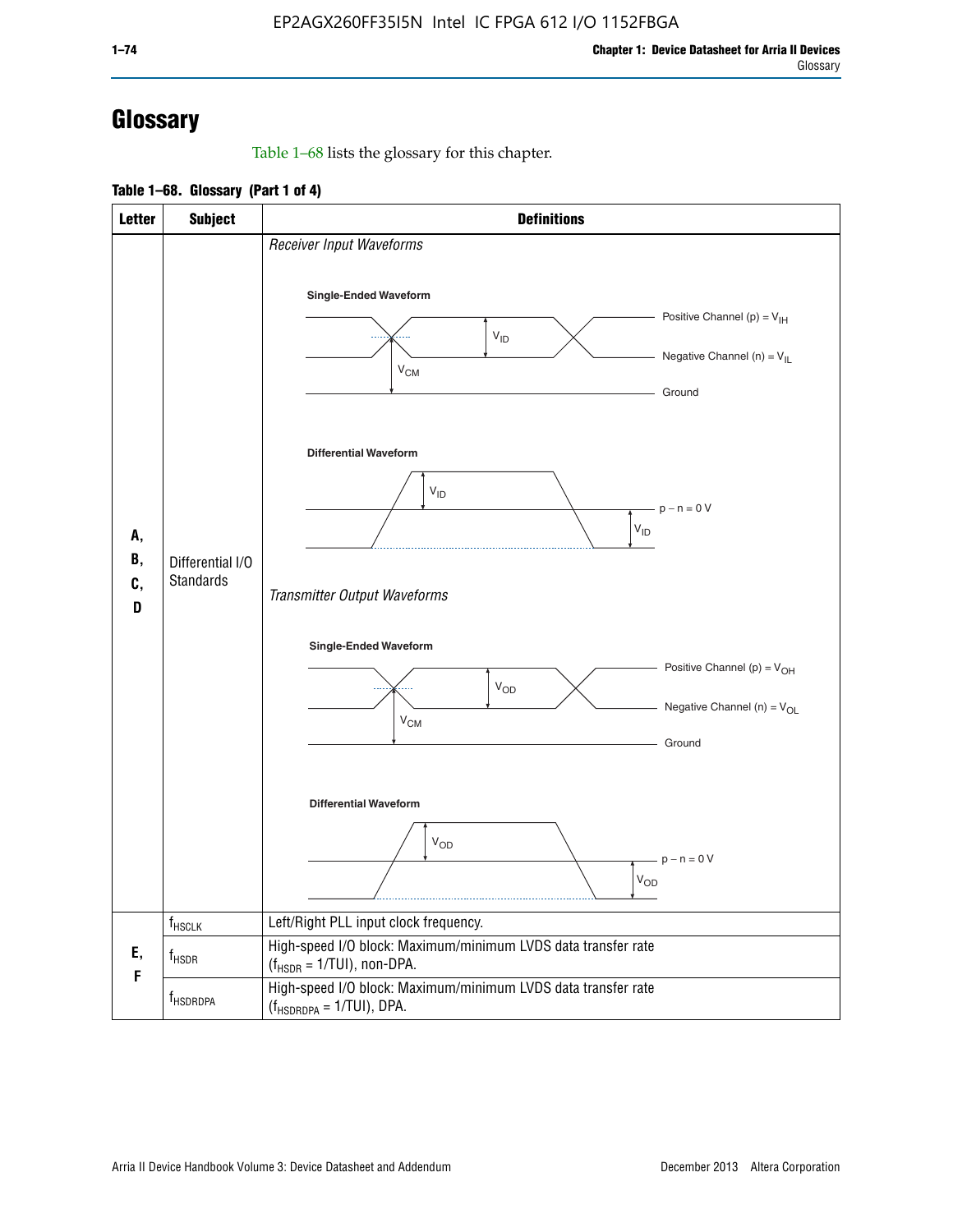# Glossary

Table 1–68 lists the glossary for this chapter.

**Table 1–68. Glossary (Part 1 of 4)**

| Letter | Subject | Definitions |
|---|---|---|
| A, B, C, D | Differential I/O Standards | *Receiver Input Waveforms*<br><br>**Single-Ended Waveform**<br>Positive Channel (p) = $V_{IH}$<br>Negative Channel (n) = $V_{IL}$<br>Ground<br>$V_{ID}$, $V_{CM}$<br><br>**Differential Waveform**<br>$V_{ID}$<br>p − n = 0 V<br>$V_{ID}$<br><br>*Transmitter Output Waveforms*<br><br>**Single-Ended Waveform**<br>Positive Channel (p) = $V_{OH}$<br>Negative Channel (n) = $V_{OL}$<br>Ground<br>$V_{OD}$, $V_{CM}$<br><br>**Differential Waveform**<br>$V_{OD}$<br>p − n = 0 V<br>$V_{OD}$ |
| E, F | $f_{HSCLK}$ | Left/Right PLL input clock frequency. |
| | $f_{HSDR}$ | High-speed I/O block: Maximum/minimum LVDS data transfer rate ($f_{HSDR}$ = 1/TUI), non-DPA. |
| | $f_{HSDRDPA}$ | High-speed I/O block: Maximum/minimum LVDS data transfer rate ($f_{HSDRDPA}$ = 1/TUI), DPA. |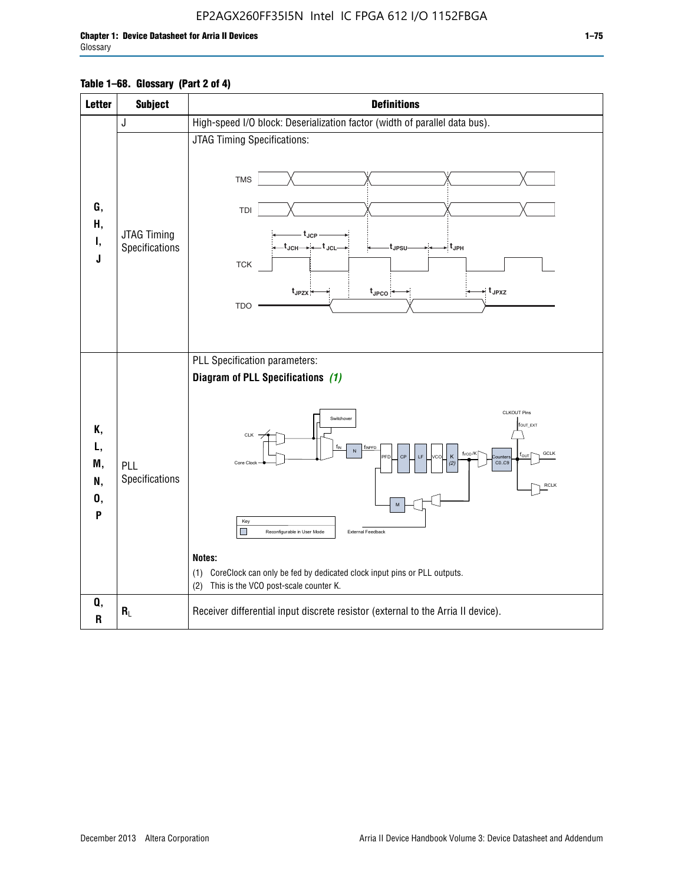**Table 1–68. Glossary (Part 2 of 4)**

| Letter | Subject | Definitions |
|---|---|---|
| G, H, I, J | J | High-speed I/O block: Deserialization factor (width of parallel data bus). |
| | JTAG Timing Specifications | JTAG Timing Specifications: |
| K, L, M, N, O, P | PLL Specifications | PLL Specification parameters: **Diagram of PLL Specifications** *(1)* **Notes:** (1) CoreClock can only be fed by dedicated clock input pins or PLL outputs. (2) This is the VCO post-scale counter K. |
| Q, R | $R_L$ | Receiver differential input discrete resistor (external to the Arria II device). |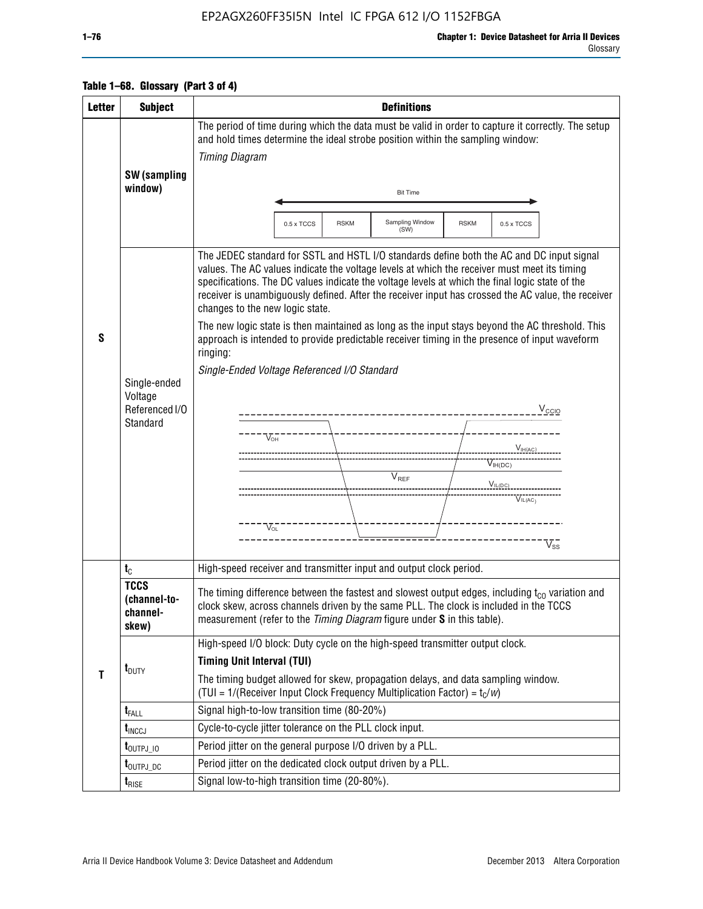**Table 1–68. Glossary (Part 3 of 4)**

| Letter | Subject | Definitions |
|---|---|---|
| S | **SW (sampling window)** | The period of time during which the data must be valid in order to capture it correctly. The setup and hold times determine the ideal strobe position within the sampling window: *Timing Diagram* Bit Time: 0.5 x TCCS, RSKM, Sampling Window (SW), RSKM, 0.5 x TCCS |
| | Single-ended Voltage Referenced I/O Standard | The JEDEC standard for SSTL and HSTL I/O standards define both the AC and DC input signal values. The AC values indicate the voltage levels at which the receiver must meet its timing specifications. The DC values indicate the voltage levels at which the final logic state of the receiver is unambiguously defined. After the receiver input has crossed the AC value, the receiver changes to the new logic state. The new logic state is then maintained as long as the input stays beyond the AC threshold. This approach is intended to provide predictable receiver timing in the presence of input waveform ringing: *Single-Ended Voltage Referenced I/O Standard* ($V_{CCIO}$, $V_{OH}$, $V_{IH(AC)}$, $V_{IH(DC)}$, $V_{REF}$, $V_{IL(DC)}$, $V_{IL(AC)}$, $V_{OL}$, $V_{SS}$) |
| T | $t_C$ | High-speed receiver and transmitter input and output clock period. |
| | **TCCS (channel-to-channel-skew)** | The timing difference between the fastest and slowest output edges, including $t_{CO}$ variation and clock skew, across channels driven by the same PLL. The clock is included in the TCCS measurement (refer to the *Timing Diagram* figure under **S** in this table). |
| | $t_{DUTY}$ | High-speed I/O block: Duty cycle on the high-speed transmitter output clock. **Timing Unit Interval (TUI)** The timing budget allowed for skew, propagation delays, and data sampling window. (TUI = 1/(Receiver Input Clock Frequency Multiplication Factor) = $t_C/w$) |
| | $t_{FALL}$ | Signal high-to-low transition time (80-20%) |
| | $t_{INCCJ}$ | Cycle-to-cycle jitter tolerance on the PLL clock input. |
| | $t_{OUTPJ\_IO}$ | Period jitter on the general purpose I/O driven by a PLL. |
| | $t_{OUTPJ\_DC}$ | Period jitter on the dedicated clock output driven by a PLL. |
| | $t_{RISE}$ | Signal low-to-high transition time (20-80%). |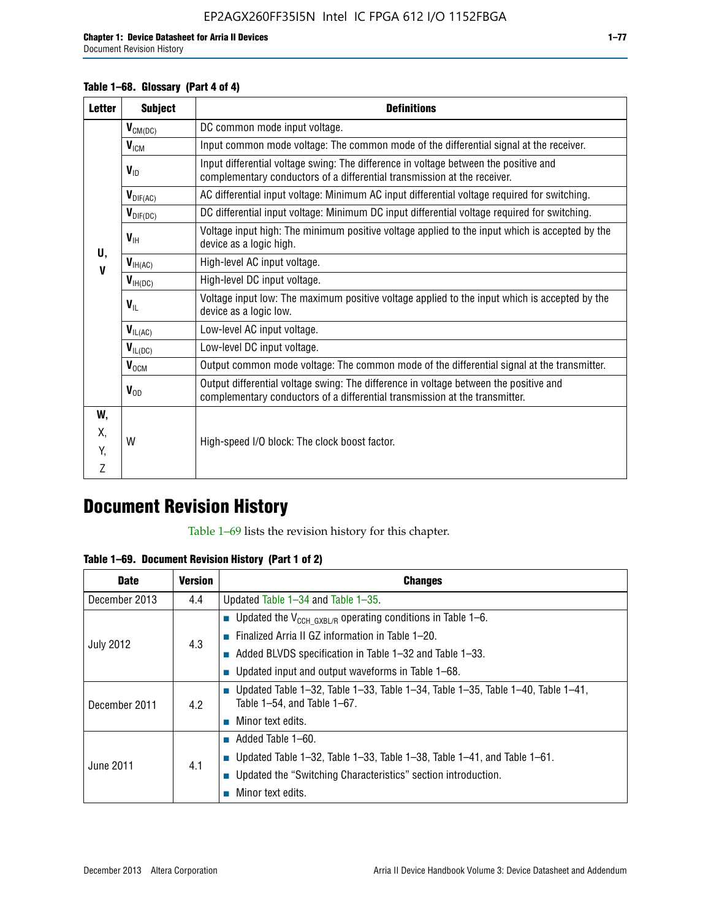**Table 1–68. Glossary (Part 4 of 4)**

| Letter | Subject | Definitions |
|---|---|---|
| U, V | $V_{CM(DC)}$ | DC common mode input voltage. |
| | $V_{ICM}$ | Input common mode voltage: The common mode of the differential signal at the receiver. |
| | $V_{ID}$ | Input differential voltage swing: The difference in voltage between the positive and complementary conductors of a differential transmission at the receiver. |
| | $V_{DIF(AC)}$ | AC differential input voltage: Minimum AC input differential voltage required for switching. |
| | $V_{DIF(DC)}$ | DC differential input voltage: Minimum DC input differential voltage required for switching. |
| | $V_{IH}$ | Voltage input high: The minimum positive voltage applied to the input which is accepted by the device as a logic high. |
| | $V_{IH(AC)}$ | High-level AC input voltage. |
| | $V_{IH(DC)}$ | High-level DC input voltage. |
| | $V_{IL}$ | Voltage input low: The maximum positive voltage applied to the input which is accepted by the device as a logic low. |
| | $V_{IL(AC)}$ | Low-level AC input voltage. |
| | $V_{IL(DC)}$ | Low-level DC input voltage. |
| | $V_{OCM}$ | Output common mode voltage: The common mode of the differential signal at the transmitter. |
| | $V_{OD}$ | Output differential voltage swing: The difference in voltage between the positive and complementary conductors of a differential transmission at the transmitter. |
| W, X, Y, Z | W | High-speed I/O block: The clock boost factor. |

# Document Revision History

Table 1–69 lists the revision history for this chapter.

**Table 1–69. Document Revision History (Part 1 of 2)**

| Date | Version | Changes |
|---|---|---|
| December 2013 | 4.4 | Updated Table 1–34 and Table 1–35. |
| July 2012 | 4.3 | ■ Updated the $V_{CCH\_GXBL/R}$ operating conditions in Table 1–6.<br>■ Finalized Arria II GZ information in Table 1–20.<br>■ Added BLVDS specification in Table 1–32 and Table 1–33.<br>■ Updated input and output waveforms in Table 1–68. |
| December 2011 | 4.2 | ■ Updated Table 1–32, Table 1–33, Table 1–34, Table 1–35, Table 1–40, Table 1–41, Table 1–54, and Table 1–67.<br>■ Minor text edits. |
| June 2011 | 4.1 | ■ Added Table 1–60.<br>■ Updated Table 1–32, Table 1–33, Table 1–38, Table 1–41, and Table 1–61.<br>■ Updated the “Switching Characteristics” section introduction.<br>■ Minor text edits. |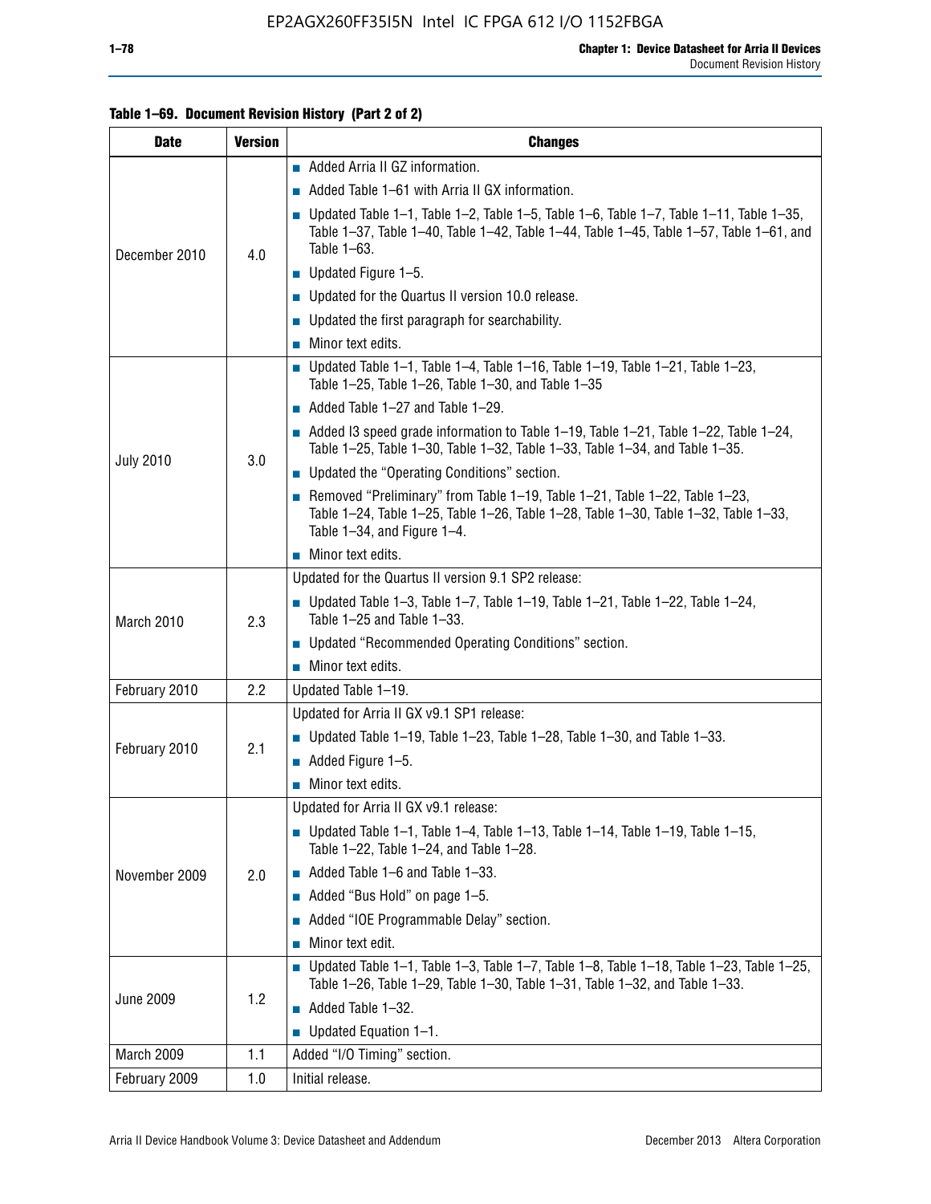**Table 1–69. Document Revision History (Part 2 of 2)**

| Date | Version | Changes |
|---|---|---|
| December 2010 | 4.0 | ■ Added Arria II GZ information.<br>■ Added Table 1–61 with Arria II GX information.<br>■ Updated Table 1–1, Table 1–2, Table 1–5, Table 1–6, Table 1–7, Table 1–11, Table 1–35, Table 1–37, Table 1–40, Table 1–42, Table 1–44, Table 1–45, Table 1–57, Table 1–61, and Table 1–63.<br>■ Updated Figure 1–5.<br>■ Updated for the Quartus II version 10.0 release.<br>■ Updated the first paragraph for searchability.<br>■ Minor text edits. |
| July 2010 | 3.0 | ■ Updated Table 1–1, Table 1–4, Table 1–16, Table 1–19, Table 1–21, Table 1–23, Table 1–25, Table 1–26, Table 1–30, and Table 1–35<br>■ Added Table 1–27 and Table 1–29.<br>■ Added I3 speed grade information to Table 1–19, Table 1–21, Table 1–22, Table 1–24, Table 1–25, Table 1–30, Table 1–32, Table 1–33, Table 1–34, and Table 1–35.<br>■ Updated the "Operating Conditions" section.<br>■ Removed "Preliminary" from Table 1–19, Table 1–21, Table 1–22, Table 1–23, Table 1–24, Table 1–25, Table 1–26, Table 1–28, Table 1–30, Table 1–32, Table 1–33, Table 1–34, and Figure 1–4.<br>■ Minor text edits. |
| March 2010 | 2.3 | Updated for the Quartus II version 9.1 SP2 release:<br>■ Updated Table 1–3, Table 1–7, Table 1–19, Table 1–21, Table 1–22, Table 1–24, Table 1–25 and Table 1–33.<br>■ Updated "Recommended Operating Conditions" section.<br>■ Minor text edits. |
| February 2010 | 2.2 | Updated Table 1–19. |
| February 2010 | 2.1 | Updated for Arria II GX v9.1 SP1 release:<br>■ Updated Table 1–19, Table 1–23, Table 1–28, Table 1–30, and Table 1–33.<br>■ Added Figure 1–5.<br>■ Minor text edits. |
| November 2009 | 2.0 | Updated for Arria II GX v9.1 release:<br>■ Updated Table 1–1, Table 1–4, Table 1–13, Table 1–14, Table 1–19, Table 1–15, Table 1–22, Table 1–24, and Table 1–28.<br>■ Added Table 1–6 and Table 1–33.<br>■ Added "Bus Hold" on page 1–5.<br>■ Added "IOE Programmable Delay" section.<br>■ Minor text edit. |
| June 2009 | 1.2 | ■ Updated Table 1–1, Table 1–3, Table 1–7, Table 1–8, Table 1–18, Table 1–23, Table 1–25, Table 1–26, Table 1–29, Table 1–30, Table 1–31, Table 1–32, and Table 1–33.<br>■ Added Table 1–32.<br>■ Updated Equation 1–1. |
| March 2009 | 1.1 | Added "I/O Timing" section. |
| February 2009 | 1.0 | Initial release. |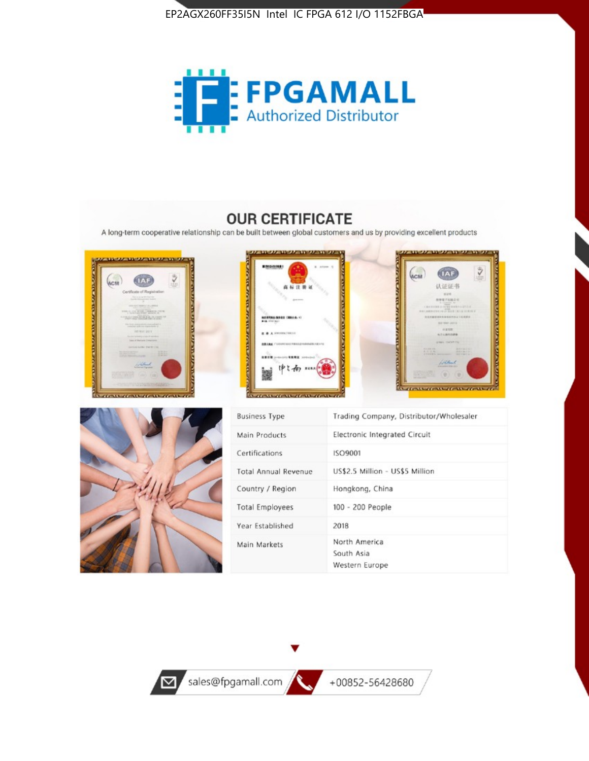FPGAMALL
Authorized Distributor

## OUR CERTIFICATE

A long-term cooperative relationship can be built between global customers and us by providing excellent products

| | |
|---|---|
| Business Type | Trading Company, Distributor/Wholesaler |
| Main Products | Electronic Integrated Circuit |
| Certifications | ISO9001 |
| Total Annual Revenue | US$2.5 Million - US$5 Million |
| Country / Region | Hongkong, China |
| Total Employees | 100 - 200 People |
| Year Established | 2018 |
| Main Markets | North America<br>South Asia<br>Western Europe |

sales@fpgamall.com

+00852-56428680